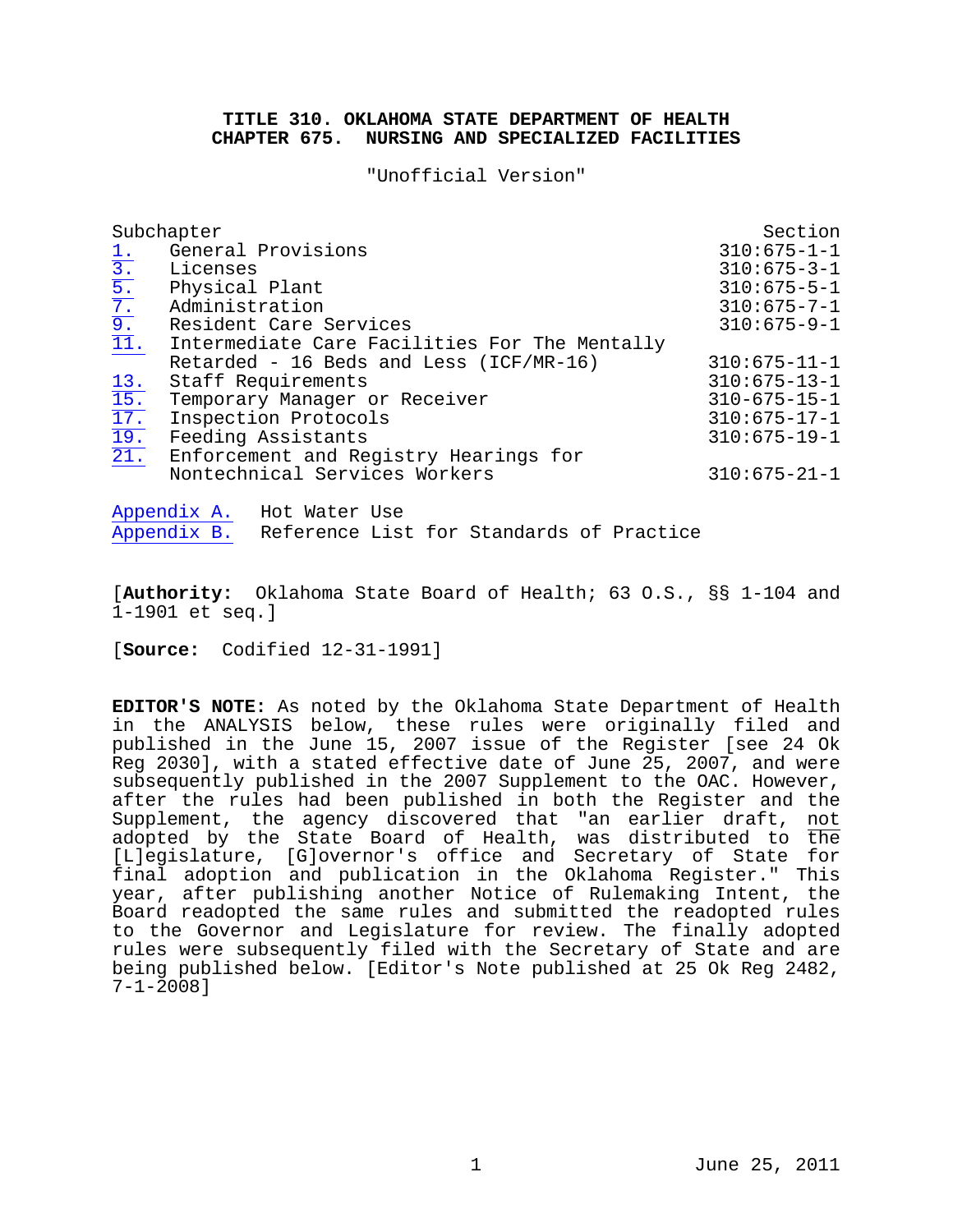# TITLE 310. OKLAHOMA STATE DEPARTMENT OF HEALTH
# CHAPTER 675. NURSING AND SPECIALIZED FACILITIES

"Unofficial Version"

| Subchapter | | Section |
|---|---|---|
| 1. | General Provisions | 310:675-1-1 |
| 3. | Licenses | 310:675-3-1 |
| 5. | Physical Plant | 310:675-5-1 |
| 7. | Administration | 310:675-7-1 |
| 9. | Resident Care Services | 310:675-9-1 |
| 11. | Intermediate Care Facilities For The Mentally Retarded - 16 Beds and Less (ICF/MR-16) | 310:675-11-1 |
| 13. | Staff Requirements | 310:675-13-1 |
| 15. | Temporary Manager or Receiver | 310-675-15-1 |
| 17. | Inspection Protocols | 310:675-17-1 |
| 19. | Feeding Assistants | 310:675-19-1 |
| 21. | Enforcement and Registry Hearings for Nontechnical Services Workers | 310:675-21-1 |

Appendix A. Hot Water Use
Appendix B. Reference List for Standards of Practice

[**Authority:** Oklahoma State Board of Health; 63 O.S., §§ 1-104 and 1-1901 et seq.]

[**Source:** Codified 12-31-1991]

**EDITOR'S NOTE:** As noted by the Oklahoma State Department of Health in the ANALYSIS below, these rules were originally filed and published in the June 15, 2007 issue of the Register [see 24 Ok Reg 2030], with a stated effective date of June 25, 2007, and were subsequently published in the 2007 Supplement to the OAC. However, after the rules had been published in both the Register and the Supplement, the agency discovered that "an earlier draft, not adopted by the State Board of Health, was distributed to the [L]egislature, [G]overnor's office and Secretary of State for final adoption and publication in the Oklahoma Register." This year, after publishing another Notice of Rulemaking Intent, the Board readopted the same rules and submitted the readopted rules to the Governor and Legislature for review. The finally adopted rules were subsequently filed with the Secretary of State and are being published below. [Editor's Note published at 25 Ok Reg 2482, 7-1-2008]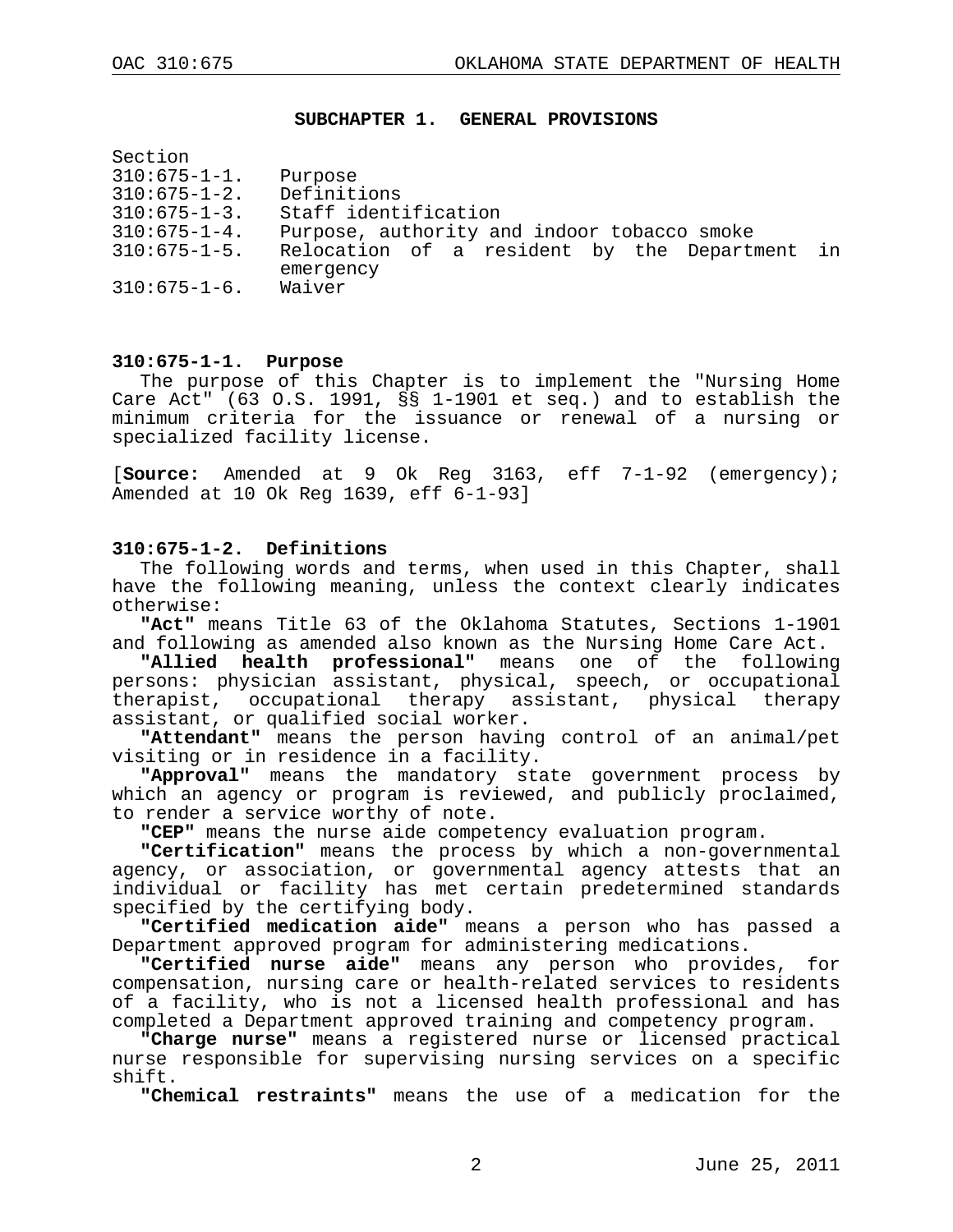## SUBCHAPTER 1. GENERAL PROVISIONS

Section
310:675-1-1. Purpose
310:675-1-2. Definitions
310:675-1-3. Staff identification
310:675-1-4. Purpose, authority and indoor tobacco smoke
310:675-1-5. Relocation of a resident by the Department in emergency
310:675-1-6. Waiver

### 310:675-1-1. Purpose

The purpose of this Chapter is to implement the "Nursing Home Care Act" (63 O.S. 1991, §§ 1-1901 et seq.) and to establish the minimum criteria for the issuance or renewal of a nursing or specialized facility license.

[**Source:** Amended at 9 Ok Reg 3163, eff 7-1-92 (emergency); Amended at 10 Ok Reg 1639, eff 6-1-93]

### 310:675-1-2. Definitions

The following words and terms, when used in this Chapter, shall have the following meaning, unless the context clearly indicates otherwise:

**"Act"** means Title 63 of the Oklahoma Statutes, Sections 1-1901 and following as amended also known as the Nursing Home Care Act.

**"Allied health professional"** means one of the following persons: physician assistant, physical, speech, or occupational therapist, occupational therapy assistant, physical therapy assistant, or qualified social worker.

**"Attendant"** means the person having control of an animal/pet visiting or in residence in a facility.

**"Approval"** means the mandatory state government process by which an agency or program is reviewed, and publicly proclaimed, to render a service worthy of note.

**"CEP"** means the nurse aide competency evaluation program.

**"Certification"** means the process by which a non-governmental agency, or association, or governmental agency attests that an individual or facility has met certain predetermined standards specified by the certifying body.

**"Certified medication aide"** means a person who has passed a Department approved program for administering medications.

**"Certified nurse aide"** means any person who provides, for compensation, nursing care or health-related services to residents of a facility, who is not a licensed health professional and has completed a Department approved training and competency program.

**"Charge nurse"** means a registered nurse or licensed practical nurse responsible for supervising nursing services on a specific shift.

**"Chemical restraints"** means the use of a medication for the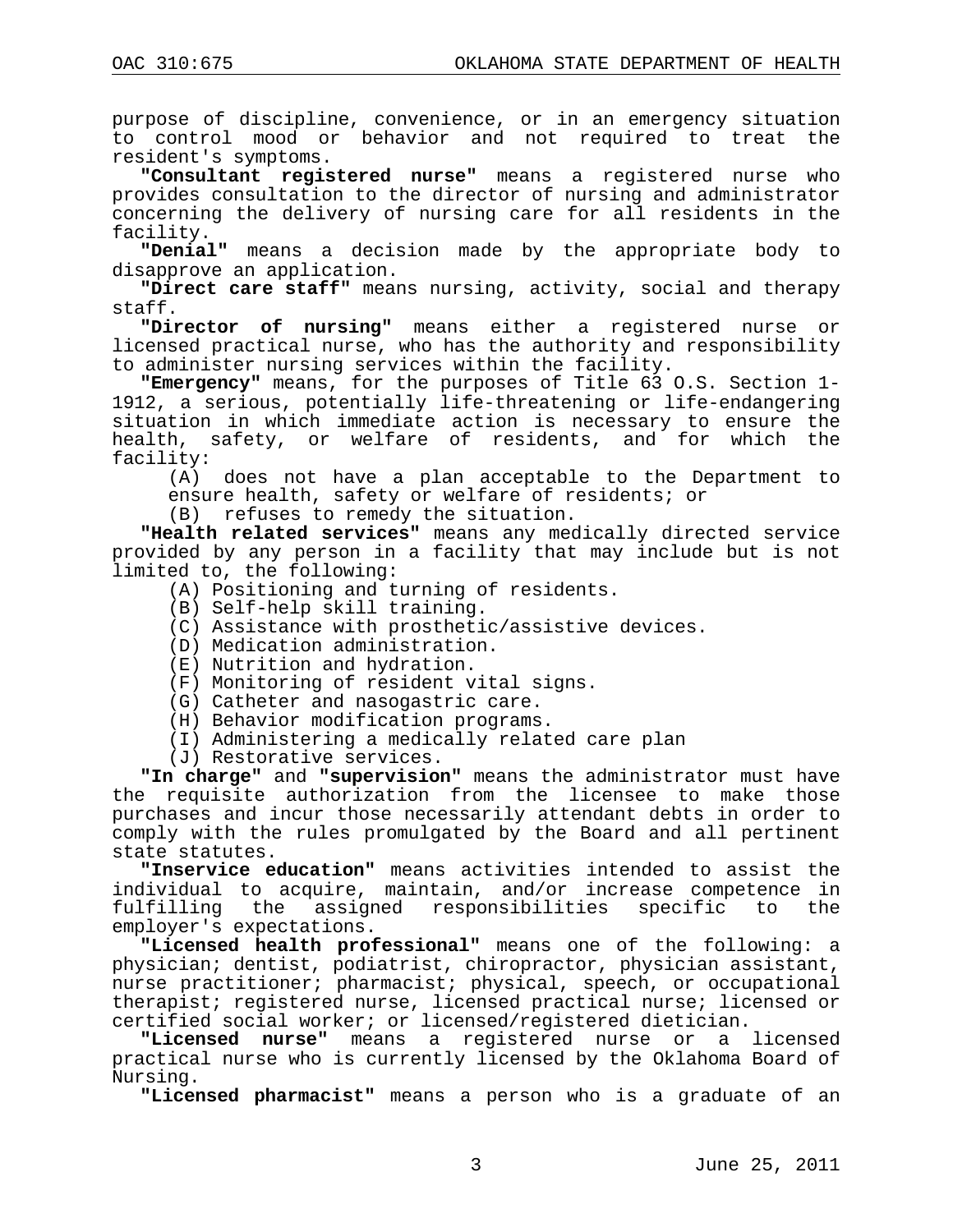purpose of discipline, convenience, or in an emergency situation to control mood or behavior and not required to treat the resident's symptoms.

**"Consultant registered nurse"** means a registered nurse who provides consultation to the director of nursing and administrator concerning the delivery of nursing care for all residents in the facility.

**"Denial"** means a decision made by the appropriate body to disapprove an application.

**"Direct care staff"** means nursing, activity, social and therapy staff.

**"Director of nursing"** means either a registered nurse or licensed practical nurse, who has the authority and responsibility to administer nursing services within the facility.

**"Emergency"** means, for the purposes of Title 63 O.S. Section 1-1912, a serious, potentially life-threatening or life-endangering situation in which immediate action is necessary to ensure the health, safety, or welfare of residents, and for which the facility:

(A) does not have a plan acceptable to the Department to ensure health, safety or welfare of residents; or

(B) refuses to remedy the situation.

**"Health related services"** means any medically directed service provided by any person in a facility that may include but is not limited to, the following:

(A) Positioning and turning of residents.
(B) Self-help skill training.
(C) Assistance with prosthetic/assistive devices.
(D) Medication administration.
(E) Nutrition and hydration.
(F) Monitoring of resident vital signs.
(G) Catheter and nasogastric care.
(H) Behavior modification programs.
(I) Administering a medically related care plan
(J) Restorative services.

**"In charge"** and **"supervision"** means the administrator must have the requisite authorization from the licensee to make those purchases and incur those necessarily attendant debts in order to comply with the rules promulgated by the Board and all pertinent state statutes.

**"Inservice education"** means activities intended to assist the individual to acquire, maintain, and/or increase competence in fulfilling the assigned responsibilities specific to the employer's expectations.

**"Licensed health professional"** means one of the following: a physician; dentist, podiatrist, chiropractor, physician assistant, nurse practitioner; pharmacist; physical, speech, or occupational therapist; registered nurse, licensed practical nurse; licensed or certified social worker; or licensed/registered dietician.

**"Licensed nurse"** means a registered nurse or a licensed practical nurse who is currently licensed by the Oklahoma Board of Nursing.

**"Licensed pharmacist"** means a person who is a graduate of an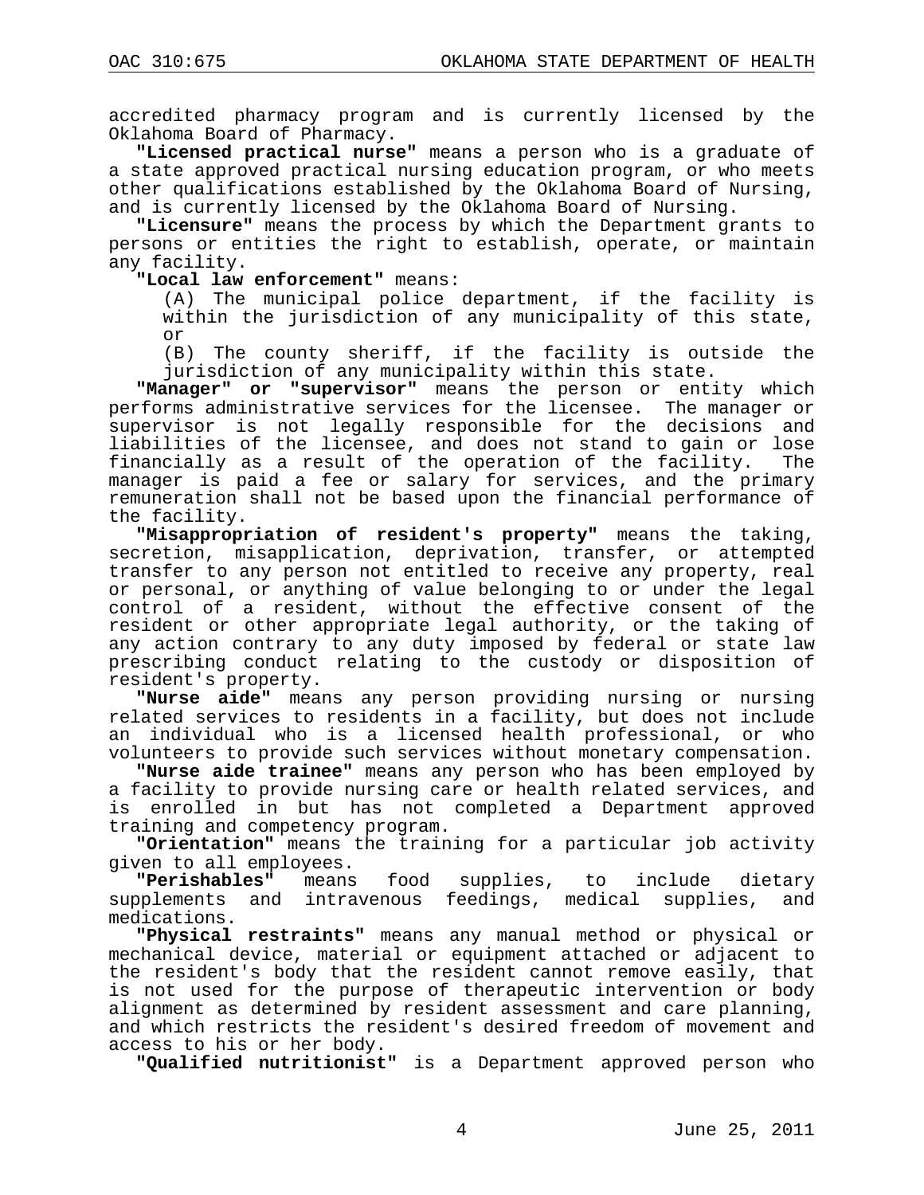accredited pharmacy program and is currently licensed by the Oklahoma Board of Pharmacy.

**"Licensed practical nurse"** means a person who is a graduate of a state approved practical nursing education program, or who meets other qualifications established by the Oklahoma Board of Nursing, and is currently licensed by the Oklahoma Board of Nursing.

**"Licensure"** means the process by which the Department grants to persons or entities the right to establish, operate, or maintain any facility.

**"Local law enforcement"** means:

(A) The municipal police department, if the facility is within the jurisdiction of any municipality of this state, or

(B) The county sheriff, if the facility is outside the jurisdiction of any municipality within this state.

**"Manager" or "supervisor"** means the person or entity which performs administrative services for the licensee. The manager or supervisor is not legally responsible for the decisions and liabilities of the licensee, and does not stand to gain or lose financially as a result of the operation of the facility. The manager is paid a fee or salary for services, and the primary remuneration shall not be based upon the financial performance of the facility.

**"Misappropriation of resident's property"** means the taking, secretion, misapplication, deprivation, transfer, or attempted transfer to any person not entitled to receive any property, real or personal, or anything of value belonging to or under the legal control of a resident, without the effective consent of the resident or other appropriate legal authority, or the taking of any action contrary to any duty imposed by federal or state law prescribing conduct relating to the custody or disposition of resident's property.

**"Nurse aide"** means any person providing nursing or nursing related services to residents in a facility, but does not include an individual who is a licensed health professional, or who volunteers to provide such services without monetary compensation.

**"Nurse aide trainee"** means any person who has been employed by a facility to provide nursing care or health related services, and is enrolled in but has not completed a Department approved training and competency program.

**"Orientation"** means the training for a particular job activity given to all employees.

**"Perishables"** means food supplies, to include dietary supplements and intravenous feedings, medical supplies, and medications.

**"Physical restraints"** means any manual method or physical or mechanical device, material or equipment attached or adjacent to the resident's body that the resident cannot remove easily, that is not used for the purpose of therapeutic intervention or body alignment as determined by resident assessment and care planning, and which restricts the resident's desired freedom of movement and access to his or her body.

**"Qualified nutritionist"** is a Department approved person who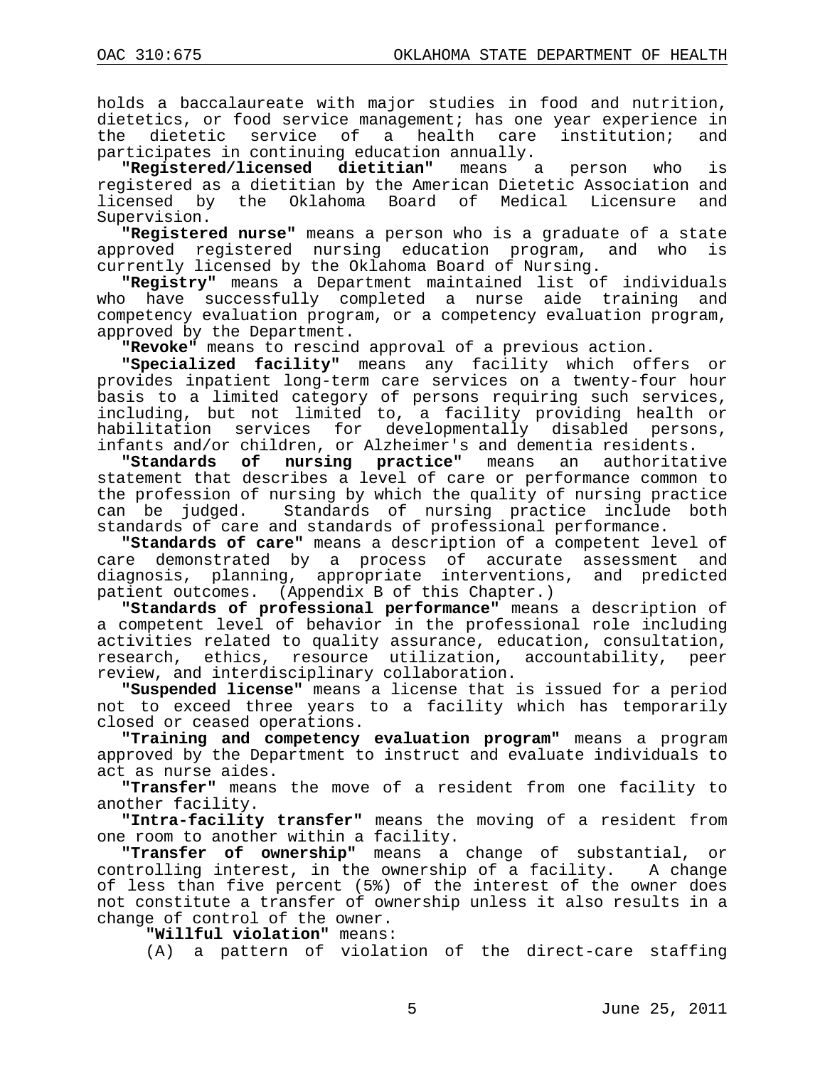holds a baccalaureate with major studies in food and nutrition, dietetics, or food service management; has one year experience in the dietetic service of a health care institution; and participates in continuing education annually.

**"Registered/licensed dietitian"** means a person who is registered as a dietitian by the American Dietetic Association and licensed by the Oklahoma Board of Medical Licensure and Supervision.

**"Registered nurse"** means a person who is a graduate of a state approved registered nursing education program, and who is currently licensed by the Oklahoma Board of Nursing.

**"Registry"** means a Department maintained list of individuals who have successfully completed a nurse aide training and competency evaluation program, or a competency evaluation program, approved by the Department.

**"Revoke"** means to rescind approval of a previous action.

**"Specialized facility"** means any facility which offers or provides inpatient long-term care services on a twenty-four hour basis to a limited category of persons requiring such services, including, but not limited to, a facility providing health or habilitation services for developmentally disabled persons, infants and/or children, or Alzheimer's and dementia residents.

**"Standards of nursing practice"** means an authoritative statement that describes a level of care or performance common to the profession of nursing by which the quality of nursing practice can be judged. Standards of nursing practice include both standards of care and standards of professional performance.

**"Standards of care"** means a description of a competent level of care demonstrated by a process of accurate assessment and diagnosis, planning, appropriate interventions, and predicted patient outcomes. (Appendix B of this Chapter.)

**"Standards of professional performance"** means a description of a competent level of behavior in the professional role including activities related to quality assurance, education, consultation, research, ethics, resource utilization, accountability, peer review, and interdisciplinary collaboration.

**"Suspended license"** means a license that is issued for a period not to exceed three years to a facility which has temporarily closed or ceased operations.

**"Training and competency evaluation program"** means a program approved by the Department to instruct and evaluate individuals to act as nurse aides.

**"Transfer"** means the move of a resident from one facility to another facility.

**"Intra-facility transfer"** means the moving of a resident from one room to another within a facility.

**"Transfer of ownership"** means a change of substantial, or controlling interest, in the ownership of a facility. A change of less than five percent (5%) of the interest of the owner does not constitute a transfer of ownership unless it also results in a change of control of the owner.

**"Willful violation"** means:

(A) a pattern of violation of the direct-care staffing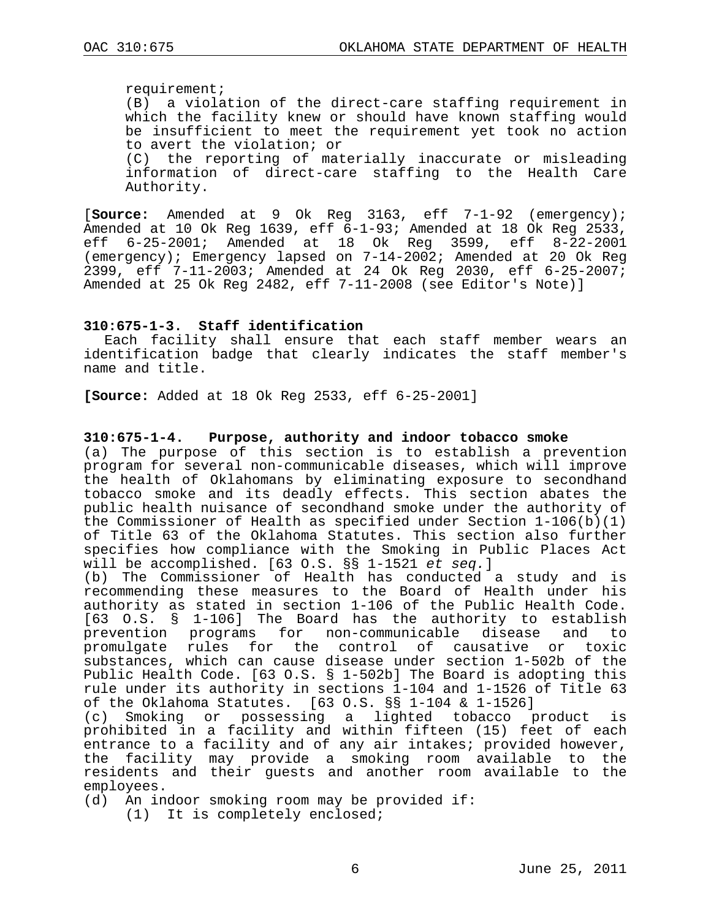requirement;

(B) a violation of the direct-care staffing requirement in which the facility knew or should have known staffing would be insufficient to meet the requirement yet took no action to avert the violation; or

(C) the reporting of materially inaccurate or misleading information of direct-care staffing to the Health Care Authority.

[**Source:** Amended at 9 Ok Reg 3163, eff 7-1-92 (emergency); Amended at 10 Ok Reg 1639, eff 6-1-93; Amended at 18 Ok Reg 2533, eff 6-25-2001; Amended at 18 Ok Reg 3599, eff 8-22-2001 (emergency); Emergency lapsed on 7-14-2002; Amended at 20 Ok Reg 2399, eff 7-11-2003; Amended at 24 Ok Reg 2030, eff 6-25-2007; Amended at 25 Ok Reg 2482, eff 7-11-2008 (see Editor's Note)]

**310:675-1-3. Staff identification**

Each facility shall ensure that each staff member wears an identification badge that clearly indicates the staff member's name and title.

**[Source:** Added at 18 Ok Reg 2533, eff 6-25-2001]

**310:675-1-4. Purpose, authority and indoor tobacco smoke**

(a) The purpose of this section is to establish a prevention program for several non-communicable diseases, which will improve the health of Oklahomans by eliminating exposure to secondhand tobacco smoke and its deadly effects. This section abates the public health nuisance of secondhand smoke under the authority of the Commissioner of Health as specified under Section 1-106(b)(1) of Title 63 of the Oklahoma Statutes. This section also further specifies how compliance with the Smoking in Public Places Act will be accomplished. [63 O.S. §§ 1-1521 *et seq.*]

(b) The Commissioner of Health has conducted a study and is recommending these measures to the Board of Health under his authority as stated in section 1-106 of the Public Health Code. [63 O.S. § 1-106] The Board has the authority to establish prevention programs for non-communicable disease and to promulgate rules for the control of causative or toxic substances, which can cause disease under section 1-502b of the Public Health Code. [63 O.S. § 1-502b] The Board is adopting this rule under its authority in sections 1-104 and 1-1526 of Title 63 of the Oklahoma Statutes. [63 O.S. §§ 1-104 & 1-1526]

(c) Smoking or possessing a lighted tobacco product is prohibited in a facility and within fifteen (15) feet of each entrance to a facility and of any air intakes; provided however, the facility may provide a smoking room available to the residents and their guests and another room available to the employees.

(d) An indoor smoking room may be provided if:

(1) It is completely enclosed;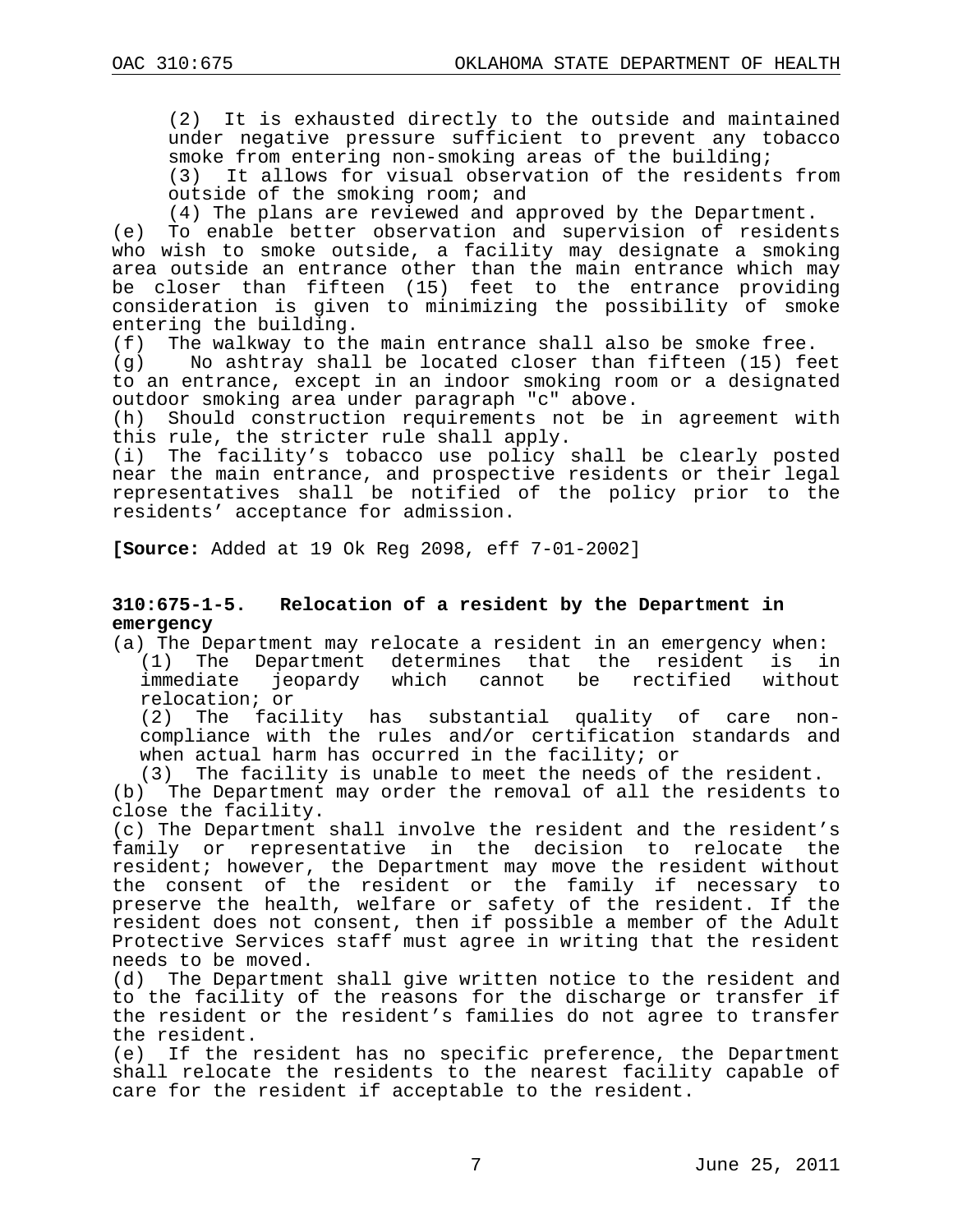(2) It is exhausted directly to the outside and maintained under negative pressure sufficient to prevent any tobacco smoke from entering non-smoking areas of the building;

(3) It allows for visual observation of the residents from outside of the smoking room; and

(4) The plans are reviewed and approved by the Department.

(e) To enable better observation and supervision of residents who wish to smoke outside, a facility may designate a smoking area outside an entrance other than the main entrance which may be closer than fifteen (15) feet to the entrance providing consideration is given to minimizing the possibility of smoke entering the building.

(f) The walkway to the main entrance shall also be smoke free.

(g) No ashtray shall be located closer than fifteen (15) feet to an entrance, except in an indoor smoking room or a designated outdoor smoking area under paragraph "c" above.

(h) Should construction requirements not be in agreement with this rule, the stricter rule shall apply.

(i) The facility's tobacco use policy shall be clearly posted near the main entrance, and prospective residents or their legal representatives shall be notified of the policy prior to the residents' acceptance for admission.

**[Source:** Added at 19 Ok Reg 2098, eff 7-01-2002]

### 310:675-1-5. Relocation of a resident by the Department in emergency

(a) The Department may relocate a resident in an emergency when:

(1) The Department determines that the resident is in immediate jeopardy which cannot be rectified without relocation; or

(2) The facility has substantial quality of care non-compliance with the rules and/or certification standards and when actual harm has occurred in the facility; or

(3) The facility is unable to meet the needs of the resident.

(b) The Department may order the removal of all the residents to close the facility.

(c) The Department shall involve the resident and the resident's family or representative in the decision to relocate the resident; however, the Department may move the resident without the consent of the resident or the family if necessary to preserve the health, welfare or safety of the resident. If the resident does not consent, then if possible a member of the Adult Protective Services staff must agree in writing that the resident needs to be moved.

(d) The Department shall give written notice to the resident and to the facility of the reasons for the discharge or transfer if the resident or the resident's families do not agree to transfer the resident.

(e) If the resident has no specific preference, the Department shall relocate the residents to the nearest facility capable of care for the resident if acceptable to the resident.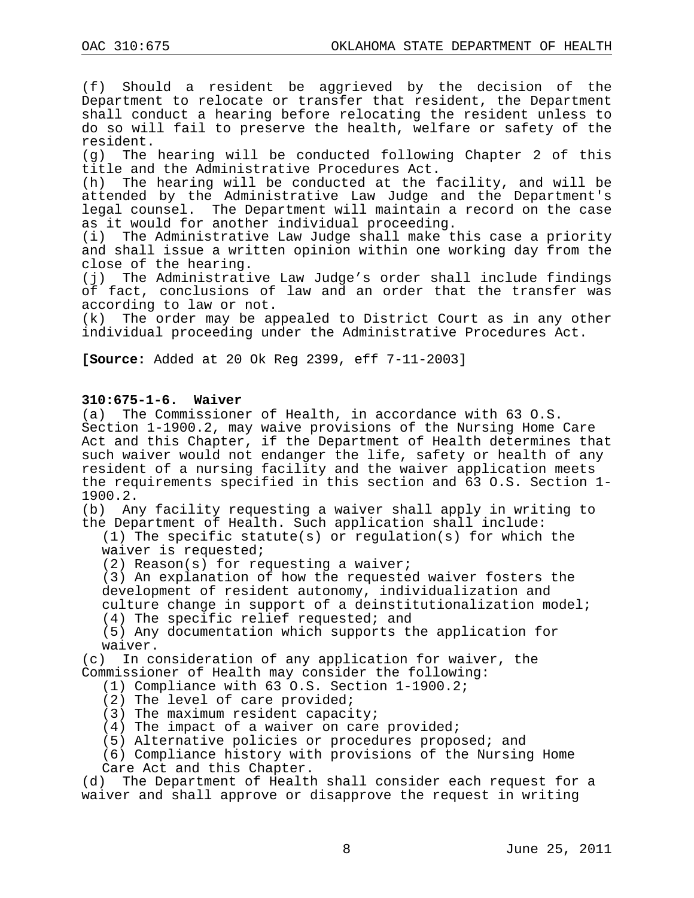(f) Should a resident be aggrieved by the decision of the Department to relocate or transfer that resident, the Department shall conduct a hearing before relocating the resident unless to do so will fail to preserve the health, welfare or safety of the resident.
(g) The hearing will be conducted following Chapter 2 of this title and the Administrative Procedures Act.
(h) The hearing will be conducted at the facility, and will be attended by the Administrative Law Judge and the Department's legal counsel. The Department will maintain a record on the case as it would for another individual proceeding.
(i) The Administrative Law Judge shall make this case a priority and shall issue a written opinion within one working day from the close of the hearing.
(j) The Administrative Law Judge's order shall include findings of fact, conclusions of law and an order that the transfer was according to law or not.
(k) The order may be appealed to District Court as in any other individual proceeding under the Administrative Procedures Act.

**[Source:** Added at 20 Ok Reg 2399, eff 7-11-2003]

**310:675-1-6. Waiver**
(a) The Commissioner of Health, in accordance with 63 O.S. Section 1-1900.2, may waive provisions of the Nursing Home Care Act and this Chapter, if the Department of Health determines that such waiver would not endanger the life, safety or health of any resident of a nursing facility and the waiver application meets the requirements specified in this section and 63 O.S. Section 1-1900.2.
(b) Any facility requesting a waiver shall apply in writing to the Department of Health. Such application shall include:
  (1) The specific statute(s) or regulation(s) for which the waiver is requested;
  (2) Reason(s) for requesting a waiver;
  (3) An explanation of how the requested waiver fosters the development of resident autonomy, individualization and culture change in support of a deinstitutionalization model;
  (4) The specific relief requested; and
  (5) Any documentation which supports the application for waiver.
(c) In consideration of any application for waiver, the Commissioner of Health may consider the following:
  (1) Compliance with 63 O.S. Section 1-1900.2;
  (2) The level of care provided;
  (3) The maximum resident capacity;
  (4) The impact of a waiver on care provided;
  (5) Alternative policies or procedures proposed; and
  (6) Compliance history with provisions of the Nursing Home Care Act and this Chapter.
(d) The Department of Health shall consider each request for a waiver and shall approve or disapprove the request in writing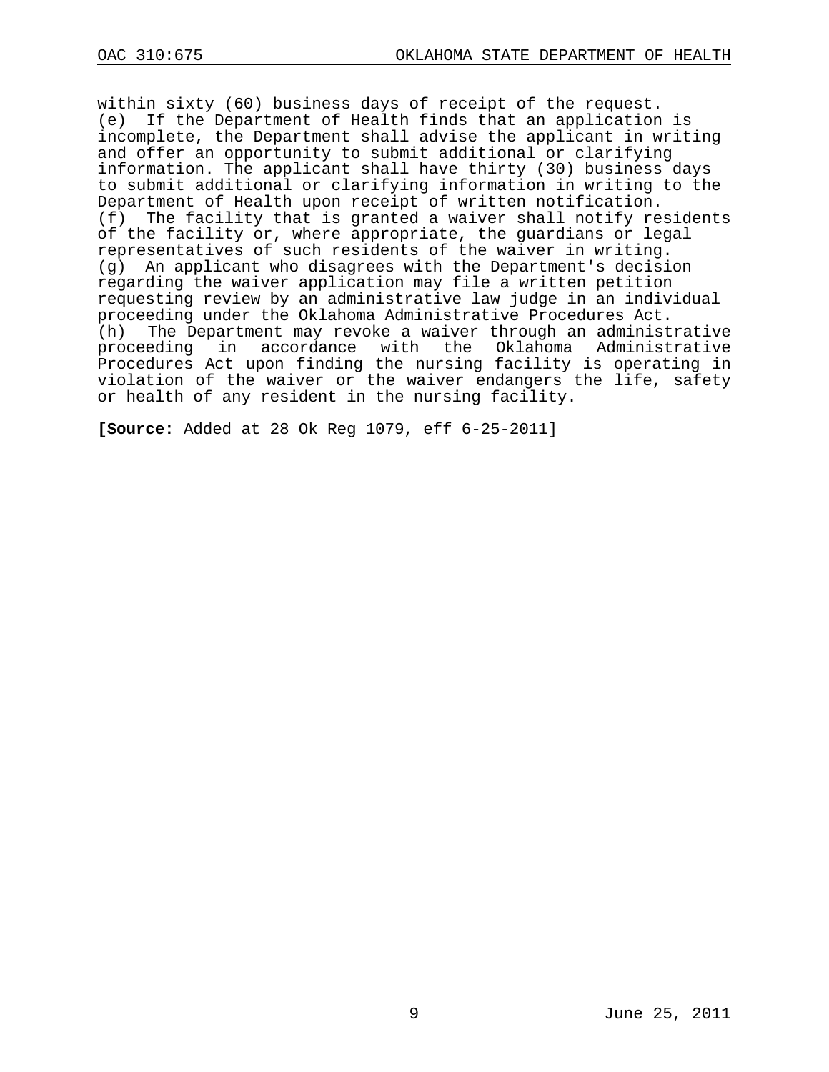within sixty (60) business days of receipt of the request.

(e) If the Department of Health finds that an application is incomplete, the Department shall advise the applicant in writing and offer an opportunity to submit additional or clarifying information. The applicant shall have thirty (30) business days to submit additional or clarifying information in writing to the Department of Health upon receipt of written notification.

(f) The facility that is granted a waiver shall notify residents of the facility or, where appropriate, the guardians or legal representatives of such residents of the waiver in writing.

(g) An applicant who disagrees with the Department's decision regarding the waiver application may file a written petition requesting review by an administrative law judge in an individual proceeding under the Oklahoma Administrative Procedures Act.

(h) The Department may revoke a waiver through an administrative proceeding in accordance with the Oklahoma Administrative Procedures Act upon finding the nursing facility is operating in violation of the waiver or the waiver endangers the life, safety or health of any resident in the nursing facility.

**[Source:** Added at 28 Ok Reg 1079, eff 6-25-2011]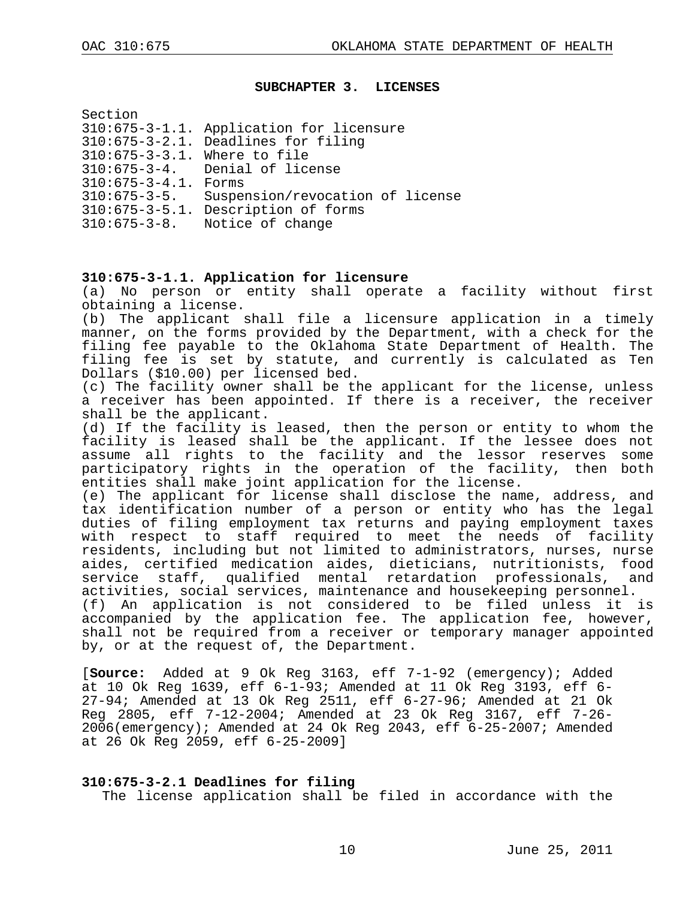## SUBCHAPTER 3. LICENSES

Section
310:675-3-1.1. Application for licensure
310:675-3-2.1. Deadlines for filing
310:675-3-3.1. Where to file
310:675-3-4. Denial of license
310:675-3-4.1. Forms
310:675-3-5. Suspension/revocation of license
310:675-3-5.1. Description of forms
310:675-3-8. Notice of change

### 310:675-3-1.1. Application for licensure

(a) No person or entity shall operate a facility without first obtaining a license.
(b) The applicant shall file a licensure application in a timely manner, on the forms provided by the Department, with a check for the filing fee payable to the Oklahoma State Department of Health. The filing fee is set by statute, and currently is calculated as Ten Dollars ($10.00) per licensed bed.
(c) The facility owner shall be the applicant for the license, unless a receiver has been appointed. If there is a receiver, the receiver shall be the applicant.
(d) If the facility is leased, then the person or entity to whom the facility is leased shall be the applicant. If the lessee does not assume all rights to the facility and the lessor reserves some participatory rights in the operation of the facility, then both entities shall make joint application for the license.
(e) The applicant for license shall disclose the name, address, and tax identification number of a person or entity who has the legal duties of filing employment tax returns and paying employment taxes with respect to staff required to meet the needs of facility residents, including but not limited to administrators, nurses, nurse aides, certified medication aides, dieticians, nutritionists, food service staff, qualified mental retardation professionals, and activities, social services, maintenance and housekeeping personnel.
(f) An application is not considered to be filed unless it is accompanied by the application fee. The application fee, however, shall not be required from a receiver or temporary manager appointed by, or at the request of, the Department.

[**Source:** Added at 9 Ok Reg 3163, eff 7-1-92 (emergency); Added at 10 Ok Reg 1639, eff 6-1-93; Amended at 11 Ok Reg 3193, eff 6-27-94; Amended at 13 Ok Reg 2511, eff 6-27-96; Amended at 21 Ok Reg 2805, eff 7-12-2004; Amended at 23 Ok Reg 3167, eff 7-26-2006(emergency); Amended at 24 Ok Reg 2043, eff 6-25-2007; Amended at 26 Ok Reg 2059, eff 6-25-2009]

### 310:675-3-2.1 Deadlines for filing

The license application shall be filed in accordance with the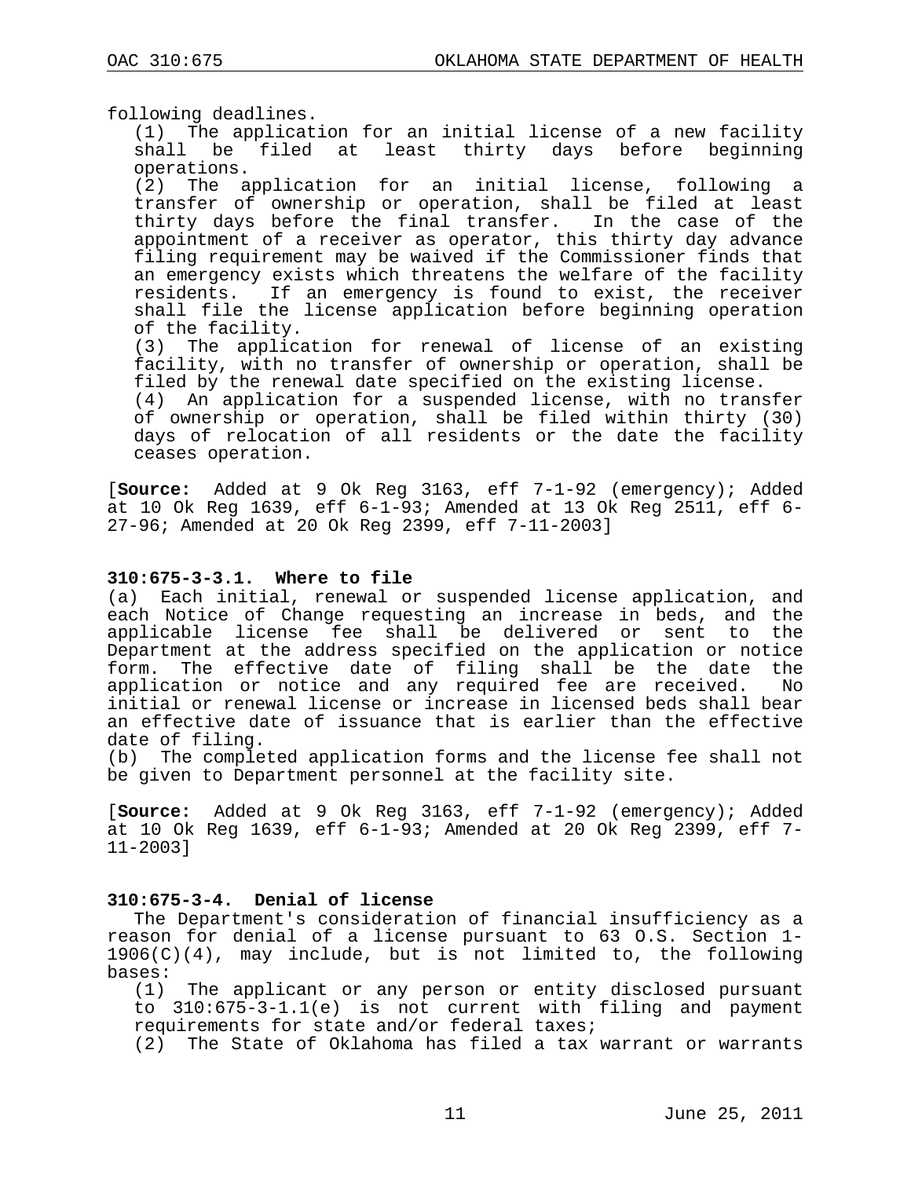following deadlines.

(1) The application for an initial license of a new facility shall be filed at least thirty days before beginning operations.

(2) The application for an initial license, following a transfer of ownership or operation, shall be filed at least thirty days before the final transfer. In the case of the appointment of a receiver as operator, this thirty day advance filing requirement may be waived if the Commissioner finds that an emergency exists which threatens the welfare of the facility residents. If an emergency is found to exist, the receiver shall file the license application before beginning operation of the facility.

(3) The application for renewal of license of an existing facility, with no transfer of ownership or operation, shall be filed by the renewal date specified on the existing license.

(4) An application for a suspended license, with no transfer of ownership or operation, shall be filed within thirty (30) days of relocation of all residents or the date the facility ceases operation.

[**Source:** Added at 9 Ok Reg 3163, eff 7-1-92 (emergency); Added at 10 Ok Reg 1639, eff 6-1-93; Amended at 13 Ok Reg 2511, eff 6-27-96; Amended at 20 Ok Reg 2399, eff 7-11-2003]

**310:675-3-3.1. Where to file**

(a) Each initial, renewal or suspended license application, and each Notice of Change requesting an increase in beds, and the applicable license fee shall be delivered or sent to the Department at the address specified on the application or notice form. The effective date of filing shall be the date the application or notice and any required fee are received. No initial or renewal license or increase in licensed beds shall bear an effective date of issuance that is earlier than the effective date of filing.

(b) The completed application forms and the license fee shall not be given to Department personnel at the facility site.

[**Source:** Added at 9 Ok Reg 3163, eff 7-1-92 (emergency); Added at 10 Ok Reg 1639, eff 6-1-93; Amended at 20 Ok Reg 2399, eff 7-11-2003]

**310:675-3-4. Denial of license**

The Department's consideration of financial insufficiency as a reason for denial of a license pursuant to 63 O.S. Section 1-1906(C)(4), may include, but is not limited to, the following bases:

(1) The applicant or any person or entity disclosed pursuant to 310:675-3-1.1(e) is not current with filing and payment requirements for state and/or federal taxes;

(2) The State of Oklahoma has filed a tax warrant or warrants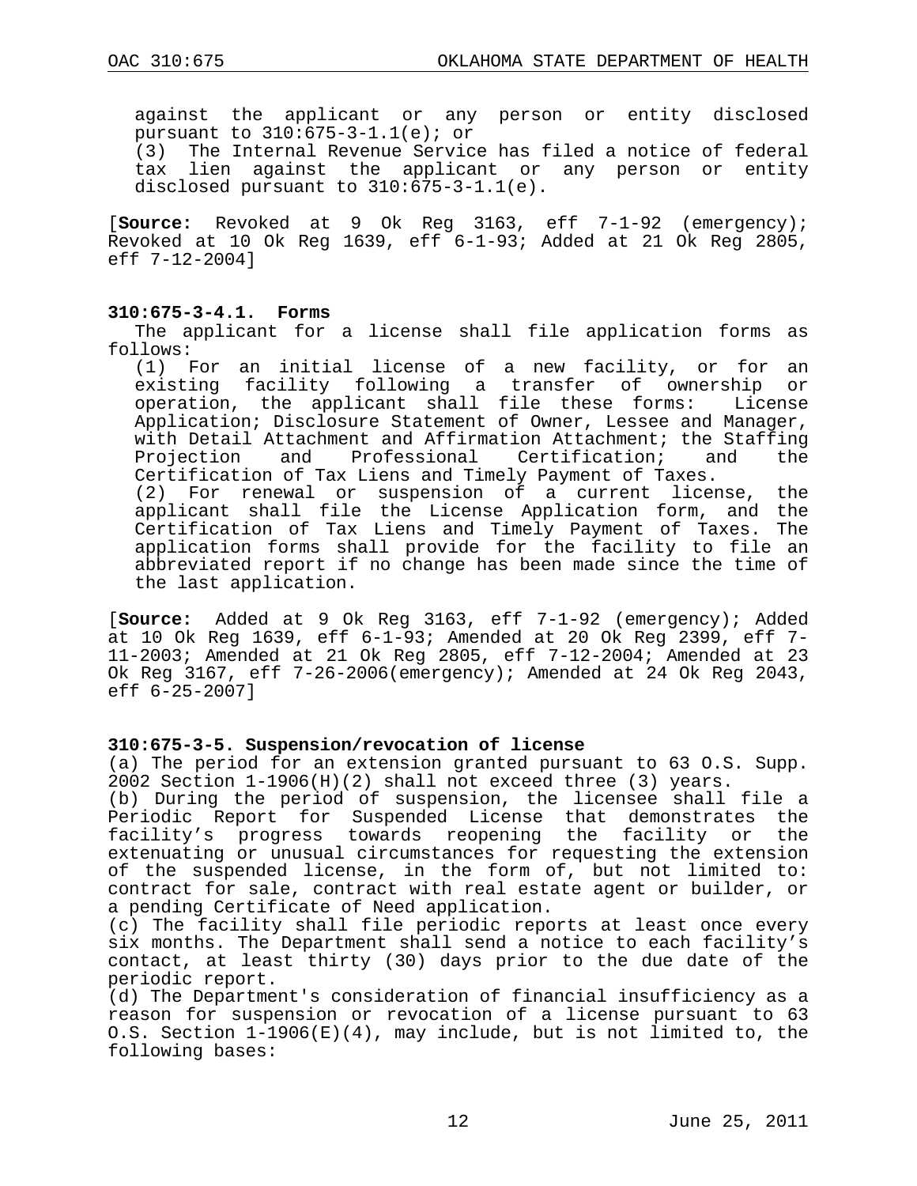against the applicant or any person or entity disclosed pursuant to 310:675-3-1.1(e); or

(3) The Internal Revenue Service has filed a notice of federal tax lien against the applicant or any person or entity disclosed pursuant to 310:675-3-1.1(e).

[**Source:** Revoked at 9 Ok Reg 3163, eff 7-1-92 (emergency); Revoked at 10 Ok Reg 1639, eff 6-1-93; Added at 21 Ok Reg 2805, eff 7-12-2004]

**310:675-3-4.1. Forms**

The applicant for a license shall file application forms as follows:

(1) For an initial license of a new facility, or for an existing facility following a transfer of ownership or operation, the applicant shall file these forms: License Application; Disclosure Statement of Owner, Lessee and Manager, with Detail Attachment and Affirmation Attachment; the Staffing Projection and Professional Certification; and the Certification of Tax Liens and Timely Payment of Taxes.

(2) For renewal or suspension of a current license, the applicant shall file the License Application form, and the Certification of Tax Liens and Timely Payment of Taxes. The application forms shall provide for the facility to file an abbreviated report if no change has been made since the time of the last application.

[**Source:** Added at 9 Ok Reg 3163, eff 7-1-92 (emergency); Added at 10 Ok Reg 1639, eff 6-1-93; Amended at 20 Ok Reg 2399, eff 7-11-2003; Amended at 21 Ok Reg 2805, eff 7-12-2004; Amended at 23 Ok Reg 3167, eff 7-26-2006(emergency); Amended at 24 Ok Reg 2043, eff 6-25-2007]

**310:675-3-5. Suspension/revocation of license**

(a) The period for an extension granted pursuant to 63 O.S. Supp. 2002 Section 1-1906(H)(2) shall not exceed three (3) years.

(b) During the period of suspension, the licensee shall file a Periodic Report for Suspended License that demonstrates the facility's progress towards reopening the facility or the extenuating or unusual circumstances for requesting the extension of the suspended license, in the form of, but not limited to: contract for sale, contract with real estate agent or builder, or a pending Certificate of Need application.

(c) The facility shall file periodic reports at least once every six months. The Department shall send a notice to each facility's contact, at least thirty (30) days prior to the due date of the periodic report.

(d) The Department's consideration of financial insufficiency as a reason for suspension or revocation of a license pursuant to 63 O.S. Section 1-1906(E)(4), may include, but is not limited to, the following bases: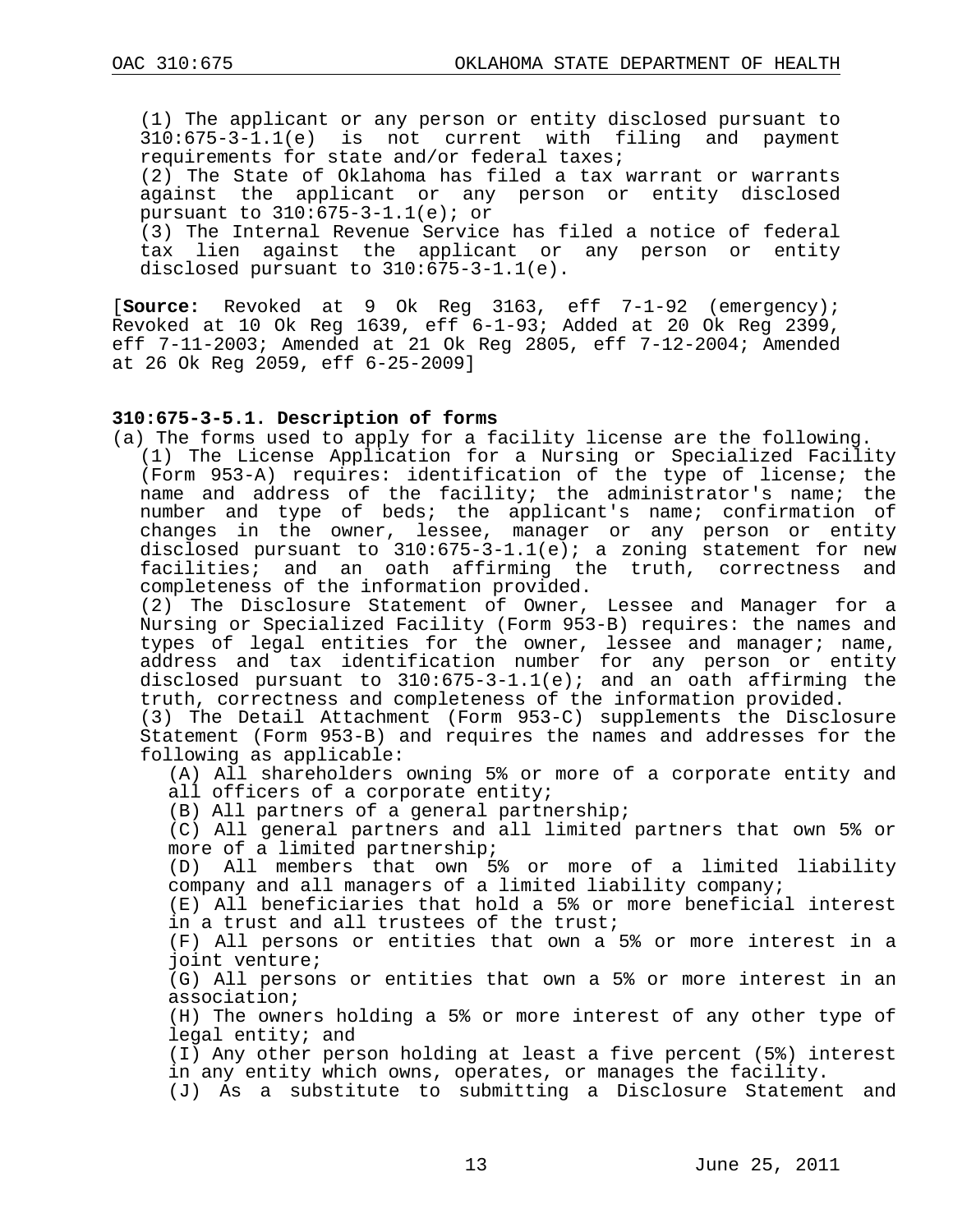(1) The applicant or any person or entity disclosed pursuant to 310:675-3-1.1(e) is not current with filing and payment requirements for state and/or federal taxes;
(2) The State of Oklahoma has filed a tax warrant or warrants against the applicant or any person or entity disclosed pursuant to 310:675-3-1.1(e); or
(3) The Internal Revenue Service has filed a notice of federal tax lien against the applicant or any person or entity disclosed pursuant to 310:675-3-1.1(e).

[**Source:** Revoked at 9 Ok Reg 3163, eff 7-1-92 (emergency); Revoked at 10 Ok Reg 1639, eff 6-1-93; Added at 20 Ok Reg 2399, eff 7-11-2003; Amended at 21 Ok Reg 2805, eff 7-12-2004; Amended at 26 Ok Reg 2059, eff 6-25-2009]

**310:675-3-5.1. Description of forms**

(a) The forms used to apply for a facility license are the following.
(1) The License Application for a Nursing or Specialized Facility (Form 953-A) requires: identification of the type of license; the name and address of the facility; the administrator's name; the number and type of beds; the applicant's name; confirmation of changes in the owner, lessee, manager or any person or entity disclosed pursuant to 310:675-3-1.1(e); a zoning statement for new facilities; and an oath affirming the truth, correctness and completeness of the information provided.
(2) The Disclosure Statement of Owner, Lessee and Manager for a Nursing or Specialized Facility (Form 953-B) requires: the names and types of legal entities for the owner, lessee and manager; name, address and tax identification number for any person or entity disclosed pursuant to 310:675-3-1.1(e); and an oath affirming the truth, correctness and completeness of the information provided.
(3) The Detail Attachment (Form 953-C) supplements the Disclosure Statement (Form 953-B) and requires the names and addresses for the following as applicable:
(A) All shareholders owning 5% or more of a corporate entity and all officers of a corporate entity;
(B) All partners of a general partnership;
(C) All general partners and all limited partners that own 5% or more of a limited partnership;
(D) All members that own 5% or more of a limited liability company and all managers of a limited liability company;
(E) All beneficiaries that hold a 5% or more beneficial interest in a trust and all trustees of the trust;
(F) All persons or entities that own a 5% or more interest in a joint venture;
(G) All persons or entities that own a 5% or more interest in an association;
(H) The owners holding a 5% or more interest of any other type of legal entity; and
(I) Any other person holding at least a five percent (5%) interest in any entity which owns, operates, or manages the facility.
(J) As a substitute to submitting a Disclosure Statement and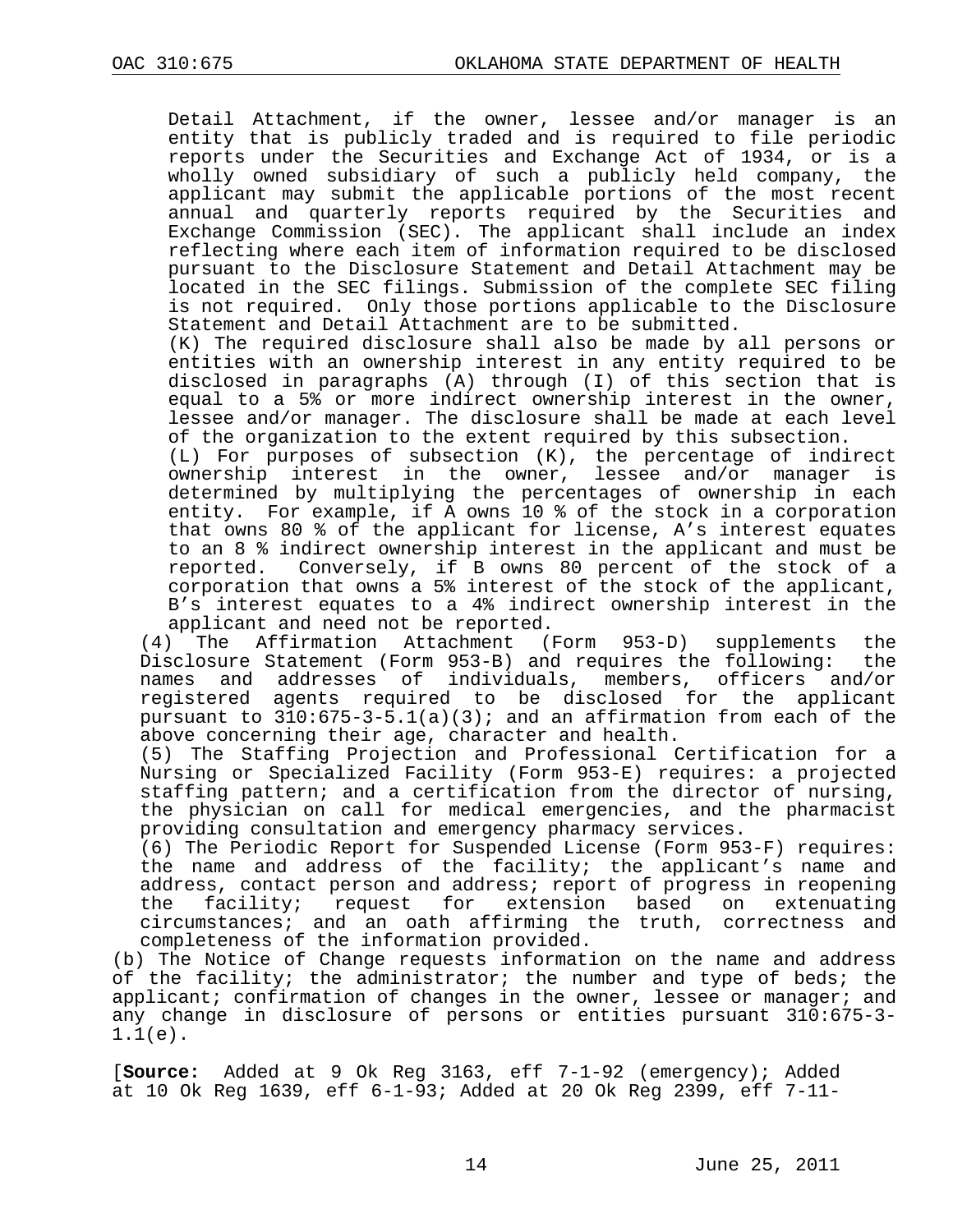Detail Attachment, if the owner, lessee and/or manager is an entity that is publicly traded and is required to file periodic reports under the Securities and Exchange Act of 1934, or is a wholly owned subsidiary of such a publicly held company, the applicant may submit the applicable portions of the most recent annual and quarterly reports required by the Securities and Exchange Commission (SEC). The applicant shall include an index reflecting where each item of information required to be disclosed pursuant to the Disclosure Statement and Detail Attachment may be located in the SEC filings. Submission of the complete SEC filing is not required. Only those portions applicable to the Disclosure Statement and Detail Attachment are to be submitted.

(K) The required disclosure shall also be made by all persons or entities with an ownership interest in any entity required to be disclosed in paragraphs (A) through (I) of this section that is equal to a 5% or more indirect ownership interest in the owner, lessee and/or manager. The disclosure shall be made at each level of the organization to the extent required by this subsection.

(L) For purposes of subsection (K), the percentage of indirect ownership interest in the owner, lessee and/or manager is determined by multiplying the percentages of ownership in each entity. For example, if A owns 10 % of the stock in a corporation that owns 80 % of the applicant for license, A's interest equates to an 8 % indirect ownership interest in the applicant and must be reported. Conversely, if B owns 80 percent of the stock of a corporation that owns a 5% interest of the stock of the applicant, B's interest equates to a 4% indirect ownership interest in the applicant and need not be reported.

(4) The Affirmation Attachment (Form 953-D) supplements the Disclosure Statement (Form 953-B) and requires the following: the names and addresses of individuals, members, officers and/or registered agents required to be disclosed for the applicant pursuant to 310:675-3-5.1(a)(3); and an affirmation from each of the above concerning their age, character and health.

(5) The Staffing Projection and Professional Certification for a Nursing or Specialized Facility (Form 953-E) requires: a projected staffing pattern; and a certification from the director of nursing, the physician on call for medical emergencies, and the pharmacist providing consultation and emergency pharmacy services.

(6) The Periodic Report for Suspended License (Form 953-F) requires: the name and address of the facility; the applicant's name and address, contact person and address; report of progress in reopening the facility; request for extension based on extenuating circumstances; and an oath affirming the truth, correctness and completeness of the information provided.

(b) The Notice of Change requests information on the name and address of the facility; the administrator; the number and type of beds; the applicant; confirmation of changes in the owner, lessee or manager; and any change in disclosure of persons or entities pursuant 310:675-3-1.1(e).

[**Source:** Added at 9 Ok Reg 3163, eff 7-1-92 (emergency); Added at 10 Ok Reg 1639, eff 6-1-93; Added at 20 Ok Reg 2399, eff 7-11-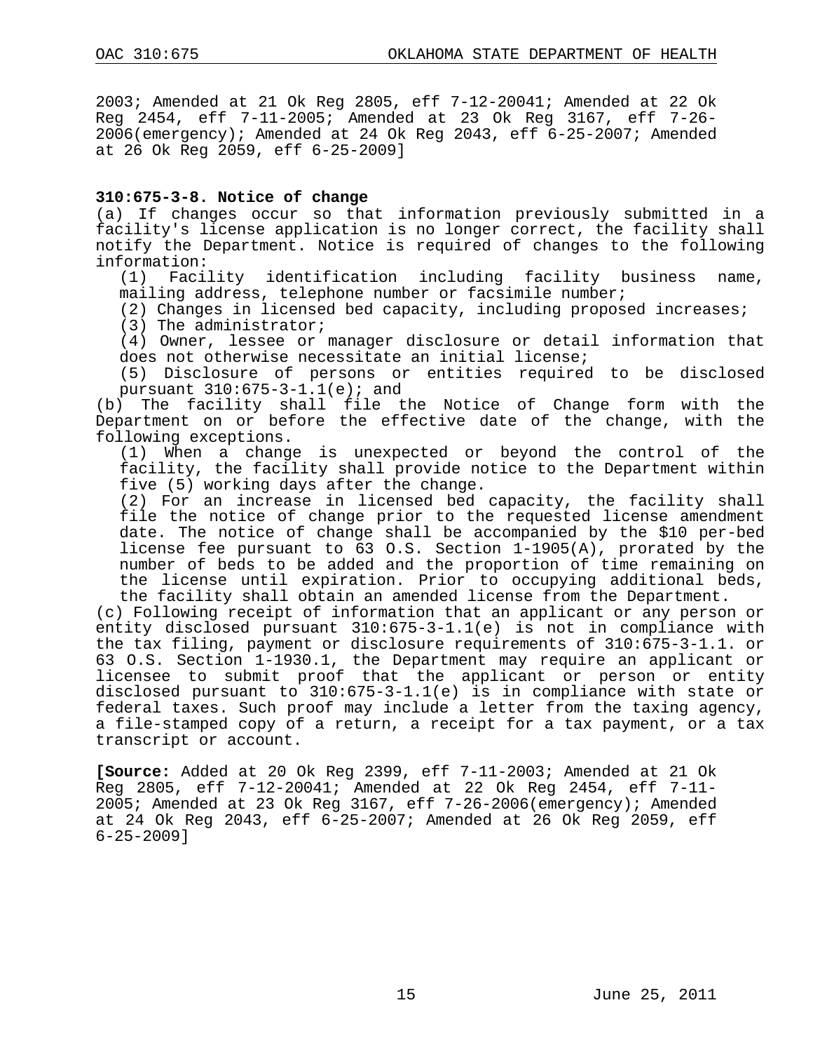2003; Amended at 21 Ok Reg 2805, eff 7-12-20041; Amended at 22 Ok Reg 2454, eff 7-11-2005; Amended at 23 Ok Reg 3167, eff 7-26-2006(emergency); Amended at 24 Ok Reg 2043, eff 6-25-2007; Amended at 26 Ok Reg 2059, eff 6-25-2009]

**310:675-3-8. Notice of change**

(a) If changes occur so that information previously submitted in a facility's license application is no longer correct, the facility shall notify the Department. Notice is required of changes to the following information:

(1) Facility identification including facility business name, mailing address, telephone number or facsimile number;

(2) Changes in licensed bed capacity, including proposed increases;

(3) The administrator;

(4) Owner, lessee or manager disclosure or detail information that does not otherwise necessitate an initial license;

(5) Disclosure of persons or entities required to be disclosed pursuant 310:675-3-1.1(e); and

(b) The facility shall file the Notice of Change form with the Department on or before the effective date of the change, with the following exceptions.

(1) When a change is unexpected or beyond the control of the facility, the facility shall provide notice to the Department within five (5) working days after the change.

(2) For an increase in licensed bed capacity, the facility shall file the notice of change prior to the requested license amendment date. The notice of change shall be accompanied by the $10 per-bed license fee pursuant to 63 O.S. Section 1-1905(A), prorated by the number of beds to be added and the proportion of time remaining on the license until expiration. Prior to occupying additional beds, the facility shall obtain an amended license from the Department.

(c) Following receipt of information that an applicant or any person or entity disclosed pursuant 310:675-3-1.1(e) is not in compliance with the tax filing, payment or disclosure requirements of 310:675-3-1.1. or 63 O.S. Section 1-1930.1, the Department may require an applicant or licensee to submit proof that the applicant or person or entity disclosed pursuant to 310:675-3-1.1(e) is in compliance with state or federal taxes. Such proof may include a letter from the taxing agency, a file-stamped copy of a return, a receipt for a tax payment, or a tax transcript or account.

**[Source:** Added at 20 Ok Reg 2399, eff 7-11-2003; Amended at 21 Ok Reg 2805, eff 7-12-20041; Amended at 22 Ok Reg 2454, eff 7-11-2005; Amended at 23 Ok Reg 3167, eff 7-26-2006(emergency); Amended at 24 Ok Reg 2043, eff 6-25-2007; Amended at 26 Ok Reg 2059, eff 6-25-2009]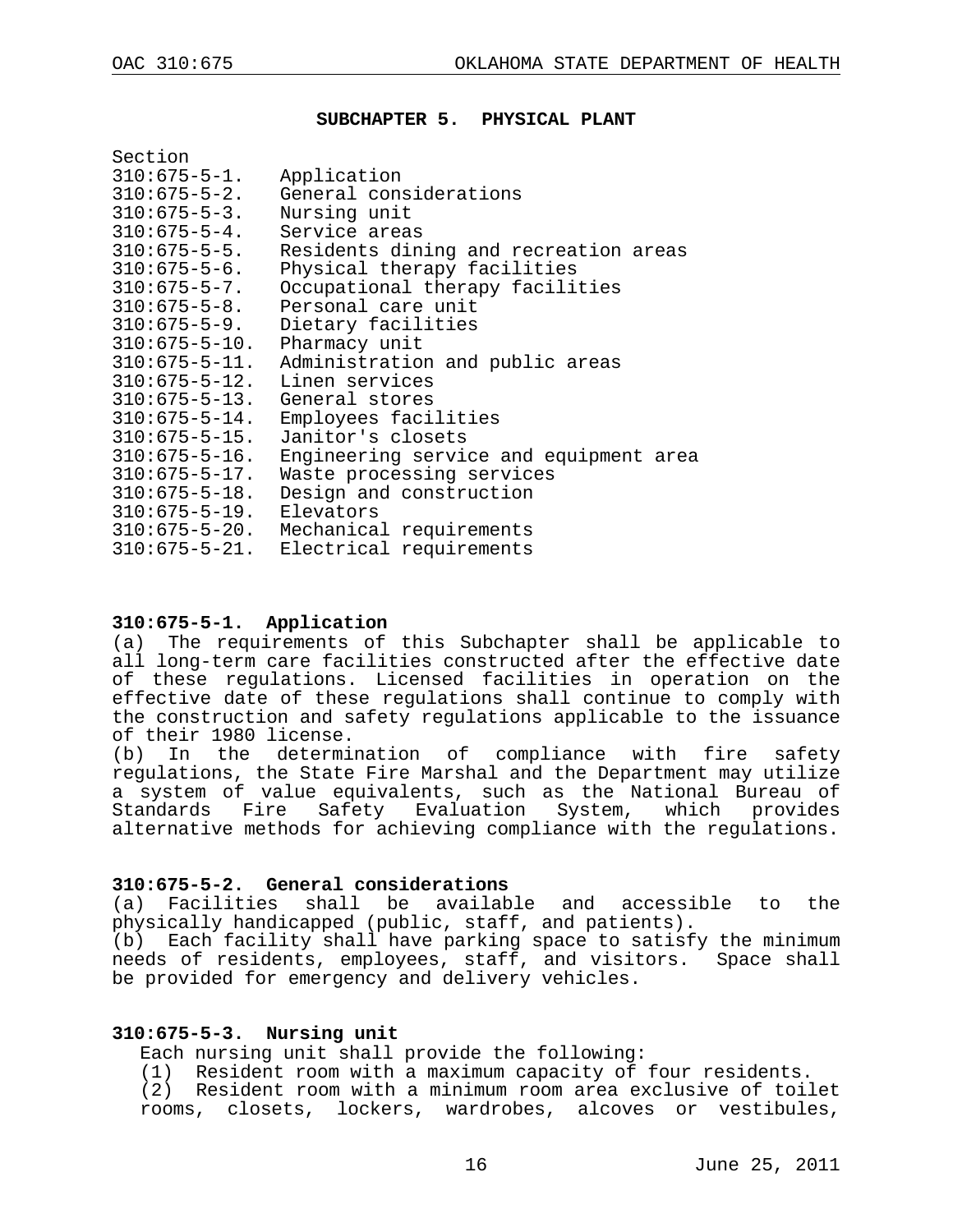## SUBCHAPTER 5. PHYSICAL PLANT

Section
310:675-5-1. Application
310:675-5-2. General considerations
310:675-5-3. Nursing unit
310:675-5-4. Service areas
310:675-5-5. Residents dining and recreation areas
310:675-5-6. Physical therapy facilities
310:675-5-7. Occupational therapy facilities
310:675-5-8. Personal care unit
310:675-5-9. Dietary facilities
310:675-5-10. Pharmacy unit
310:675-5-11. Administration and public areas
310:675-5-12. Linen services
310:675-5-13. General stores
310:675-5-14. Employees facilities
310:675-5-15. Janitor's closets
310:675-5-16. Engineering service and equipment area
310:675-5-17. Waste processing services
310:675-5-18. Design and construction
310:675-5-19. Elevators
310:675-5-20. Mechanical requirements
310:675-5-21. Electrical requirements

### 310:675-5-1. Application

(a) The requirements of this Subchapter shall be applicable to all long-term care facilities constructed after the effective date of these regulations. Licensed facilities in operation on the effective date of these regulations shall continue to comply with the construction and safety regulations applicable to the issuance of their 1980 license.
(b) In the determination of compliance with fire safety regulations, the State Fire Marshal and the Department may utilize a system of value equivalents, such as the National Bureau of Standards Fire Safety Evaluation System, which provides alternative methods for achieving compliance with the regulations.

### 310:675-5-2. General considerations

(a) Facilities shall be available and accessible to the physically handicapped (public, staff, and patients).
(b) Each facility shall have parking space to satisfy the minimum needs of residents, employees, staff, and visitors. Space shall be provided for emergency and delivery vehicles.

### 310:675-5-3. Nursing unit

Each nursing unit shall provide the following:
(1) Resident room with a maximum capacity of four residents.
(2) Resident room with a minimum room area exclusive of toilet rooms, closets, lockers, wardrobes, alcoves or vestibules,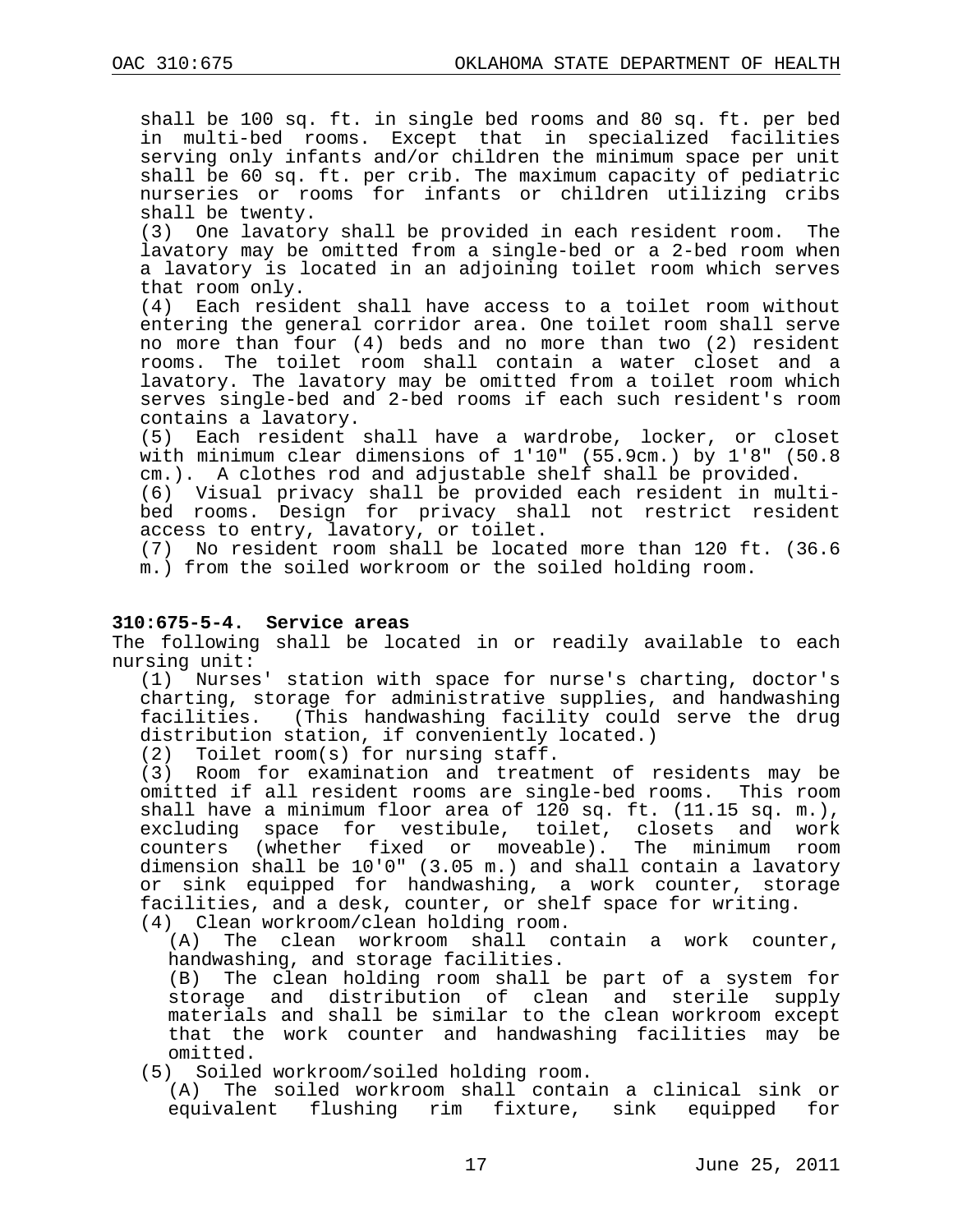shall be 100 sq. ft. in single bed rooms and 80 sq. ft. per bed in multi-bed rooms. Except that in specialized facilities serving only infants and/or children the minimum space per unit shall be 60 sq. ft. per crib. The maximum capacity of pediatric nurseries or rooms for infants or children utilizing cribs shall be twenty.

(3) One lavatory shall be provided in each resident room. The lavatory may be omitted from a single-bed or a 2-bed room when a lavatory is located in an adjoining toilet room which serves that room only.

(4) Each resident shall have access to a toilet room without entering the general corridor area. One toilet room shall serve no more than four (4) beds and no more than two (2) resident rooms. The toilet room shall contain a water closet and a lavatory. The lavatory may be omitted from a toilet room which serves single-bed and 2-bed rooms if each such resident's room contains a lavatory.

(5) Each resident shall have a wardrobe, locker, or closet with minimum clear dimensions of 1'10" (55.9cm.) by 1'8" (50.8 cm.). A clothes rod and adjustable shelf shall be provided.

(6) Visual privacy shall be provided each resident in multi-bed rooms. Design for privacy shall not restrict resident access to entry, lavatory, or toilet.

(7) No resident room shall be located more than 120 ft. (36.6 m.) from the soiled workroom or the soiled holding room.

**310:675-5-4. Service areas**

The following shall be located in or readily available to each nursing unit:

(1) Nurses' station with space for nurse's charting, doctor's charting, storage for administrative supplies, and handwashing facilities. (This handwashing facility could serve the drug distribution station, if conveniently located.)

(2) Toilet room(s) for nursing staff.

(3) Room for examination and treatment of residents may be omitted if all resident rooms are single-bed rooms. This room shall have a minimum floor area of 120 sq. ft. (11.15 sq. m.), excluding space for vestibule, toilet, closets and work counters (whether fixed or moveable). The minimum room dimension shall be 10'0" (3.05 m.) and shall contain a lavatory or sink equipped for handwashing, a work counter, storage facilities, and a desk, counter, or shelf space for writing.

(4) Clean workroom/clean holding room.

(A) The clean workroom shall contain a work counter, handwashing, and storage facilities.

(B) The clean holding room shall be part of a system for storage and distribution of clean and sterile supply materials and shall be similar to the clean workroom except that the work counter and handwashing facilities may be omitted.

(5) Soiled workroom/soiled holding room.

(A) The soiled workroom shall contain a clinical sink or equivalent flushing rim fixture, sink equipped for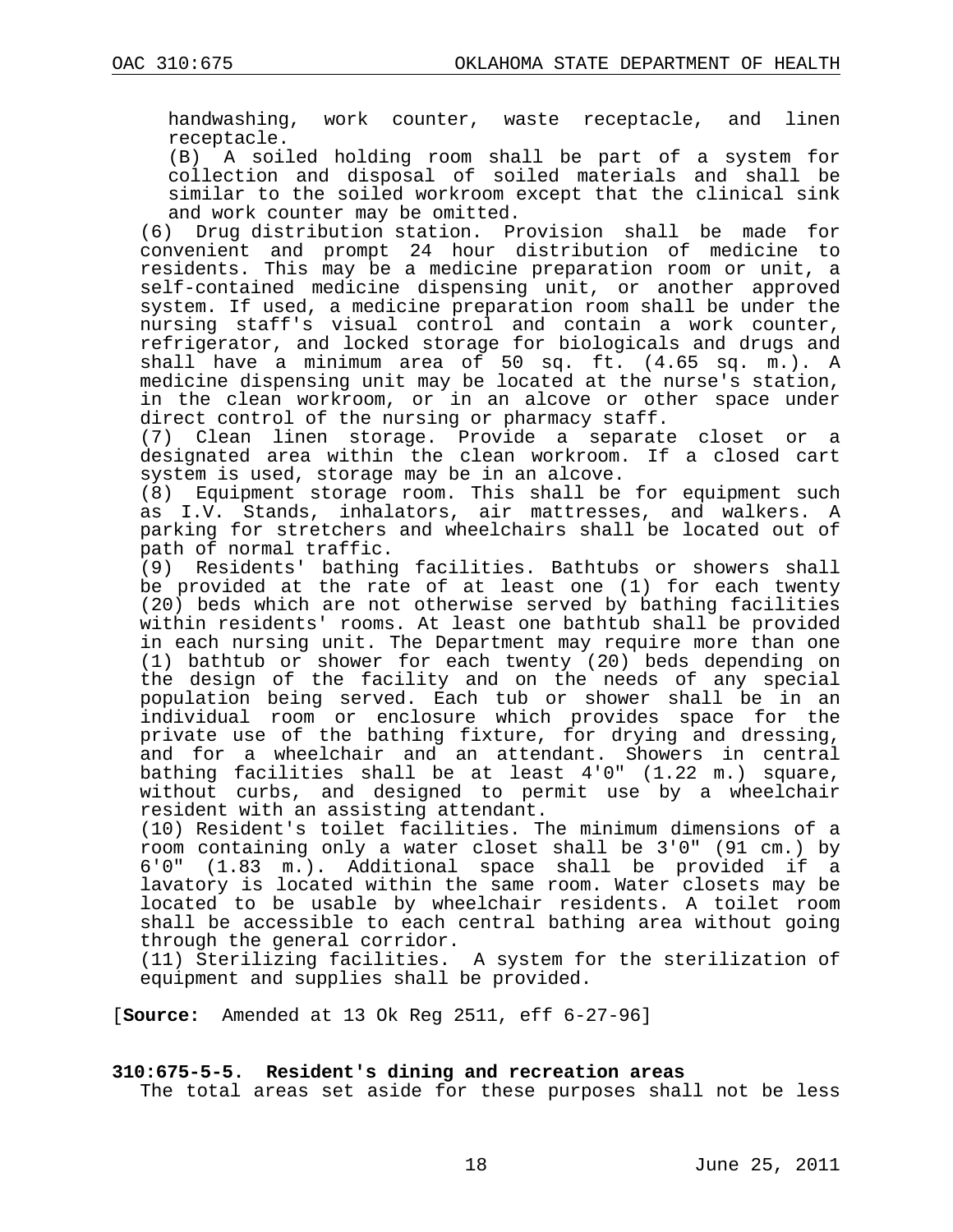handwashing, work counter, waste receptacle, and linen receptacle.

(B) A soiled holding room shall be part of a system for collection and disposal of soiled materials and shall be similar to the soiled workroom except that the clinical sink and work counter may be omitted.

(6) Drug distribution station. Provision shall be made for convenient and prompt 24 hour distribution of medicine to residents. This may be a medicine preparation room or unit, a self-contained medicine dispensing unit, or another approved system. If used, a medicine preparation room shall be under the nursing staff's visual control and contain a work counter, refrigerator, and locked storage for biologicals and drugs and shall have a minimum area of 50 sq. ft. (4.65 sq. m.). A medicine dispensing unit may be located at the nurse's station, in the clean workroom, or in an alcove or other space under direct control of the nursing or pharmacy staff.

(7) Clean linen storage. Provide a separate closet or a designated area within the clean workroom. If a closed cart system is used, storage may be in an alcove.

(8) Equipment storage room. This shall be for equipment such as I.V. Stands, inhalators, air mattresses, and walkers. A parking for stretchers and wheelchairs shall be located out of path of normal traffic.

(9) Residents' bathing facilities. Bathtubs or showers shall be provided at the rate of at least one (1) for each twenty (20) beds which are not otherwise served by bathing facilities within residents' rooms. At least one bathtub shall be provided in each nursing unit. The Department may require more than one (1) bathtub or shower for each twenty (20) beds depending on the design of the facility and on the needs of any special population being served. Each tub or shower shall be in an individual room or enclosure which provides space for the private use of the bathing fixture, for drying and dressing, and for a wheelchair and an attendant. Showers in central bathing facilities shall be at least 4'0" (1.22 m.) square, without curbs, and designed to permit use by a wheelchair resident with an assisting attendant.

(10) Resident's toilet facilities. The minimum dimensions of a room containing only a water closet shall be 3'0" (91 cm.) by 6'0" (1.83 m.). Additional space shall be provided if a lavatory is located within the same room. Water closets may be located to be usable by wheelchair residents. A toilet room shall be accessible to each central bathing area without going through the general corridor.

(11) Sterilizing facilities. A system for the sterilization of equipment and supplies shall be provided.

[**Source:** Amended at 13 Ok Reg 2511, eff 6-27-96]

**310:675-5-5. Resident's dining and recreation areas**

The total areas set aside for these purposes shall not be less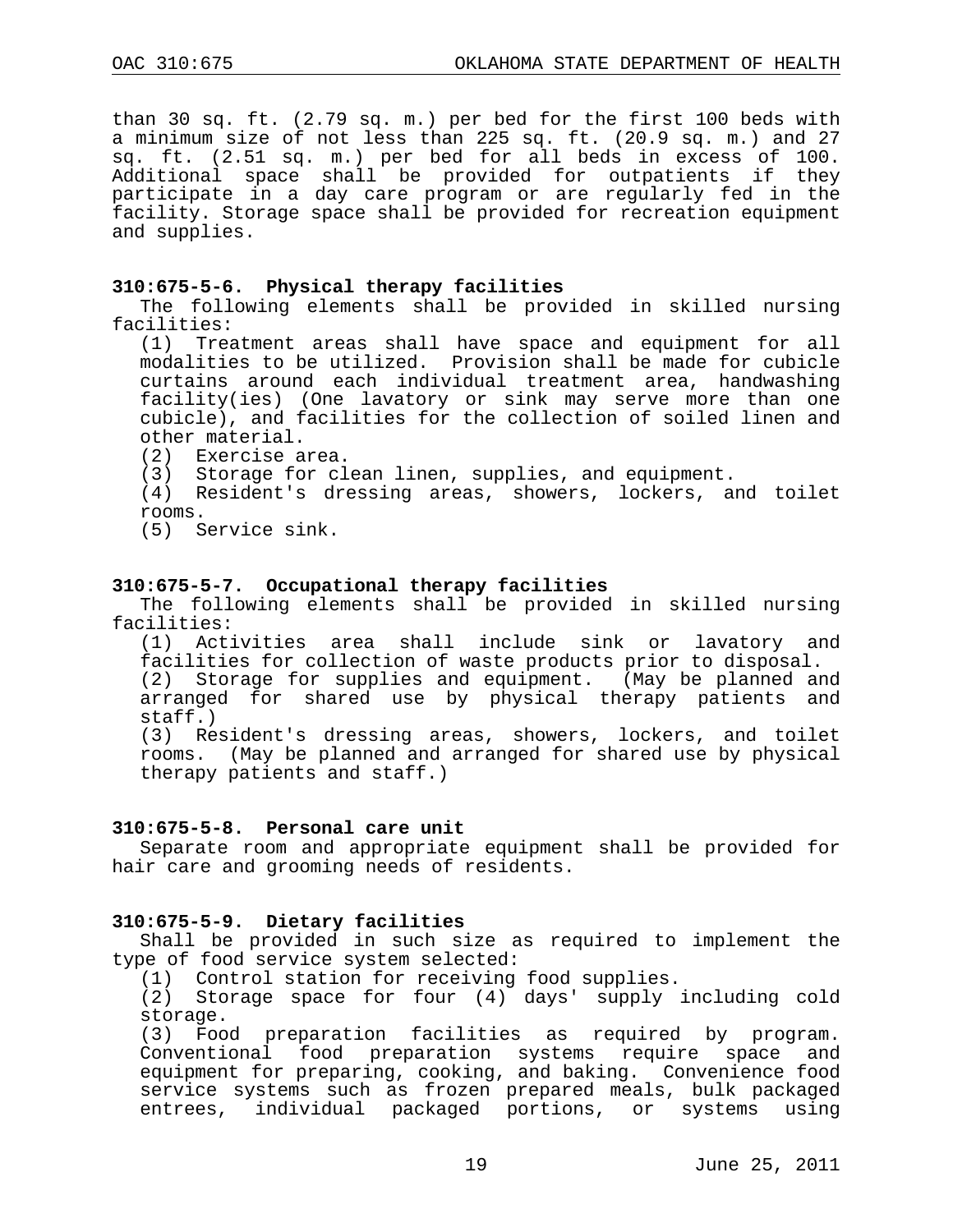than 30 sq. ft. (2.79 sq. m.) per bed for the first 100 beds with a minimum size of not less than 225 sq. ft. (20.9 sq. m.) and 27 sq. ft. (2.51 sq. m.) per bed for all beds in excess of 100. Additional space shall be provided for outpatients if they participate in a day care program or are regularly fed in the facility. Storage space shall be provided for recreation equipment and supplies.

**310:675-5-6. Physical therapy facilities**

The following elements shall be provided in skilled nursing facilities:

(1) Treatment areas shall have space and equipment for all modalities to be utilized. Provision shall be made for cubicle curtains around each individual treatment area, handwashing facility(ies) (One lavatory or sink may serve more than one cubicle), and facilities for the collection of soiled linen and other material.

(2) Exercise area.

(3) Storage for clean linen, supplies, and equipment.

(4) Resident's dressing areas, showers, lockers, and toilet rooms.

(5) Service sink.

**310:675-5-7. Occupational therapy facilities**

The following elements shall be provided in skilled nursing facilities:

(1) Activities area shall include sink or lavatory and facilities for collection of waste products prior to disposal.

(2) Storage for supplies and equipment. (May be planned and arranged for shared use by physical therapy patients and staff.)

(3) Resident's dressing areas, showers, lockers, and toilet rooms. (May be planned and arranged for shared use by physical therapy patients and staff.)

**310:675-5-8. Personal care unit**

Separate room and appropriate equipment shall be provided for hair care and grooming needs of residents.

**310:675-5-9. Dietary facilities**

Shall be provided in such size as required to implement the type of food service system selected:

(1) Control station for receiving food supplies.

(2) Storage space for four (4) days' supply including cold storage.

(3) Food preparation facilities as required by program. Conventional food preparation systems require space and equipment for preparing, cooking, and baking. Convenience food service systems such as frozen prepared meals, bulk packaged entrees, individual packaged portions, or systems using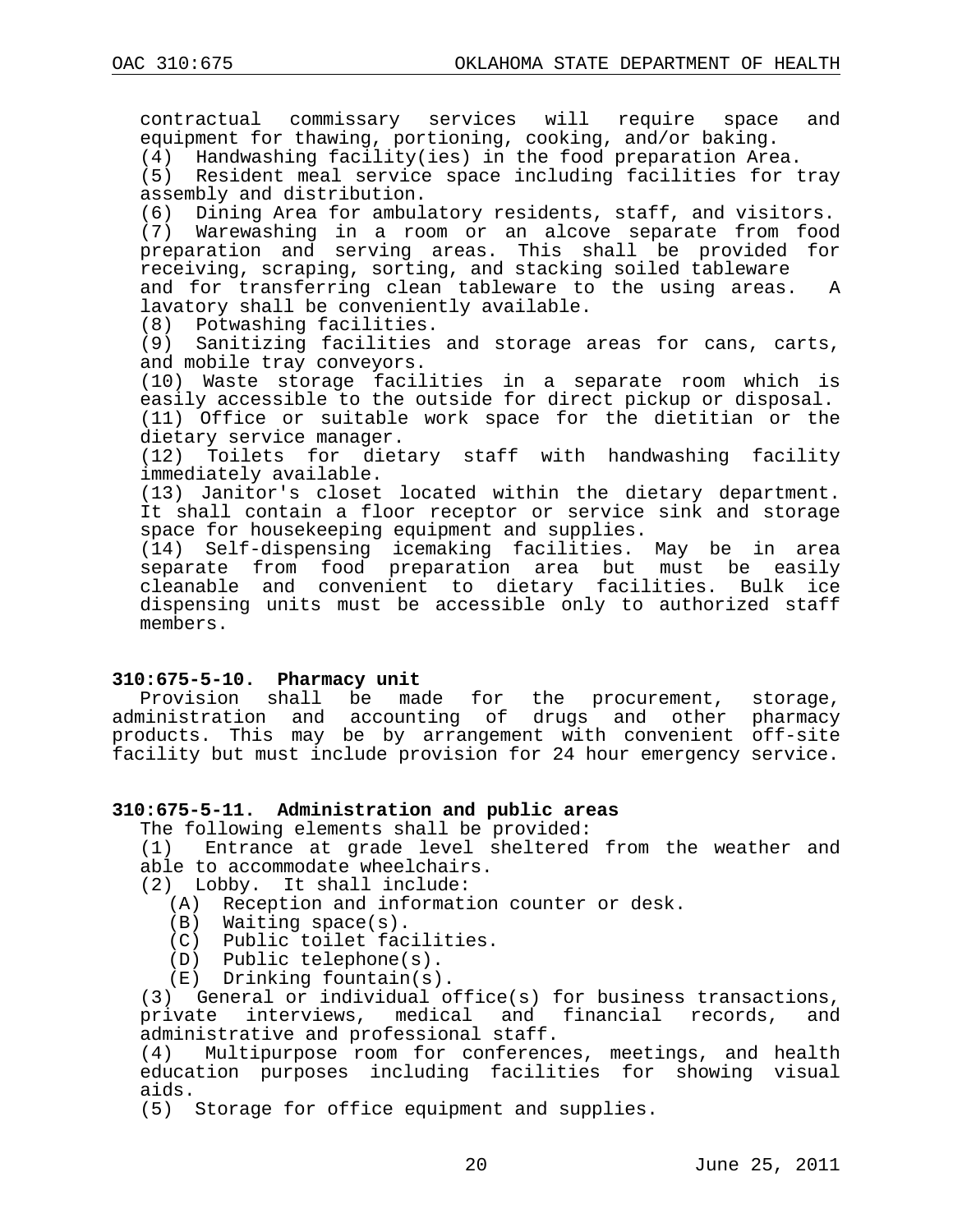contractual commissary services will require space and equipment for thawing, portioning, cooking, and/or baking.

(4) Handwashing facility(ies) in the food preparation Area.

(5) Resident meal service space including facilities for tray assembly and distribution.

(6) Dining Area for ambulatory residents, staff, and visitors.

(7) Warewashing in a room or an alcove separate from food preparation and serving areas. This shall be provided for receiving, scraping, sorting, and stacking soiled tableware and for transferring clean tableware to the using areas. A lavatory shall be conveniently available.

(8) Potwashing facilities.

(9) Sanitizing facilities and storage areas for cans, carts, and mobile tray conveyors.

(10) Waste storage facilities in a separate room which is easily accessible to the outside for direct pickup or disposal.

(11) Office or suitable work space for the dietitian or the dietary service manager.

(12) Toilets for dietary staff with handwashing facility immediately available.

(13) Janitor's closet located within the dietary department. It shall contain a floor receptor or service sink and storage space for housekeeping equipment and supplies.

(14) Self-dispensing icemaking facilities. May be in area separate from food preparation area but must be easily cleanable and convenient to dietary facilities. Bulk ice dispensing units must be accessible only to authorized staff members.

**310:675-5-10. Pharmacy unit**

Provision shall be made for the procurement, storage, administration and accounting of drugs and other pharmacy products. This may be by arrangement with convenient off-site facility but must include provision for 24 hour emergency service.

**310:675-5-11. Administration and public areas**

The following elements shall be provided:

(1) Entrance at grade level sheltered from the weather and able to accommodate wheelchairs.

(2) Lobby. It shall include:

(A) Reception and information counter or desk.

(B) Waiting space(s).

(C) Public toilet facilities.

(D) Public telephone(s).

(E) Drinking fountain(s).

(3) General or individual office(s) for business transactions, private interviews, medical and financial records, and administrative and professional staff.

(4) Multipurpose room for conferences, meetings, and health education purposes including facilities for showing visual aids.

(5) Storage for office equipment and supplies.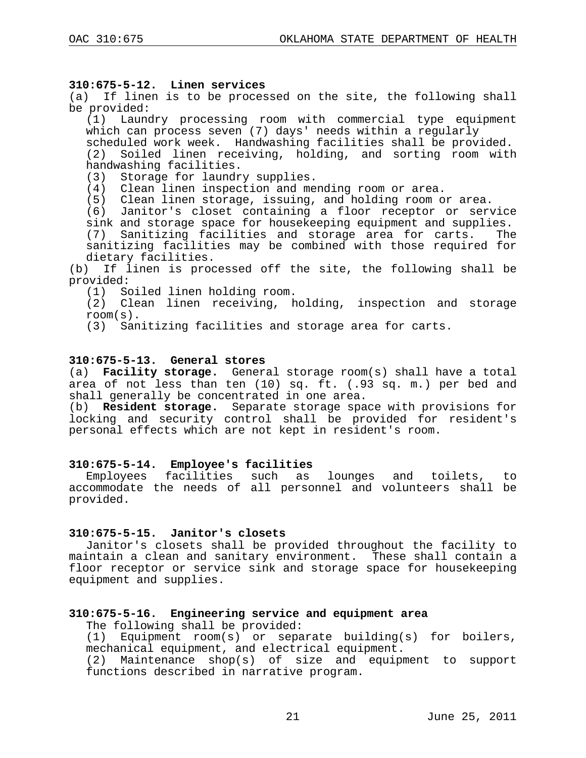### 310:675-5-12. Linen services

(a) If linen is to be processed on the site, the following shall be provided:

(1) Laundry processing room with commercial type equipment which can process seven (7) days' needs within a regularly scheduled work week. Handwashing facilities shall be provided.

(2) Soiled linen receiving, holding, and sorting room with handwashing facilities.

(3) Storage for laundry supplies.

(4) Clean linen inspection and mending room or area.

(5) Clean linen storage, issuing, and holding room or area.

(6) Janitor's closet containing a floor receptor or service sink and storage space for housekeeping equipment and supplies.

(7) Sanitizing facilities and storage area for carts. The sanitizing facilities may be combined with those required for dietary facilities.

(b) If linen is processed off the site, the following shall be provided:

(1) Soiled linen holding room.

(2) Clean linen receiving, holding, inspection and storage room(s).

(3) Sanitizing facilities and storage area for carts.

### 310:675-5-13. General stores

(a) **Facility storage.** General storage room(s) shall have a total area of not less than ten (10) sq. ft. (.93 sq. m.) per bed and shall generally be concentrated in one area.

(b) **Resident storage.** Separate storage space with provisions for locking and security control shall be provided for resident's personal effects which are not kept in resident's room.

### 310:675-5-14. Employee's facilities

Employees facilities such as lounges and toilets, to accommodate the needs of all personnel and volunteers shall be provided.

### 310:675-5-15. Janitor's closets

Janitor's closets shall be provided throughout the facility to maintain a clean and sanitary environment. These shall contain a floor receptor or service sink and storage space for housekeeping equipment and supplies.

### 310:675-5-16. Engineering service and equipment area

The following shall be provided:

(1) Equipment room(s) or separate building(s) for boilers, mechanical equipment, and electrical equipment.

(2) Maintenance shop(s) of size and equipment to support functions described in narrative program.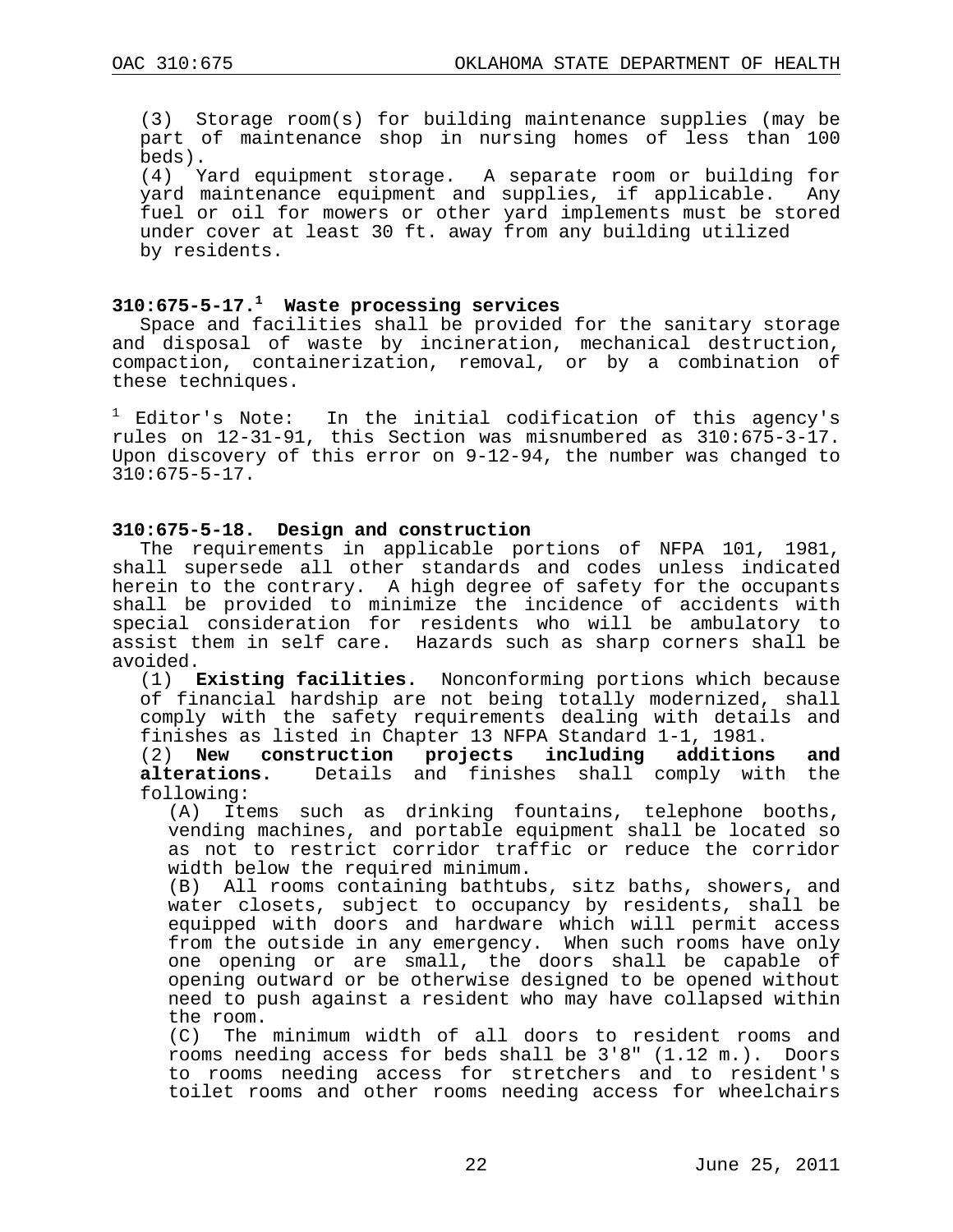(3) Storage room(s) for building maintenance supplies (may be part of maintenance shop in nursing homes of less than 100 beds).

(4) Yard equipment storage. A separate room or building for yard maintenance equipment and supplies, if applicable. Any fuel or oil for mowers or other yard implements must be stored under cover at least 30 ft. away from any building utilized by residents.

### 310:675-5-17.[1] Waste processing services

Space and facilities shall be provided for the sanitary storage and disposal of waste by incineration, mechanical destruction, compaction, containerization, removal, or by a combination of these techniques.

[1] Editor's Note: In the initial codification of this agency's rules on 12-31-91, this Section was misnumbered as 310:675-3-17. Upon discovery of this error on 9-12-94, the number was changed to 310:675-5-17.

### 310:675-5-18. Design and construction

The requirements in applicable portions of NFPA 101, 1981, shall supersede all other standards and codes unless indicated herein to the contrary. A high degree of safety for the occupants shall be provided to minimize the incidence of accidents with special consideration for residents who will be ambulatory to assist them in self care. Hazards such as sharp corners shall be avoided.

(1) **Existing facilities.** Nonconforming portions which because of financial hardship are not being totally modernized, shall comply with the safety requirements dealing with details and finishes as listed in Chapter 13 NFPA Standard 1-1, 1981.

(2) **New construction projects including additions and alterations.** Details and finishes shall comply with the following:

(A) Items such as drinking fountains, telephone booths, vending machines, and portable equipment shall be located so as not to restrict corridor traffic or reduce the corridor width below the required minimum.

(B) All rooms containing bathtubs, sitz baths, showers, and water closets, subject to occupancy by residents, shall be equipped with doors and hardware which will permit access from the outside in any emergency. When such rooms have only one opening or are small, the doors shall be capable of opening outward or be otherwise designed to be opened without need to push against a resident who may have collapsed within the room.

(C) The minimum width of all doors to resident rooms and rooms needing access for beds shall be 3'8" (1.12 m.). Doors to rooms needing access for stretchers and to resident's toilet rooms and other rooms needing access for wheelchairs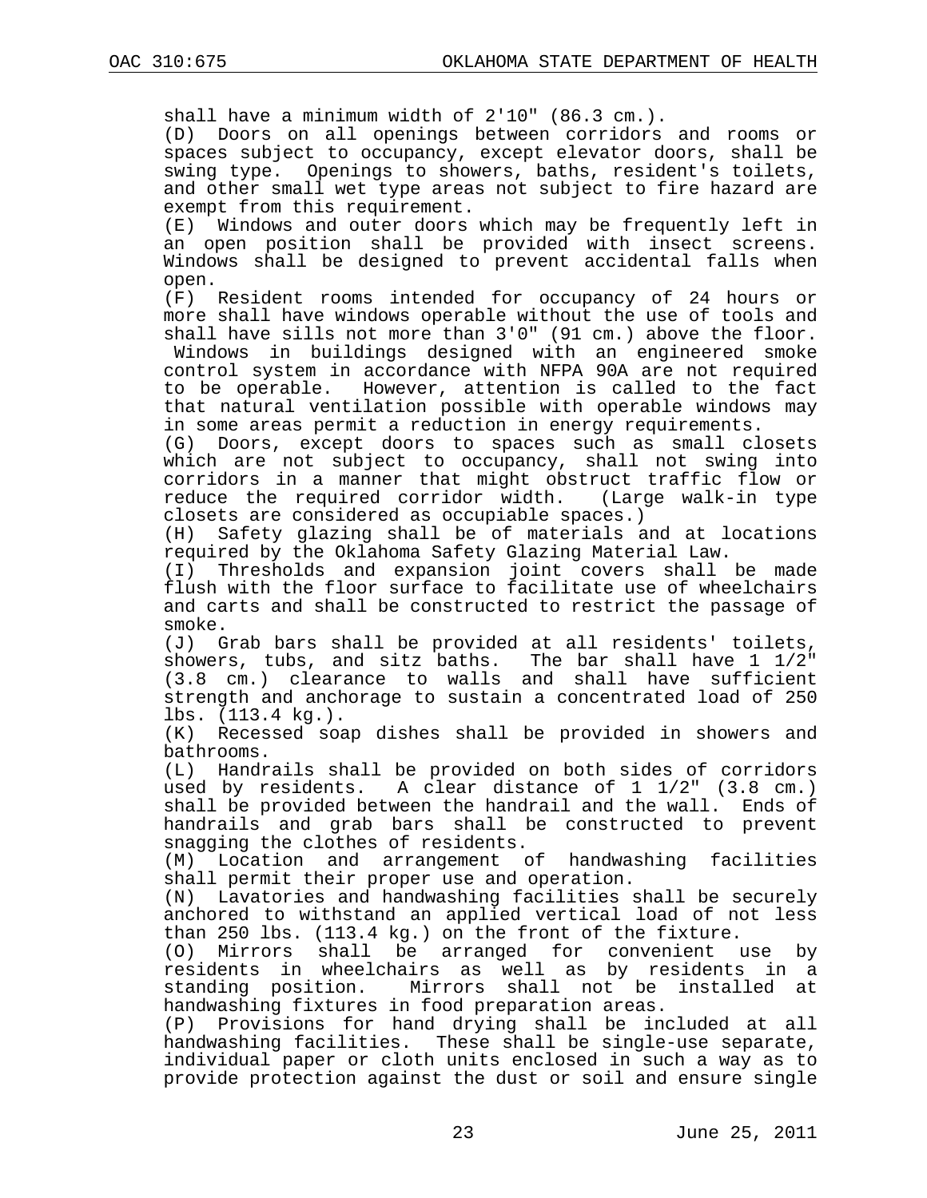shall have a minimum width of 2'10" (86.3 cm.).

(D) Doors on all openings between corridors and rooms or spaces subject to occupancy, except elevator doors, shall be swing type. Openings to showers, baths, resident's toilets, and other small wet type areas not subject to fire hazard are exempt from this requirement.

(E) Windows and outer doors which may be frequently left in an open position shall be provided with insect screens. Windows shall be designed to prevent accidental falls when open.

(F) Resident rooms intended for occupancy of 24 hours or more shall have windows operable without the use of tools and shall have sills not more than 3'0" (91 cm.) above the floor. Windows in buildings designed with an engineered smoke control system in accordance with NFPA 90A are not required to be operable. However, attention is called to the fact that natural ventilation possible with operable windows may in some areas permit a reduction in energy requirements.

(G) Doors, except doors to spaces such as small closets which are not subject to occupancy, shall not swing into corridors in a manner that might obstruct traffic flow or reduce the required corridor width. (Large walk-in type closets are considered as occupiable spaces.)

(H) Safety glazing shall be of materials and at locations required by the Oklahoma Safety Glazing Material Law.

(I) Thresholds and expansion joint covers shall be made flush with the floor surface to facilitate use of wheelchairs and carts and shall be constructed to restrict the passage of smoke.

(J) Grab bars shall be provided at all residents' toilets, showers, tubs, and sitz baths. The bar shall have 1 1/2" (3.8 cm.) clearance to walls and shall have sufficient strength and anchorage to sustain a concentrated load of 250 lbs. (113.4 kg.).

(K) Recessed soap dishes shall be provided in showers and bathrooms.

(L) Handrails shall be provided on both sides of corridors used by residents. A clear distance of 1 1/2" (3.8 cm.) shall be provided between the handrail and the wall. Ends of handrails and grab bars shall be constructed to prevent snagging the clothes of residents.

(M) Location and arrangement of handwashing facilities shall permit their proper use and operation.

(N) Lavatories and handwashing facilities shall be securely anchored to withstand an applied vertical load of not less than 250 lbs. (113.4 kg.) on the front of the fixture.

(O) Mirrors shall be arranged for convenient use by residents in wheelchairs as well as by residents in a standing position. Mirrors shall not be installed at handwashing fixtures in food preparation areas.

(P) Provisions for hand drying shall be included at all handwashing facilities. These shall be single-use separate, individual paper or cloth units enclosed in such a way as to provide protection against the dust or soil and ensure single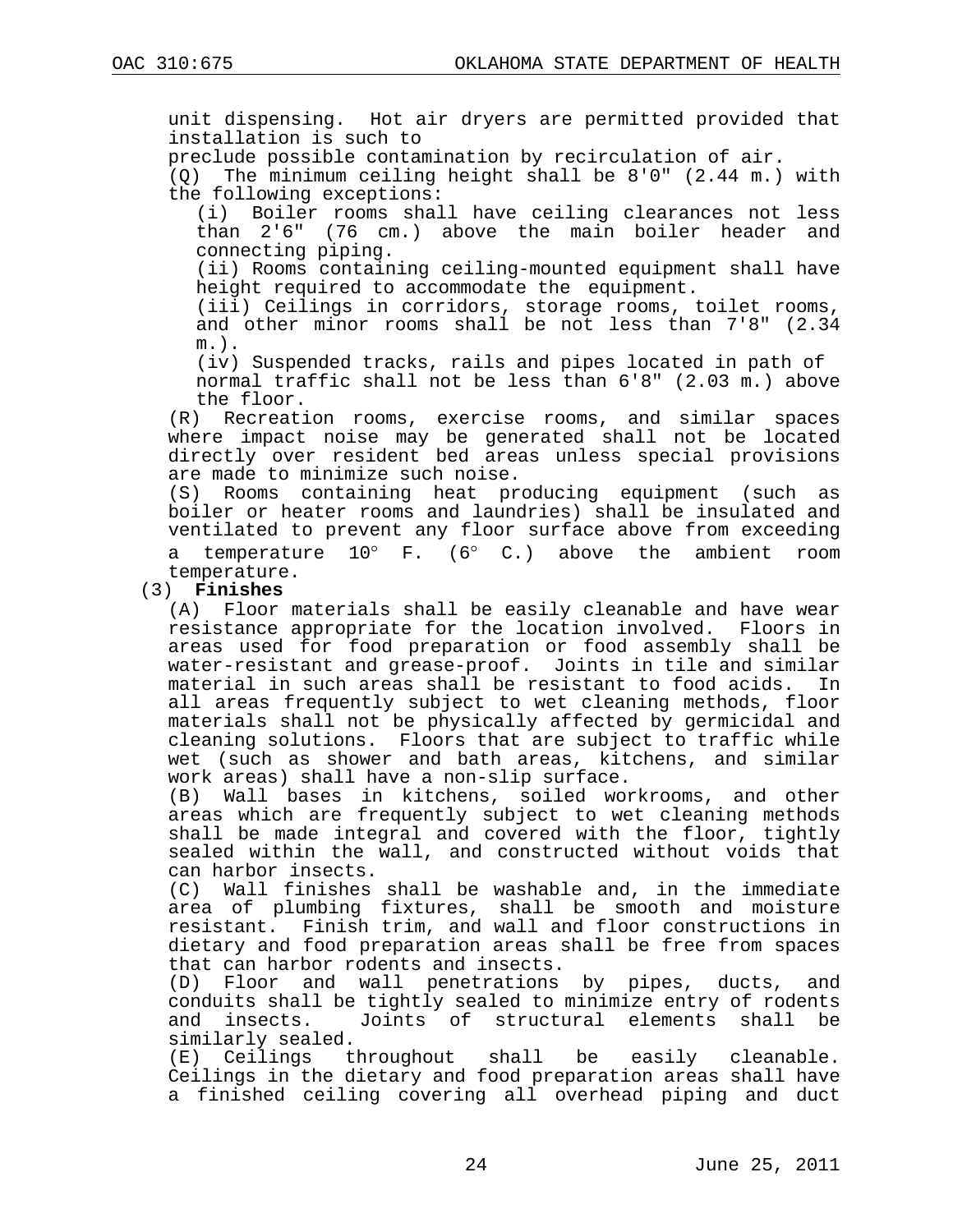unit dispensing. Hot air dryers are permitted provided that installation is such to
preclude possible contamination by recirculation of air.

(Q) The minimum ceiling height shall be 8'0" (2.44 m.) with the following exceptions:

(i) Boiler rooms shall have ceiling clearances not less than 2'6" (76 cm.) above the main boiler header and connecting piping.

(ii) Rooms containing ceiling-mounted equipment shall have height required to accommodate the equipment.

(iii) Ceilings in corridors, storage rooms, toilet rooms, and other minor rooms shall be not less than 7'8" (2.34 m.).

(iv) Suspended tracks, rails and pipes located in path of normal traffic shall not be less than 6'8" (2.03 m.) above the floor.

(R) Recreation rooms, exercise rooms, and similar spaces where impact noise may be generated shall not be located directly over resident bed areas unless special provisions are made to minimize such noise.

(S) Rooms containing heat producing equipment (such as boiler or heater rooms and laundries) shall be insulated and ventilated to prevent any floor surface above from exceeding a temperature 10° F. (6° C.) above the ambient room temperature.

(3) **Finishes**

(A) Floor materials shall be easily cleanable and have wear resistance appropriate for the location involved. Floors in areas used for food preparation or food assembly shall be water-resistant and grease-proof. Joints in tile and similar material in such areas shall be resistant to food acids. In all areas frequently subject to wet cleaning methods, floor materials shall not be physically affected by germicidal and cleaning solutions. Floors that are subject to traffic while wet (such as shower and bath areas, kitchens, and similar work areas) shall have a non-slip surface.

(B) Wall bases in kitchens, soiled workrooms, and other areas which are frequently subject to wet cleaning methods shall be made integral and covered with the floor, tightly sealed within the wall, and constructed without voids that can harbor insects.

(C) Wall finishes shall be washable and, in the immediate area of plumbing fixtures, shall be smooth and moisture resistant. Finish trim, and wall and floor constructions in dietary and food preparation areas shall be free from spaces that can harbor rodents and insects.

(D) Floor and wall penetrations by pipes, ducts, and conduits shall be tightly sealed to minimize entry of rodents and insects. Joints of structural elements shall be similarly sealed.

(E) Ceilings throughout shall be easily cleanable. Ceilings in the dietary and food preparation areas shall have a finished ceiling covering all overhead piping and duct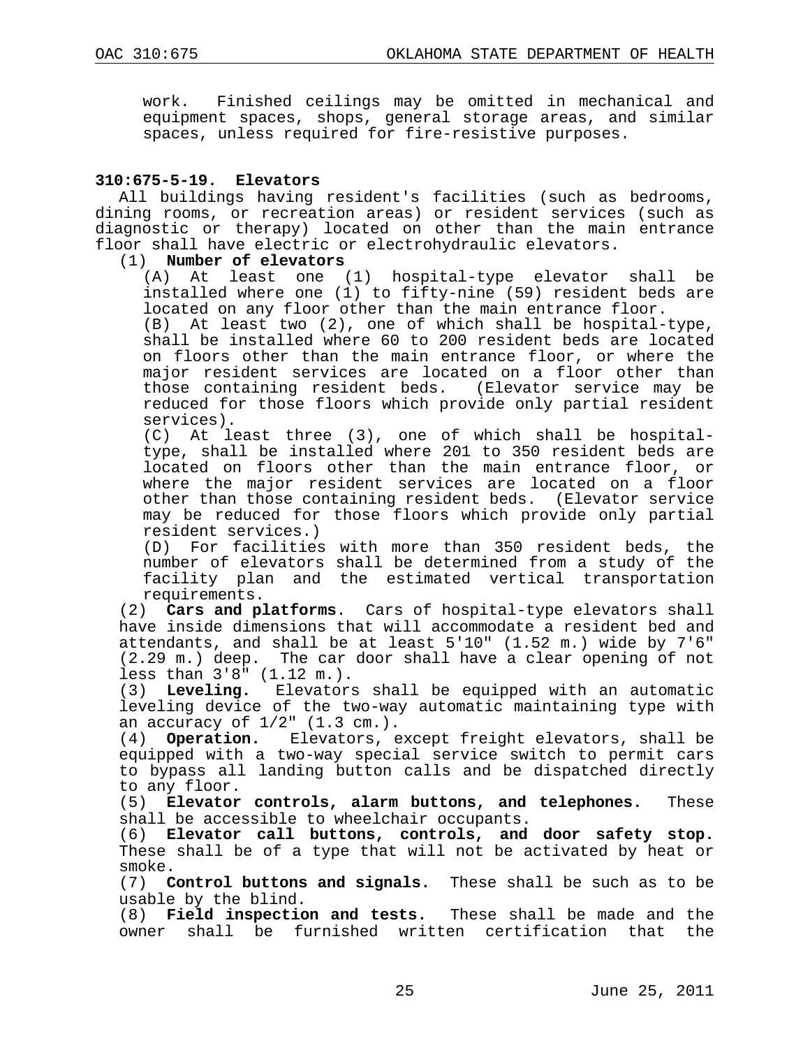work. Finished ceilings may be omitted in mechanical and equipment spaces, shops, general storage areas, and similar spaces, unless required for fire-resistive purposes.

**310:675-5-19. Elevators**

All buildings having resident's facilities (such as bedrooms, dining rooms, or recreation areas) or resident services (such as diagnostic or therapy) located on other than the main entrance floor shall have electric or electrohydraulic elevators.

(1) **Number of elevators**

(A) At least one (1) hospital-type elevator shall be installed where one (1) to fifty-nine (59) resident beds are located on any floor other than the main entrance floor.

(B) At least two (2), one of which shall be hospital-type, shall be installed where 60 to 200 resident beds are located on floors other than the main entrance floor, or where the major resident services are located on a floor other than those containing resident beds. (Elevator service may be reduced for those floors which provide only partial resident services).

(C) At least three (3), one of which shall be hospital-type, shall be installed where 201 to 350 resident beds are located on floors other than the main entrance floor, or where the major resident services are located on a floor other than those containing resident beds. (Elevator service may be reduced for those floors which provide only partial resident services.)

(D) For facilities with more than 350 resident beds, the number of elevators shall be determined from a study of the facility plan and the estimated vertical transportation requirements.

(2) **Cars and platforms**. Cars of hospital-type elevators shall have inside dimensions that will accommodate a resident bed and attendants, and shall be at least 5'10" (1.52 m.) wide by 7'6" (2.29 m.) deep. The car door shall have a clear opening of not less than 3'8" (1.12 m.).

(3) **Leveling.** Elevators shall be equipped with an automatic leveling device of the two-way automatic maintaining type with an accuracy of 1/2" (1.3 cm.).

(4) **Operation.** Elevators, except freight elevators, shall be equipped with a two-way special service switch to permit cars to bypass all landing button calls and be dispatched directly to any floor.

(5) **Elevator controls, alarm buttons, and telephones.** These shall be accessible to wheelchair occupants.

(6) **Elevator call buttons, controls, and door safety stop.** These shall be of a type that will not be activated by heat or smoke.

(7) **Control buttons and signals.** These shall be such as to be usable by the blind.

(8) **Field inspection and tests.** These shall be made and the owner shall be furnished written certification that the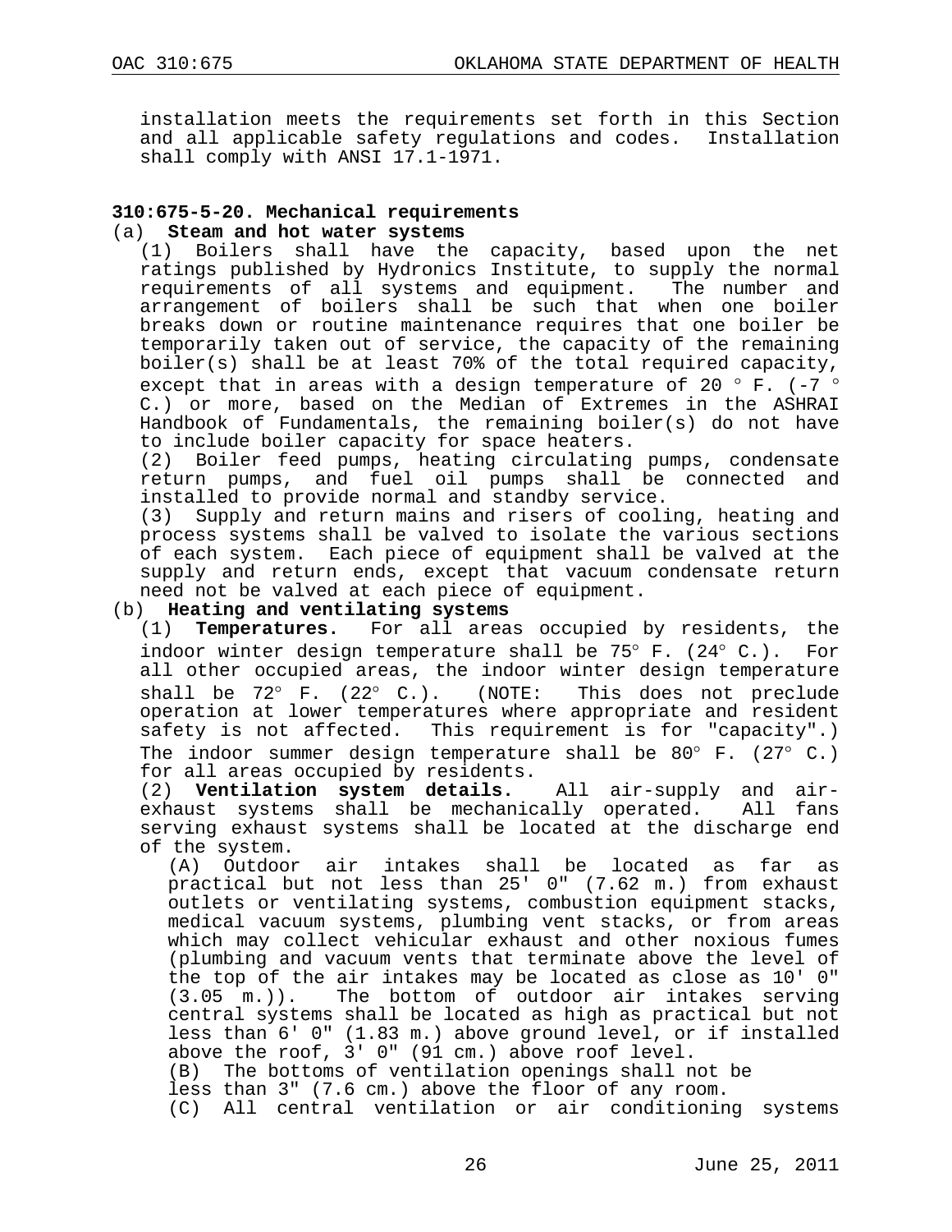installation meets the requirements set forth in this Section and all applicable safety regulations and codes. Installation shall comply with ANSI 17.1-1971.

## 310:675-5-20. Mechanical requirements

(a) **Steam and hot water systems**

(1) Boilers shall have the capacity, based upon the net ratings published by Hydronics Institute, to supply the normal requirements of all systems and equipment. The number and arrangement of boilers shall be such that when one boiler breaks down or routine maintenance requires that one boiler be temporarily taken out of service, the capacity of the remaining boiler(s) shall be at least 70% of the total required capacity, except that in areas with a design temperature of 20 ° F. (-7 ° C.) or more, based on the Median of Extremes in the ASHRAI Handbook of Fundamentals, the remaining boiler(s) do not have to include boiler capacity for space heaters.

(2) Boiler feed pumps, heating circulating pumps, condensate return pumps, and fuel oil pumps shall be connected and installed to provide normal and standby service.

(3) Supply and return mains and risers of cooling, heating and process systems shall be valved to isolate the various sections of each system. Each piece of equipment shall be valved at the supply and return ends, except that vacuum condensate return need not be valved at each piece of equipment.

(b) **Heating and ventilating systems**

(1) **Temperatures.** For all areas occupied by residents, the indoor winter design temperature shall be 75° F. (24° C.). For all other occupied areas, the indoor winter design temperature shall be 72° F. (22° C.). (NOTE: This does not preclude operation at lower temperatures where appropriate and resident safety is not affected. This requirement is for "capacity".) The indoor summer design temperature shall be 80° F. (27° C.) for all areas occupied by residents.

(2) **Ventilation system details.** All air-supply and air-exhaust systems shall be mechanically operated. All fans serving exhaust systems shall be located at the discharge end of the system.

(A) Outdoor air intakes shall be located as far as practical but not less than 25' 0" (7.62 m.) from exhaust outlets or ventilating systems, combustion equipment stacks, medical vacuum systems, plumbing vent stacks, or from areas which may collect vehicular exhaust and other noxious fumes (plumbing and vacuum vents that terminate above the level of the top of the air intakes may be located as close as 10' 0" (3.05 m.)). The bottom of outdoor air intakes serving central systems shall be located as high as practical but not less than 6' 0" (1.83 m.) above ground level, or if installed above the roof, 3' 0" (91 cm.) above roof level.

(B) The bottoms of ventilation openings shall not be less than 3" (7.6 cm.) above the floor of any room.

(C) All central ventilation or air conditioning systems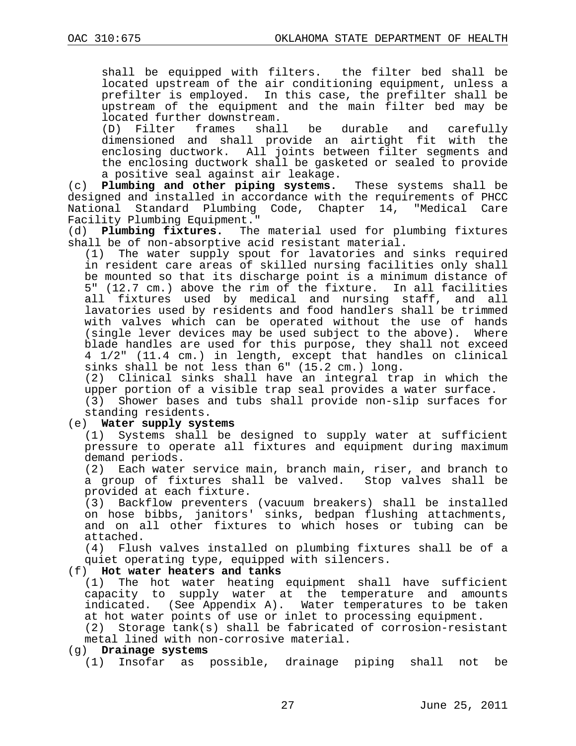shall be equipped with filters. the filter bed shall be located upstream of the air conditioning equipment, unless a prefilter is employed. In this case, the prefilter shall be upstream of the equipment and the main filter bed may be located further downstream.

(D) Filter frames shall be durable and carefully dimensioned and shall provide an airtight fit with the enclosing ductwork. All joints between filter segments and the enclosing ductwork shall be gasketed or sealed to provide a positive seal against air leakage.

(c) **Plumbing and other piping systems.** These systems shall be designed and installed in accordance with the requirements of PHCC National Standard Plumbing Code, Chapter 14, "Medical Care Facility Plumbing Equipment."

(d) **Plumbing fixtures.** The material used for plumbing fixtures shall be of non-absorptive acid resistant material.

(1) The water supply spout for lavatories and sinks required in resident care areas of skilled nursing facilities only shall be mounted so that its discharge point is a minimum distance of 5" (12.7 cm.) above the rim of the fixture. In all facilities all fixtures used by medical and nursing staff, and all lavatories used by residents and food handlers shall be trimmed with valves which can be operated without the use of hands (single lever devices may be used subject to the above). Where blade handles are used for this purpose, they shall not exceed 4 1/2" (11.4 cm.) in length, except that handles on clinical sinks shall be not less than 6" (15.2 cm.) long.

(2) Clinical sinks shall have an integral trap in which the upper portion of a visible trap seal provides a water surface.

(3) Shower bases and tubs shall provide non-slip surfaces for standing residents.

(e) **Water supply systems**

(1) Systems shall be designed to supply water at sufficient pressure to operate all fixtures and equipment during maximum demand periods.

(2) Each water service main, branch main, riser, and branch to a group of fixtures shall be valved. Stop valves shall be provided at each fixture.

(3) Backflow preventers (vacuum breakers) shall be installed on hose bibbs, janitors' sinks, bedpan flushing attachments, and on all other fixtures to which hoses or tubing can be attached.

(4) Flush valves installed on plumbing fixtures shall be of a quiet operating type, equipped with silencers.

(f) **Hot water heaters and tanks**

(1) The hot water heating equipment shall have sufficient capacity to supply water at the temperature and amounts indicated. (See Appendix A). Water temperatures to be taken at hot water points of use or inlet to processing equipment.

(2) Storage tank(s) shall be fabricated of corrosion-resistant metal lined with non-corrosive material.

(g) **Drainage systems**

(1) Insofar as possible, drainage piping shall not be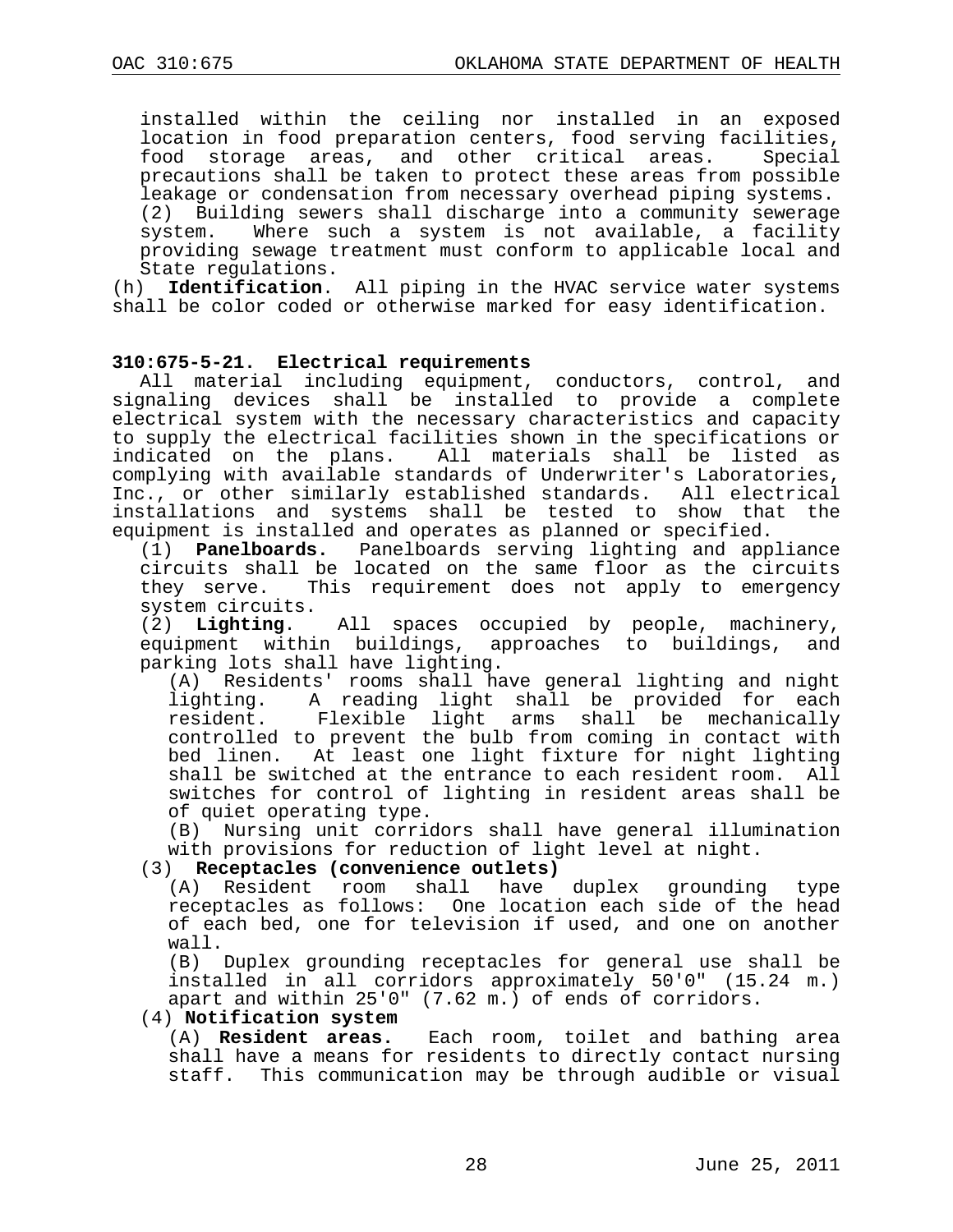installed within the ceiling nor installed in an exposed location in food preparation centers, food serving facilities, food storage areas, and other critical areas. Special precautions shall be taken to protect these areas from possible leakage or condensation from necessary overhead piping systems.

(2) Building sewers shall discharge into a community sewerage system. Where such a system is not available, a facility providing sewage treatment must conform to applicable local and State regulations.

(h) **Identification**. All piping in the HVAC service water systems shall be color coded or otherwise marked for easy identification.

**310:675-5-21. Electrical requirements**

All material including equipment, conductors, control, and signaling devices shall be installed to provide a complete electrical system with the necessary characteristics and capacity to supply the electrical facilities shown in the specifications or indicated on the plans. All materials shall be listed as complying with available standards of Underwriter's Laboratories, Inc., or other similarly established standards. All electrical installations and systems shall be tested to show that the equipment is installed and operates as planned or specified.

(1) **Panelboards.** Panelboards serving lighting and appliance circuits shall be located on the same floor as the circuits they serve. This requirement does not apply to emergency system circuits.

(2) **Lighting**. All spaces occupied by people, machinery, equipment within buildings, approaches to buildings, and parking lots shall have lighting.

(A) Residents' rooms shall have general lighting and night lighting. A reading light shall be provided for each resident. Flexible light arms shall be mechanically controlled to prevent the bulb from coming in contact with bed linen. At least one light fixture for night lighting shall be switched at the entrance to each resident room. All switches for control of lighting in resident areas shall be of quiet operating type.

(B) Nursing unit corridors shall have general illumination with provisions for reduction of light level at night.

(3) **Receptacles (convenience outlets)**

(A) Resident room shall have duplex grounding type receptacles as follows: One location each side of the head of each bed, one for television if used, and one on another wall.

(B) Duplex grounding receptacles for general use shall be installed in all corridors approximately 50'0" (15.24 m.) apart and within 25'0" (7.62 m.) of ends of corridors.

(4) **Notification system**

(A) **Resident areas.** Each room, toilet and bathing area shall have a means for residents to directly contact nursing staff. This communication may be through audible or visual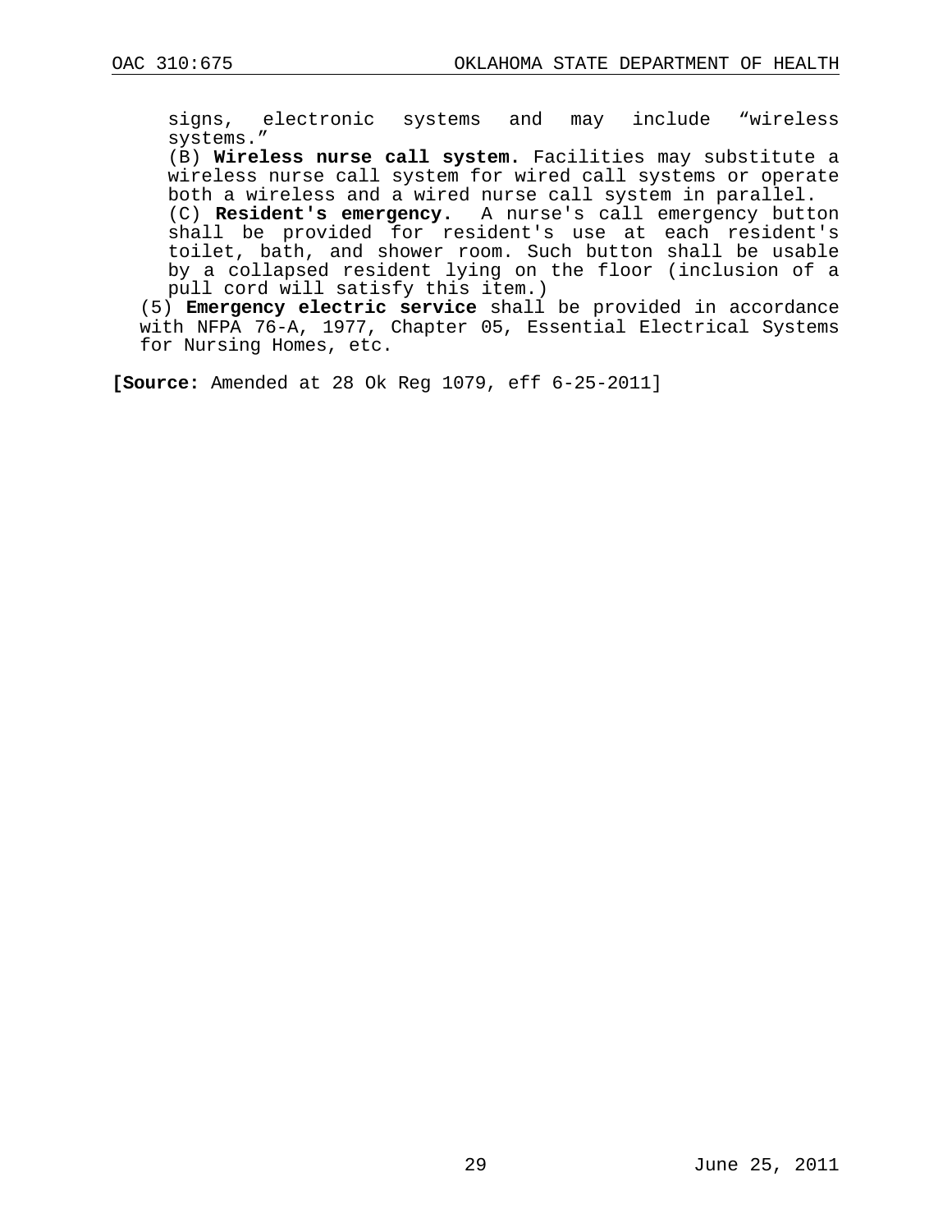signs, electronic systems and may include "wireless systems."

(B) **Wireless nurse call system.** Facilities may substitute a wireless nurse call system for wired call systems or operate both a wireless and a wired nurse call system in parallel.

(C) **Resident's emergency.** A nurse's call emergency button shall be provided for resident's use at each resident's toilet, bath, and shower room. Such button shall be usable by a collapsed resident lying on the floor (inclusion of a pull cord will satisfy this item.)

(5) **Emergency electric service** shall be provided in accordance with NFPA 76-A, 1977, Chapter 05, Essential Electrical Systems for Nursing Homes, etc.

**[Source:** Amended at 28 Ok Reg 1079, eff 6-25-2011]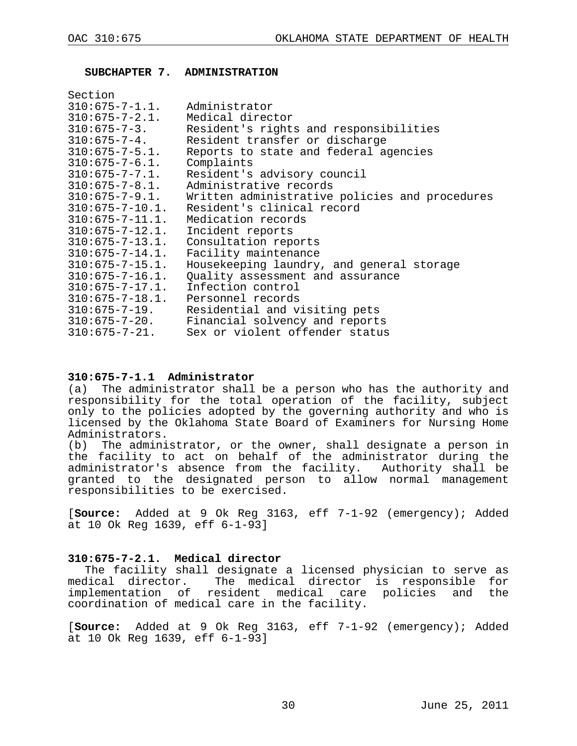## SUBCHAPTER 7. ADMINISTRATION

| Section | |
|---|---|
| 310:675-7-1.1. | Administrator |
| 310:675-7-2.1. | Medical director |
| 310:675-7-3. | Resident's rights and responsibilities |
| 310:675-7-4. | Resident transfer or discharge |
| 310:675-7-5.1. | Reports to state and federal agencies |
| 310:675-7-6.1. | Complaints |
| 310:675-7-7.1. | Resident's advisory council |
| 310:675-7-8.1. | Administrative records |
| 310:675-7-9.1. | Written administrative policies and procedures |
| 310:675-7-10.1. | Resident's clinical record |
| 310:675-7-11.1. | Medication records |
| 310:675-7-12.1. | Incident reports |
| 310:675-7-13.1. | Consultation reports |
| 310:675-7-14.1. | Facility maintenance |
| 310:675-7-15.1. | Housekeeping laundry, and general storage |
| 310:675-7-16.1. | Quality assessment and assurance |
| 310:675-7-17.1. | Infection control |
| 310:675-7-18.1. | Personnel records |
| 310:675-7-19. | Residential and visiting pets |
| 310:675-7-20. | Financial solvency and reports |
| 310:675-7-21. | Sex or violent offender status |

### 310:675-7-1.1 Administrator

(a) The administrator shall be a person who has the authority and responsibility for the total operation of the facility, subject only to the policies adopted by the governing authority and who is licensed by the Oklahoma State Board of Examiners for Nursing Home Administrators.

(b) The administrator, or the owner, shall designate a person in the facility to act on behalf of the administrator during the administrator's absence from the facility. Authority shall be granted to the designated person to allow normal management responsibilities to be exercised.

[**Source:** Added at 9 Ok Reg 3163, eff 7-1-92 (emergency); Added at 10 Ok Reg 1639, eff 6-1-93]

### 310:675-7-2.1. Medical director

The facility shall designate a licensed physician to serve as medical director. The medical director is responsible for implementation of resident medical care policies and the coordination of medical care in the facility.

[**Source:** Added at 9 Ok Reg 3163, eff 7-1-92 (emergency); Added at 10 Ok Reg 1639, eff 6-1-93]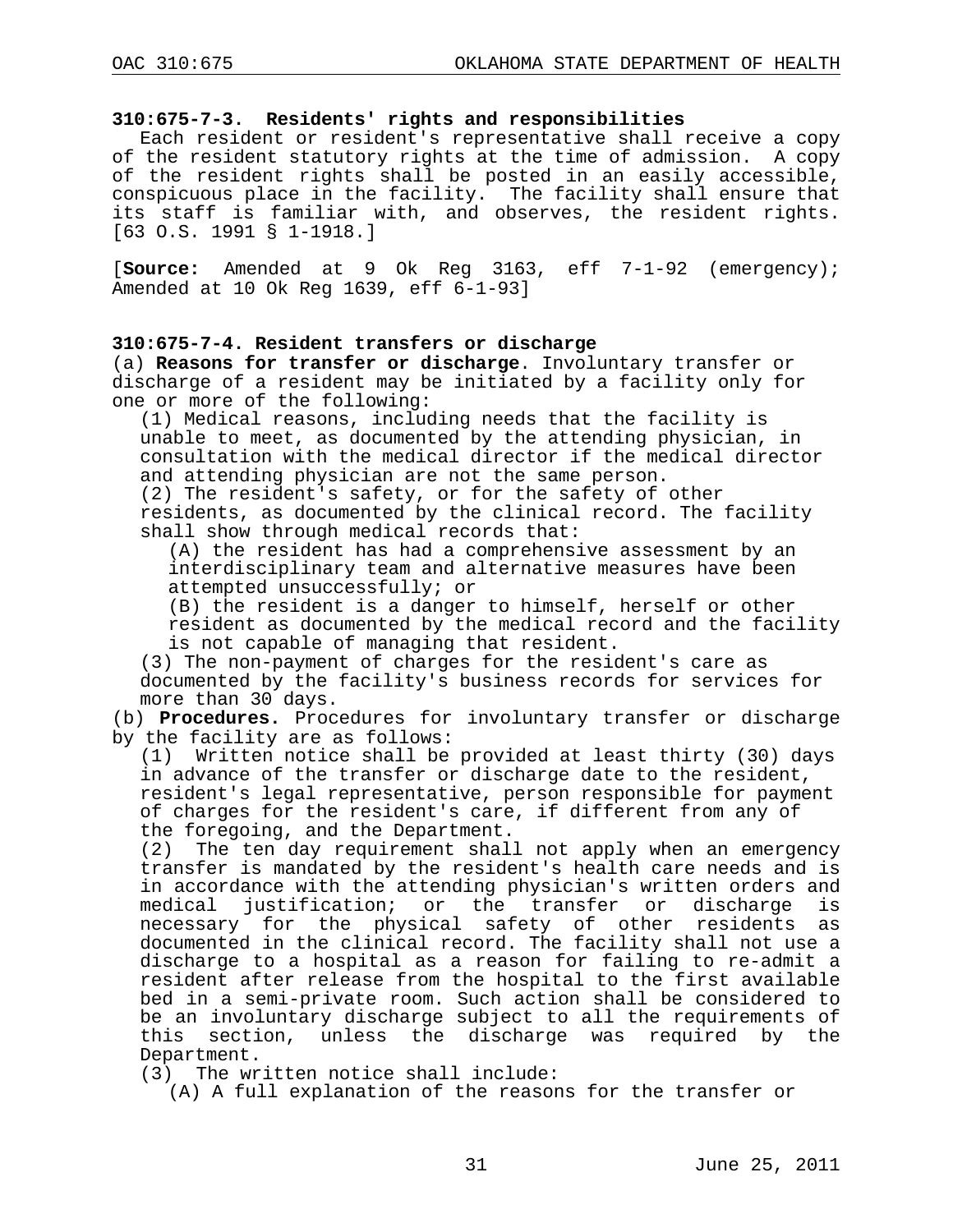### 310:675-7-3. Residents' rights and responsibilities

Each resident or resident's representative shall receive a copy of the resident statutory rights at the time of admission. A copy of the resident rights shall be posted in an easily accessible, conspicuous place in the facility. The facility shall ensure that its staff is familiar with, and observes, the resident rights. [63 O.S. 1991 § 1-1918.]

[**Source:** Amended at 9 Ok Reg 3163, eff 7-1-92 (emergency); Amended at 10 Ok Reg 1639, eff 6-1-93]

### 310:675-7-4. Resident transfers or discharge

(a) **Reasons for transfer or discharge**. Involuntary transfer or discharge of a resident may be initiated by a facility only for one or more of the following:

(1) Medical reasons, including needs that the facility is unable to meet, as documented by the attending physician, in consultation with the medical director if the medical director and attending physician are not the same person.

(2) The resident's safety, or for the safety of other residents, as documented by the clinical record. The facility shall show through medical records that:

(A) the resident has had a comprehensive assessment by an interdisciplinary team and alternative measures have been attempted unsuccessfully; or

(B) the resident is a danger to himself, herself or other resident as documented by the medical record and the facility is not capable of managing that resident.

(3) The non-payment of charges for the resident's care as documented by the facility's business records for services for more than 30 days.

(b) **Procedures.** Procedures for involuntary transfer or discharge by the facility are as follows:

(1) Written notice shall be provided at least thirty (30) days in advance of the transfer or discharge date to the resident, resident's legal representative, person responsible for payment of charges for the resident's care, if different from any of the foregoing, and the Department.

(2) The ten day requirement shall not apply when an emergency transfer is mandated by the resident's health care needs and is in accordance with the attending physician's written orders and medical justification; or the transfer or discharge is necessary for the physical safety of other residents as documented in the clinical record. The facility shall not use a discharge to a hospital as a reason for failing to re-admit a resident after release from the hospital to the first available bed in a semi-private room. Such action shall be considered to be an involuntary discharge subject to all the requirements of this section, unless the discharge was required by the Department.

(3) The written notice shall include:

(A) A full explanation of the reasons for the transfer or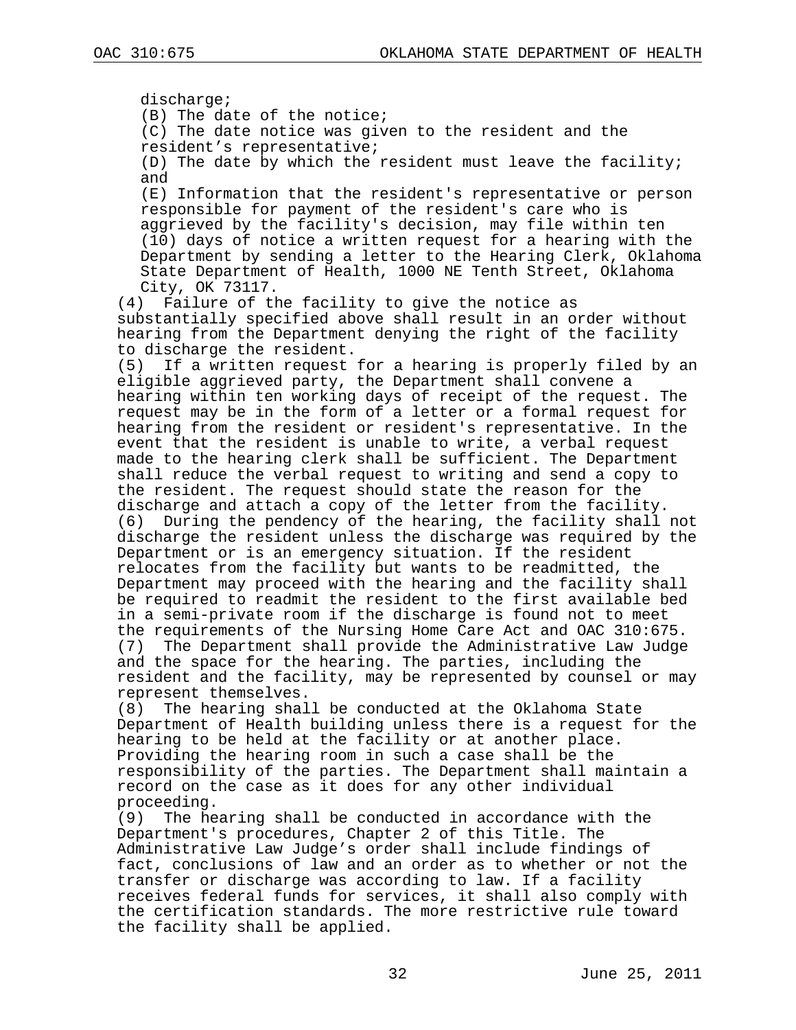discharge;

(B) The date of the notice;

(C) The date notice was given to the resident and the resident's representative;

(D) The date by which the resident must leave the facility; and

(E) Information that the resident's representative or person responsible for payment of the resident's care who is aggrieved by the facility's decision, may file within ten (10) days of notice a written request for a hearing with the Department by sending a letter to the Hearing Clerk, Oklahoma State Department of Health, 1000 NE Tenth Street, Oklahoma City, OK 73117.

(4) Failure of the facility to give the notice as substantially specified above shall result in an order without hearing from the Department denying the right of the facility to discharge the resident.

(5) If a written request for a hearing is properly filed by an eligible aggrieved party, the Department shall convene a hearing within ten working days of receipt of the request. The request may be in the form of a letter or a formal request for hearing from the resident or resident's representative. In the event that the resident is unable to write, a verbal request made to the hearing clerk shall be sufficient. The Department shall reduce the verbal request to writing and send a copy to the resident. The request should state the reason for the discharge and attach a copy of the letter from the facility.

(6) During the pendency of the hearing, the facility shall not discharge the resident unless the discharge was required by the Department or is an emergency situation. If the resident relocates from the facility but wants to be readmitted, the Department may proceed with the hearing and the facility shall be required to readmit the resident to the first available bed in a semi-private room if the discharge is found not to meet the requirements of the Nursing Home Care Act and OAC 310:675.

(7) The Department shall provide the Administrative Law Judge and the space for the hearing. The parties, including the resident and the facility, may be represented by counsel or may represent themselves.

(8) The hearing shall be conducted at the Oklahoma State Department of Health building unless there is a request for the hearing to be held at the facility or at another place. Providing the hearing room in such a case shall be the responsibility of the parties. The Department shall maintain a record on the case as it does for any other individual proceeding.

(9) The hearing shall be conducted in accordance with the Department's procedures, Chapter 2 of this Title. The Administrative Law Judge's order shall include findings of fact, conclusions of law and an order as to whether or not the transfer or discharge was according to law. If a facility receives federal funds for services, it shall also comply with the certification standards. The more restrictive rule toward the facility shall be applied.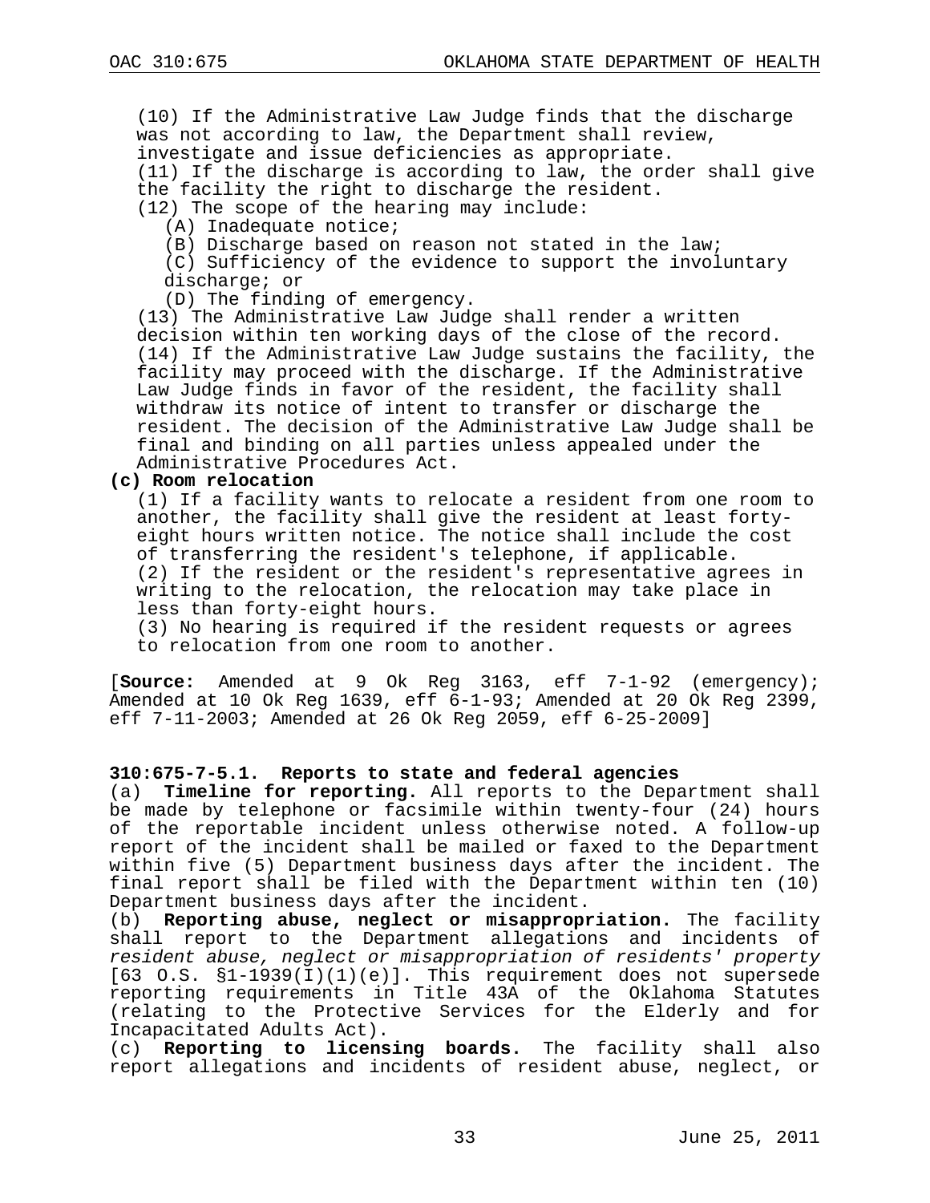(10) If the Administrative Law Judge finds that the discharge was not according to law, the Department shall review, investigate and issue deficiencies as appropriate.

(11) If the discharge is according to law, the order shall give the facility the right to discharge the resident.

(12) The scope of the hearing may include:

- (A) Inadequate notice;
- (B) Discharge based on reason not stated in the law;
- (C) Sufficiency of the evidence to support the involuntary discharge; or
- (D) The finding of emergency.

(13) The Administrative Law Judge shall render a written decision within ten working days of the close of the record.

(14) If the Administrative Law Judge sustains the facility, the facility may proceed with the discharge. If the Administrative Law Judge finds in favor of the resident, the facility shall withdraw its notice of intent to transfer or discharge the resident. The decision of the Administrative Law Judge shall be final and binding on all parties unless appealed under the Administrative Procedures Act.

**(c) Room relocation**

(1) If a facility wants to relocate a resident from one room to another, the facility shall give the resident at least forty-eight hours written notice. The notice shall include the cost of transferring the resident's telephone, if applicable.

(2) If the resident or the resident's representative agrees in writing to the relocation, the relocation may take place in less than forty-eight hours.

(3) No hearing is required if the resident requests or agrees to relocation from one room to another.

[**Source:** Amended at 9 Ok Reg 3163, eff 7-1-92 (emergency); Amended at 10 Ok Reg 1639, eff 6-1-93; Amended at 20 Ok Reg 2399, eff 7-11-2003; Amended at 26 Ok Reg 2059, eff 6-25-2009]

**310:675-7-5.1. Reports to state and federal agencies**

(a) **Timeline for reporting.** All reports to the Department shall be made by telephone or facsimile within twenty-four (24) hours of the reportable incident unless otherwise noted. A follow-up report of the incident shall be mailed or faxed to the Department within five (5) Department business days after the incident. The final report shall be filed with the Department within ten (10) Department business days after the incident.

(b) **Reporting abuse, neglect or misappropriation.** The facility shall report to the Department allegations and incidents of *resident abuse, neglect or misappropriation of residents' property* [63 O.S. §1-1939(I)(1)(e)]. This requirement does not supersede reporting requirements in Title 43A of the Oklahoma Statutes (relating to the Protective Services for the Elderly and for Incapacitated Adults Act).

(c) **Reporting to licensing boards.** The facility shall also report allegations and incidents of resident abuse, neglect, or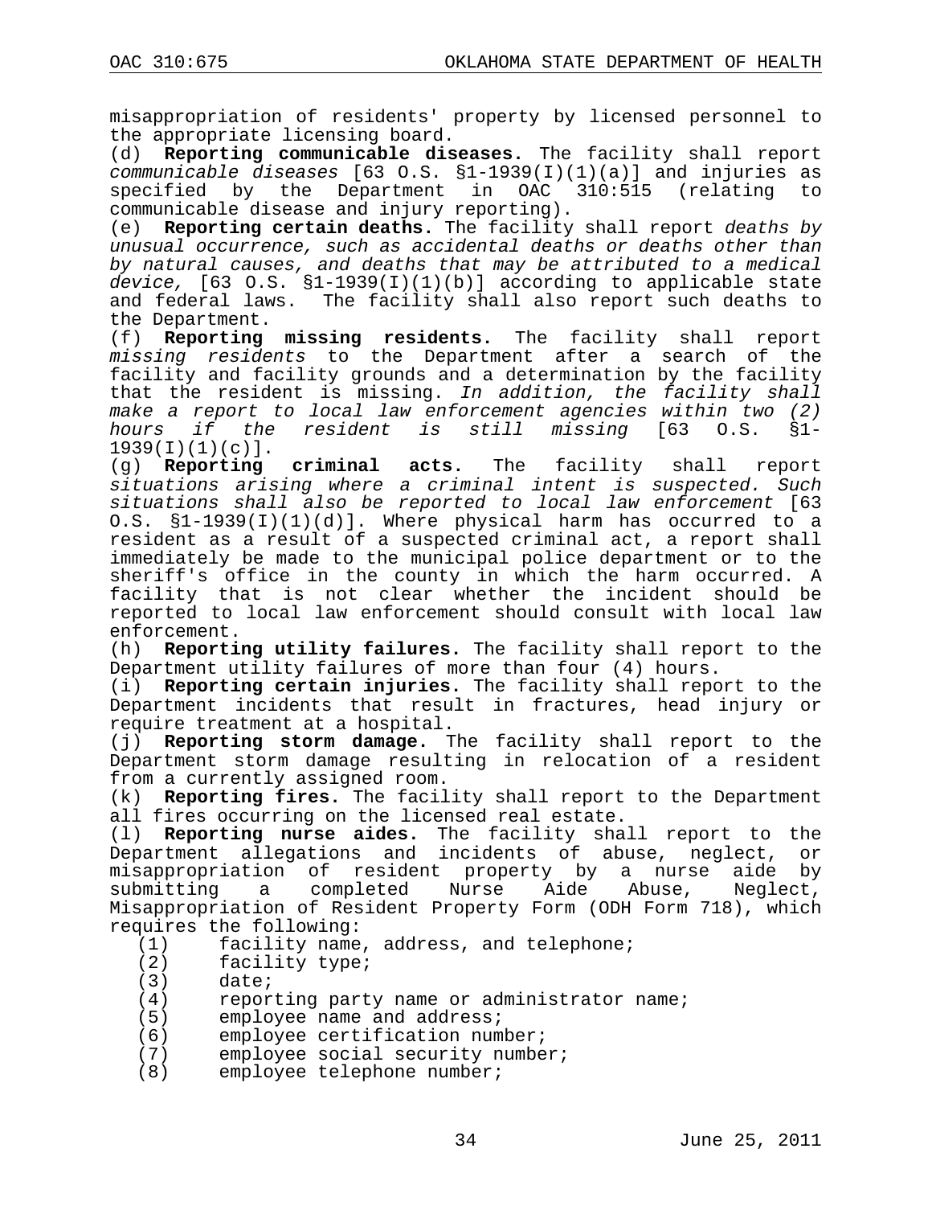misappropriation of residents' property by licensed personnel to the appropriate licensing board.

(d) **Reporting communicable diseases.** The facility shall report *communicable diseases* [63 O.S. §1-1939(I)(1)(a)] and injuries as specified by the Department in OAC 310:515 (relating to communicable disease and injury reporting).

(e) **Reporting certain deaths.** The facility shall report *deaths by unusual occurrence, such as accidental deaths or deaths other than by natural causes, and deaths that may be attributed to a medical device,* [63 O.S. §1-1939(I)(1)(b)] according to applicable state and federal laws. The facility shall also report such deaths to the Department.

(f) **Reporting missing residents.** The facility shall report *missing residents* to the Department after a search of the facility and facility grounds and a determination by the facility that the resident is missing. *In addition, the facility shall make a report to local law enforcement agencies within two (2) hours if the resident is still missing* [63 O.S. §1-1939(I)(1)(c)].

(g) **Reporting criminal acts.** The facility shall report *situations arising where a criminal intent is suspected. Such situations shall also be reported to local law enforcement* [63 O.S. §1-1939(I)(1)(d)]. Where physical harm has occurred to a resident as a result of a suspected criminal act, a report shall immediately be made to the municipal police department or to the sheriff's office in the county in which the harm occurred. A facility that is not clear whether the incident should be reported to local law enforcement should consult with local law enforcement.

(h) **Reporting utility failures.** The facility shall report to the Department utility failures of more than four (4) hours.

(i) **Reporting certain injuries.** The facility shall report to the Department incidents that result in fractures, head injury or require treatment at a hospital.

(j) **Reporting storm damage.** The facility shall report to the Department storm damage resulting in relocation of a resident from a currently assigned room.

(k) **Reporting fires.** The facility shall report to the Department all fires occurring on the licensed real estate.

(l) **Reporting nurse aides.** The facility shall report to the Department allegations and incidents of abuse, neglect, or misappropriation of resident property by a nurse aide by submitting a completed Nurse Aide Abuse, Neglect, Misappropriation of Resident Property Form (ODH Form 718), which requires the following:

(1) facility name, address, and telephone;
(2) facility type;
(3) date;
(4) reporting party name or administrator name;
(5) employee name and address;
(6) employee certification number;
(7) employee social security number;
(8) employee telephone number;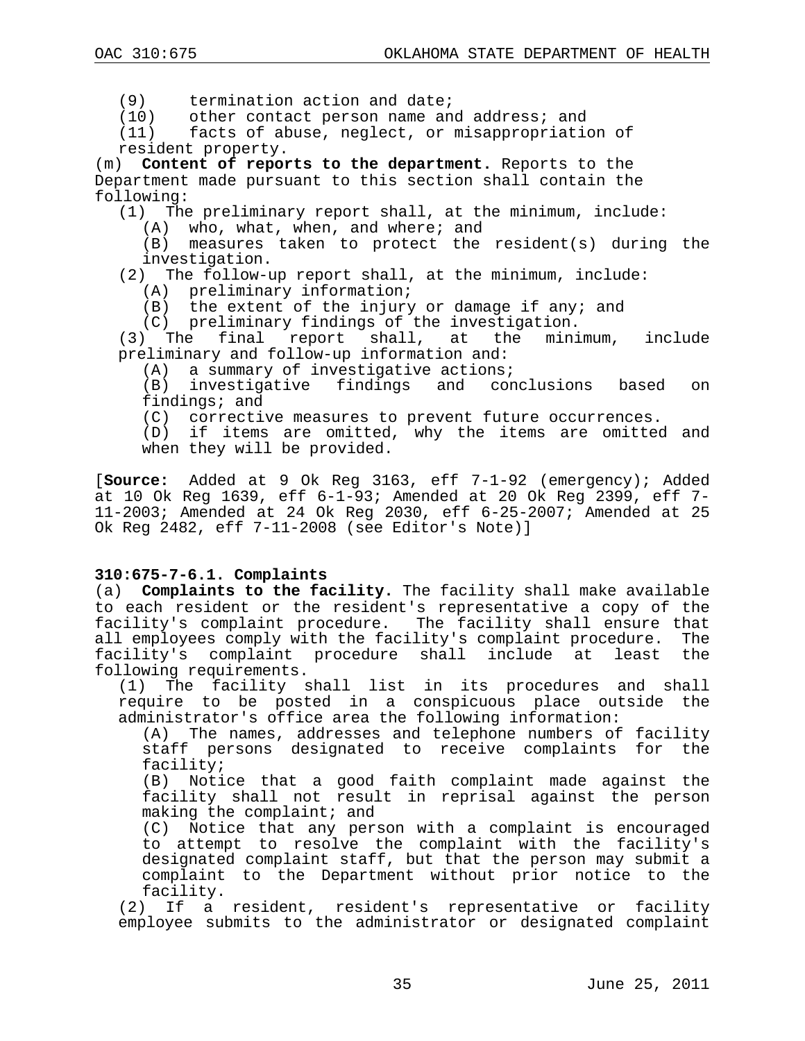(9) termination action and date;
(10) other contact person name and address; and
(11) facts of abuse, neglect, or misappropriation of resident property.

(m) **Content of reports to the department.** Reports to the Department made pursuant to this section shall contain the following:

(1) The preliminary report shall, at the minimum, include:
(A) who, what, when, and where; and
(B) measures taken to protect the resident(s) during the investigation.

(2) The follow-up report shall, at the minimum, include:
(A) preliminary information;
(B) the extent of the injury or damage if any; and
(C) preliminary findings of the investigation.

(3) The final report shall, at the minimum, include preliminary and follow-up information and:
(A) a summary of investigative actions;
(B) investigative findings and conclusions based on findings; and
(C) corrective measures to prevent future occurrences.
(D) if items are omitted, why the items are omitted and when they will be provided.

[**Source:** Added at 9 Ok Reg 3163, eff 7-1-92 (emergency); Added at 10 Ok Reg 1639, eff 6-1-93; Amended at 20 Ok Reg 2399, eff 7-11-2003; Amended at 24 Ok Reg 2030, eff 6-25-2007; Amended at 25 Ok Reg 2482, eff 7-11-2008 (see Editor's Note)]

**310:675-7-6.1. Complaints**

(a) **Complaints to the facility.** The facility shall make available to each resident or the resident's representative a copy of the facility's complaint procedure. The facility shall ensure that all employees comply with the facility's complaint procedure. The facility's complaint procedure shall include at least the following requirements.

(1) The facility shall list in its procedures and shall require to be posted in a conspicuous place outside the administrator's office area the following information:
(A) The names, addresses and telephone numbers of facility staff persons designated to receive complaints for the facility;
(B) Notice that a good faith complaint made against the facility shall not result in reprisal against the person making the complaint; and
(C) Notice that any person with a complaint is encouraged to attempt to resolve the complaint with the facility's designated complaint staff, but that the person may submit a complaint to the Department without prior notice to the facility.

(2) If a resident, resident's representative or facility employee submits to the administrator or designated complaint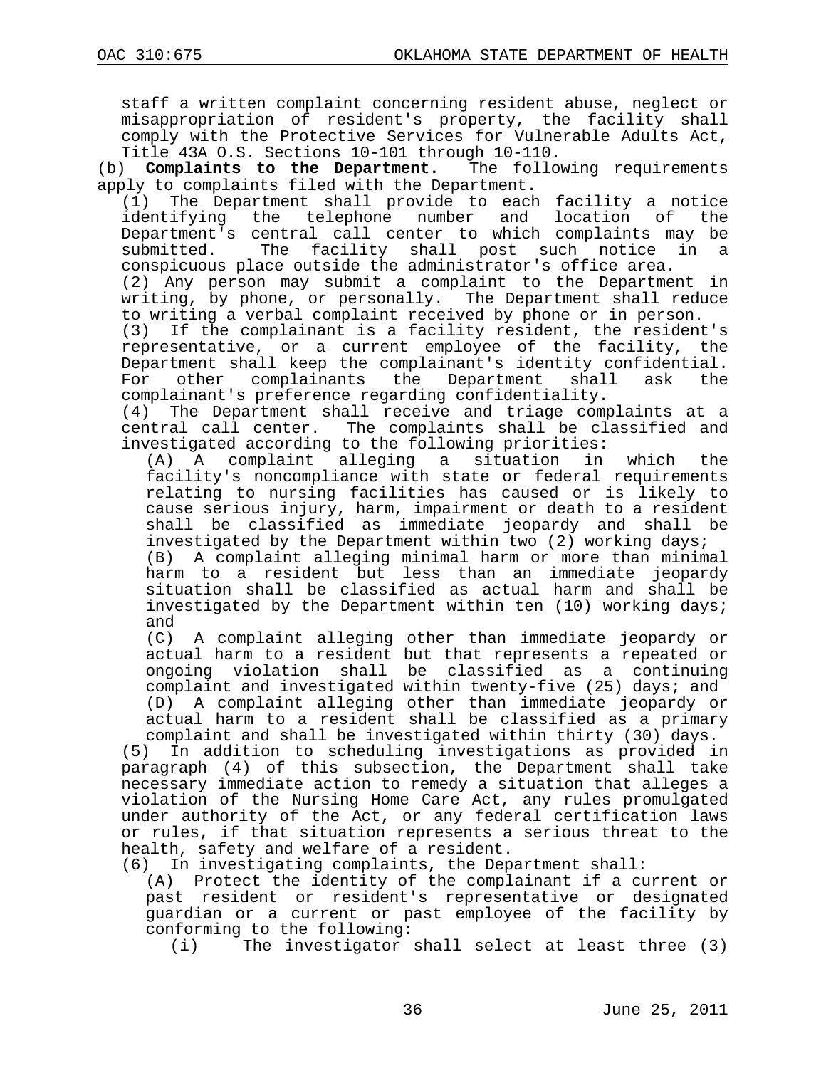staff a written complaint concerning resident abuse, neglect or misappropriation of resident's property, the facility shall comply with the Protective Services for Vulnerable Adults Act, Title 43A O.S. Sections 10-101 through 10-110.

(b) **Complaints to the Department.** The following requirements apply to complaints filed with the Department.

(1) The Department shall provide to each facility a notice identifying the telephone number and location of the Department's central call center to which complaints may be submitted. The facility shall post such notice in a conspicuous place outside the administrator's office area.

(2) Any person may submit a complaint to the Department in writing, by phone, or personally. The Department shall reduce to writing a verbal complaint received by phone or in person.

(3) If the complainant is a facility resident, the resident's representative, or a current employee of the facility, the Department shall keep the complainant's identity confidential. For other complainants the Department shall ask the complainant's preference regarding confidentiality.

(4) The Department shall receive and triage complaints at a central call center. The complaints shall be classified and investigated according to the following priorities:

(A) A complaint alleging a situation in which the facility's noncompliance with state or federal requirements relating to nursing facilities has caused or is likely to cause serious injury, harm, impairment or death to a resident shall be classified as immediate jeopardy and shall be investigated by the Department within two (2) working days;

(B) A complaint alleging minimal harm or more than minimal harm to a resident but less than an immediate jeopardy situation shall be classified as actual harm and shall be investigated by the Department within ten (10) working days; and

(C) A complaint alleging other than immediate jeopardy or actual harm to a resident but that represents a repeated or ongoing violation shall be classified as a continuing complaint and investigated within twenty-five (25) days; and

(D) A complaint alleging other than immediate jeopardy or actual harm to a resident shall be classified as a primary complaint and shall be investigated within thirty (30) days.

(5) In addition to scheduling investigations as provided in paragraph (4) of this subsection, the Department shall take necessary immediate action to remedy a situation that alleges a violation of the Nursing Home Care Act, any rules promulgated under authority of the Act, or any federal certification laws or rules, if that situation represents a serious threat to the health, safety and welfare of a resident.

(6) In investigating complaints, the Department shall:

(A) Protect the identity of the complainant if a current or past resident or resident's representative or designated guardian or a current or past employee of the facility by conforming to the following:

(i) The investigator shall select at least three (3)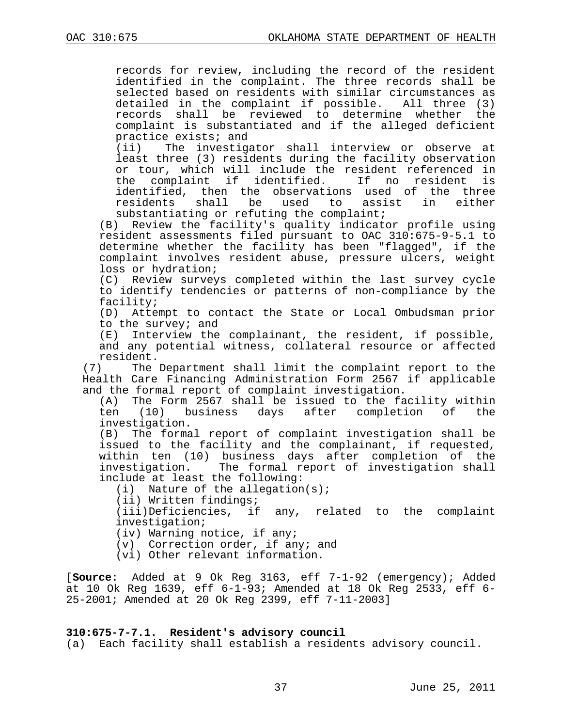records for review, including the record of the resident identified in the complaint. The three records shall be selected based on residents with similar circumstances as detailed in the complaint if possible. All three (3) records shall be reviewed to determine whether the complaint is substantiated and if the alleged deficient practice exists; and

(ii) The investigator shall interview or observe at least three (3) residents during the facility observation or tour, which will include the resident referenced in the complaint if identified. If no resident is identified, then the observations used of the three residents shall be used to assist in either substantiating or refuting the complaint;

(B) Review the facility's quality indicator profile using resident assessments filed pursuant to OAC 310:675-9-5.1 to determine whether the facility has been "flagged", if the complaint involves resident abuse, pressure ulcers, weight loss or hydration;

(C) Review surveys completed within the last survey cycle to identify tendencies or patterns of non-compliance by the facility;

(D) Attempt to contact the State or Local Ombudsman prior to the survey; and

(E) Interview the complainant, the resident, if possible, and any potential witness, collateral resource or affected resident.

(7) The Department shall limit the complaint report to the Health Care Financing Administration Form 2567 if applicable and the formal report of complaint investigation.

(A) The Form 2567 shall be issued to the facility within ten (10) business days after completion of the investigation.

(B) The formal report of complaint investigation shall be issued to the facility and the complainant, if requested, within ten (10) business days after completion of the investigation. The formal report of investigation shall include at least the following:

(i) Nature of the allegation(s);

(ii) Written findings;

(iii) Deficiencies, if any, related to the complaint investigation;

(iv) Warning notice, if any;

(v) Correction order, if any; and

(vi) Other relevant information.

[**Source:** Added at 9 Ok Reg 3163, eff 7-1-92 (emergency); Added at 10 Ok Reg 1639, eff 6-1-93; Amended at 18 Ok Reg 2533, eff 6-25-2001; Amended at 20 Ok Reg 2399, eff 7-11-2003]

**310:675-7-7.1. Resident's advisory council**

(a) Each facility shall establish a residents advisory council.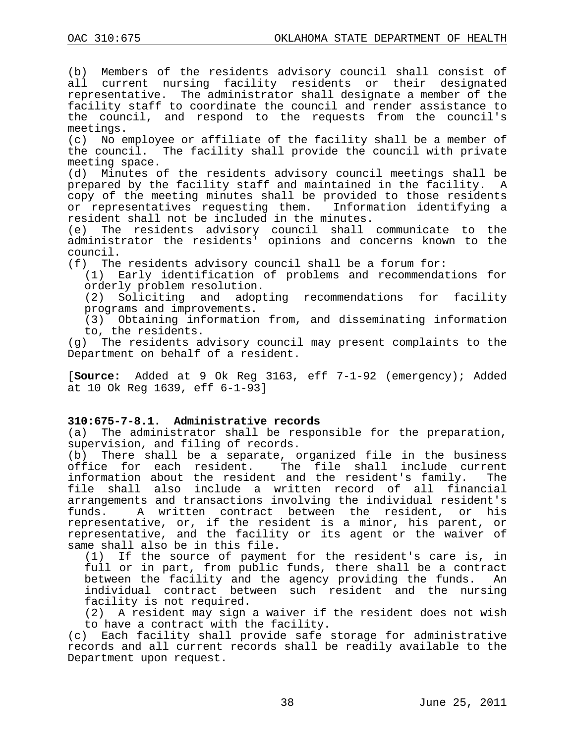(b) Members of the residents advisory council shall consist of all current nursing facility residents or their designated representative. The administrator shall designate a member of the facility staff to coordinate the council and render assistance to the council, and respond to the requests from the council's meetings.

(c) No employee or affiliate of the facility shall be a member of the council. The facility shall provide the council with private meeting space.

(d) Minutes of the residents advisory council meetings shall be prepared by the facility staff and maintained in the facility. A copy of the meeting minutes shall be provided to those residents or representatives requesting them. Information identifying a resident shall not be included in the minutes.

(e) The residents advisory council shall communicate to the administrator the residents' opinions and concerns known to the council.

(f) The residents advisory council shall be a forum for:

(1) Early identification of problems and recommendations for orderly problem resolution.

(2) Soliciting and adopting recommendations for facility programs and improvements.

(3) Obtaining information from, and disseminating information to, the residents.

(g) The residents advisory council may present complaints to the Department on behalf of a resident.

[**Source:** Added at 9 Ok Reg 3163, eff 7-1-92 (emergency); Added at 10 Ok Reg 1639, eff 6-1-93]

**310:675-7-8.1. Administrative records**

(a) The administrator shall be responsible for the preparation, supervision, and filing of records.

(b) There shall be a separate, organized file in the business office for each resident. The file shall include current information about the resident and the resident's family. The file shall also include a written record of all financial arrangements and transactions involving the individual resident's funds. A written contract between the resident, or his representative, or, if the resident is a minor, his parent, or representative, and the facility or its agent or the waiver of same shall also be in this file.

(1) If the source of payment for the resident's care is, in full or in part, from public funds, there shall be a contract between the facility and the agency providing the funds. An individual contract between such resident and the nursing facility is not required.

(2) A resident may sign a waiver if the resident does not wish to have a contract with the facility.

(c) Each facility shall provide safe storage for administrative records and all current records shall be readily available to the Department upon request.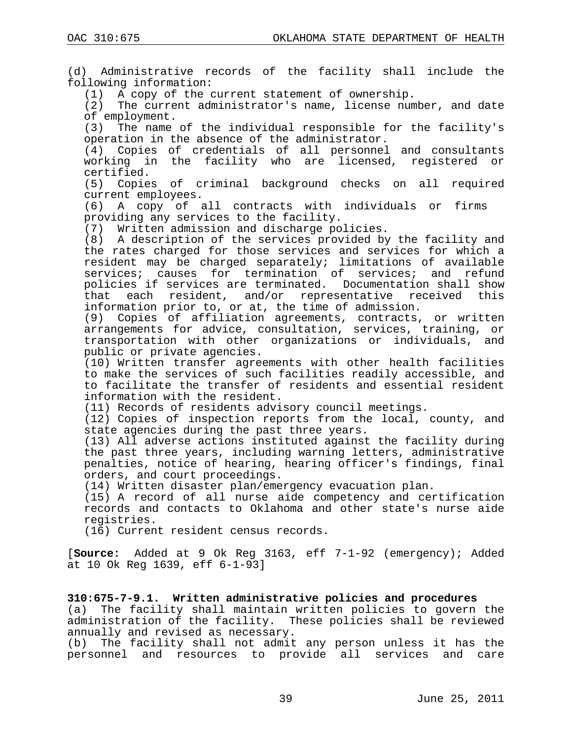(d) Administrative records of the facility shall include the following information:

(1) A copy of the current statement of ownership.

(2) The current administrator's name, license number, and date of employment.

(3) The name of the individual responsible for the facility's operation in the absence of the administrator.

(4) Copies of credentials of all personnel and consultants working in the facility who are licensed, registered or certified.

(5) Copies of criminal background checks on all required current employees.

(6) A copy of all contracts with individuals or firms providing any services to the facility.

(7) Written admission and discharge policies.

(8) A description of the services provided by the facility and the rates charged for those services and services for which a resident may be charged separately; limitations of available services; causes for termination of services; and refund policies if services are terminated. Documentation shall show that each resident, and/or representative received this information prior to, or at, the time of admission.

(9) Copies of affiliation agreements, contracts, or written arrangements for advice, consultation, services, training, or transportation with other organizations or individuals, and public or private agencies.

(10) Written transfer agreements with other health facilities to make the services of such facilities readily accessible, and to facilitate the transfer of residents and essential resident information with the resident.

(11) Records of residents advisory council meetings.

(12) Copies of inspection reports from the local, county, and state agencies during the past three years.

(13) All adverse actions instituted against the facility during the past three years, including warning letters, administrative penalties, notice of hearing, hearing officer's findings, final orders, and court proceedings.

(14) Written disaster plan/emergency evacuation plan.

(15) A record of all nurse aide competency and certification records and contacts to Oklahoma and other state's nurse aide registries.

(16) Current resident census records.

[**Source:** Added at 9 Ok Reg 3163, eff 7-1-92 (emergency); Added at 10 Ok Reg 1639, eff 6-1-93]

**310:675-7-9.1. Written administrative policies and procedures**

(a) The facility shall maintain written policies to govern the administration of the facility. These policies shall be reviewed annually and revised as necessary.

(b) The facility shall not admit any person unless it has the personnel and resources to provide all services and care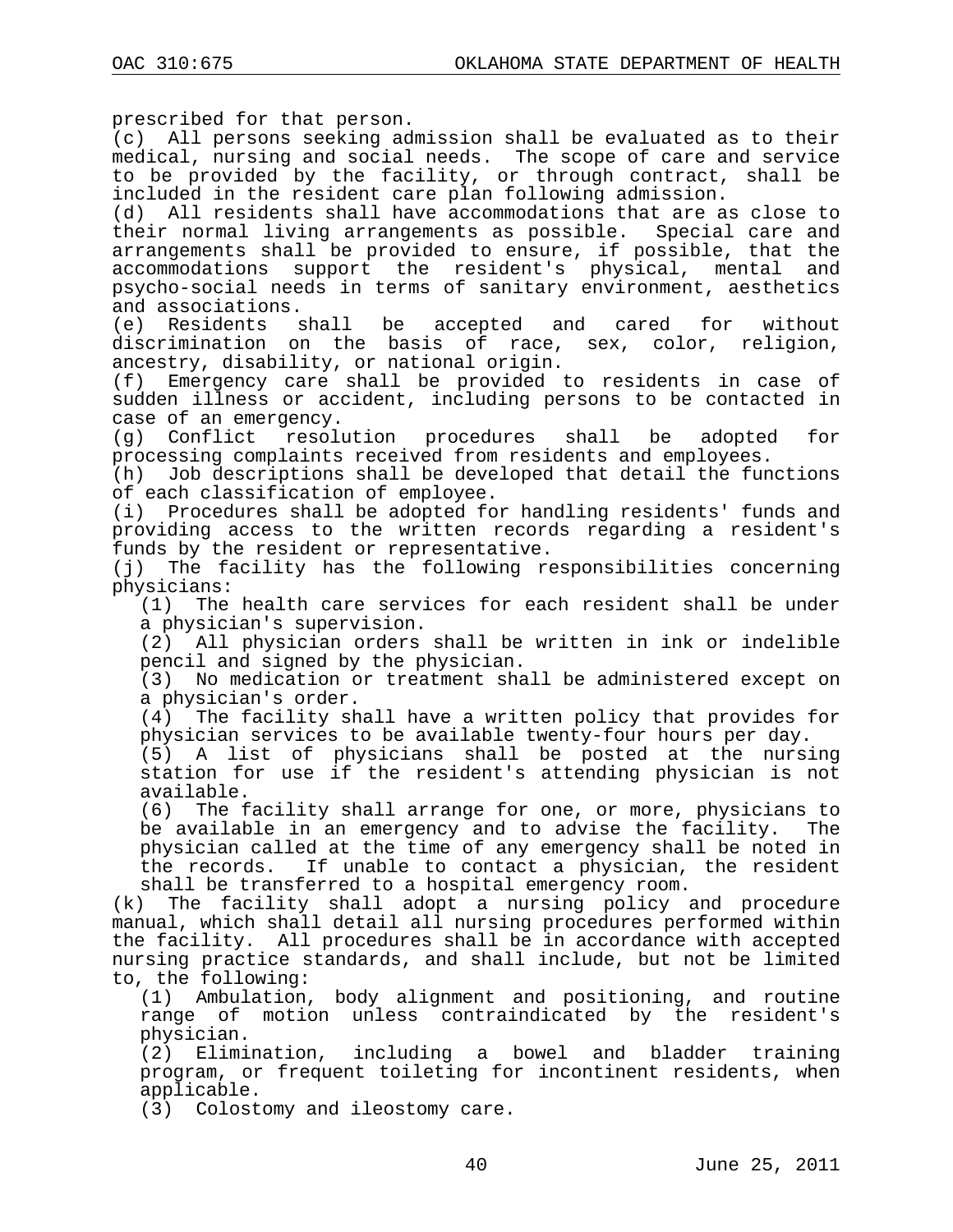prescribed for that person.

(c) All persons seeking admission shall be evaluated as to their medical, nursing and social needs. The scope of care and service to be provided by the facility, or through contract, shall be included in the resident care plan following admission.

(d) All residents shall have accommodations that are as close to their normal living arrangements as possible. Special care and arrangements shall be provided to ensure, if possible, that the accommodations support the resident's physical, mental and psycho-social needs in terms of sanitary environment, aesthetics and associations.

(e) Residents shall be accepted and cared for without discrimination on the basis of race, sex, color, religion, ancestry, disability, or national origin.

(f) Emergency care shall be provided to residents in case of sudden illness or accident, including persons to be contacted in case of an emergency.

(g) Conflict resolution procedures shall be adopted for processing complaints received from residents and employees.

(h) Job descriptions shall be developed that detail the functions of each classification of employee.

(i) Procedures shall be adopted for handling residents' funds and providing access to the written records regarding a resident's funds by the resident or representative.

(j) The facility has the following responsibilities concerning physicians:

(1) The health care services for each resident shall be under a physician's supervision.

(2) All physician orders shall be written in ink or indelible pencil and signed by the physician.

(3) No medication or treatment shall be administered except on a physician's order.

(4) The facility shall have a written policy that provides for physician services to be available twenty-four hours per day.

(5) A list of physicians shall be posted at the nursing station for use if the resident's attending physician is not available.

(6) The facility shall arrange for one, or more, physicians to be available in an emergency and to advise the facility. The physician called at the time of any emergency shall be noted in the records. If unable to contact a physician, the resident shall be transferred to a hospital emergency room.

(k) The facility shall adopt a nursing policy and procedure manual, which shall detail all nursing procedures performed within the facility. All procedures shall be in accordance with accepted nursing practice standards, and shall include, but not be limited to, the following:

(1) Ambulation, body alignment and positioning, and routine range of motion unless contraindicated by the resident's physician.

(2) Elimination, including a bowel and bladder training program, or frequent toileting for incontinent residents, when applicable.

(3) Colostomy and ileostomy care.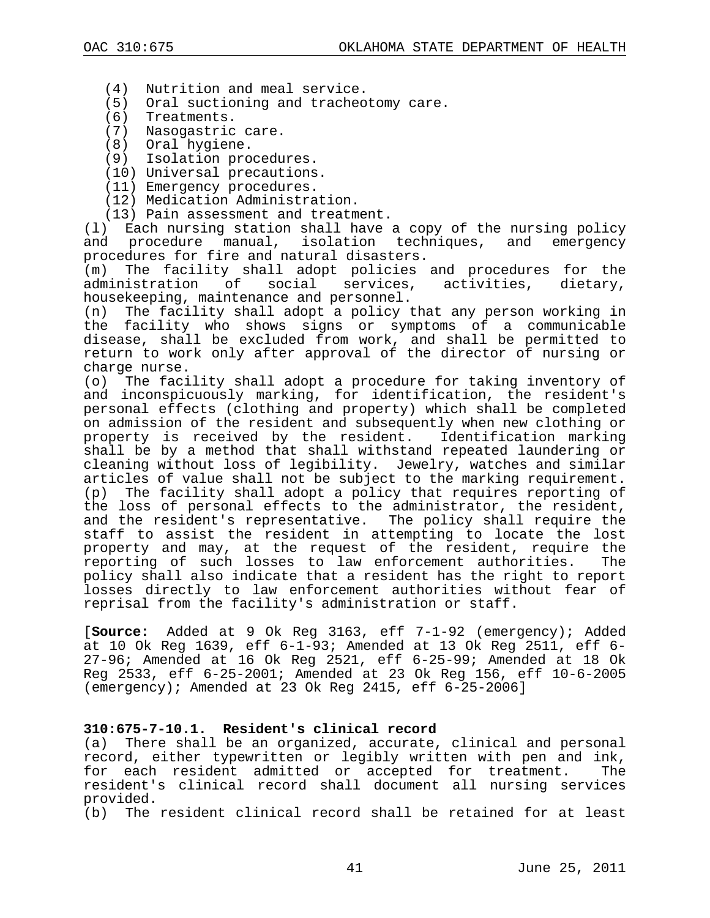(4) Nutrition and meal service.
(5) Oral suctioning and tracheotomy care.
(6) Treatments.
(7) Nasogastric care.
(8) Oral hygiene.
(9) Isolation procedures.
(10) Universal precautions.
(11) Emergency procedures.
(12) Medication Administration.
(13) Pain assessment and treatment.

(l) Each nursing station shall have a copy of the nursing policy and procedure manual, isolation techniques, and emergency procedures for fire and natural disasters.

(m) The facility shall adopt policies and procedures for the administration of social services, activities, dietary, housekeeping, maintenance and personnel.

(n) The facility shall adopt a policy that any person working in the facility who shows signs or symptoms of a communicable disease, shall be excluded from work, and shall be permitted to return to work only after approval of the director of nursing or charge nurse.

(o) The facility shall adopt a procedure for taking inventory of and inconspicuously marking, for identification, the resident's personal effects (clothing and property) which shall be completed on admission of the resident and subsequently when new clothing or property is received by the resident. Identification marking shall be by a method that shall withstand repeated laundering or cleaning without loss of legibility. Jewelry, watches and similar articles of value shall not be subject to the marking requirement.

(p) The facility shall adopt a policy that requires reporting of the loss of personal effects to the administrator, the resident, and the resident's representative. The policy shall require the staff to assist the resident in attempting to locate the lost property and may, at the request of the resident, require the reporting of such losses to law enforcement authorities. The policy shall also indicate that a resident has the right to report losses directly to law enforcement authorities without fear of reprisal from the facility's administration or staff.

[**Source:** Added at 9 Ok Reg 3163, eff 7-1-92 (emergency); Added at 10 Ok Reg 1639, eff 6-1-93; Amended at 13 Ok Reg 2511, eff 6-27-96; Amended at 16 Ok Reg 2521, eff 6-25-99; Amended at 18 Ok Reg 2533, eff 6-25-2001; Amended at 23 Ok Reg 156, eff 10-6-2005 (emergency); Amended at 23 Ok Reg 2415, eff 6-25-2006]

**310:675-7-10.1. Resident's clinical record**

(a) There shall be an organized, accurate, clinical and personal record, either typewritten or legibly written with pen and ink, for each resident admitted or accepted for treatment. The resident's clinical record shall document all nursing services provided.

(b) The resident clinical record shall be retained for at least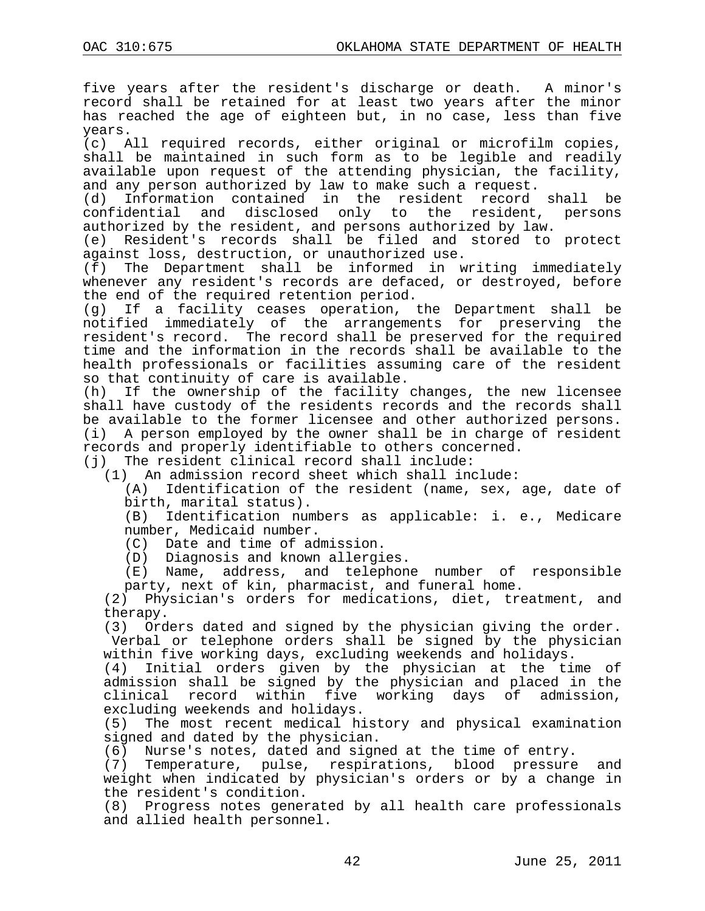five years after the resident's discharge or death. A minor's record shall be retained for at least two years after the minor has reached the age of eighteen but, in no case, less than five years.

(c) All required records, either original or microfilm copies, shall be maintained in such form as to be legible and readily available upon request of the attending physician, the facility, and any person authorized by law to make such a request.

(d) Information contained in the resident record shall be confidential and disclosed only to the resident, persons authorized by the resident, and persons authorized by law.

(e) Resident's records shall be filed and stored to protect against loss, destruction, or unauthorized use.

(f) The Department shall be informed in writing immediately whenever any resident's records are defaced, or destroyed, before the end of the required retention period.

(g) If a facility ceases operation, the Department shall be notified immediately of the arrangements for preserving the resident's record. The record shall be preserved for the required time and the information in the records shall be available to the health professionals or facilities assuming care of the resident so that continuity of care is available.

(h) If the ownership of the facility changes, the new licensee shall have custody of the residents records and the records shall be available to the former licensee and other authorized persons.

(i) A person employed by the owner shall be in charge of resident records and properly identifiable to others concerned.

(j) The resident clinical record shall include:

- (1) An admission record sheet which shall include:
  - (A) Identification of the resident (name, sex, age, date of birth, marital status).
  - (B) Identification numbers as applicable: i. e., Medicare number, Medicaid number.
  - (C) Date and time of admission.
  - (D) Diagnosis and known allergies.
  - (E) Name, address, and telephone number of responsible party, next of kin, pharmacist, and funeral home.
- (2) Physician's orders for medications, diet, treatment, and therapy.
- (3) Orders dated and signed by the physician giving the order. Verbal or telephone orders shall be signed by the physician within five working days, excluding weekends and holidays.
- (4) Initial orders given by the physician at the time of admission shall be signed by the physician and placed in the clinical record within five working days of admission, excluding weekends and holidays.
- (5) The most recent medical history and physical examination signed and dated by the physician.
- (6) Nurse's notes, dated and signed at the time of entry.
- (7) Temperature, pulse, respirations, blood pressure and weight when indicated by physician's orders or by a change in the resident's condition.
- (8) Progress notes generated by all health care professionals and allied health personnel.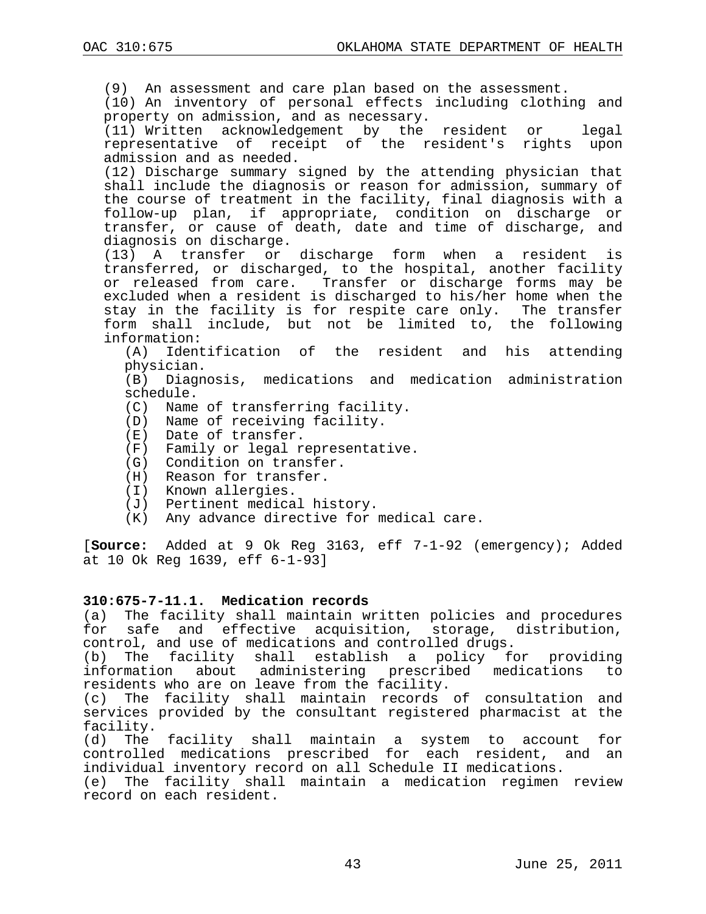(9) An assessment and care plan based on the assessment.

(10) An inventory of personal effects including clothing and property on admission, and as necessary.

(11) Written acknowledgement by the resident or legal representative of receipt of the resident's rights upon admission and as needed.

(12) Discharge summary signed by the attending physician that shall include the diagnosis or reason for admission, summary of the course of treatment in the facility, final diagnosis with a follow-up plan, if appropriate, condition on discharge or transfer, or cause of death, date and time of discharge, and diagnosis on discharge.

(13) A transfer or discharge form when a resident is transferred, or discharged, to the hospital, another facility or released from care. Transfer or discharge forms may be excluded when a resident is discharged to his/her home when the stay in the facility is for respite care only. The transfer form shall include, but not be limited to, the following information:

(A) Identification of the resident and his attending physician.

(B) Diagnosis, medications and medication administration schedule.

(C) Name of transferring facility.

(D) Name of receiving facility.

(E) Date of transfer.

(F) Family or legal representative.

(G) Condition on transfer.

(H) Reason for transfer.

(I) Known allergies.

(J) Pertinent medical history.

(K) Any advance directive for medical care.

[**Source:** Added at 9 Ok Reg 3163, eff 7-1-92 (emergency); Added at 10 Ok Reg 1639, eff 6-1-93]

**310:675-7-11.1. Medication records**

(a) The facility shall maintain written policies and procedures for safe and effective acquisition, storage, distribution, control, and use of medications and controlled drugs.

(b) The facility shall establish a policy for providing information about administering prescribed medications to residents who are on leave from the facility.

(c) The facility shall maintain records of consultation and services provided by the consultant registered pharmacist at the facility.

(d) The facility shall maintain a system to account for controlled medications prescribed for each resident, and an individual inventory record on all Schedule II medications.

(e) The facility shall maintain a medication regimen review record on each resident.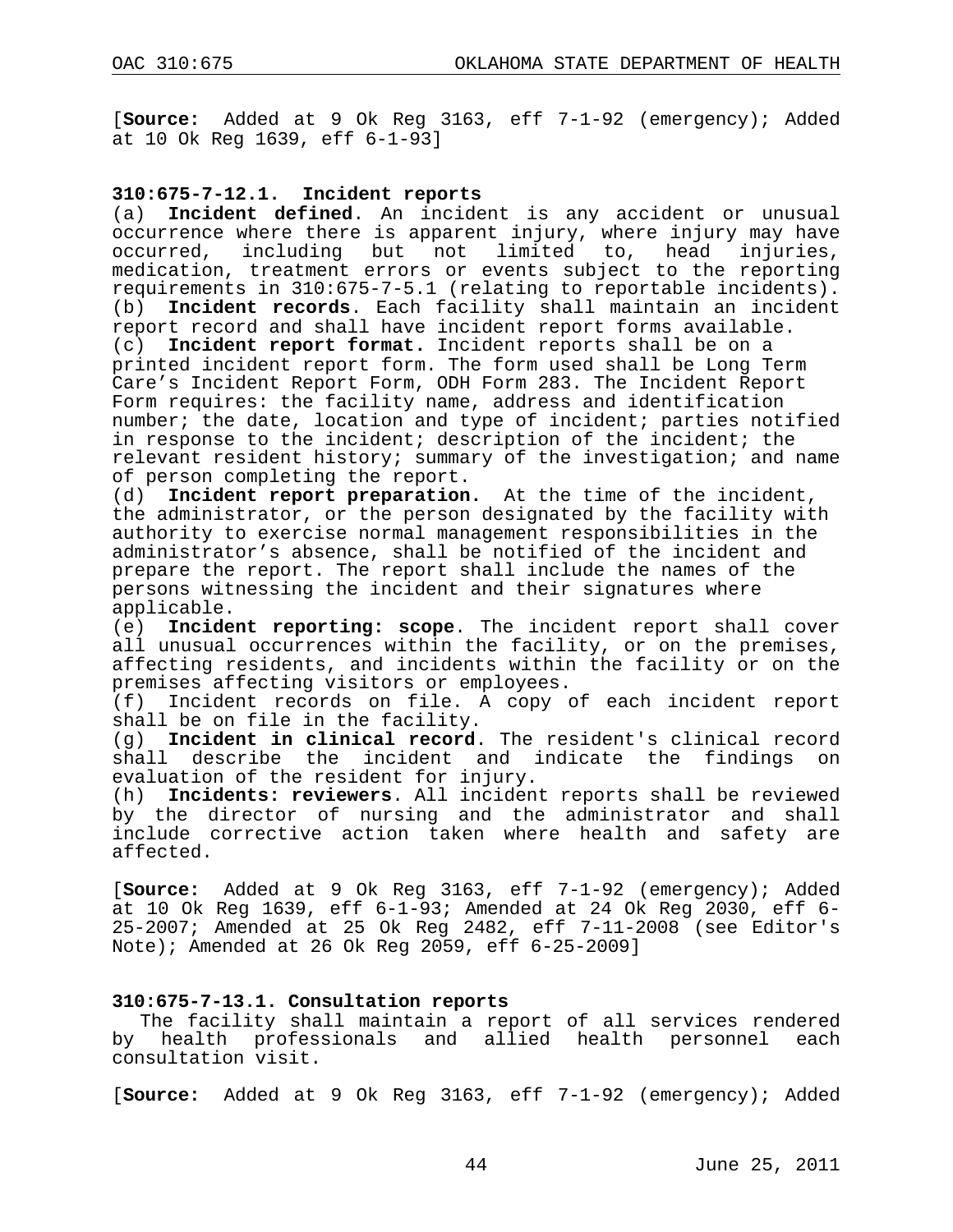[**Source:** Added at 9 Ok Reg 3163, eff 7-1-92 (emergency); Added at 10 Ok Reg 1639, eff 6-1-93]

### 310:675-7-12.1. Incident reports

(a) **Incident defined**. An incident is any accident or unusual occurrence where there is apparent injury, where injury may have occurred, including but not limited to, head injuries, medication, treatment errors or events subject to the reporting requirements in 310:675-7-5.1 (relating to reportable incidents).

(b) **Incident records**. Each facility shall maintain an incident report record and shall have incident report forms available.

(c) **Incident report format.** Incident reports shall be on a printed incident report form. The form used shall be Long Term Care's Incident Report Form, ODH Form 283. The Incident Report Form requires: the facility name, address and identification number; the date, location and type of incident; parties notified in response to the incident; description of the incident; the relevant resident history; summary of the investigation; and name of person completing the report.

(d) **Incident report preparation.** At the time of the incident, the administrator, or the person designated by the facility with authority to exercise normal management responsibilities in the administrator's absence, shall be notified of the incident and prepare the report. The report shall include the names of the persons witnessing the incident and their signatures where applicable.

(e) **Incident reporting: scope**. The incident report shall cover all unusual occurrences within the facility, or on the premises, affecting residents, and incidents within the facility or on the premises affecting visitors or employees.

(f) Incident records on file. A copy of each incident report shall be on file in the facility.

(g) **Incident in clinical record**. The resident's clinical record shall describe the incident and indicate the findings on evaluation of the resident for injury.

(h) **Incidents: reviewers**. All incident reports shall be reviewed by the director of nursing and the administrator and shall include corrective action taken where health and safety are affected.

[**Source:** Added at 9 Ok Reg 3163, eff 7-1-92 (emergency); Added at 10 Ok Reg 1639, eff 6-1-93; Amended at 24 Ok Reg 2030, eff 6-25-2007; Amended at 25 Ok Reg 2482, eff 7-11-2008 (see Editor's Note); Amended at 26 Ok Reg 2059, eff 6-25-2009]

### 310:675-7-13.1. Consultation reports

The facility shall maintain a report of all services rendered by health professionals and allied health personnel each consultation visit.

[**Source:** Added at 9 Ok Reg 3163, eff 7-1-92 (emergency); Added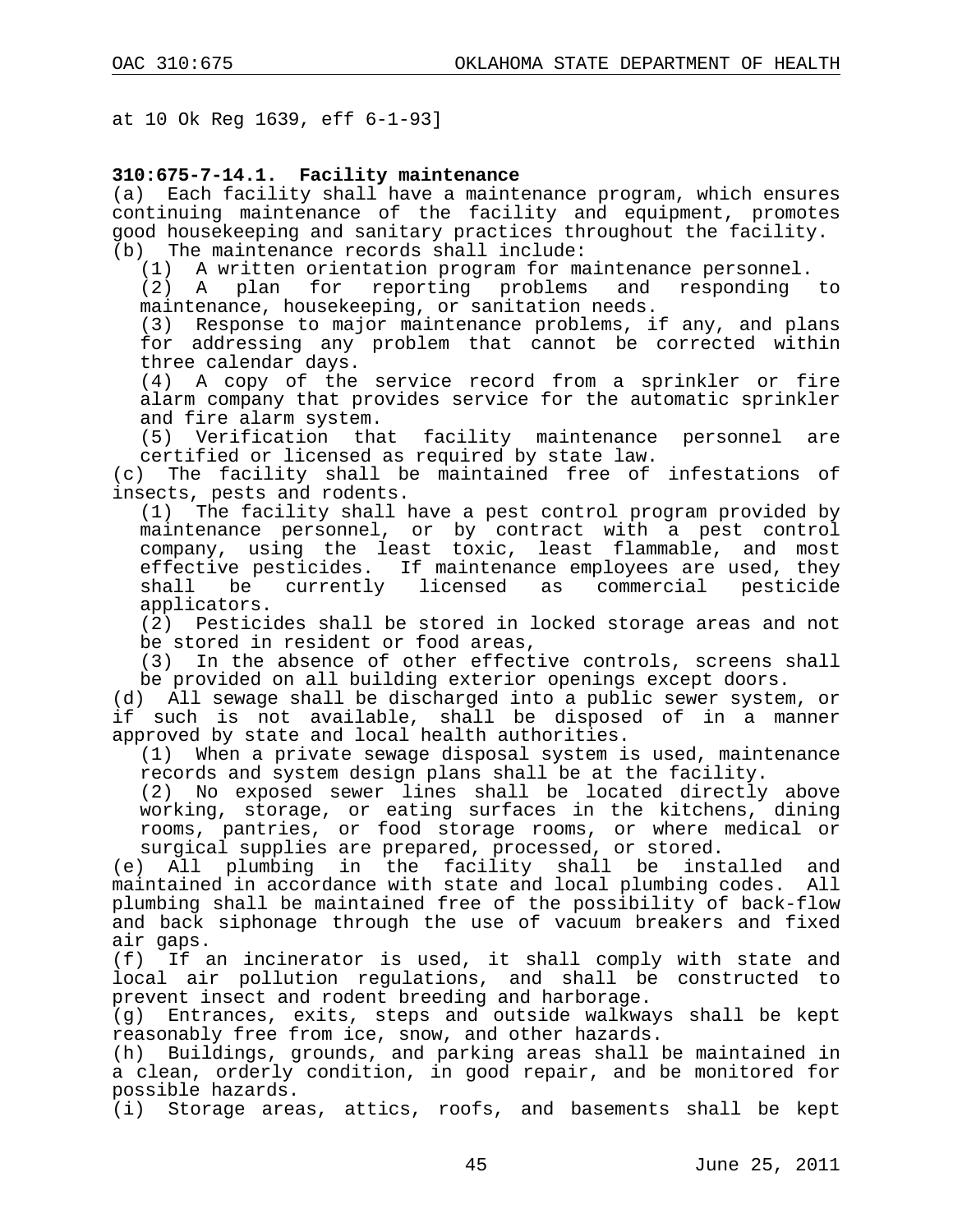at 10 Ok Reg 1639, eff 6-1-93]

**310:675-7-14.1. Facility maintenance**

(a) Each facility shall have a maintenance program, which ensures continuing maintenance of the facility and equipment, promotes good housekeeping and sanitary practices throughout the facility.

(b) The maintenance records shall include:

(1) A written orientation program for maintenance personnel.

(2) A plan for reporting problems and responding to maintenance, housekeeping, or sanitation needs.

(3) Response to major maintenance problems, if any, and plans for addressing any problem that cannot be corrected within three calendar days.

(4) A copy of the service record from a sprinkler or fire alarm company that provides service for the automatic sprinkler and fire alarm system.

(5) Verification that facility maintenance personnel are certified or licensed as required by state law.

(c) The facility shall be maintained free of infestations of insects, pests and rodents.

(1) The facility shall have a pest control program provided by maintenance personnel, or by contract with a pest control company, using the least toxic, least flammable, and most effective pesticides. If maintenance employees are used, they shall be currently licensed as commercial pesticide applicators.

(2) Pesticides shall be stored in locked storage areas and not be stored in resident or food areas,

(3) In the absence of other effective controls, screens shall be provided on all building exterior openings except doors.

(d) All sewage shall be discharged into a public sewer system, or if such is not available, shall be disposed of in a manner approved by state and local health authorities.

(1) When a private sewage disposal system is used, maintenance records and system design plans shall be at the facility.

(2) No exposed sewer lines shall be located directly above working, storage, or eating surfaces in the kitchens, dining rooms, pantries, or food storage rooms, or where medical or surgical supplies are prepared, processed, or stored.

(e) All plumbing in the facility shall be installed and maintained in accordance with state and local plumbing codes. All plumbing shall be maintained free of the possibility of back-flow and back siphonage through the use of vacuum breakers and fixed air gaps.

(f) If an incinerator is used, it shall comply with state and local air pollution regulations, and shall be constructed to prevent insect and rodent breeding and harborage.

(g) Entrances, exits, steps and outside walkways shall be kept reasonably free from ice, snow, and other hazards.

(h) Buildings, grounds, and parking areas shall be maintained in a clean, orderly condition, in good repair, and be monitored for possible hazards.

(i) Storage areas, attics, roofs, and basements shall be kept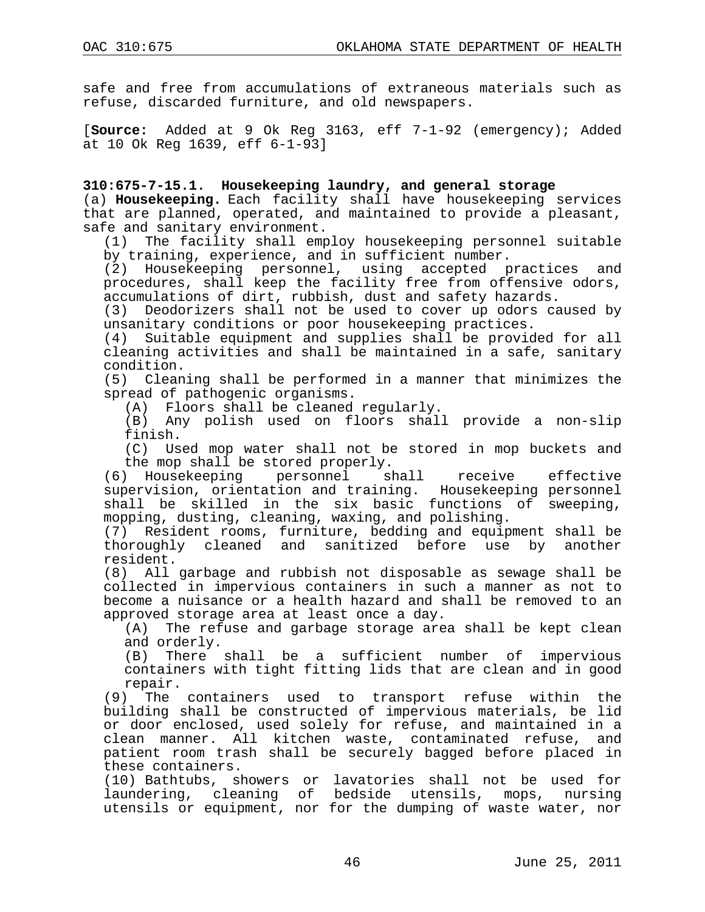safe and free from accumulations of extraneous materials such as refuse, discarded furniture, and old newspapers.

[**Source:** Added at 9 Ok Reg 3163, eff 7-1-92 (emergency); Added at 10 Ok Reg 1639, eff 6-1-93]

**310:675-7-15.1. Housekeeping laundry, and general storage**

(a) **Housekeeping.** Each facility shall have housekeeping services that are planned, operated, and maintained to provide a pleasant, safe and sanitary environment.

(1) The facility shall employ housekeeping personnel suitable by training, experience, and in sufficient number.

(2) Housekeeping personnel, using accepted practices and procedures, shall keep the facility free from offensive odors, accumulations of dirt, rubbish, dust and safety hazards.

(3) Deodorizers shall not be used to cover up odors caused by unsanitary conditions or poor housekeeping practices.

(4) Suitable equipment and supplies shall be provided for all cleaning activities and shall be maintained in a safe, sanitary condition.

(5) Cleaning shall be performed in a manner that minimizes the spread of pathogenic organisms.

(A) Floors shall be cleaned regularly.

(B) Any polish used on floors shall provide a non-slip finish.

(C) Used mop water shall not be stored in mop buckets and the mop shall be stored properly.

(6) Housekeeping personnel shall receive effective supervision, orientation and training. Housekeeping personnel shall be skilled in the six basic functions of sweeping, mopping, dusting, cleaning, waxing, and polishing.

(7) Resident rooms, furniture, bedding and equipment shall be thoroughly cleaned and sanitized before use by another resident.

(8) All garbage and rubbish not disposable as sewage shall be collected in impervious containers in such a manner as not to become a nuisance or a health hazard and shall be removed to an approved storage area at least once a day.

(A) The refuse and garbage storage area shall be kept clean and orderly.

(B) There shall be a sufficient number of impervious containers with tight fitting lids that are clean and in good repair.

(9) The containers used to transport refuse within the building shall be constructed of impervious materials, be lid or door enclosed, used solely for refuse, and maintained in a clean manner. All kitchen waste, contaminated refuse, and patient room trash shall be securely bagged before placed in these containers.

(10) Bathtubs, showers or lavatories shall not be used for laundering, cleaning of bedside utensils, mops, nursing utensils or equipment, nor for the dumping of waste water, nor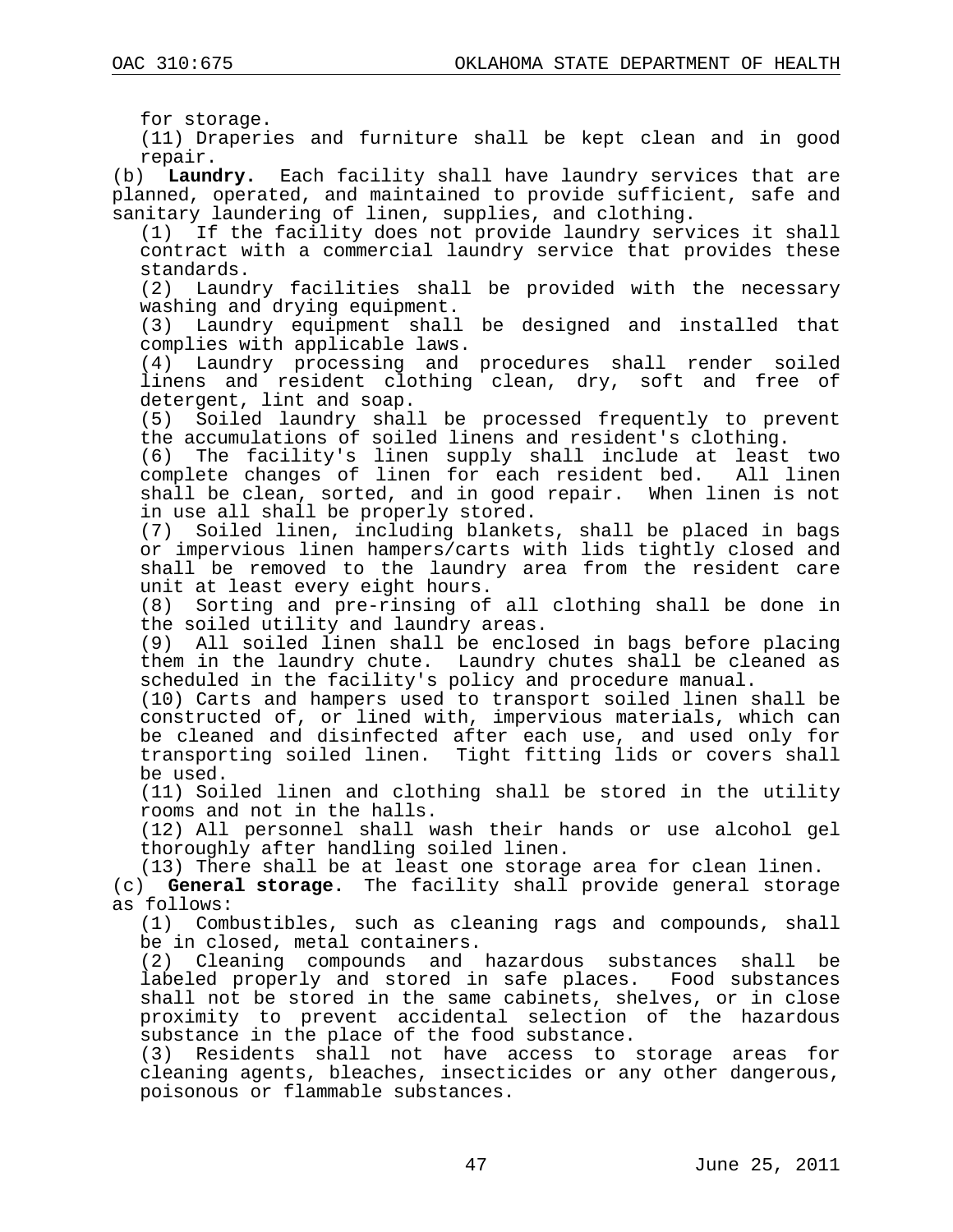for storage.

(11) Draperies and furniture shall be kept clean and in good repair.

(b) **Laundry.** Each facility shall have laundry services that are planned, operated, and maintained to provide sufficient, safe and sanitary laundering of linen, supplies, and clothing.

(1) If the facility does not provide laundry services it shall contract with a commercial laundry service that provides these standards.

(2) Laundry facilities shall be provided with the necessary washing and drying equipment.

(3) Laundry equipment shall be designed and installed that complies with applicable laws.

(4) Laundry processing and procedures shall render soiled linens and resident clothing clean, dry, soft and free of detergent, lint and soap.

(5) Soiled laundry shall be processed frequently to prevent the accumulations of soiled linens and resident's clothing.

(6) The facility's linen supply shall include at least two complete changes of linen for each resident bed. All linen shall be clean, sorted, and in good repair. When linen is not in use all shall be properly stored.

(7) Soiled linen, including blankets, shall be placed in bags or impervious linen hampers/carts with lids tightly closed and shall be removed to the laundry area from the resident care unit at least every eight hours.

(8) Sorting and pre-rinsing of all clothing shall be done in the soiled utility and laundry areas.

(9) All soiled linen shall be enclosed in bags before placing them in the laundry chute. Laundry chutes shall be cleaned as scheduled in the facility's policy and procedure manual.

(10) Carts and hampers used to transport soiled linen shall be constructed of, or lined with, impervious materials, which can be cleaned and disinfected after each use, and used only for transporting soiled linen. Tight fitting lids or covers shall be used.

(11) Soiled linen and clothing shall be stored in the utility rooms and not in the halls.

(12) All personnel shall wash their hands or use alcohol gel thoroughly after handling soiled linen.

(13) There shall be at least one storage area for clean linen.

(c) **General storage.** The facility shall provide general storage as follows:

(1) Combustibles, such as cleaning rags and compounds, shall be in closed, metal containers.

(2) Cleaning compounds and hazardous substances shall be labeled properly and stored in safe places. Food substances shall not be stored in the same cabinets, shelves, or in close proximity to prevent accidental selection of the hazardous substance in the place of the food substance.

(3) Residents shall not have access to storage areas for cleaning agents, bleaches, insecticides or any other dangerous, poisonous or flammable substances.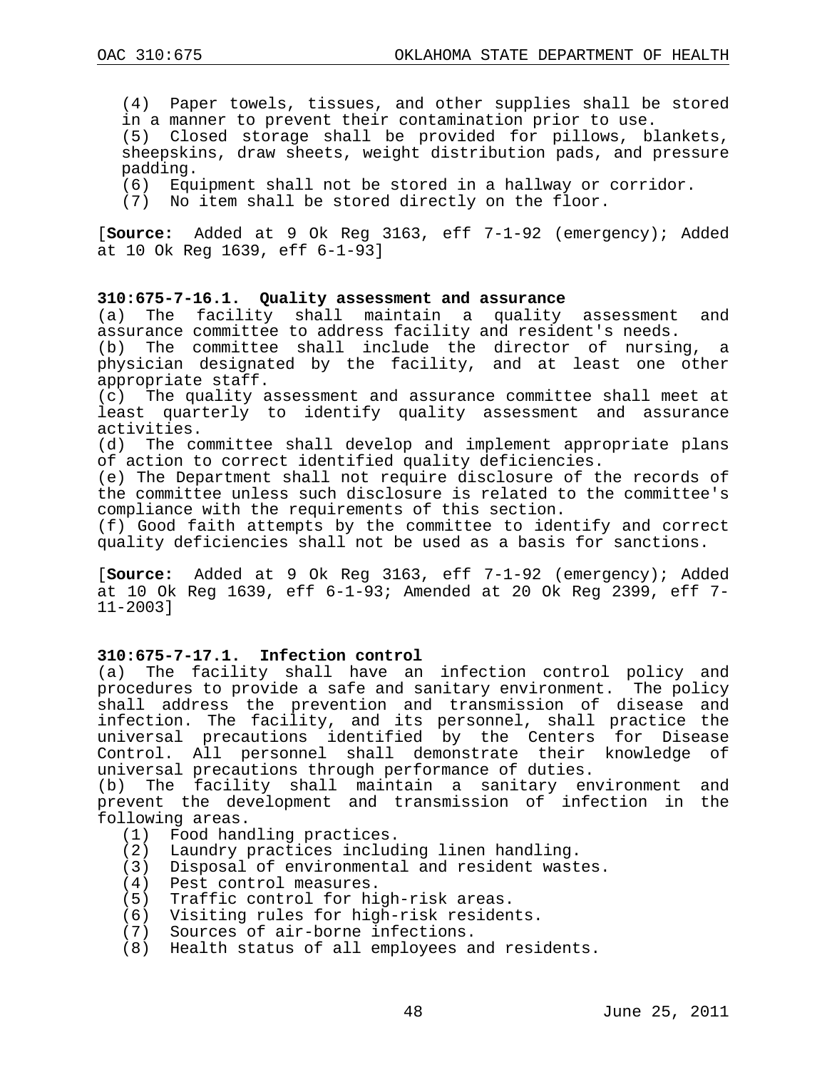(4) Paper towels, tissues, and other supplies shall be stored in a manner to prevent their contamination prior to use.

(5) Closed storage shall be provided for pillows, blankets, sheepskins, draw sheets, weight distribution pads, and pressure padding.

(6) Equipment shall not be stored in a hallway or corridor.

(7) No item shall be stored directly on the floor.

[**Source:** Added at 9 Ok Reg 3163, eff 7-1-92 (emergency); Added at 10 Ok Reg 1639, eff 6-1-93]

### 310:675-7-16.1. Quality assessment and assurance

(a) The facility shall maintain a quality assessment and assurance committee to address facility and resident's needs.

(b) The committee shall include the director of nursing, a physician designated by the facility, and at least one other appropriate staff.

(c) The quality assessment and assurance committee shall meet at least quarterly to identify quality assessment and assurance activities.

(d) The committee shall develop and implement appropriate plans of action to correct identified quality deficiencies.

(e) The Department shall not require disclosure of the records of the committee unless such disclosure is related to the committee's compliance with the requirements of this section.

(f) Good faith attempts by the committee to identify and correct quality deficiencies shall not be used as a basis for sanctions.

[**Source:** Added at 9 Ok Reg 3163, eff 7-1-92 (emergency); Added at 10 Ok Reg 1639, eff 6-1-93; Amended at 20 Ok Reg 2399, eff 7-11-2003]

### 310:675-7-17.1. Infection control

(a) The facility shall have an infection control policy and procedures to provide a safe and sanitary environment. The policy shall address the prevention and transmission of disease and infection. The facility, and its personnel, shall practice the universal precautions identified by the Centers for Disease Control. All personnel shall demonstrate their knowledge of universal precautions through performance of duties.

(b) The facility shall maintain a sanitary environment and prevent the development and transmission of infection in the following areas.

(1) Food handling practices.

(2) Laundry practices including linen handling.

(3) Disposal of environmental and resident wastes.

(4) Pest control measures.

(5) Traffic control for high-risk areas.

(6) Visiting rules for high-risk residents.

(7) Sources of air-borne infections.

(8) Health status of all employees and residents.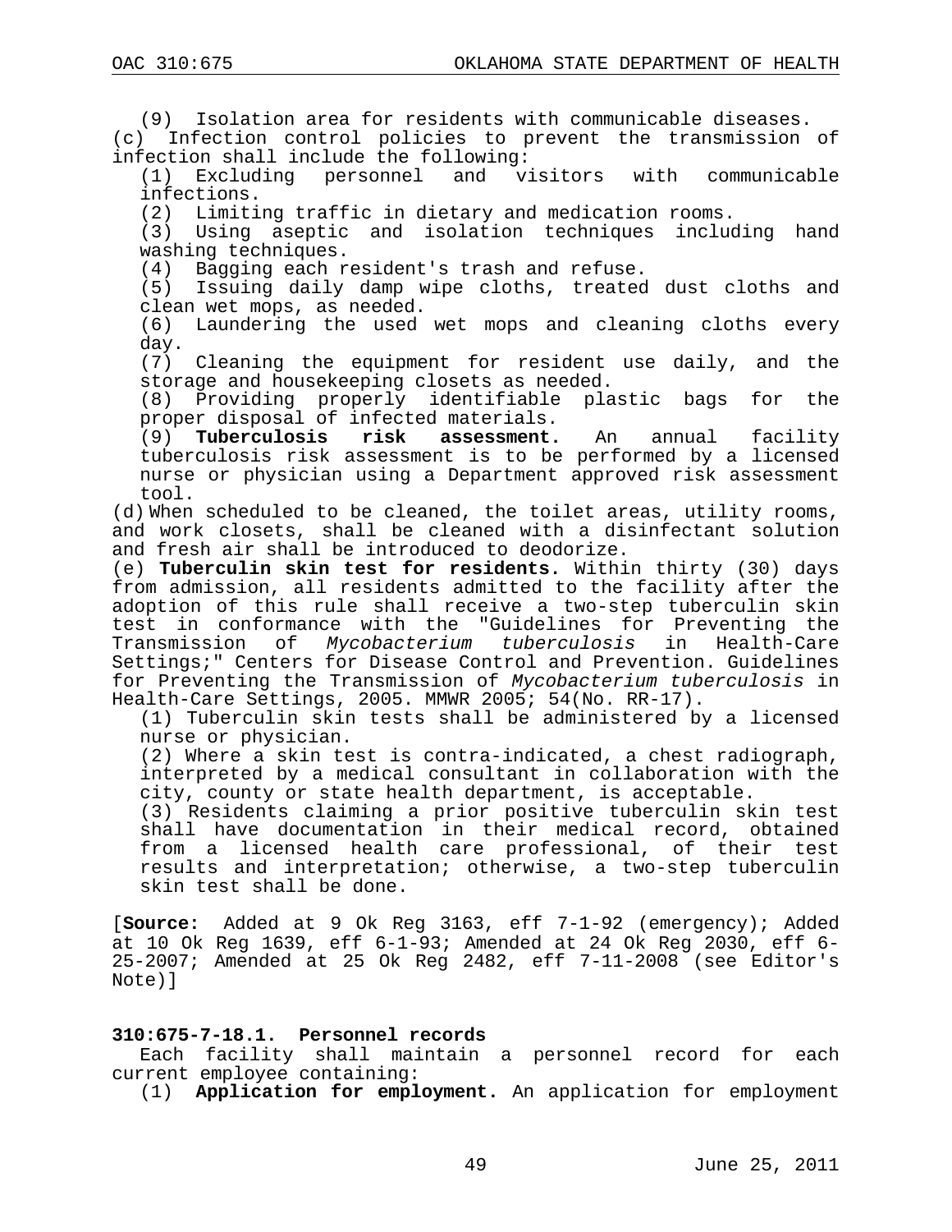(9) Isolation area for residents with communicable diseases.

(c) Infection control policies to prevent the transmission of infection shall include the following:

(1) Excluding personnel and visitors with communicable infections.

(2) Limiting traffic in dietary and medication rooms.

(3) Using aseptic and isolation techniques including hand washing techniques.

(4) Bagging each resident's trash and refuse.

(5) Issuing daily damp wipe cloths, treated dust cloths and clean wet mops, as needed.

(6) Laundering the used wet mops and cleaning cloths every day.

(7) Cleaning the equipment for resident use daily, and the storage and housekeeping closets as needed.

(8) Providing properly identifiable plastic bags for the proper disposal of infected materials.

(9) **Tuberculosis risk assessment.** An annual facility tuberculosis risk assessment is to be performed by a licensed nurse or physician using a Department approved risk assessment tool.

(d) When scheduled to be cleaned, the toilet areas, utility rooms, and work closets, shall be cleaned with a disinfectant solution and fresh air shall be introduced to deodorize.

(e) **Tuberculin skin test for residents.** Within thirty (30) days from admission, all residents admitted to the facility after the adoption of this rule shall receive a two-step tuberculin skin test in conformance with the "Guidelines for Preventing the Transmission of *Mycobacterium tuberculosis* in Health-Care Settings;" Centers for Disease Control and Prevention. Guidelines for Preventing the Transmission of *Mycobacterium tuberculosis* in Health-Care Settings, 2005. MMWR 2005; 54(No. RR-17).

(1) Tuberculin skin tests shall be administered by a licensed nurse or physician.

(2) Where a skin test is contra-indicated, a chest radiograph, interpreted by a medical consultant in collaboration with the city, county or state health department, is acceptable.

(3) Residents claiming a prior positive tuberculin skin test shall have documentation in their medical record, obtained from a licensed health care professional, of their test results and interpretation; otherwise, a two-step tuberculin skin test shall be done.

[**Source:** Added at 9 Ok Reg 3163, eff 7-1-92 (emergency); Added at 10 Ok Reg 1639, eff 6-1-93; Amended at 24 Ok Reg 2030, eff 6-25-2007; Amended at 25 Ok Reg 2482, eff 7-11-2008 (see Editor's Note)]

### 310:675-7-18.1. Personnel records

Each facility shall maintain a personnel record for each current employee containing:

(1) **Application for employment.** An application for employment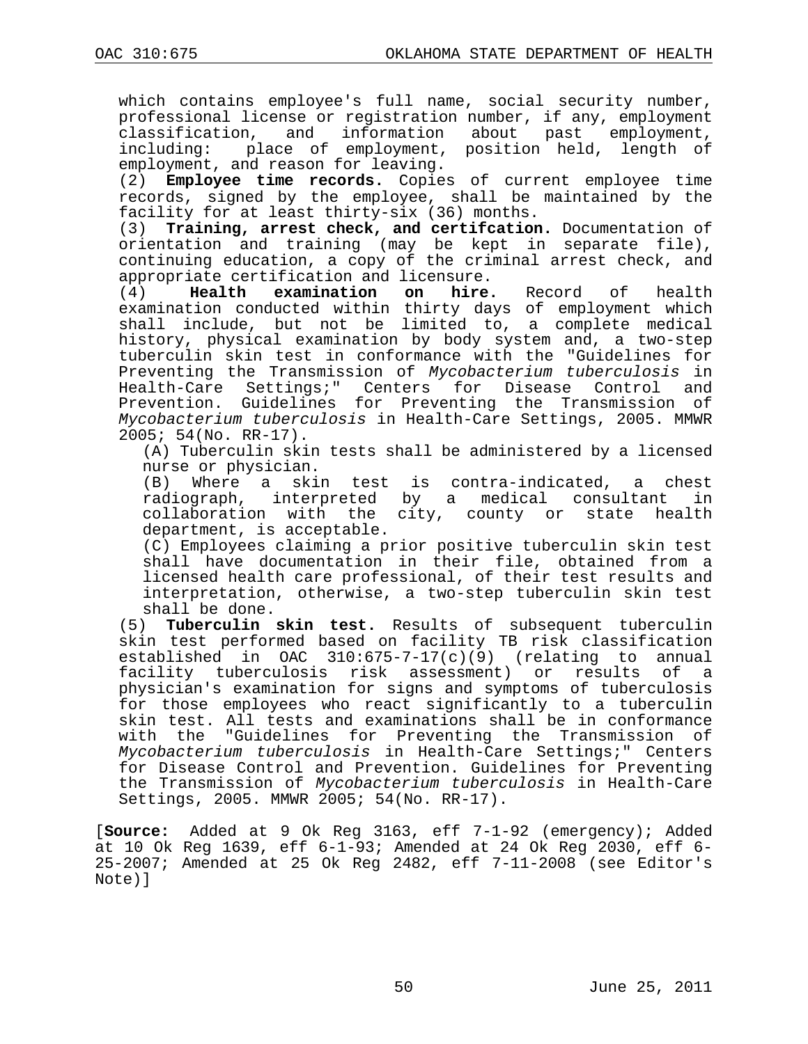which contains employee's full name, social security number, professional license or registration number, if any, employment classification, and information about past employment, including: place of employment, position held, length of employment, and reason for leaving.

(2) **Employee time records.** Copies of current employee time records, signed by the employee, shall be maintained by the facility for at least thirty-six (36) months.

(3) **Training, arrest check, and certifcation.** Documentation of orientation and training (may be kept in separate file), continuing education, a copy of the criminal arrest check, and appropriate certification and licensure.

(4) **Health examination on hire.** Record of health examination conducted within thirty days of employment which shall include, but not be limited to, a complete medical history, physical examination by body system and, a two-step tuberculin skin test in conformance with the "Guidelines for Preventing the Transmission of *Mycobacterium tuberculosis* in Health-Care Settings;" Centers for Disease Control and Prevention. Guidelines for Preventing the Transmission of *Mycobacterium tuberculosis* in Health-Care Settings, 2005. MMWR 2005; 54(No. RR-17).

(A) Tuberculin skin tests shall be administered by a licensed nurse or physician.

(B) Where a skin test is contra-indicated, a chest radiograph, interpreted by a medical consultant in collaboration with the city, county or state health department, is acceptable.

(C) Employees claiming a prior positive tuberculin skin test shall have documentation in their file, obtained from a licensed health care professional, of their test results and interpretation, otherwise, a two-step tuberculin skin test shall be done.

(5) **Tuberculin skin test.** Results of subsequent tuberculin skin test performed based on facility TB risk classification established in OAC 310:675-7-17(c)(9) (relating to annual facility tuberculosis risk assessment) or results of a physician's examination for signs and symptoms of tuberculosis for those employees who react significantly to a tuberculin skin test. All tests and examinations shall be in conformance with the "Guidelines for Preventing the Transmission of *Mycobacterium tuberculosis* in Health-Care Settings;" Centers for Disease Control and Prevention. Guidelines for Preventing the Transmission of *Mycobacterium tuberculosis* in Health-Care Settings, 2005. MMWR 2005; 54(No. RR-17).

[**Source:** Added at 9 Ok Reg 3163, eff 7-1-92 (emergency); Added at 10 Ok Reg 1639, eff 6-1-93; Amended at 24 Ok Reg 2030, eff 6-25-2007; Amended at 25 Ok Reg 2482, eff 7-11-2008 (see Editor's Note)]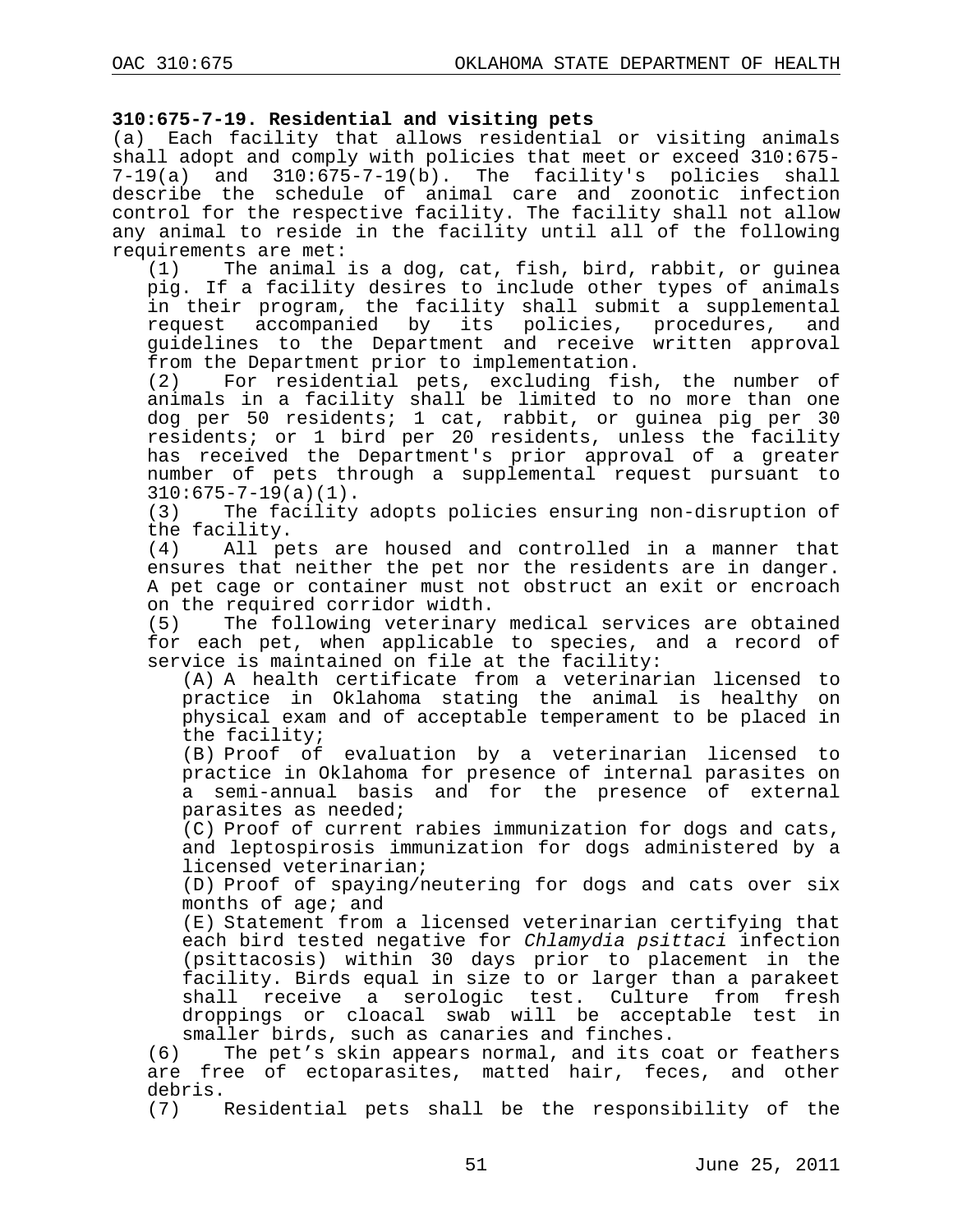**310:675-7-19. Residential and visiting pets**

(a) Each facility that allows residential or visiting animals shall adopt and comply with policies that meet or exceed 310:675-7-19(a) and 310:675-7-19(b). The facility's policies shall describe the schedule of animal care and zoonotic infection control for the respective facility. The facility shall not allow any animal to reside in the facility until all of the following requirements are met:

(1) The animal is a dog, cat, fish, bird, rabbit, or guinea pig. If a facility desires to include other types of animals in their program, the facility shall submit a supplemental request accompanied by its policies, procedures, and guidelines to the Department and receive written approval from the Department prior to implementation.

(2) For residential pets, excluding fish, the number of animals in a facility shall be limited to no more than one dog per 50 residents; 1 cat, rabbit, or guinea pig per 30 residents; or 1 bird per 20 residents, unless the facility has received the Department's prior approval of a greater number of pets through a supplemental request pursuant to 310:675-7-19(a)(1).

(3) The facility adopts policies ensuring non-disruption of the facility.

(4) All pets are housed and controlled in a manner that ensures that neither the pet nor the residents are in danger. A pet cage or container must not obstruct an exit or encroach on the required corridor width.

(5) The following veterinary medical services are obtained for each pet, when applicable to species, and a record of service is maintained on file at the facility:

(A) A health certificate from a veterinarian licensed to practice in Oklahoma stating the animal is healthy on physical exam and of acceptable temperament to be placed in the facility;

(B) Proof of evaluation by a veterinarian licensed to practice in Oklahoma for presence of internal parasites on a semi-annual basis and for the presence of external parasites as needed;

(C) Proof of current rabies immunization for dogs and cats, and leptospirosis immunization for dogs administered by a licensed veterinarian;

(D) Proof of spaying/neutering for dogs and cats over six months of age; and

(E) Statement from a licensed veterinarian certifying that each bird tested negative for *Chlamydia psittaci* infection (psittacosis) within 30 days prior to placement in the facility. Birds equal in size to or larger than a parakeet shall receive a serologic test. Culture from fresh droppings or cloacal swab will be acceptable test in smaller birds, such as canaries and finches.

(6) The pet's skin appears normal, and its coat or feathers are free of ectoparasites, matted hair, feces, and other debris.

(7) Residential pets shall be the responsibility of the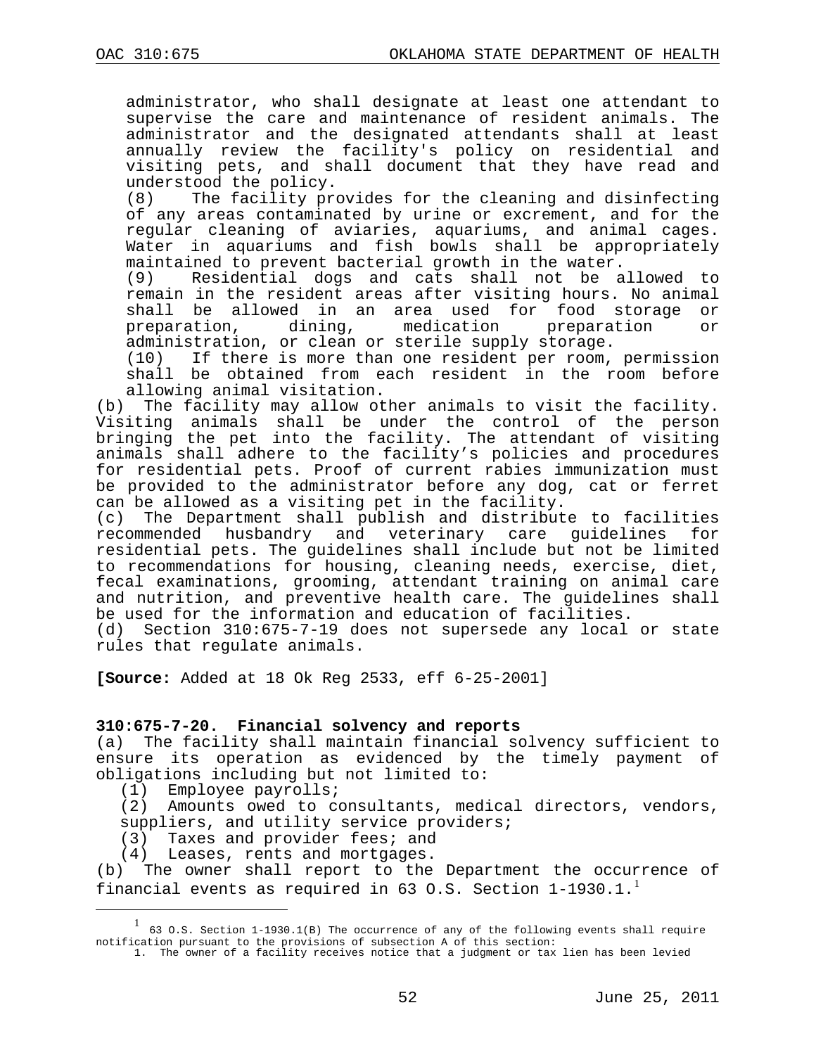administrator, who shall designate at least one attendant to supervise the care and maintenance of resident animals. The administrator and the designated attendants shall at least annually review the facility's policy on residential and visiting pets, and shall document that they have read and understood the policy.

(8) The facility provides for the cleaning and disinfecting of any areas contaminated by urine or excrement, and for the regular cleaning of aviaries, aquariums, and animal cages. Water in aquariums and fish bowls shall be appropriately maintained to prevent bacterial growth in the water.

(9) Residential dogs and cats shall not be allowed to remain in the resident areas after visiting hours. No animal shall be allowed in an area used for food storage or preparation, dining, medication preparation or administration, or clean or sterile supply storage.

(10) If there is more than one resident per room, permission shall be obtained from each resident in the room before allowing animal visitation.

(b) The facility may allow other animals to visit the facility. Visiting animals shall be under the control of the person bringing the pet into the facility. The attendant of visiting animals shall adhere to the facility's policies and procedures for residential pets. Proof of current rabies immunization must be provided to the administrator before any dog, cat or ferret can be allowed as a visiting pet in the facility.

(c) The Department shall publish and distribute to facilities recommended husbandry and veterinary care guidelines for residential pets. The guidelines shall include but not be limited to recommendations for housing, cleaning needs, exercise, diet, fecal examinations, grooming, attendant training on animal care and nutrition, and preventive health care. The guidelines shall be used for the information and education of facilities.

(d) Section 310:675-7-19 does not supersede any local or state rules that regulate animals.

**[Source:** Added at 18 Ok Reg 2533, eff 6-25-2001]

**310:675-7-20. Financial solvency and reports**

(a) The facility shall maintain financial solvency sufficient to ensure its operation as evidenced by the timely payment of obligations including but not limited to:

(1) Employee payrolls;

(2) Amounts owed to consultants, medical directors, vendors, suppliers, and utility service providers;

(3) Taxes and provider fees; and

(4) Leases, rents and mortgages.

(b) The owner shall report to the Department the occurrence of financial events as required in 63 O.S. Section 1-1930.1.[1]

[1] 63 O.S. Section 1-1930.1(B) The occurrence of any of the following events shall require notification pursuant to the provisions of subsection A of this section:

1. The owner of a facility receives notice that a judgment or tax lien has been levied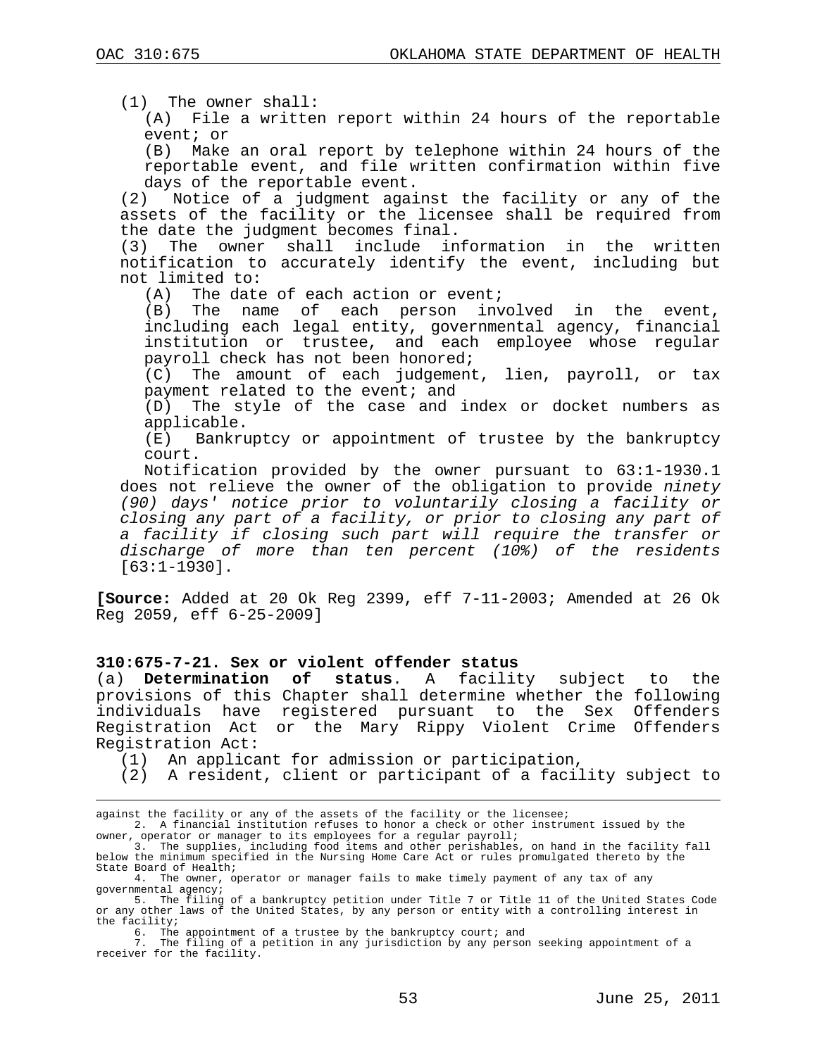(1) The owner shall:

(A) File a written report within 24 hours of the reportable event; or

(B) Make an oral report by telephone within 24 hours of the reportable event, and file written confirmation within five days of the reportable event.

(2) Notice of a judgment against the facility or any of the assets of the facility or the licensee shall be required from the date the judgment becomes final.

(3) The owner shall include information in the written notification to accurately identify the event, including but not limited to:

(A) The date of each action or event;

(B) The name of each person involved in the event, including each legal entity, governmental agency, financial institution or trustee, and each employee whose regular payroll check has not been honored;

(C) The amount of each judgement, lien, payroll, or tax payment related to the event; and

(D) The style of the case and index or docket numbers as applicable.

(E) Bankruptcy or appointment of trustee by the bankruptcy court.

Notification provided by the owner pursuant to 63:1-1930.1 does not relieve the owner of the obligation to provide *ninety (90) days' notice prior to voluntarily closing a facility or closing any part of a facility, or prior to closing any part of a facility if closing such part will require the transfer or discharge of more than ten percent (10%) of the residents* [63:1-1930].

**[Source:** Added at 20 Ok Reg 2399, eff 7-11-2003; Amended at 26 Ok Reg 2059, eff 6-25-2009]

**310:675-7-21. Sex or violent offender status**

(a) **Determination of status**. A facility subject to the provisions of this Chapter shall determine whether the following individuals have registered pursuant to the Sex Offenders Registration Act or the Mary Rippy Violent Crime Offenders Registration Act:

(1) An applicant for admission or participation,

(2) A resident, client or participant of a facility subject to

---

against the facility or any of the assets of the facility or the licensee;

2. A financial institution refuses to honor a check or other instrument issued by the owner, operator or manager to its employees for a regular payroll;

3. The supplies, including food items and other perishables, on hand in the facility fall below the minimum specified in the Nursing Home Care Act or rules promulgated thereto by the State Board of Health;

4. The owner, operator or manager fails to make timely payment of any tax of any governmental agency;

5. The filing of a bankruptcy petition under Title 7 or Title 11 of the United States Code or any other laws of the United States, by any person or entity with a controlling interest in the facility;

6. The appointment of a trustee by the bankruptcy court; and

7. The filing of a petition in any jurisdiction by any person seeking appointment of a receiver for the facility.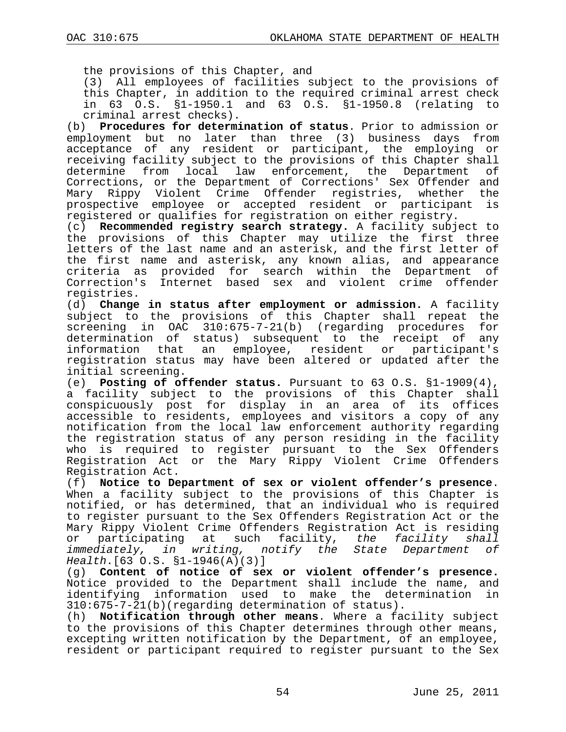the provisions of this Chapter, and

(3) All employees of facilities subject to the provisions of this Chapter, in addition to the required criminal arrest check in 63 O.S. §1-1950.1 and 63 O.S. §1-1950.8 (relating to criminal arrest checks).

(b) **Procedures for determination of status**. Prior to admission or employment but no later than three (3) business days from acceptance of any resident or participant, the employing or receiving facility subject to the provisions of this Chapter shall determine from local law enforcement, the Department of Corrections, or the Department of Corrections' Sex Offender and Mary Rippy Violent Crime Offender registries, whether the prospective employee or accepted resident or participant is registered or qualifies for registration on either registry.

(c) **Recommended registry search strategy.** A facility subject to the provisions of this Chapter may utilize the first three letters of the last name and an asterisk, and the first letter of the first name and asterisk, any known alias, and appearance criteria as provided for search within the Department of Correction's Internet based sex and violent crime offender registries.

(d) **Change in status after employment or admission.** A facility subject to the provisions of this Chapter shall repeat the screening in OAC 310:675-7-21(b) (regarding procedures for determination of status) subsequent to the receipt of any information that an employee, resident or participant's registration status may have been altered or updated after the initial screening.

(e) **Posting of offender status.** Pursuant to 63 O.S. §1-1909(4), a facility subject to the provisions of this Chapter shall conspicuously post for display in an area of its offices accessible to residents, employees and visitors a copy of any notification from the local law enforcement authority regarding the registration status of any person residing in the facility who is required to register pursuant to the Sex Offenders Registration Act or the Mary Rippy Violent Crime Offenders Registration Act.

(f) **Notice to Department of sex or violent offender's presence**. When a facility subject to the provisions of this Chapter is notified, or has determined, that an individual who is required to register pursuant to the Sex Offenders Registration Act or the Mary Rippy Violent Crime Offenders Registration Act is residing or participating at such facility, *the facility shall immediately, in writing, notify the State Department of Health*.[63 O.S. §1-1946(A)(3)]

(g) **Content of notice of sex or violent offender's presence.** Notice provided to the Department shall include the name, and identifying information used to make the determination in 310:675-7-21(b)(regarding determination of status).

(h) **Notification through other means**. Where a facility subject to the provisions of this Chapter determines through other means, excepting written notification by the Department, of an employee, resident or participant required to register pursuant to the Sex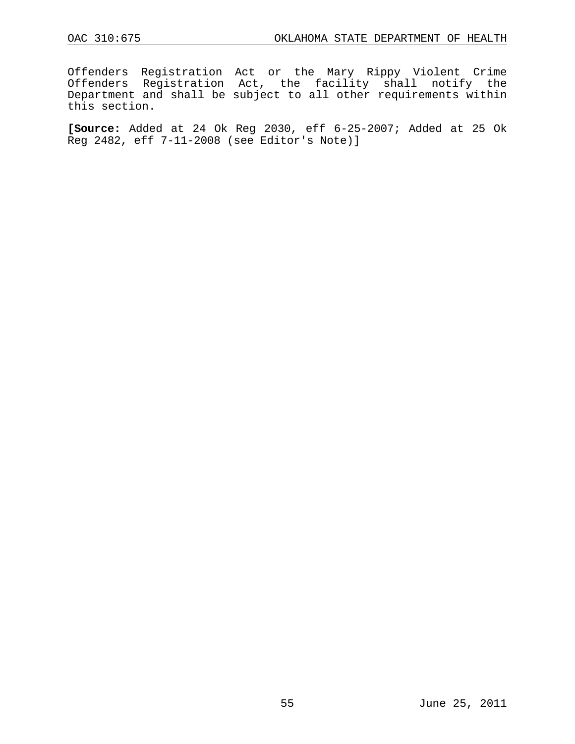Offenders Registration Act or the Mary Rippy Violent Crime Offenders Registration Act, the facility shall notify the Department and shall be subject to all other requirements within this section.

**[Source:** Added at 24 Ok Reg 2030, eff 6-25-2007; Added at 25 Ok Reg 2482, eff 7-11-2008 (see Editor's Note)]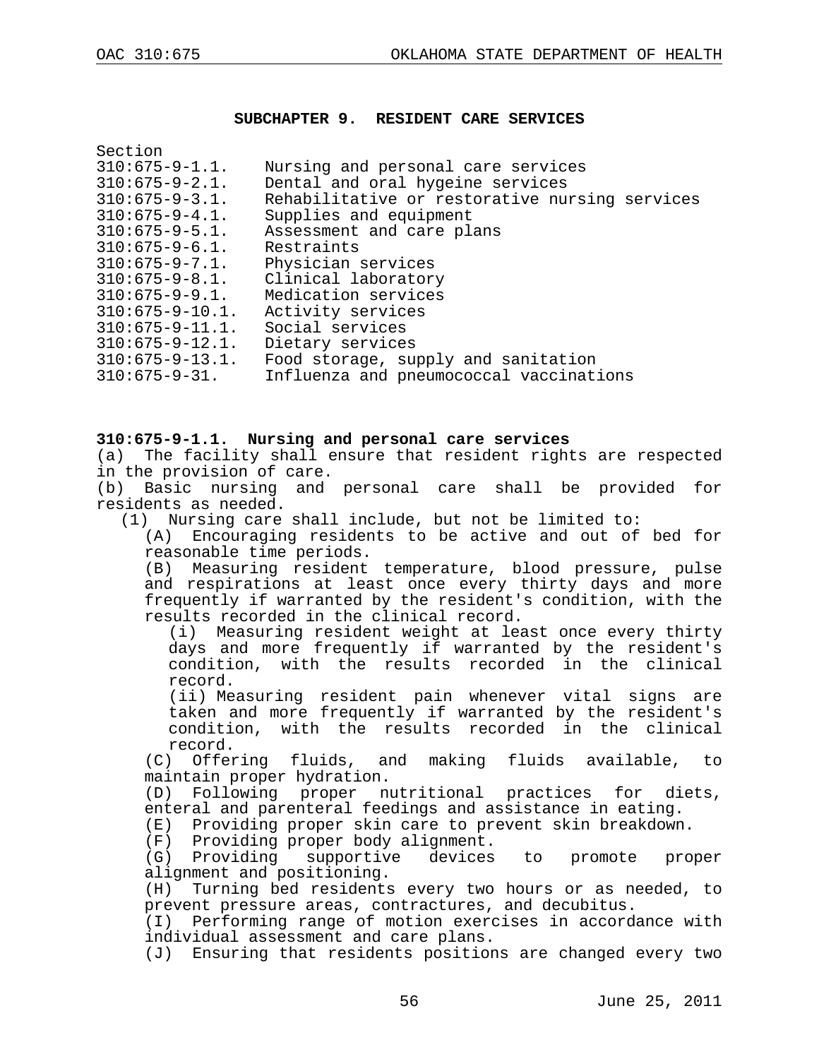## SUBCHAPTER 9. RESIDENT CARE SERVICES

Section

| | |
|---|---|
| 310:675-9-1.1. | Nursing and personal care services |
| 310:675-9-2.1. | Dental and oral hygeine services |
| 310:675-9-3.1. | Rehabilitative or restorative nursing services |
| 310:675-9-4.1. | Supplies and equipment |
| 310:675-9-5.1. | Assessment and care plans |
| 310:675-9-6.1. | Restraints |
| 310:675-9-7.1. | Physician services |
| 310:675-9-8.1. | Clinical laboratory |
| 310:675-9-9.1. | Medication services |
| 310:675-9-10.1. | Activity services |
| 310:675-9-11.1. | Social services |
| 310:675-9-12.1. | Dietary services |
| 310:675-9-13.1. | Food storage, supply and sanitation |
| 310:675-9-31. | Influenza and pneumococcal vaccinations |

**310:675-9-1.1. Nursing and personal care services**

(a) The facility shall ensure that resident rights are respected in the provision of care.

(b) Basic nursing and personal care shall be provided for residents as needed.

(1) Nursing care shall include, but not be limited to:

(A) Encouraging residents to be active and out of bed for reasonable time periods.

(B) Measuring resident temperature, blood pressure, pulse and respirations at least once every thirty days and more frequently if warranted by the resident's condition, with the results recorded in the clinical record.

(i) Measuring resident weight at least once every thirty days and more frequently if warranted by the resident's condition, with the results recorded in the clinical record.

(ii) Measuring resident pain whenever vital signs are taken and more frequently if warranted by the resident's condition, with the results recorded in the clinical record.

(C) Offering fluids, and making fluids available, to maintain proper hydration.

(D) Following proper nutritional practices for diets, enteral and parenteral feedings and assistance in eating.

(E) Providing proper skin care to prevent skin breakdown.

(F) Providing proper body alignment.

(G) Providing supportive devices to promote proper alignment and positioning.

(H) Turning bed residents every two hours or as needed, to prevent pressure areas, contractures, and decubitus.

(I) Performing range of motion exercises in accordance with individual assessment and care plans.

(J) Ensuring that residents positions are changed every two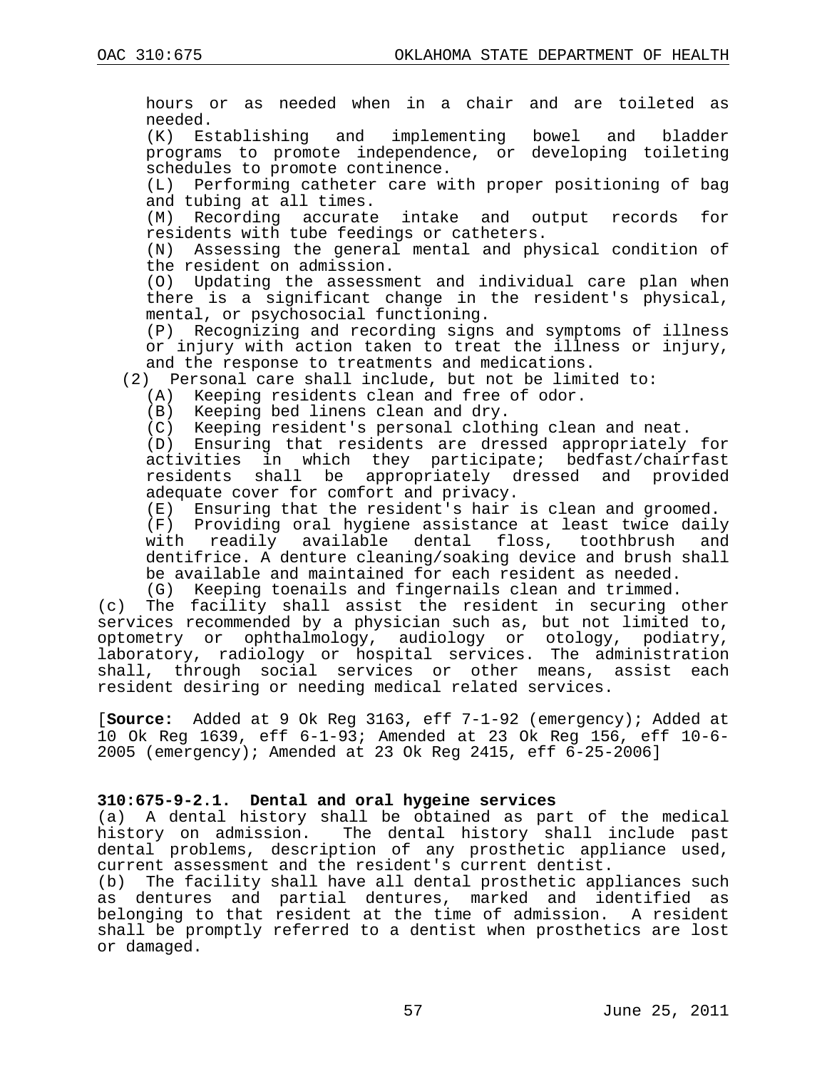hours or as needed when in a chair and are toileted as needed.

(K) Establishing and implementing bowel and bladder programs to promote independence, or developing toileting schedules to promote continence.

(L) Performing catheter care with proper positioning of bag and tubing at all times.

(M) Recording accurate intake and output records for residents with tube feedings or catheters.

(N) Assessing the general mental and physical condition of the resident on admission.

(O) Updating the assessment and individual care plan when there is a significant change in the resident's physical, mental, or psychosocial functioning.

(P) Recognizing and recording signs and symptoms of illness or injury with action taken to treat the illness or injury, and the response to treatments and medications.

(2) Personal care shall include, but not be limited to:

(A) Keeping residents clean and free of odor.

(B) Keeping bed linens clean and dry.

(C) Keeping resident's personal clothing clean and neat.

(D) Ensuring that residents are dressed appropriately for activities in which they participate; bedfast/chairfast residents shall be appropriately dressed and provided adequate cover for comfort and privacy.

(E) Ensuring that the resident's hair is clean and groomed.

(F) Providing oral hygiene assistance at least twice daily with readily available dental floss, toothbrush and dentifrice. A denture cleaning/soaking device and brush shall be available and maintained for each resident as needed.

(G) Keeping toenails and fingernails clean and trimmed.

(c) The facility shall assist the resident in securing other services recommended by a physician such as, but not limited to, optometry or ophthalmology, audiology or otology, podiatry, laboratory, radiology or hospital services. The administration shall, through social services or other means, assist each resident desiring or needing medical related services.

[**Source:** Added at 9 Ok Reg 3163, eff 7-1-92 (emergency); Added at 10 Ok Reg 1639, eff 6-1-93; Amended at 23 Ok Reg 156, eff 10-6-2005 (emergency); Amended at 23 Ok Reg 2415, eff 6-25-2006]

**310:675-9-2.1. Dental and oral hygeine services**

(a) A dental history shall be obtained as part of the medical history on admission. The dental history shall include past dental problems, description of any prosthetic appliance used, current assessment and the resident's current dentist.

(b) The facility shall have all dental prosthetic appliances such as dentures and partial dentures, marked and identified as belonging to that resident at the time of admission. A resident shall be promptly referred to a dentist when prosthetics are lost or damaged.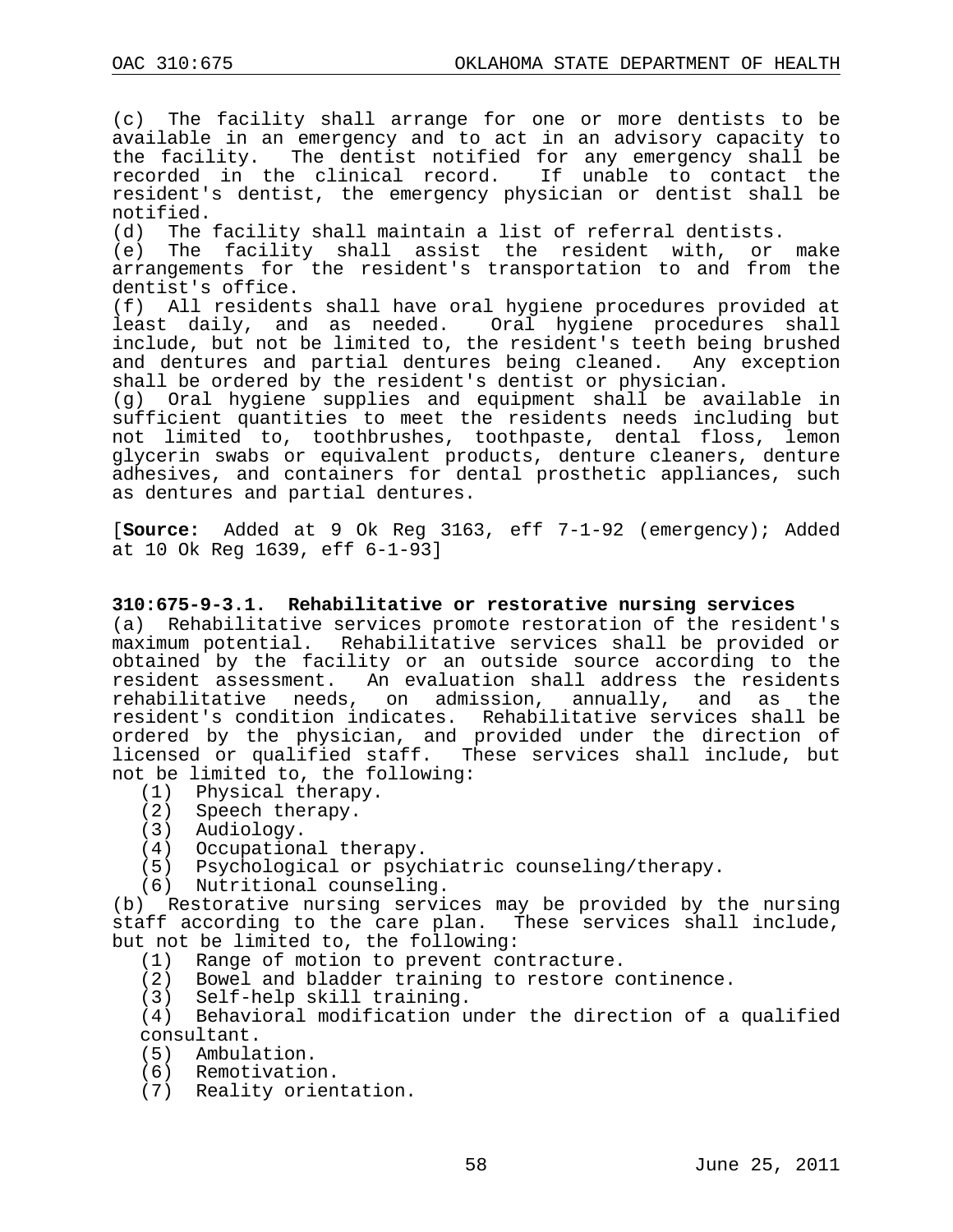(c) The facility shall arrange for one or more dentists to be available in an emergency and to act in an advisory capacity to the facility. The dentist notified for any emergency shall be recorded in the clinical record. If unable to contact the resident's dentist, the emergency physician or dentist shall be notified.

(d) The facility shall maintain a list of referral dentists.

(e) The facility shall assist the resident with, or make arrangements for the resident's transportation to and from the dentist's office.

(f) All residents shall have oral hygiene procedures provided at least daily, and as needed. Oral hygiene procedures shall include, but not be limited to, the resident's teeth being brushed and dentures and partial dentures being cleaned. Any exception shall be ordered by the resident's dentist or physician.

(g) Oral hygiene supplies and equipment shall be available in sufficient quantities to meet the residents needs including but not limited to, toothbrushes, toothpaste, dental floss, lemon glycerin swabs or equivalent products, denture cleaners, denture adhesives, and containers for dental prosthetic appliances, such as dentures and partial dentures.

[**Source:** Added at 9 Ok Reg 3163, eff 7-1-92 (emergency); Added at 10 Ok Reg 1639, eff 6-1-93]

**310:675-9-3.1. Rehabilitative or restorative nursing services**

(a) Rehabilitative services promote restoration of the resident's maximum potential. Rehabilitative services shall be provided or obtained by the facility or an outside source according to the resident assessment. An evaluation shall address the residents rehabilitative needs, on admission, annually, and as the resident's condition indicates. Rehabilitative services shall be ordered by the physician, and provided under the direction of licensed or qualified staff. These services shall include, but not be limited to, the following:

  (1) Physical therapy.
  (2) Speech therapy.
  (3) Audiology.
  (4) Occupational therapy.
  (5) Psychological or psychiatric counseling/therapy.
  (6) Nutritional counseling.

(b) Restorative nursing services may be provided by the nursing staff according to the care plan. These services shall include, but not be limited to, the following:

  (1) Range of motion to prevent contracture.
  (2) Bowel and bladder training to restore continence.
  (3) Self-help skill training.
  (4) Behavioral modification under the direction of a qualified consultant.
  (5) Ambulation.
  (6) Remotivation.
  (7) Reality orientation.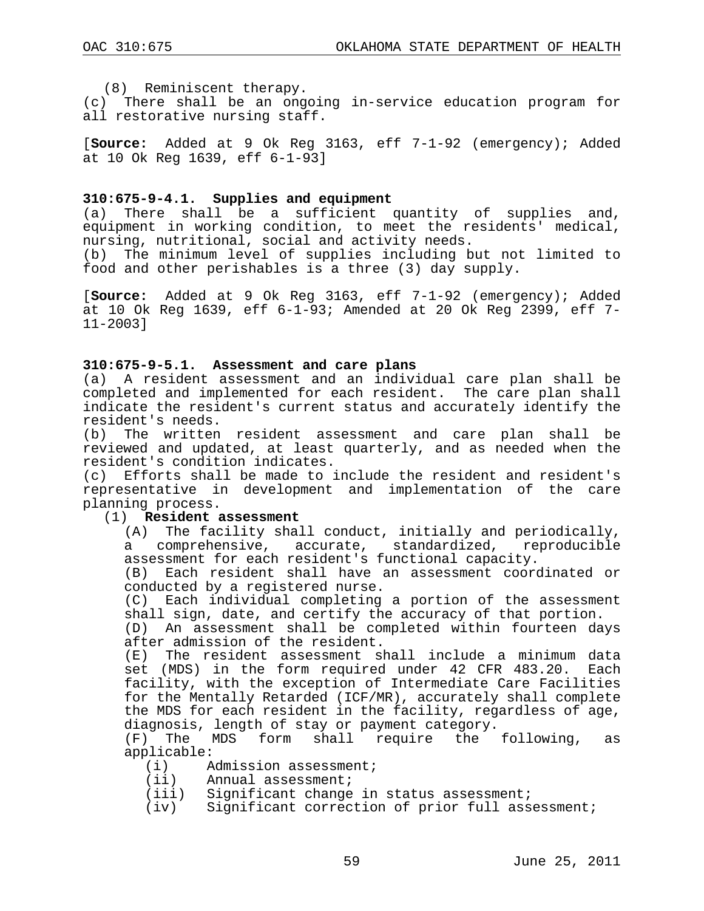(8) Reminiscent therapy.

(c) There shall be an ongoing in-service education program for all restorative nursing staff.

[**Source:** Added at 9 Ok Reg 3163, eff 7-1-92 (emergency); Added at 10 Ok Reg 1639, eff 6-1-93]

### 310:675-9-4.1. Supplies and equipment

(a) There shall be a sufficient quantity of supplies and, equipment in working condition, to meet the residents' medical, nursing, nutritional, social and activity needs.

(b) The minimum level of supplies including but not limited to food and other perishables is a three (3) day supply.

[**Source:** Added at 9 Ok Reg 3163, eff 7-1-92 (emergency); Added at 10 Ok Reg 1639, eff 6-1-93; Amended at 20 Ok Reg 2399, eff 7-11-2003]

### 310:675-9-5.1. Assessment and care plans

(a) A resident assessment and an individual care plan shall be completed and implemented for each resident. The care plan shall indicate the resident's current status and accurately identify the resident's needs.

(b) The written resident assessment and care plan shall be reviewed and updated, at least quarterly, and as needed when the resident's condition indicates.

(c) Efforts shall be made to include the resident and resident's representative in development and implementation of the care planning process.

(1) **Resident assessment**

(A) The facility shall conduct, initially and periodically, a comprehensive, accurate, standardized, reproducible assessment for each resident's functional capacity.

(B) Each resident shall have an assessment coordinated or conducted by a registered nurse.

(C) Each individual completing a portion of the assessment shall sign, date, and certify the accuracy of that portion.

(D) An assessment shall be completed within fourteen days after admission of the resident.

(E) The resident assessment shall include a minimum data set (MDS) in the form required under 42 CFR 483.20. Each facility, with the exception of Intermediate Care Facilities for the Mentally Retarded (ICF/MR), accurately shall complete the MDS for each resident in the facility, regardless of age, diagnosis, length of stay or payment category.

(F) The MDS form shall require the following, as applicable:

(i) Admission assessment;

(ii) Annual assessment;

(iii) Significant change in status assessment;

(iv) Significant correction of prior full assessment;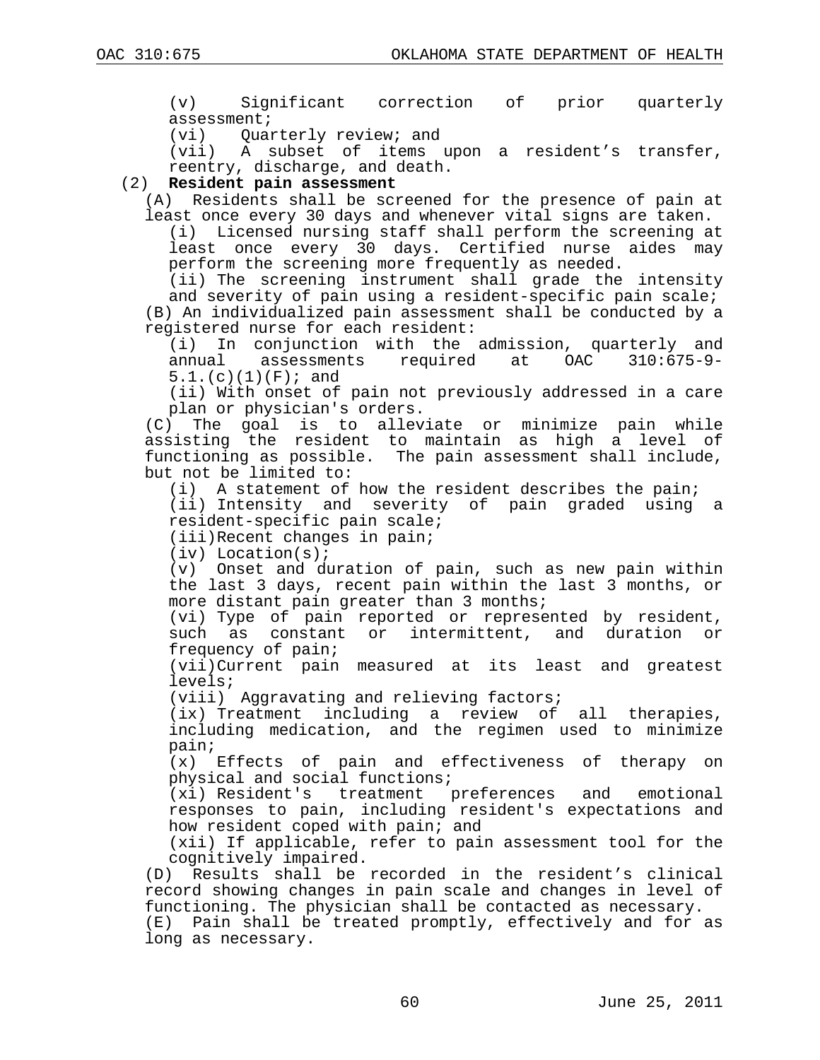(v) Significant correction of prior quarterly assessment;

(vi) Quarterly review; and

(vii) A subset of items upon a resident's transfer, reentry, discharge, and death.

(2) **Resident pain assessment**

(A) Residents shall be screened for the presence of pain at least once every 30 days and whenever vital signs are taken.

(i) Licensed nursing staff shall perform the screening at least once every 30 days. Certified nurse aides may perform the screening more frequently as needed.

(ii) The screening instrument shall grade the intensity and severity of pain using a resident-specific pain scale;

(B) An individualized pain assessment shall be conducted by a registered nurse for each resident:

(i) In conjunction with the admission, quarterly and annual assessments required at OAC 310:675-9-5.1.(c)(1)(F); and

(ii) With onset of pain not previously addressed in a care plan or physician's orders.

(C) The goal is to alleviate or minimize pain while assisting the resident to maintain as high a level of functioning as possible. The pain assessment shall include, but not be limited to:

(i) A statement of how the resident describes the pain;

(ii) Intensity and severity of pain graded using a resident-specific pain scale;

(iii) Recent changes in pain;

(iv) Location(s);

(v) Onset and duration of pain, such as new pain within the last 3 days, recent pain within the last 3 months, or more distant pain greater than 3 months;

(vi) Type of pain reported or represented by resident, such as constant or intermittent, and duration or frequency of pain;

(vii) Current pain measured at its least and greatest levels;

(viii) Aggravating and relieving factors;

(ix) Treatment including a review of all therapies, including medication, and the regimen used to minimize pain;

(x) Effects of pain and effectiveness of therapy on physical and social functions;

(xi) Resident's treatment preferences and emotional responses to pain, including resident's expectations and how resident coped with pain; and

(xii) If applicable, refer to pain assessment tool for the cognitively impaired.

(D) Results shall be recorded in the resident's clinical record showing changes in pain scale and changes in level of functioning. The physician shall be contacted as necessary.

(E) Pain shall be treated promptly, effectively and for as long as necessary.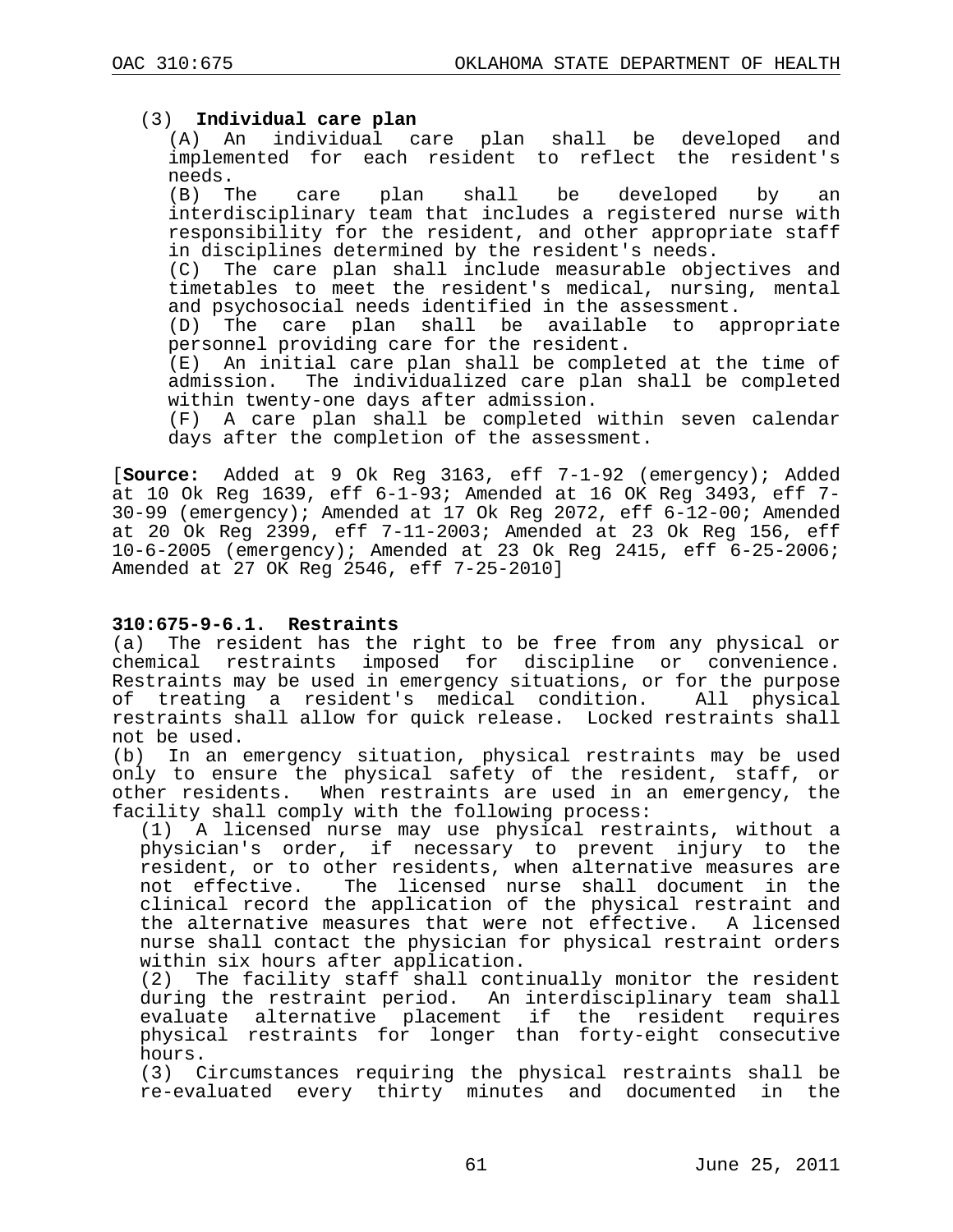(3) **Individual care plan**

(A) An individual care plan shall be developed and implemented for each resident to reflect the resident's needs.

(B) The care plan shall be developed by an interdisciplinary team that includes a registered nurse with responsibility for the resident, and other appropriate staff in disciplines determined by the resident's needs.

(C) The care plan shall include measurable objectives and timetables to meet the resident's medical, nursing, mental and psychosocial needs identified in the assessment.

(D) The care plan shall be available to appropriate personnel providing care for the resident.

(E) An initial care plan shall be completed at the time of admission. The individualized care plan shall be completed within twenty-one days after admission.

(F) A care plan shall be completed within seven calendar days after the completion of the assessment.

[**Source:** Added at 9 Ok Reg 3163, eff 7-1-92 (emergency); Added at 10 Ok Reg 1639, eff 6-1-93; Amended at 16 OK Reg 3493, eff 7-30-99 (emergency); Amended at 17 Ok Reg 2072, eff 6-12-00; Amended at 20 Ok Reg 2399, eff 7-11-2003; Amended at 23 Ok Reg 156, eff 10-6-2005 (emergency); Amended at 23 Ok Reg 2415, eff 6-25-2006; Amended at 27 OK Reg 2546, eff 7-25-2010]

**310:675-9-6.1. Restraints**

(a) The resident has the right to be free from any physical or chemical restraints imposed for discipline or convenience. Restraints may be used in emergency situations, or for the purpose of treating a resident's medical condition. All physical restraints shall allow for quick release. Locked restraints shall not be used.

(b) In an emergency situation, physical restraints may be used only to ensure the physical safety of the resident, staff, or other residents. When restraints are used in an emergency, the facility shall comply with the following process:

(1) A licensed nurse may use physical restraints, without a physician's order, if necessary to prevent injury to the resident, or to other residents, when alternative measures are not effective. The licensed nurse shall document in the clinical record the application of the physical restraint and the alternative measures that were not effective. A licensed nurse shall contact the physician for physical restraint orders within six hours after application.

(2) The facility staff shall continually monitor the resident during the restraint period. An interdisciplinary team shall evaluate alternative placement if the resident requires physical restraints for longer than forty-eight consecutive hours.

(3) Circumstances requiring the physical restraints shall be re-evaluated every thirty minutes and documented in the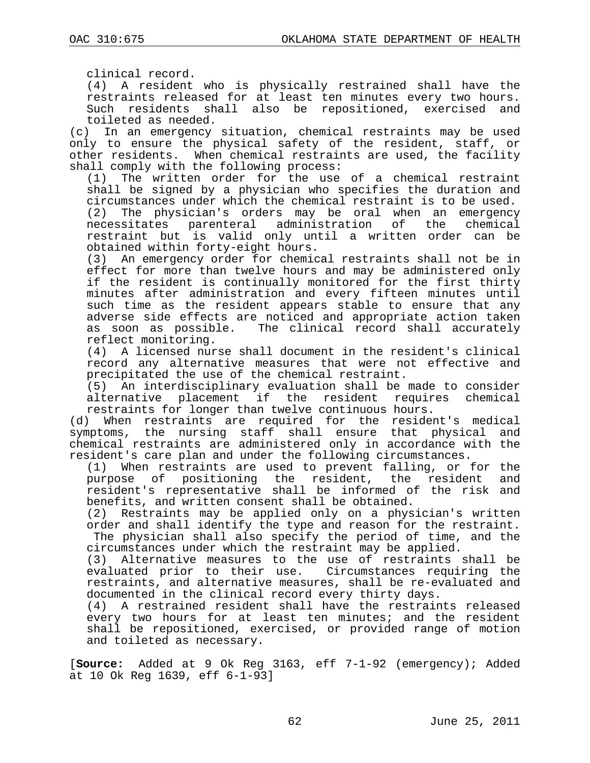clinical record.

(4) A resident who is physically restrained shall have the restraints released for at least ten minutes every two hours. Such residents shall also be repositioned, exercised and toileted as needed.

(c) In an emergency situation, chemical restraints may be used only to ensure the physical safety of the resident, staff, or other residents. When chemical restraints are used, the facility shall comply with the following process:

(1) The written order for the use of a chemical restraint shall be signed by a physician who specifies the duration and circumstances under which the chemical restraint is to be used.

(2) The physician's orders may be oral when an emergency necessitates parenteral administration of the chemical restraint but is valid only until a written order can be obtained within forty-eight hours.

(3) An emergency order for chemical restraints shall not be in effect for more than twelve hours and may be administered only if the resident is continually monitored for the first thirty minutes after administration and every fifteen minutes until such time as the resident appears stable to ensure that any adverse side effects are noticed and appropriate action taken as soon as possible. The clinical record shall accurately reflect monitoring.

(4) A licensed nurse shall document in the resident's clinical record any alternative measures that were not effective and precipitated the use of the chemical restraint.

(5) An interdisciplinary evaluation shall be made to consider alternative placement if the resident requires chemical restraints for longer than twelve continuous hours.

(d) When restraints are required for the resident's medical symptoms, the nursing staff shall ensure that physical and chemical restraints are administered only in accordance with the resident's care plan and under the following circumstances.

(1) When restraints are used to prevent falling, or for the purpose of positioning the resident, the resident and resident's representative shall be informed of the risk and benefits, and written consent shall be obtained.

(2) Restraints may be applied only on a physician's written order and shall identify the type and reason for the restraint. The physician shall also specify the period of time, and the circumstances under which the restraint may be applied.

(3) Alternative measures to the use of restraints shall be evaluated prior to their use. Circumstances requiring the restraints, and alternative measures, shall be re-evaluated and documented in the clinical record every thirty days.

(4) A restrained resident shall have the restraints released every two hours for at least ten minutes; and the resident shall be repositioned, exercised, or provided range of motion and toileted as necessary.

[**Source:** Added at 9 Ok Reg 3163, eff 7-1-92 (emergency); Added at 10 Ok Reg 1639, eff 6-1-93]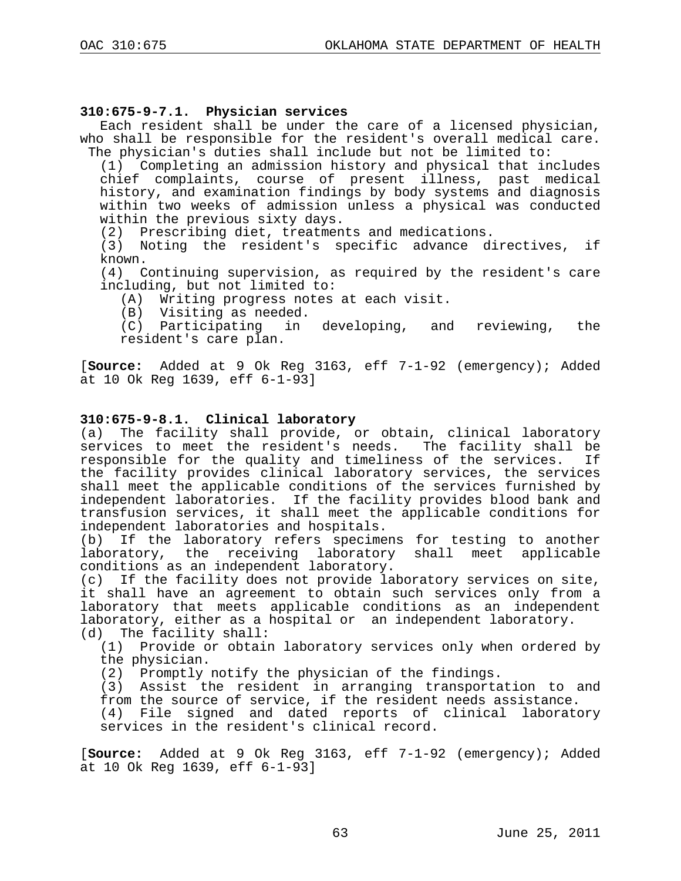### 310:675-9-7.1. Physician services

Each resident shall be under the care of a licensed physician, who shall be responsible for the resident's overall medical care. The physician's duties shall include but not be limited to:

(1) Completing an admission history and physical that includes chief complaints, course of present illness, past medical history, and examination findings by body systems and diagnosis within two weeks of admission unless a physical was conducted within the previous sixty days.

(2) Prescribing diet, treatments and medications.

(3) Noting the resident's specific advance directives, if known.

(4) Continuing supervision, as required by the resident's care including, but not limited to:

   (A) Writing progress notes at each visit.

   (B) Visiting as needed.

   (C) Participating in developing, and reviewing, the resident's care plan.

[**Source:** Added at 9 Ok Reg 3163, eff 7-1-92 (emergency); Added at 10 Ok Reg 1639, eff 6-1-93]

### 310:675-9-8.1. Clinical laboratory

(a) The facility shall provide, or obtain, clinical laboratory services to meet the resident's needs. The facility shall be responsible for the quality and timeliness of the services. If the facility provides clinical laboratory services, the services shall meet the applicable conditions of the services furnished by independent laboratories. If the facility provides blood bank and transfusion services, it shall meet the applicable conditions for independent laboratories and hospitals.

(b) If the laboratory refers specimens for testing to another laboratory, the receiving laboratory shall meet applicable conditions as an independent laboratory.

(c) If the facility does not provide laboratory services on site, it shall have an agreement to obtain such services only from a laboratory that meets applicable conditions as an independent laboratory, either as a hospital or an independent laboratory.

(d) The facility shall:

(1) Provide or obtain laboratory services only when ordered by the physician.

(2) Promptly notify the physician of the findings.

(3) Assist the resident in arranging transportation to and from the source of service, if the resident needs assistance.

(4) File signed and dated reports of clinical laboratory services in the resident's clinical record.

[**Source:** Added at 9 Ok Reg 3163, eff 7-1-92 (emergency); Added at 10 Ok Reg 1639, eff 6-1-93]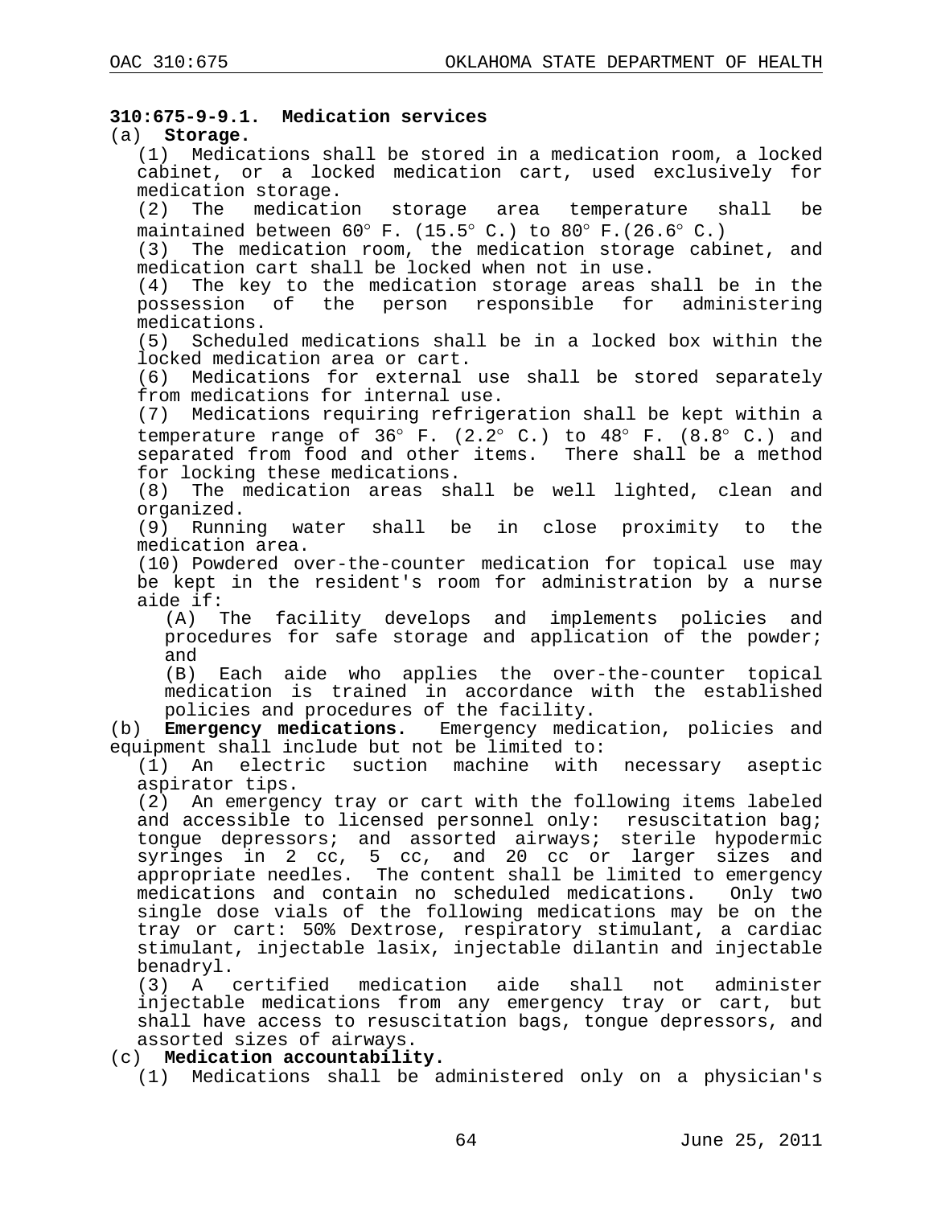**310:675-9-9.1. Medication services**

(a) **Storage.**

(1) Medications shall be stored in a medication room, a locked cabinet, or a locked medication cart, used exclusively for medication storage.

(2) The medication storage area temperature shall be maintained between 60° F. (15.5° C.) to 80° F.(26.6° C.)

(3) The medication room, the medication storage cabinet, and medication cart shall be locked when not in use.

(4) The key to the medication storage areas shall be in the possession of the person responsible for administering medications.

(5) Scheduled medications shall be in a locked box within the locked medication area or cart.

(6) Medications for external use shall be stored separately from medications for internal use.

(7) Medications requiring refrigeration shall be kept within a temperature range of 36° F. (2.2° C.) to 48° F. (8.8° C.) and separated from food and other items. There shall be a method for locking these medications.

(8) The medication areas shall be well lighted, clean and organized.

(9) Running water shall be in close proximity to the medication area.

(10) Powdered over-the-counter medication for topical use may be kept in the resident's room for administration by a nurse aide if:

(A) The facility develops and implements policies and procedures for safe storage and application of the powder; and

(B) Each aide who applies the over-the-counter topical medication is trained in accordance with the established policies and procedures of the facility.

(b) **Emergency medications.** Emergency medication, policies and equipment shall include but not be limited to:

(1) An electric suction machine with necessary aseptic aspirator tips.

(2) An emergency tray or cart with the following items labeled and accessible to licensed personnel only: resuscitation bag; tongue depressors; and assorted airways; sterile hypodermic syringes in 2 cc, 5 cc, and 20 cc or larger sizes and appropriate needles. The content shall be limited to emergency medications and contain no scheduled medications. Only two single dose vials of the following medications may be on the tray or cart: 50% Dextrose, respiratory stimulant, a cardiac stimulant, injectable lasix, injectable dilantin and injectable benadryl.

(3) A certified medication aide shall not administer injectable medications from any emergency tray or cart, but shall have access to resuscitation bags, tongue depressors, and assorted sizes of airways.

(c) **Medication accountability.**

(1) Medications shall be administered only on a physician's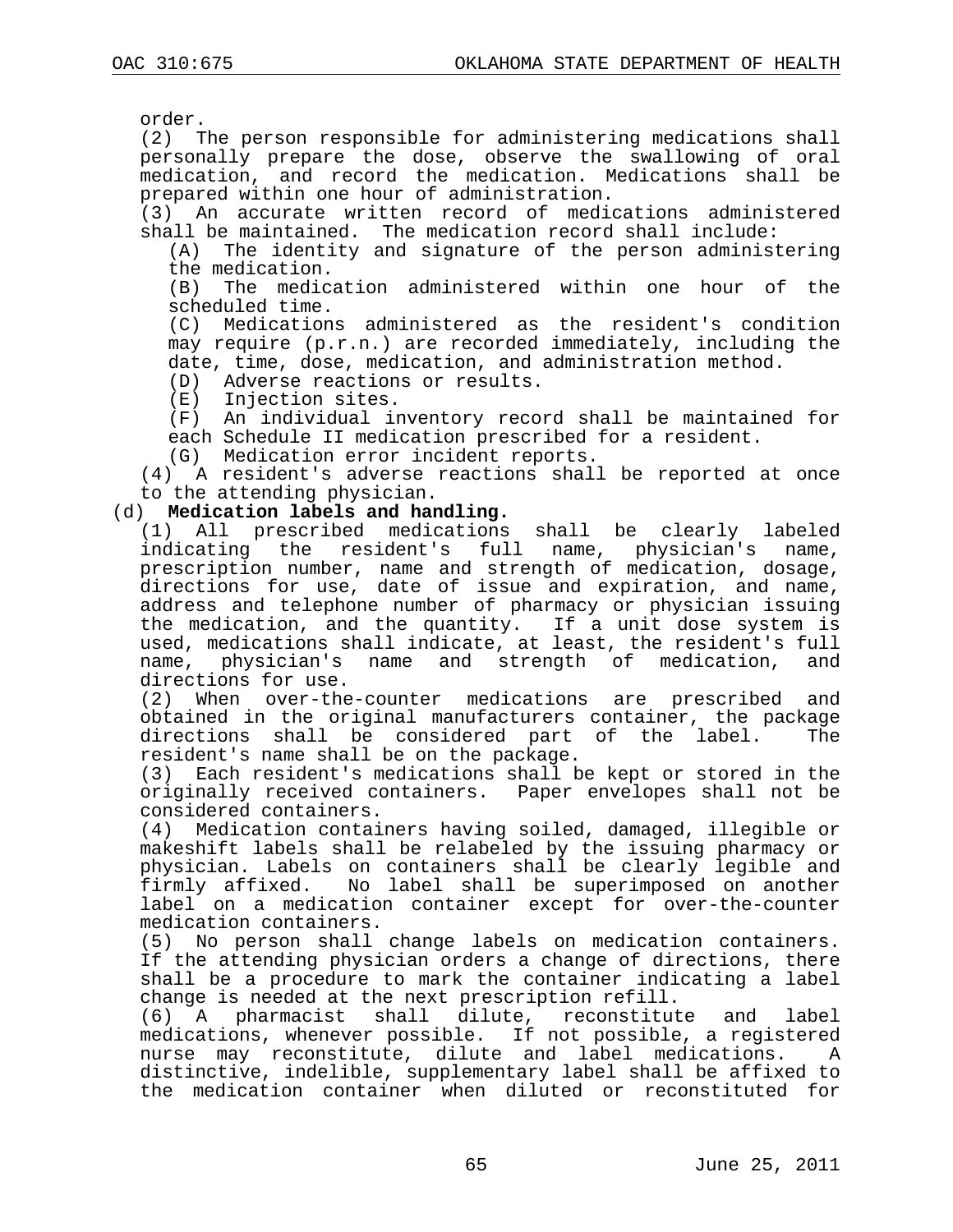order.

(2) The person responsible for administering medications shall personally prepare the dose, observe the swallowing of oral medication, and record the medication. Medications shall be prepared within one hour of administration.

(3) An accurate written record of medications administered shall be maintained. The medication record shall include:

(A) The identity and signature of the person administering the medication.

(B) The medication administered within one hour of the scheduled time.

(C) Medications administered as the resident's condition may require (p.r.n.) are recorded immediately, including the date, time, dose, medication, and administration method.

(D) Adverse reactions or results.

(E) Injection sites.

(F) An individual inventory record shall be maintained for each Schedule II medication prescribed for a resident.

(G) Medication error incident reports.

(4) A resident's adverse reactions shall be reported at once to the attending physician.

(d) **Medication labels and handling.**

(1) All prescribed medications shall be clearly labeled indicating the resident's full name, physician's name, prescription number, name and strength of medication, dosage, directions for use, date of issue and expiration, and name, address and telephone number of pharmacy or physician issuing the medication, and the quantity. If a unit dose system is used, medications shall indicate, at least, the resident's full name, physician's name and strength of medication, and directions for use.

(2) When over-the-counter medications are prescribed and obtained in the original manufacturers container, the package directions shall be considered part of the label. The resident's name shall be on the package.

(3) Each resident's medications shall be kept or stored in the originally received containers. Paper envelopes shall not be considered containers.

(4) Medication containers having soiled, damaged, illegible or makeshift labels shall be relabeled by the issuing pharmacy or physician. Labels on containers shall be clearly legible and firmly affixed. No label shall be superimposed on another label on a medication container except for over-the-counter medication containers.

(5) No person shall change labels on medication containers. If the attending physician orders a change of directions, there shall be a procedure to mark the container indicating a label change is needed at the next prescription refill.

(6) A pharmacist shall dilute, reconstitute and label medications, whenever possible. If not possible, a registered nurse may reconstitute, dilute and label medications. A distinctive, indelible, supplementary label shall be affixed to the medication container when diluted or reconstituted for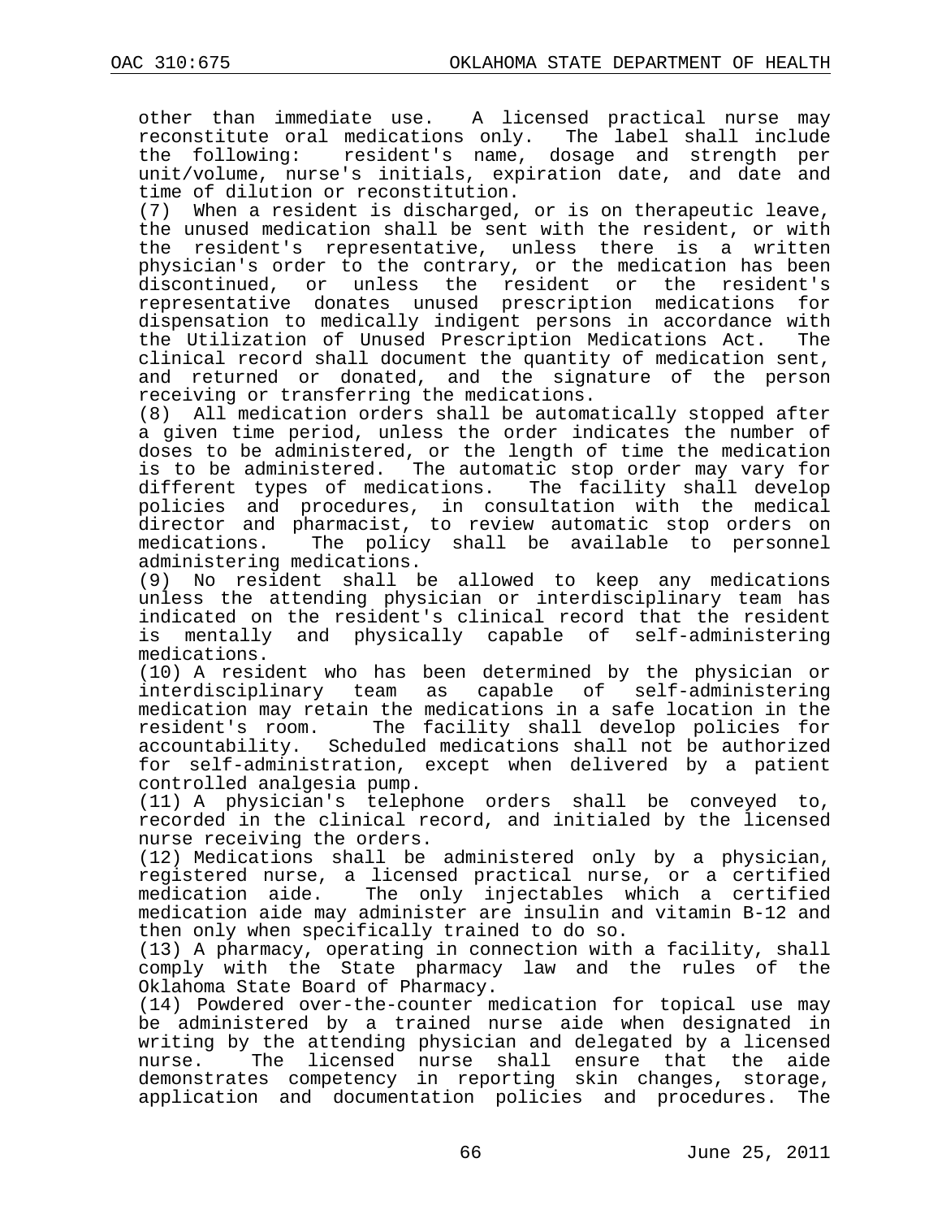other than immediate use. A licensed practical nurse may reconstitute oral medications only. The label shall include the following: resident's name, dosage and strength per unit/volume, nurse's initials, expiration date, and date and time of dilution or reconstitution.

(7) When a resident is discharged, or is on therapeutic leave, the unused medication shall be sent with the resident, or with the resident's representative, unless there is a written physician's order to the contrary, or the medication has been discontinued, or unless the resident or the resident's representative donates unused prescription medications for dispensation to medically indigent persons in accordance with the Utilization of Unused Prescription Medications Act. The clinical record shall document the quantity of medication sent, and returned or donated, and the signature of the person receiving or transferring the medications.

(8) All medication orders shall be automatically stopped after a given time period, unless the order indicates the number of doses to be administered, or the length of time the medication is to be administered. The automatic stop order may vary for different types of medications. The facility shall develop policies and procedures, in consultation with the medical director and pharmacist, to review automatic stop orders on medications. The policy shall be available to personnel administering medications.

(9) No resident shall be allowed to keep any medications unless the attending physician or interdisciplinary team has indicated on the resident's clinical record that the resident is mentally and physically capable of self-administering medications.

(10) A resident who has been determined by the physician or interdisciplinary team as capable of self-administering medication may retain the medications in a safe location in the resident's room. The facility shall develop policies for accountability. Scheduled medications shall not be authorized for self-administration, except when delivered by a patient controlled analgesia pump.

(11) A physician's telephone orders shall be conveyed to, recorded in the clinical record, and initialed by the licensed nurse receiving the orders.

(12) Medications shall be administered only by a physician, registered nurse, a licensed practical nurse, or a certified medication aide. The only injectables which a certified medication aide may administer are insulin and vitamin B-12 and then only when specifically trained to do so.

(13) A pharmacy, operating in connection with a facility, shall comply with the State pharmacy law and the rules of the Oklahoma State Board of Pharmacy.

(14) Powdered over-the-counter medication for topical use may be administered by a trained nurse aide when designated in writing by the attending physician and delegated by a licensed nurse. The licensed nurse shall ensure that the aide demonstrates competency in reporting skin changes, storage, application and documentation policies and procedures. The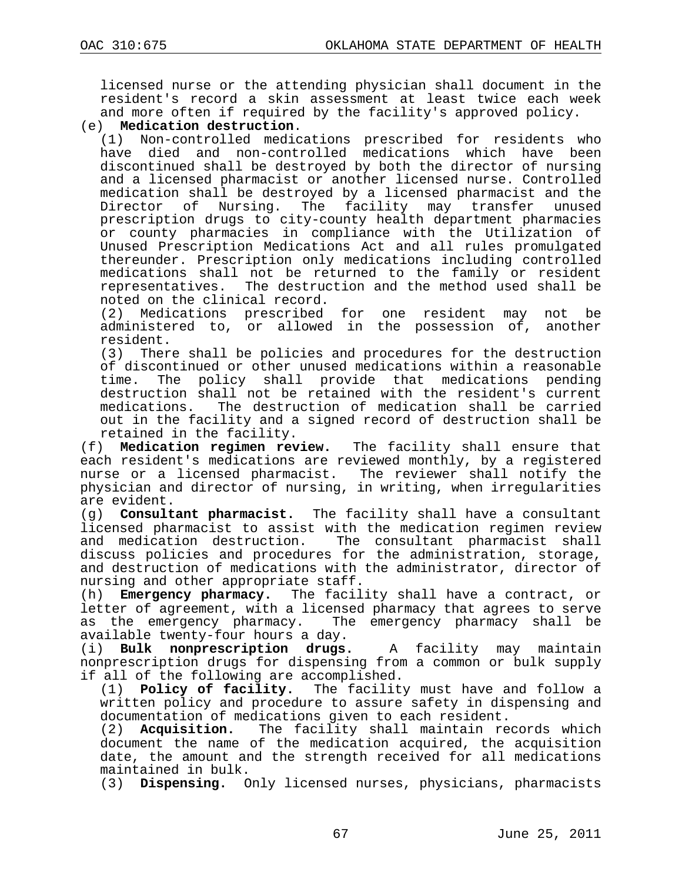licensed nurse or the attending physician shall document in the resident's record a skin assessment at least twice each week and more often if required by the facility's approved policy.

(e) **Medication destruction**.

(1) Non-controlled medications prescribed for residents who have died and non-controlled medications which have been discontinued shall be destroyed by both the director of nursing and a licensed pharmacist or another licensed nurse. Controlled medication shall be destroyed by a licensed pharmacist and the Director of Nursing. The facility may transfer unused prescription drugs to city-county health department pharmacies or county pharmacies in compliance with the Utilization of Unused Prescription Medications Act and all rules promulgated thereunder. Prescription only medications including controlled medications shall not be returned to the family or resident representatives. The destruction and the method used shall be noted on the clinical record.

(2) Medications prescribed for one resident may not be administered to, or allowed in the possession of, another resident.

(3) There shall be policies and procedures for the destruction of discontinued or other unused medications within a reasonable time. The policy shall provide that medications pending destruction shall not be retained with the resident's current medications. The destruction of medication shall be carried out in the facility and a signed record of destruction shall be retained in the facility.

(f) **Medication regimen review.** The facility shall ensure that each resident's medications are reviewed monthly, by a registered nurse or a licensed pharmacist. The reviewer shall notify the physician and director of nursing, in writing, when irregularities are evident.

(g) **Consultant pharmacist.** The facility shall have a consultant licensed pharmacist to assist with the medication regimen review and medication destruction. The consultant pharmacist shall discuss policies and procedures for the administration, storage, and destruction of medications with the administrator, director of nursing and other appropriate staff.

(h) **Emergency pharmacy.** The facility shall have a contract, or letter of agreement, with a licensed pharmacy that agrees to serve as the emergency pharmacy. The emergency pharmacy shall be available twenty-four hours a day.

(i) **Bulk nonprescription drugs.** A facility may maintain nonprescription drugs for dispensing from a common or bulk supply if all of the following are accomplished.

(1) **Policy of facility.** The facility must have and follow a written policy and procedure to assure safety in dispensing and documentation of medications given to each resident.

(2) **Acquisition.** The facility shall maintain records which document the name of the medication acquired, the acquisition date, the amount and the strength received for all medications maintained in bulk.

(3) **Dispensing.** Only licensed nurses, physicians, pharmacists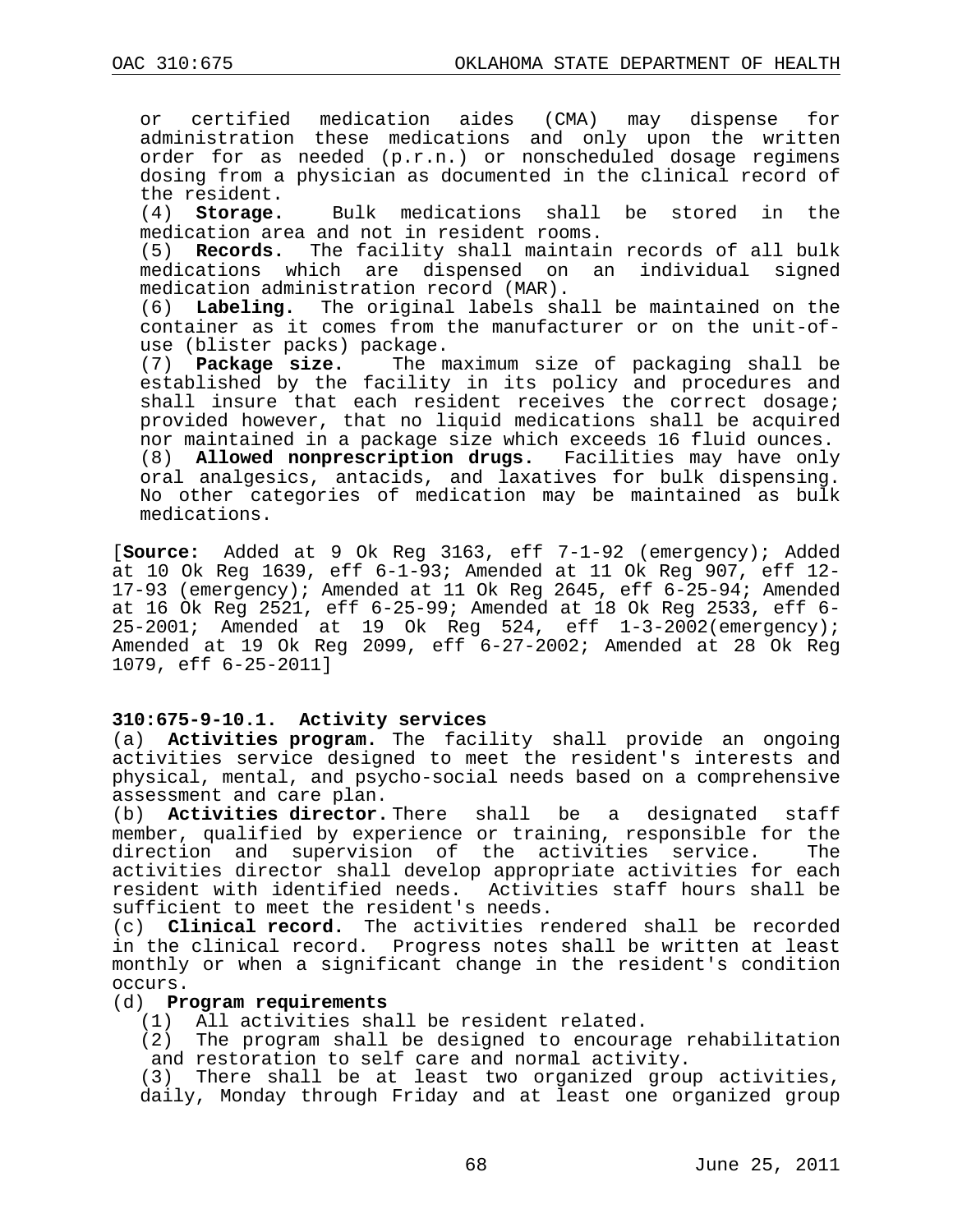or certified medication aides (CMA) may dispense for administration these medications and only upon the written order for as needed (p.r.n.) or nonscheduled dosage regimens dosing from a physician as documented in the clinical record of the resident.

(4) **Storage.** Bulk medications shall be stored in the medication area and not in resident rooms.

(5) **Records.** The facility shall maintain records of all bulk medications which are dispensed on an individual signed medication administration record (MAR).

(6) **Labeling.** The original labels shall be maintained on the container as it comes from the manufacturer or on the unit-of-use (blister packs) package.

(7) **Package size.** The maximum size of packaging shall be established by the facility in its policy and procedures and shall insure that each resident receives the correct dosage; provided however, that no liquid medications shall be acquired nor maintained in a package size which exceeds 16 fluid ounces.

(8) **Allowed nonprescription drugs.** Facilities may have only oral analgesics, antacids, and laxatives for bulk dispensing. No other categories of medication may be maintained as bulk medications.

[**Source:** Added at 9 Ok Reg 3163, eff 7-1-92 (emergency); Added at 10 Ok Reg 1639, eff 6-1-93; Amended at 11 Ok Reg 907, eff 12-17-93 (emergency); Amended at 11 Ok Reg 2645, eff 6-25-94; Amended at 16 Ok Reg 2521, eff 6-25-99; Amended at 18 Ok Reg 2533, eff 6-25-2001; Amended at 19 Ok Reg 524, eff 1-3-2002(emergency); Amended at 19 Ok Reg 2099, eff 6-27-2002; Amended at 28 Ok Reg 1079, eff 6-25-2011]

**310:675-9-10.1. Activity services**

(a) **Activities program.** The facility shall provide an ongoing activities service designed to meet the resident's interests and physical, mental, and psycho-social needs based on a comprehensive assessment and care plan.

(b) **Activities director.** There shall be a designated staff member, qualified by experience or training, responsible for the direction and supervision of the activities service. The activities director shall develop appropriate activities for each resident with identified needs. Activities staff hours shall be sufficient to meet the resident's needs.

(c) **Clinical record.** The activities rendered shall be recorded in the clinical record. Progress notes shall be written at least monthly or when a significant change in the resident's condition occurs.

(d) **Program requirements**

(1) All activities shall be resident related.

(2) The program shall be designed to encourage rehabilitation and restoration to self care and normal activity.

(3) There shall be at least two organized group activities, daily, Monday through Friday and at least one organized group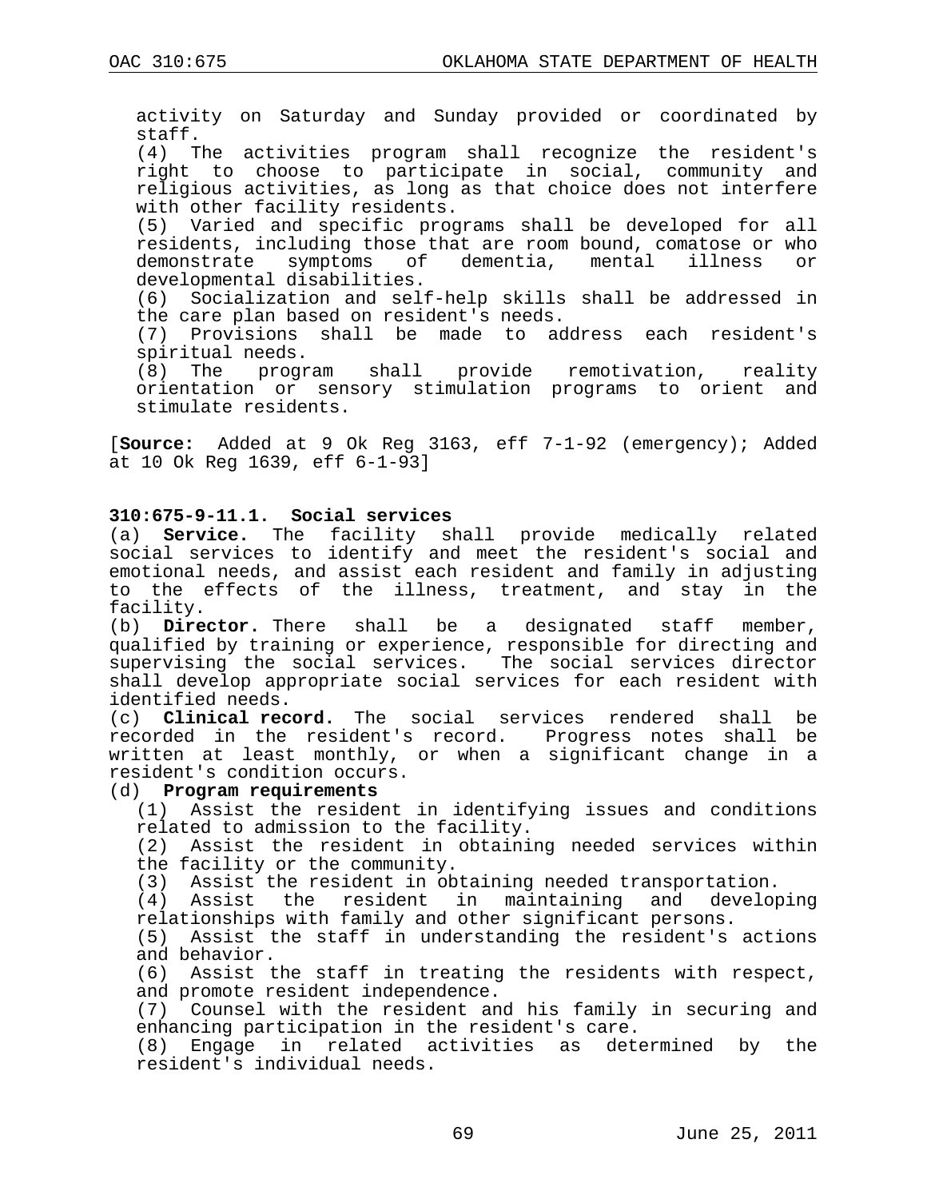activity on Saturday and Sunday provided or coordinated by staff.

(4) The activities program shall recognize the resident's right to choose to participate in social, community and religious activities, as long as that choice does not interfere with other facility residents.

(5) Varied and specific programs shall be developed for all residents, including those that are room bound, comatose or who demonstrate symptoms of dementia, mental illness or developmental disabilities.

(6) Socialization and self-help skills shall be addressed in the care plan based on resident's needs.

(7) Provisions shall be made to address each resident's spiritual needs.

(8) The program shall provide remotivation, reality orientation or sensory stimulation programs to orient and stimulate residents.

[**Source:** Added at 9 Ok Reg 3163, eff 7-1-92 (emergency); Added at 10 Ok Reg 1639, eff 6-1-93]

**310:675-9-11.1. Social services**

(a) **Service.** The facility shall provide medically related social services to identify and meet the resident's social and emotional needs, and assist each resident and family in adjusting to the effects of the illness, treatment, and stay in the facility.

(b) **Director.** There shall be a designated staff member, qualified by training or experience, responsible for directing and supervising the social services. The social services director shall develop appropriate social services for each resident with identified needs.

(c) **Clinical record.** The social services rendered shall be recorded in the resident's record. Progress notes shall be written at least monthly, or when a significant change in a resident's condition occurs.

(d) **Program requirements**

(1) Assist the resident in identifying issues and conditions related to admission to the facility.

(2) Assist the resident in obtaining needed services within the facility or the community.

(3) Assist the resident in obtaining needed transportation.

(4) Assist the resident in maintaining and developing relationships with family and other significant persons.

(5) Assist the staff in understanding the resident's actions and behavior.

(6) Assist the staff in treating the residents with respect, and promote resident independence.

(7) Counsel with the resident and his family in securing and enhancing participation in the resident's care.

(8) Engage in related activities as determined by the resident's individual needs.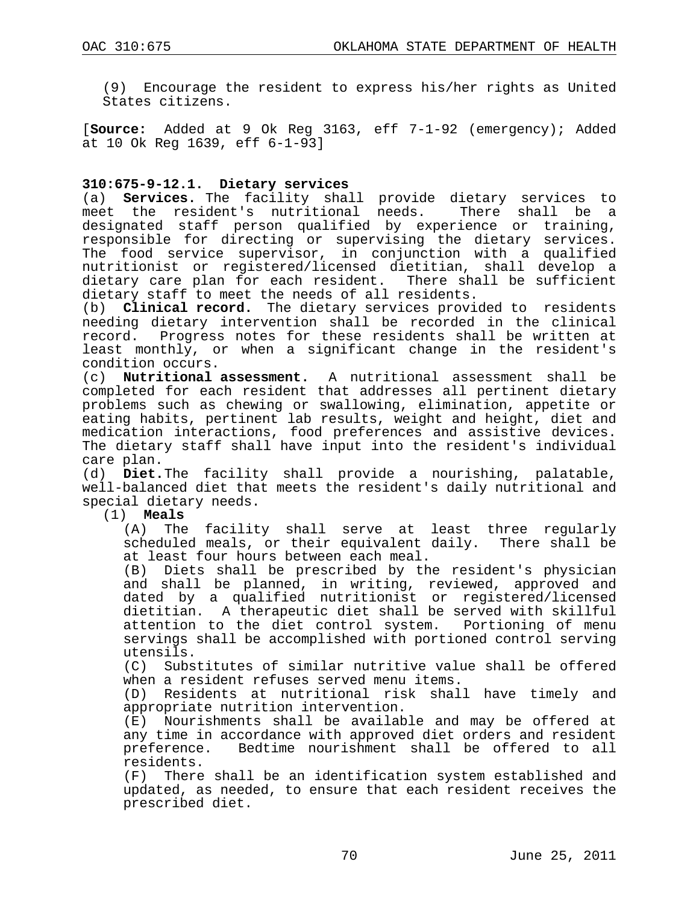(9) Encourage the resident to express his/her rights as United States citizens.

[**Source:** Added at 9 Ok Reg 3163, eff 7-1-92 (emergency); Added at 10 Ok Reg 1639, eff 6-1-93]

**310:675-9-12.1. Dietary services**

(a) **Services.** The facility shall provide dietary services to meet the resident's nutritional needs. There shall be a designated staff person qualified by experience or training, responsible for directing or supervising the dietary services. The food service supervisor, in conjunction with a qualified nutritionist or registered/licensed dietitian, shall develop a dietary care plan for each resident. There shall be sufficient dietary staff to meet the needs of all residents.

(b) **Clinical record.** The dietary services provided to residents needing dietary intervention shall be recorded in the clinical record. Progress notes for these residents shall be written at least monthly, or when a significant change in the resident's condition occurs.

(c) **Nutritional assessment.** A nutritional assessment shall be completed for each resident that addresses all pertinent dietary problems such as chewing or swallowing, elimination, appetite or eating habits, pertinent lab results, weight and height, diet and medication interactions, food preferences and assistive devices. The dietary staff shall have input into the resident's individual care plan.

(d) **Diet.**The facility shall provide a nourishing, palatable, well-balanced diet that meets the resident's daily nutritional and special dietary needs.

(1) **Meals**

(A) The facility shall serve at least three regularly scheduled meals, or their equivalent daily. There shall be at least four hours between each meal.

(B) Diets shall be prescribed by the resident's physician and shall be planned, in writing, reviewed, approved and dated by a qualified nutritionist or registered/licensed dietitian. A therapeutic diet shall be served with skillful attention to the diet control system. Portioning of menu servings shall be accomplished with portioned control serving utensils.

(C) Substitutes of similar nutritive value shall be offered when a resident refuses served menu items.

(D) Residents at nutritional risk shall have timely and appropriate nutrition intervention.

(E) Nourishments shall be available and may be offered at any time in accordance with approved diet orders and resident preference. Bedtime nourishment shall be offered to all residents.

(F) There shall be an identification system established and updated, as needed, to ensure that each resident receives the prescribed diet.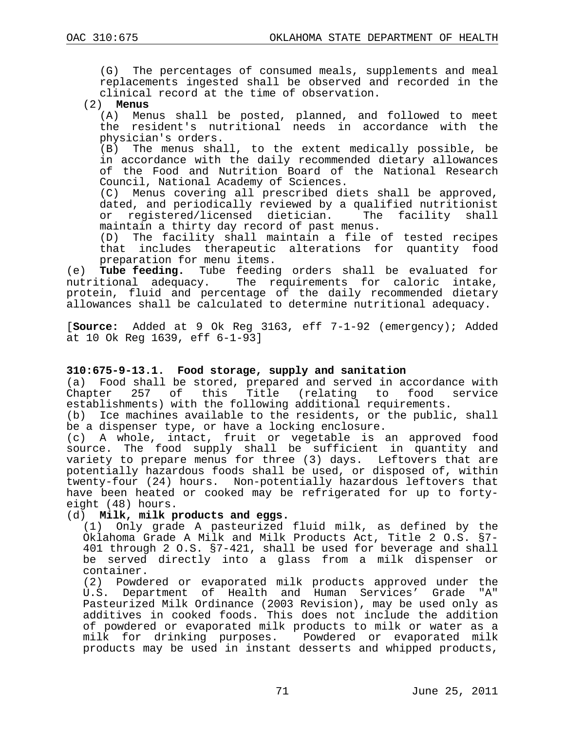(G) The percentages of consumed meals, supplements and meal replacements ingested shall be observed and recorded in the clinical record at the time of observation.

(2) **Menus**

(A) Menus shall be posted, planned, and followed to meet the resident's nutritional needs in accordance with the physician's orders.

(B) The menus shall, to the extent medically possible, be in accordance with the daily recommended dietary allowances of the Food and Nutrition Board of the National Research Council, National Academy of Sciences.

(C) Menus covering all prescribed diets shall be approved, dated, and periodically reviewed by a qualified nutritionist or registered/licensed dietician. The facility shall maintain a thirty day record of past menus.

(D) The facility shall maintain a file of tested recipes that includes therapeutic alterations for quantity food preparation for menu items.

(e) **Tube feeding.** Tube feeding orders shall be evaluated for nutritional adequacy. The requirements for caloric intake, protein, fluid and percentage of the daily recommended dietary allowances shall be calculated to determine nutritional adequacy.

[**Source:** Added at 9 Ok Reg 3163, eff 7-1-92 (emergency); Added at 10 Ok Reg 1639, eff 6-1-93]

**310:675-9-13.1. Food storage, supply and sanitation**

(a) Food shall be stored, prepared and served in accordance with Chapter 257 of this Title (relating to food service establishments) with the following additional requirements.

(b) Ice machines available to the residents, or the public, shall be a dispenser type, or have a locking enclosure.

(c) A whole, intact, fruit or vegetable is an approved food source. The food supply shall be sufficient in quantity and variety to prepare menus for three (3) days. Leftovers that are potentially hazardous foods shall be used, or disposed of, within twenty-four (24) hours. Non-potentially hazardous leftovers that have been heated or cooked may be refrigerated for up to forty-eight (48) hours.

(d) **Milk, milk products and eggs.**

(1) Only grade A pasteurized fluid milk, as defined by the Oklahoma Grade A Milk and Milk Products Act, Title 2 O.S. §7-401 through 2 O.S. §7-421, shall be used for beverage and shall be served directly into a glass from a milk dispenser or container.

(2) Powdered or evaporated milk products approved under the U.S. Department of Health and Human Services' Grade "A" Pasteurized Milk Ordinance (2003 Revision), may be used only as additives in cooked foods. This does not include the addition of powdered or evaporated milk products to milk or water as a milk for drinking purposes. Powdered or evaporated milk products may be used in instant desserts and whipped products,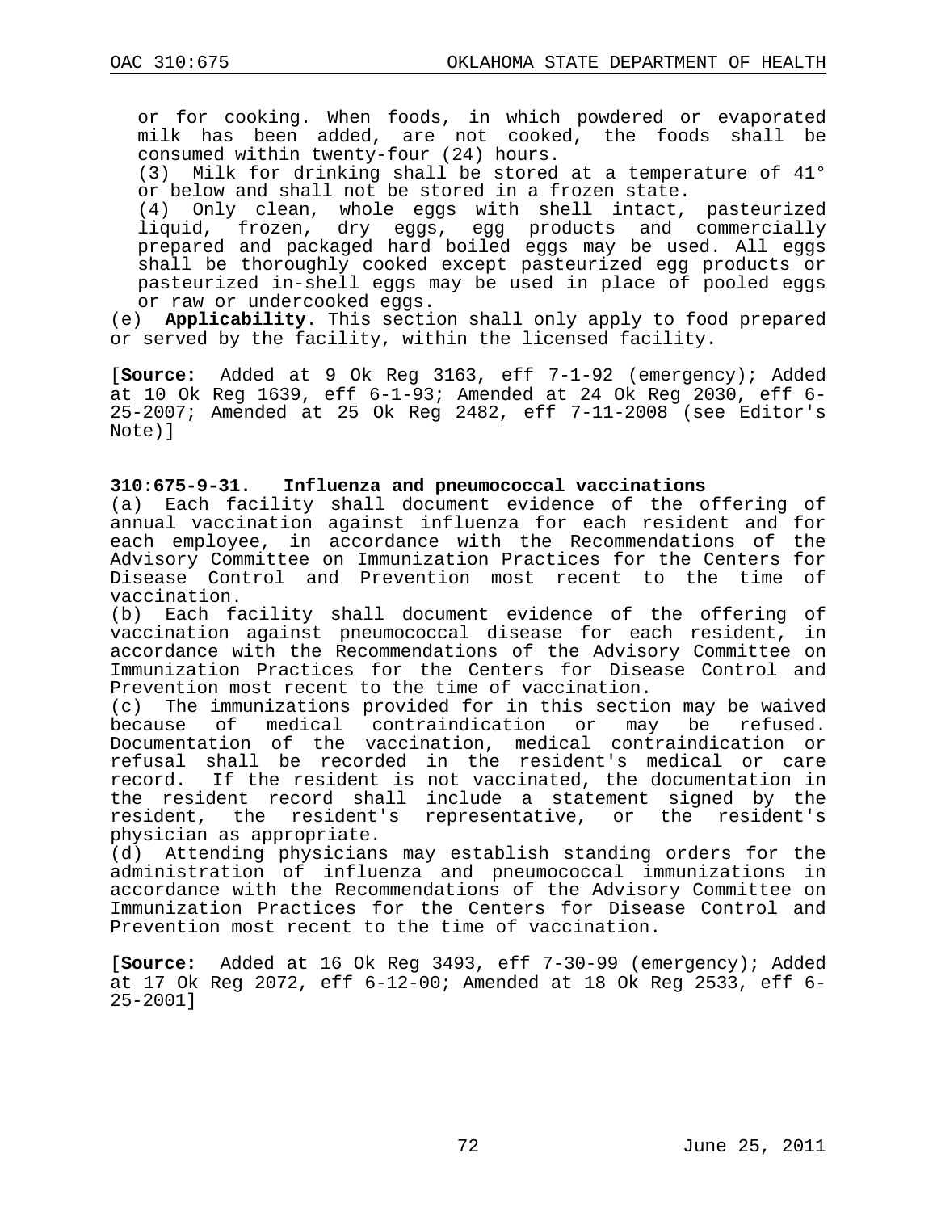or for cooking. When foods, in which powdered or evaporated milk has been added, are not cooked, the foods shall be consumed within twenty-four (24) hours.

(3) Milk for drinking shall be stored at a temperature of 41° or below and shall not be stored in a frozen state.

(4) Only clean, whole eggs with shell intact, pasteurized liquid, frozen, dry eggs, egg products and commercially prepared and packaged hard boiled eggs may be used. All eggs shall be thoroughly cooked except pasteurized egg products or pasteurized in-shell eggs may be used in place of pooled eggs or raw or undercooked eggs.

(e) **Applicability**. This section shall only apply to food prepared or served by the facility, within the licensed facility.

[**Source:** Added at 9 Ok Reg 3163, eff 7-1-92 (emergency); Added at 10 Ok Reg 1639, eff 6-1-93; Amended at 24 Ok Reg 2030, eff 6-25-2007; Amended at 25 Ok Reg 2482, eff 7-11-2008 (see Editor's Note)]

### 310:675-9-31. Influenza and pneumococcal vaccinations

(a) Each facility shall document evidence of the offering of annual vaccination against influenza for each resident and for each employee, in accordance with the Recommendations of the Advisory Committee on Immunization Practices for the Centers for Disease Control and Prevention most recent to the time of vaccination.

(b) Each facility shall document evidence of the offering of vaccination against pneumococcal disease for each resident, in accordance with the Recommendations of the Advisory Committee on Immunization Practices for the Centers for Disease Control and Prevention most recent to the time of vaccination.

(c) The immunizations provided for in this section may be waived because of medical contraindication or may be refused. Documentation of the vaccination, medical contraindication or refusal shall be recorded in the resident's medical or care record. If the resident is not vaccinated, the documentation in the resident record shall include a statement signed by the resident, the resident's representative, or the resident's physician as appropriate.

(d) Attending physicians may establish standing orders for the administration of influenza and pneumococcal immunizations in accordance with the Recommendations of the Advisory Committee on Immunization Practices for the Centers for Disease Control and Prevention most recent to the time of vaccination.

[**Source:** Added at 16 Ok Reg 3493, eff 7-30-99 (emergency); Added at 17 Ok Reg 2072, eff 6-12-00; Amended at 18 Ok Reg 2533, eff 6-25-2001]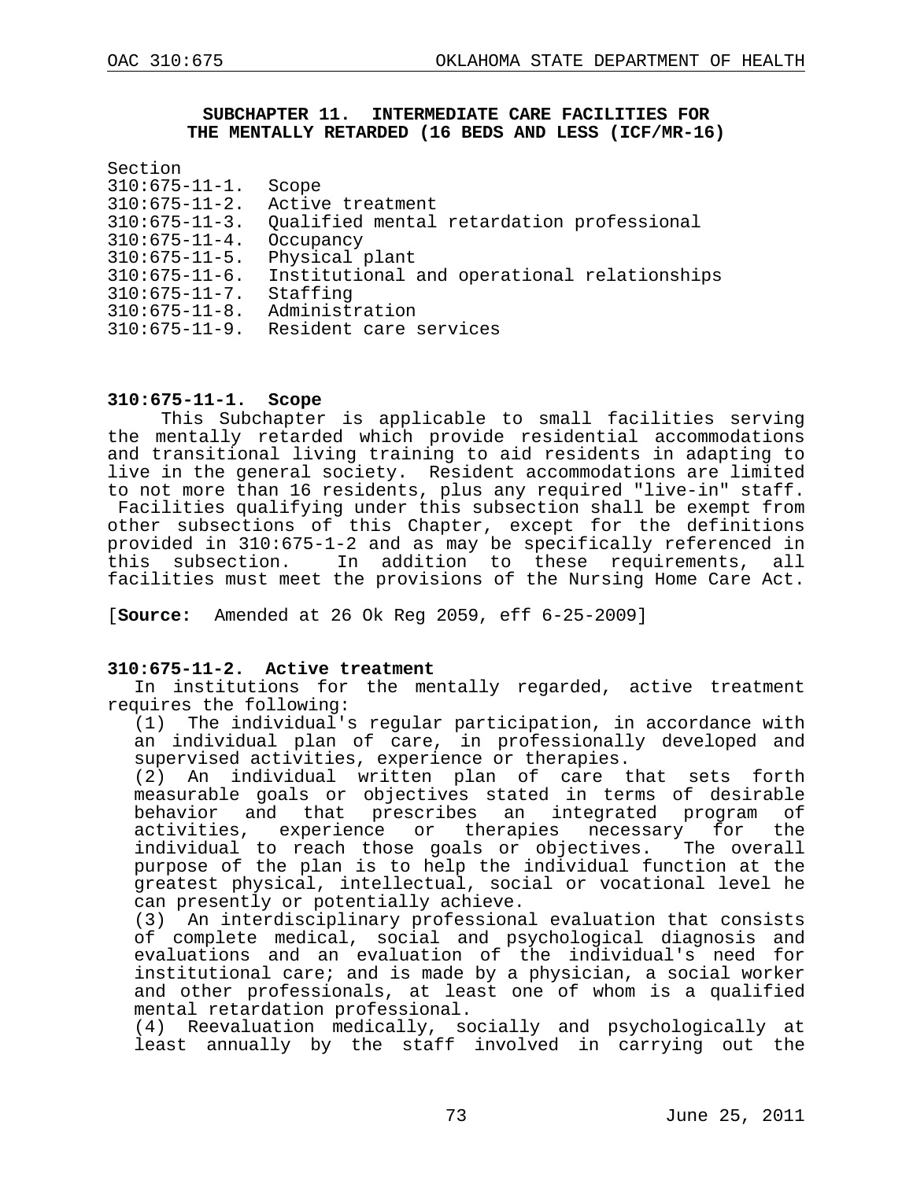## SUBCHAPTER 11. INTERMEDIATE CARE FACILITIES FOR THE MENTALLY RETARDED (16 BEDS AND LESS (ICF/MR-16)

Section

310:675-11-1. Scope
310:675-11-2. Active treatment
310:675-11-3. Qualified mental retardation professional
310:675-11-4. Occupancy
310:675-11-5. Physical plant
310:675-11-6. Institutional and operational relationships
310:675-11-7. Staffing
310:675-11-8. Administration
310:675-11-9. Resident care services

### 310:675-11-1. Scope

This Subchapter is applicable to small facilities serving the mentally retarded which provide residential accommodations and transitional living training to aid residents in adapting to live in the general society. Resident accommodations are limited to not more than 16 residents, plus any required "live-in" staff. Facilities qualifying under this subsection shall be exempt from other subsections of this Chapter, except for the definitions provided in 310:675-1-2 and as may be specifically referenced in this subsection. In addition to these requirements, all facilities must meet the provisions of the Nursing Home Care Act.

[**Source:** Amended at 26 Ok Reg 2059, eff 6-25-2009]

### 310:675-11-2. Active treatment

In institutions for the mentally regarded, active treatment requires the following:

(1) The individual's regular participation, in accordance with an individual plan of care, in professionally developed and supervised activities, experience or therapies.

(2) An individual written plan of care that sets forth measurable goals or objectives stated in terms of desirable behavior and that prescribes an integrated program of activities, experience or therapies necessary for the individual to reach those goals or objectives. The overall purpose of the plan is to help the individual function at the greatest physical, intellectual, social or vocational level he can presently or potentially achieve.

(3) An interdisciplinary professional evaluation that consists of complete medical, social and psychological diagnosis and evaluations and an evaluation of the individual's need for institutional care; and is made by a physician, a social worker and other professionals, at least one of whom is a qualified mental retardation professional.

(4) Reevaluation medically, socially and psychologically at least annually by the staff involved in carrying out the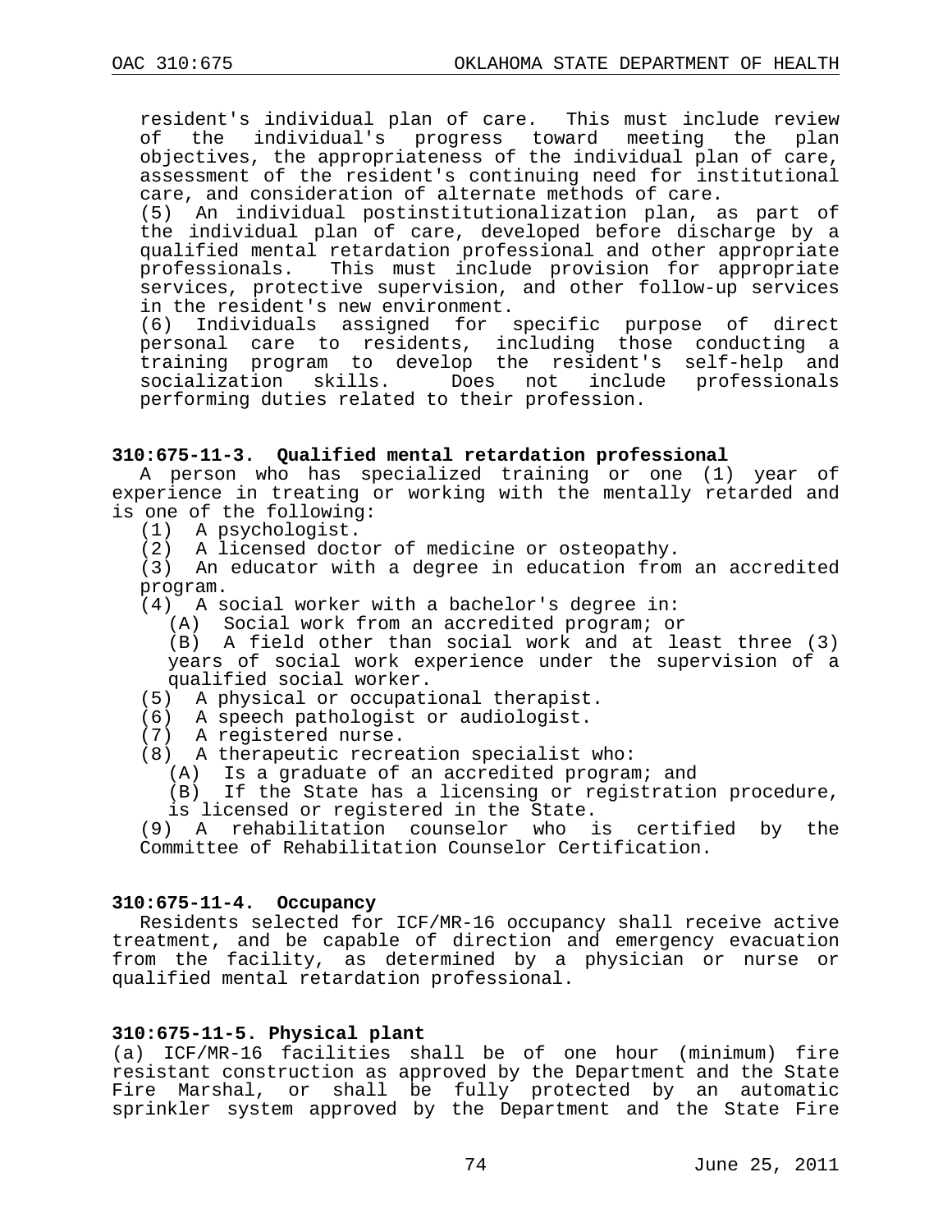resident's individual plan of care. This must include review of the individual's progress toward meeting the plan objectives, the appropriateness of the individual plan of care, assessment of the resident's continuing need for institutional care, and consideration of alternate methods of care.

(5) An individual postinstitutionalization plan, as part of the individual plan of care, developed before discharge by a qualified mental retardation professional and other appropriate professionals. This must include provision for appropriate services, protective supervision, and other follow-up services in the resident's new environment.

(6) Individuals assigned for specific purpose of direct personal care to residents, including those conducting a training program to develop the resident's self-help and socialization skills. Does not include professionals performing duties related to their profession.

### 310:675-11-3. Qualified mental retardation professional

A person who has specialized training or one (1) year of experience in treating or working with the mentally retarded and is one of the following:

(1) A psychologist.

(2) A licensed doctor of medicine or osteopathy.

(3) An educator with a degree in education from an accredited program.

(4) A social worker with a bachelor's degree in:

(A) Social work from an accredited program; or

(B) A field other than social work and at least three (3) years of social work experience under the supervision of a qualified social worker.

(5) A physical or occupational therapist.

(6) A speech pathologist or audiologist.

(7) A registered nurse.

(8) A therapeutic recreation specialist who:

(A) Is a graduate of an accredited program; and

(B) If the State has a licensing or registration procedure, is licensed or registered in the State.

(9) A rehabilitation counselor who is certified by the Committee of Rehabilitation Counselor Certification.

### 310:675-11-4. Occupancy

Residents selected for ICF/MR-16 occupancy shall receive active treatment, and be capable of direction and emergency evacuation from the facility, as determined by a physician or nurse or qualified mental retardation professional.

### 310:675-11-5. Physical plant

(a) ICF/MR-16 facilities shall be of one hour (minimum) fire resistant construction as approved by the Department and the State Fire Marshal, or shall be fully protected by an automatic sprinkler system approved by the Department and the State Fire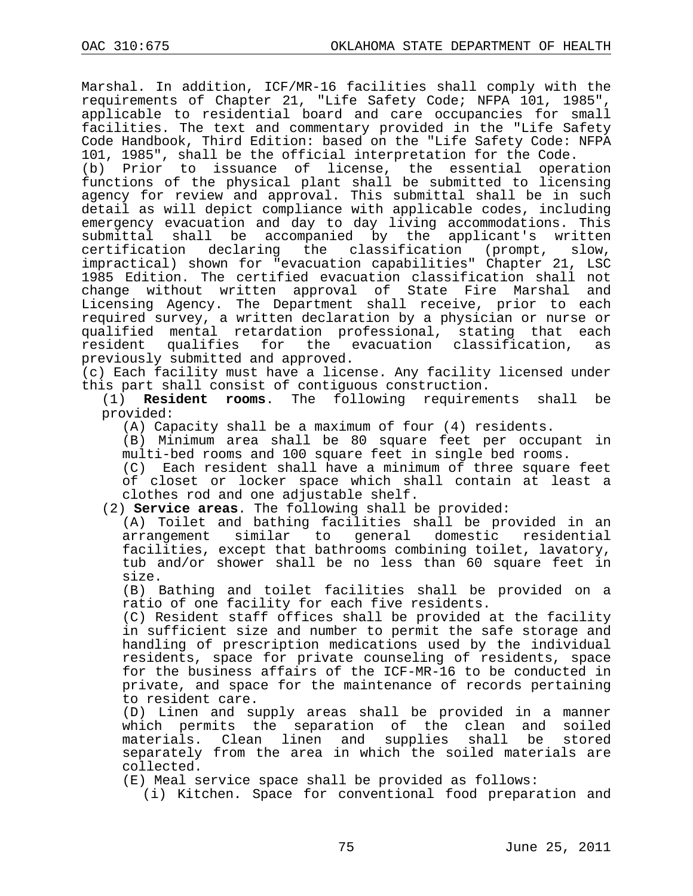Marshal. In addition, ICF/MR-16 facilities shall comply with the requirements of Chapter 21, "Life Safety Code; NFPA 101, 1985", applicable to residential board and care occupancies for small facilities. The text and commentary provided in the "Life Safety Code Handbook, Third Edition: based on the "Life Safety Code: NFPA 101, 1985", shall be the official interpretation for the Code.

(b) Prior to issuance of license, the essential operation functions of the physical plant shall be submitted to licensing agency for review and approval. This submittal shall be in such detail as will depict compliance with applicable codes, including emergency evacuation and day to day living accommodations. This submittal shall be accompanied by the applicant's written certification declaring the classification (prompt, slow, impractical) shown for "evacuation capabilities" Chapter 21, LSC 1985 Edition. The certified evacuation classification shall not change without written approval of State Fire Marshal and Licensing Agency. The Department shall receive, prior to each required survey, a written declaration by a physician or nurse or qualified mental retardation professional, stating that each resident qualifies for the evacuation classification, as previously submitted and approved.

(c) Each facility must have a license. Any facility licensed under this part shall consist of contiguous construction.

(1) **Resident rooms**. The following requirements shall be provided:

(A) Capacity shall be a maximum of four (4) residents.

(B) Minimum area shall be 80 square feet per occupant in multi-bed rooms and 100 square feet in single bed rooms.

(C) Each resident shall have a minimum of three square feet of closet or locker space which shall contain at least a clothes rod and one adjustable shelf.

(2) **Service areas**. The following facilities shall be provided:

(A) Toilet and bathing facilities shall be provided in an arrangement similar to general domestic residential facilities, except that bathrooms combining toilet, lavatory, tub and/or shower shall be no less than 60 square feet in size.

(B) Bathing and toilet facilities shall be provided on a ratio of one facility for each five residents.

(C) Resident staff offices shall be provided at the facility in sufficient size and number to permit the safe storage and handling of prescription medications used by the individual residents, space for private counseling of residents, space for the business affairs of the ICF-MR-16 to be conducted in private, and space for the maintenance of records pertaining to resident care.

(D) Linen and supply areas shall be provided in a manner which permits the separation of the clean and soiled materials. Clean linen and supplies shall be stored separately from the area in which the soiled materials are collected.

(E) Meal service space shall be provided as follows:

(i) Kitchen. Space for conventional food preparation and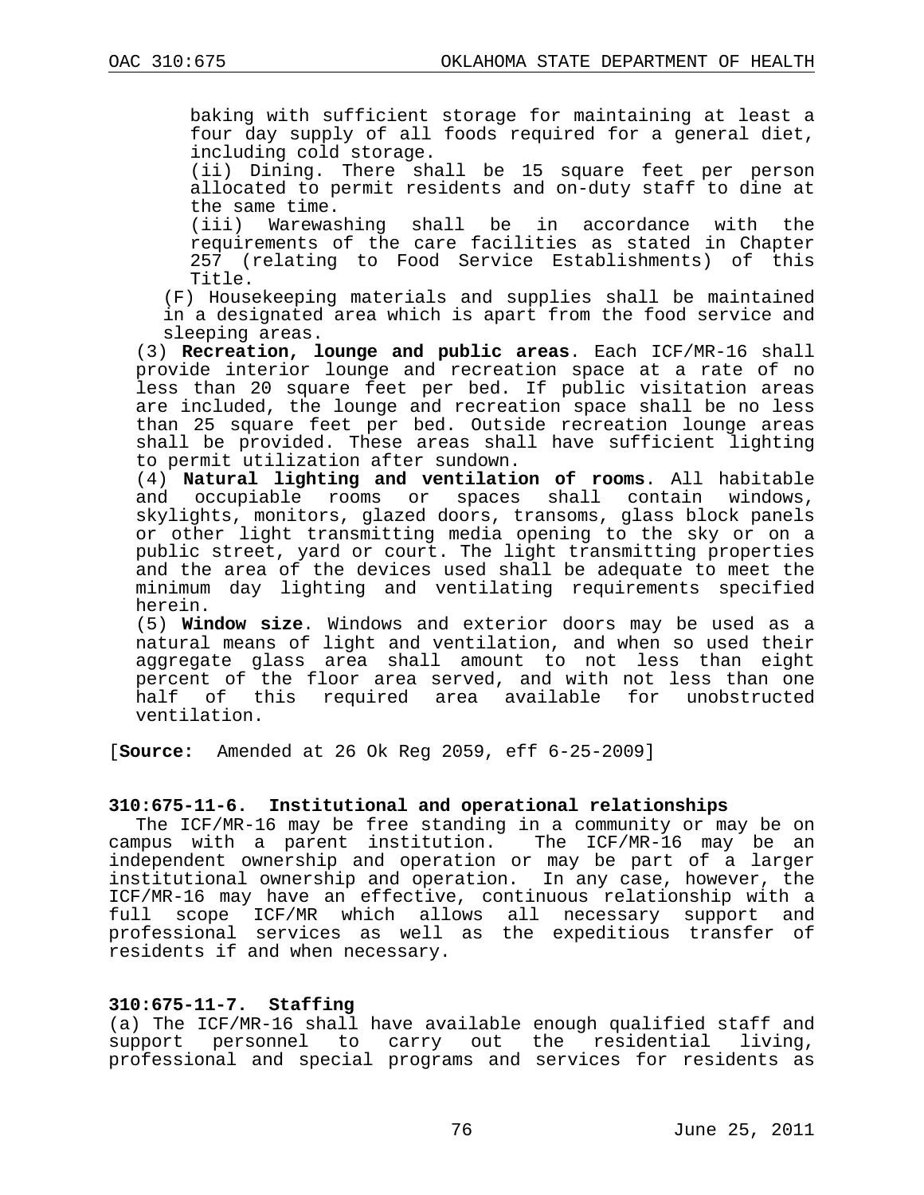baking with sufficient storage for maintaining at least a four day supply of all foods required for a general diet, including cold storage.

(ii) Dining. There shall be 15 square feet per person allocated to permit residents and on-duty staff to dine at the same time.

(iii) Warewashing shall be in accordance with the requirements of the care facilities as stated in Chapter 257 (relating to Food Service Establishments) of this Title.

(F) Housekeeping materials and supplies shall be maintained in a designated area which is apart from the food service and sleeping areas.

(3) **Recreation, lounge and public areas**. Each ICF/MR-16 shall provide interior lounge and recreation space at a rate of no less than 20 square feet per bed. If public visitation areas are included, the lounge and recreation space shall be no less than 25 square feet per bed. Outside recreation lounge areas shall be provided. These areas shall have sufficient lighting to permit utilization after sundown.

(4) **Natural lighting and ventilation of rooms**. All habitable and occupiable rooms or spaces shall contain windows, skylights, monitors, glazed doors, transoms, glass block panels or other light transmitting media opening to the sky or on a public street, yard or court. The light transmitting properties and the area of the devices used shall be adequate to meet the minimum day lighting and ventilating requirements specified herein.

(5) **Window size**. Windows and exterior doors may be used as a natural means of light and ventilation, and when so used their aggregate glass area shall amount to not less than eight percent of the floor area served, and with not less than one half of this required area available for unobstructed ventilation.

[**Source:** Amended at 26 Ok Reg 2059, eff 6-25-2009]

**310:675-11-6. Institutional and operational relationships**

The ICF/MR-16 may be free standing in a community or may be on campus with a parent institution. The ICF/MR-16 may be an independent ownership and operation or may be part of a larger institutional ownership and operation. In any case, however, the ICF/MR-16 may have an effective, continuous relationship with a full scope ICF/MR which allows all necessary support and professional services as well as the expeditious transfer of residents if and when necessary.

**310:675-11-7. Staffing**

(a) The ICF/MR-16 shall have available enough qualified staff and support personnel to carry out the residential living, professional and special programs and services for residents as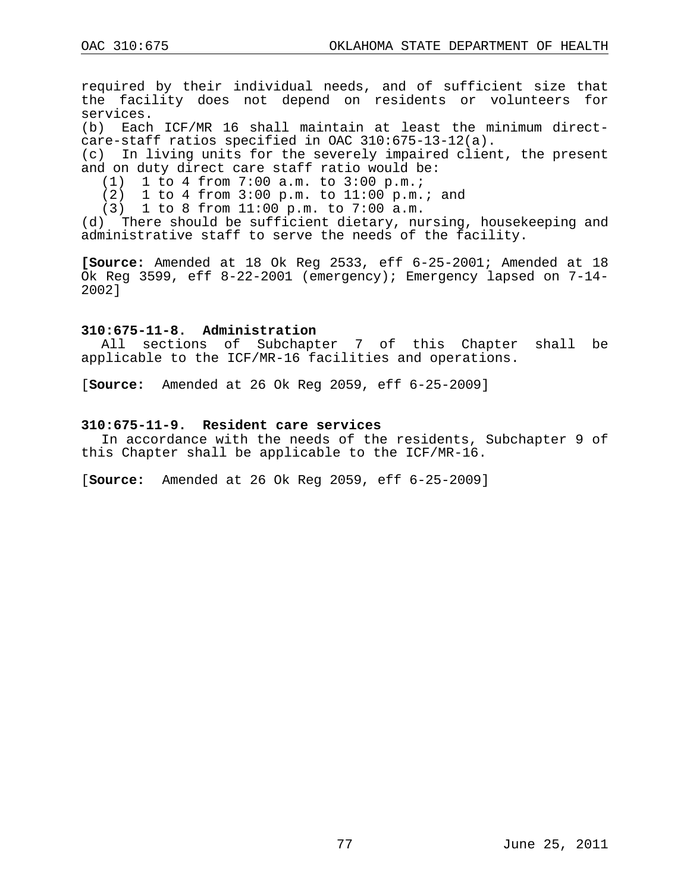required by their individual needs, and of sufficient size that the facility does not depend on residents or volunteers for services.

(b) Each ICF/MR 16 shall maintain at least the minimum direct-care-staff ratios specified in OAC 310:675-13-12(a).

(c) In living units for the severely impaired client, the present and on duty direct care staff ratio would be:

(1) 1 to 4 from 7:00 a.m. to 3:00 p.m.;

(2) 1 to 4 from 3:00 p.m. to 11:00 p.m.; and

(3) 1 to 8 from 11:00 p.m. to 7:00 a.m.

(d) There should be sufficient dietary, nursing, housekeeping and administrative staff to serve the needs of the facility.

**[Source:** Amended at 18 Ok Reg 2533, eff 6-25-2001; Amended at 18 Ok Reg 3599, eff 8-22-2001 (emergency); Emergency lapsed on 7-14-2002]

### 310:675-11-8. Administration

All sections of Subchapter 7 of this Chapter shall be applicable to the ICF/MR-16 facilities and operations.

[**Source:** Amended at 26 Ok Reg 2059, eff 6-25-2009]

### 310:675-11-9. Resident care services

In accordance with the needs of the residents, Subchapter 9 of this Chapter shall be applicable to the ICF/MR-16.

[**Source:** Amended at 26 Ok Reg 2059, eff 6-25-2009]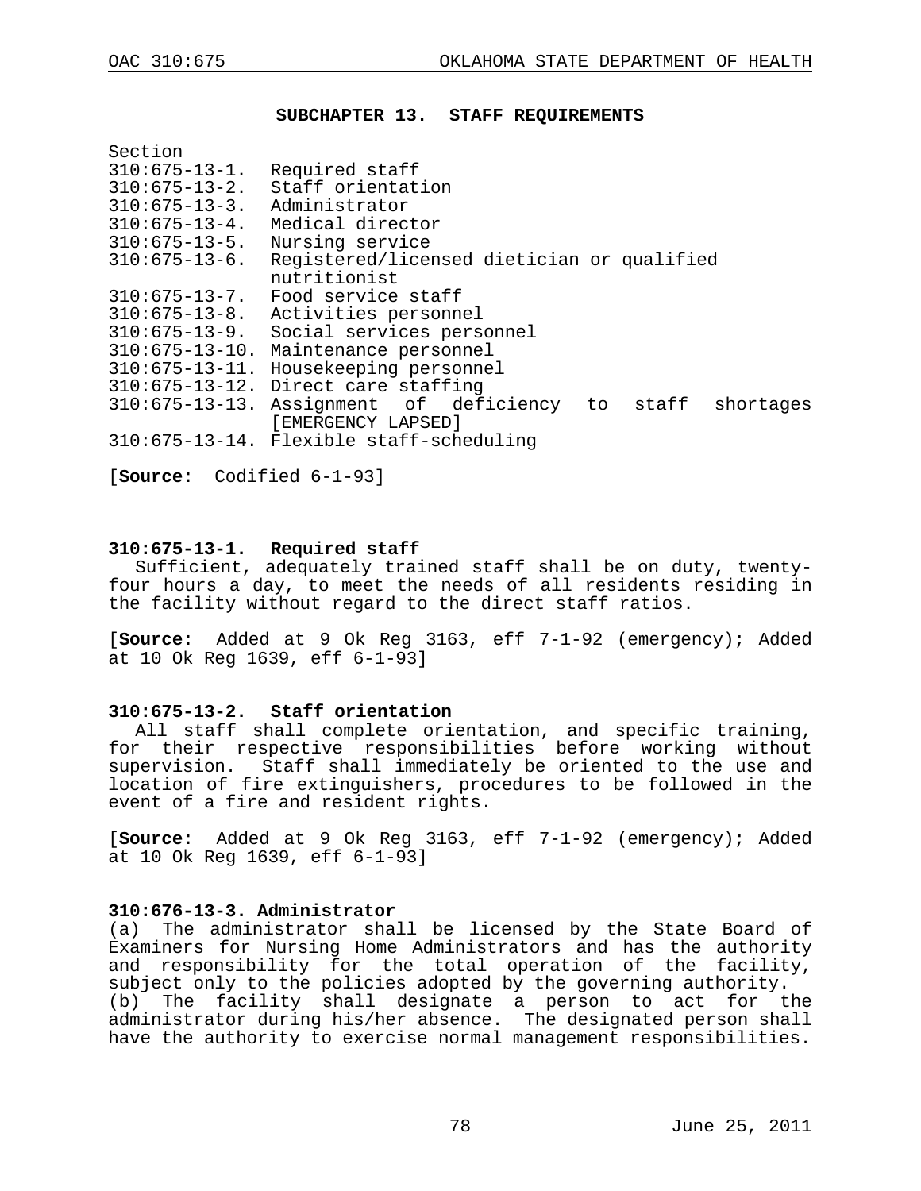## SUBCHAPTER 13. STAFF REQUIREMENTS

Section
310:675-13-1. Required staff
310:675-13-2. Staff orientation
310:675-13-3. Administrator
310:675-13-4. Medical director
310:675-13-5. Nursing service
310:675-13-6. Registered/licensed dietician or qualified nutritionist
310:675-13-7. Food service staff
310:675-13-8. Activities personnel
310:675-13-9. Social services personnel
310:675-13-10. Maintenance personnel
310:675-13-11. Housekeeping personnel
310:675-13-12. Direct care staffing
310:675-13-13. Assignment of deficiency to staff shortages [EMERGENCY LAPSED]
310:675-13-14. Flexible staff-scheduling

[**Source:** Codified 6-1-93]

### 310:675-13-1. Required staff

Sufficient, adequately trained staff shall be on duty, twenty-four hours a day, to meet the needs of all residents residing in the facility without regard to the direct staff ratios.

[**Source:** Added at 9 Ok Reg 3163, eff 7-1-92 (emergency); Added at 10 Ok Reg 1639, eff 6-1-93]

### 310:675-13-2. Staff orientation

All staff shall complete orientation, and specific training, for their respective responsibilities before working without supervision. Staff shall immediately be oriented to the use and location of fire extinguishers, procedures to be followed in the event of a fire and resident rights.

[**Source:** Added at 9 Ok Reg 3163, eff 7-1-92 (emergency); Added at 10 Ok Reg 1639, eff 6-1-93]

### 310:676-13-3. Administrator

(a) The administrator shall be licensed by the State Board of Examiners for Nursing Home Administrators and has the authority and responsibility for the total operation of the facility, subject only to the policies adopted by the governing authority.
(b) The facility shall designate a person to act for the administrator during his/her absence. The designated person shall have the authority to exercise normal management responsibilities.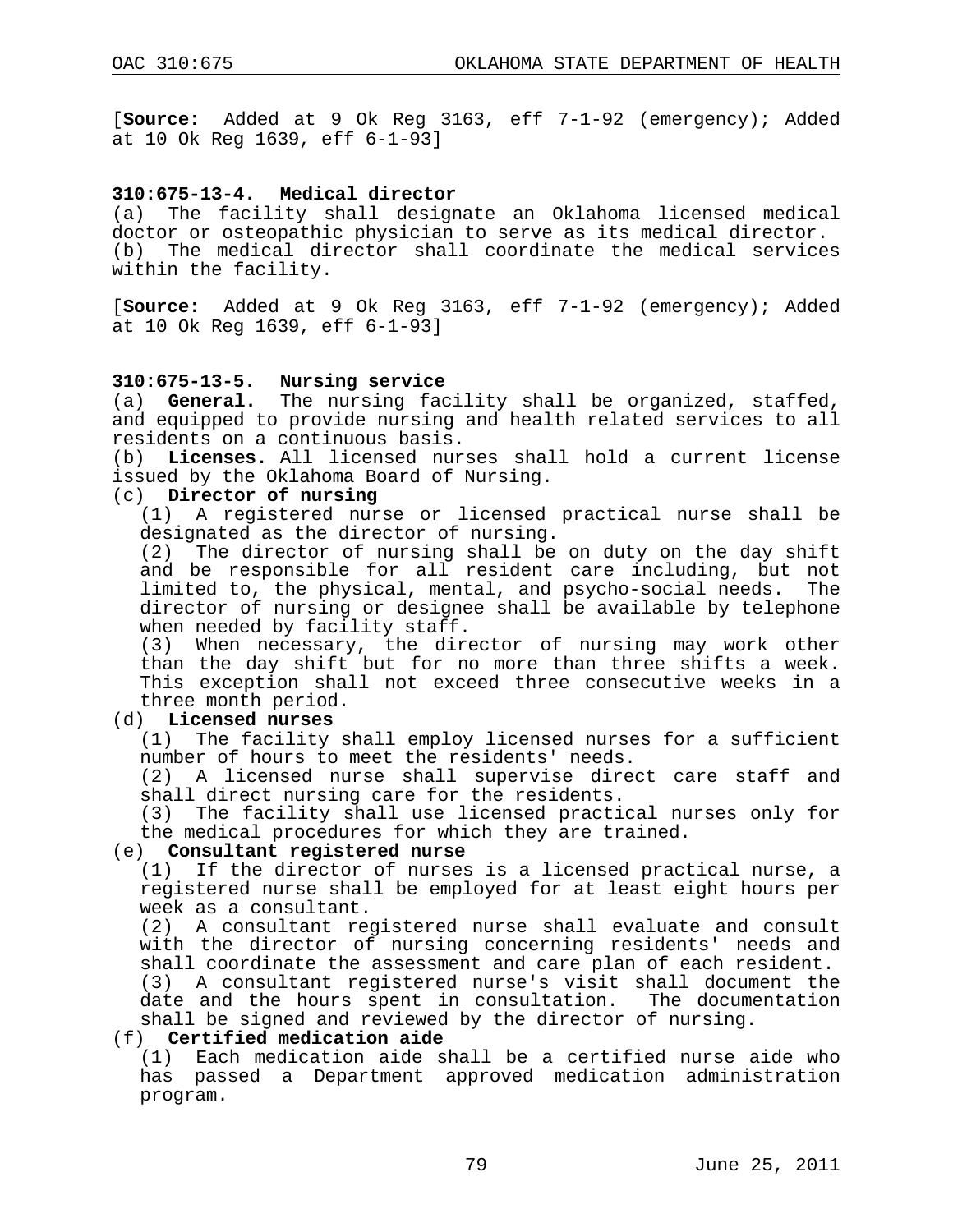[**Source:** Added at 9 Ok Reg 3163, eff 7-1-92 (emergency); Added at 10 Ok Reg 1639, eff 6-1-93]

### 310:675-13-4. Medical director

(a) The facility shall designate an Oklahoma licensed medical doctor or osteopathic physician to serve as its medical director.
(b) The medical director shall coordinate the medical services within the facility.

[**Source:** Added at 9 Ok Reg 3163, eff 7-1-92 (emergency); Added at 10 Ok Reg 1639, eff 6-1-93]

### 310:675-13-5. Nursing service

(a) **General.** The nursing facility shall be organized, staffed, and equipped to provide nursing and health related services to all residents on a continuous basis.
(b) **Licenses.** All licensed nurses shall hold a current license issued by the Oklahoma Board of Nursing.
(c) **Director of nursing**
  (1) A registered nurse or licensed practical nurse shall be designated as the director of nursing.
  (2) The director of nursing shall be on duty on the day shift and be responsible for all resident care including, but not limited to, the physical, mental, and psycho-social needs. The director of nursing or designee shall be available by telephone when needed by facility staff.
  (3) When necessary, the director of nursing may work other than the day shift but for no more than three shifts a week. This exception shall not exceed three consecutive weeks in a three month period.
(d) **Licensed nurses**
  (1) The facility shall employ licensed nurses for a sufficient number of hours to meet the residents' needs.
  (2) A licensed nurse shall supervise direct care staff and shall direct nursing care for the residents.
  (3) The facility shall use licensed practical nurses only for the medical procedures for which they are trained.
(e) **Consultant registered nurse**
  (1) If the director of nurses is a licensed practical nurse, a registered nurse shall be employed for at least eight hours per week as a consultant.
  (2) A consultant registered nurse shall evaluate and consult with the director of nursing concerning residents' needs and shall coordinate the assessment and care plan of each resident.
  (3) A consultant registered nurse's visit shall document the date and the hours spent in consultation. The documentation shall be signed and reviewed by the director of nursing.
(f) **Certified medication aide**
  (1) Each medication aide shall be a certified nurse aide who has passed a Department approved medication administration program.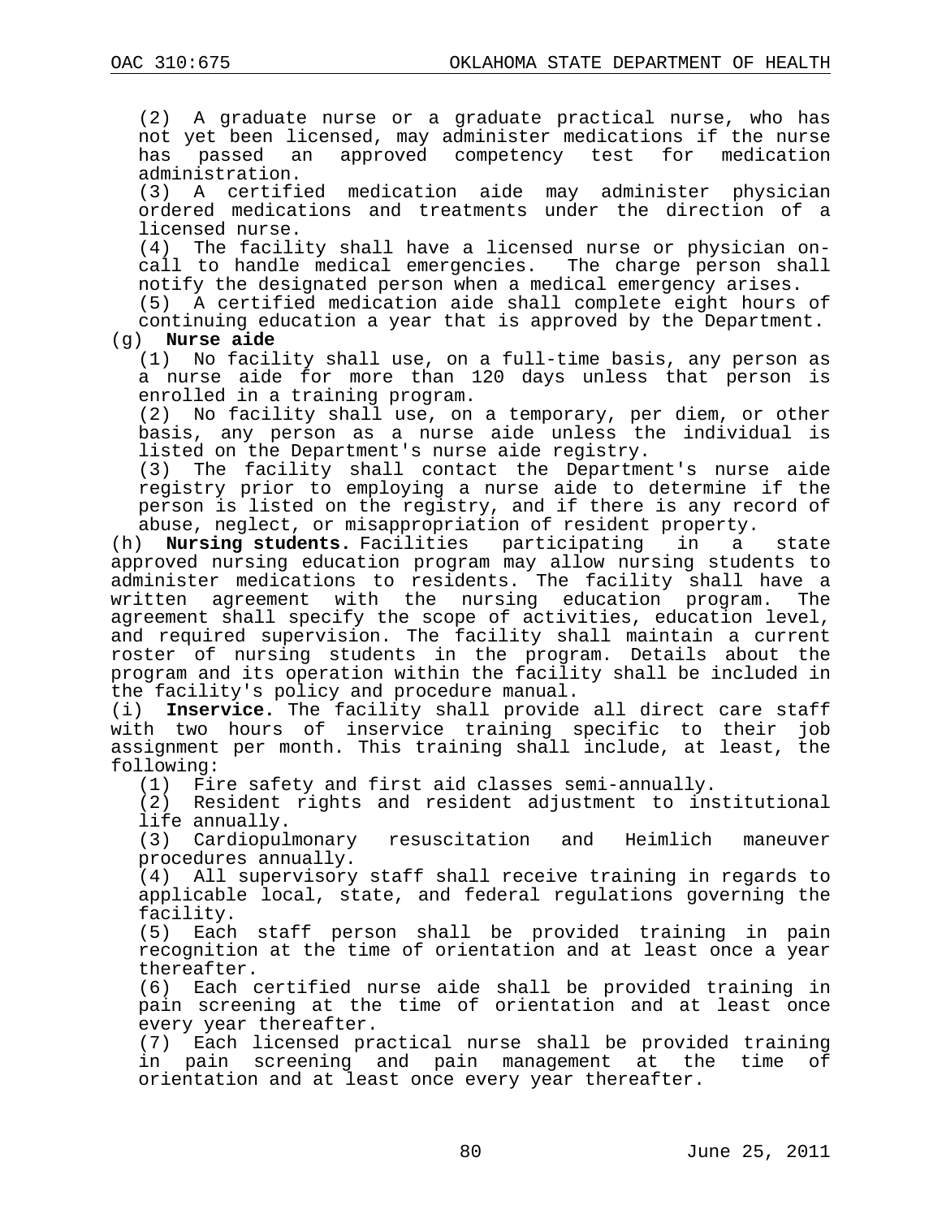(2) A graduate nurse or a graduate practical nurse, who has not yet been licensed, may administer medications if the nurse has passed an approved competency test for medication administration.

(3) A certified medication aide may administer physician ordered medications and treatments under the direction of a licensed nurse.

(4) The facility shall have a licensed nurse or physician on-call to handle medical emergencies. The charge person shall notify the designated person when a medical emergency arises.

(5) A certified medication aide shall complete eight hours of continuing education a year that is approved by the Department.

(g) **Nurse aide**

(1) No facility shall use, on a full-time basis, any person as a nurse aide for more than 120 days unless that person is enrolled in a training program.

(2) No facility shall use, on a temporary, per diem, or other basis, any person as a nurse aide unless the individual is listed on the Department's nurse aide registry.

(3) The facility shall contact the Department's nurse aide registry prior to employing a nurse aide to determine if the person is listed on the registry, and if there is any record of abuse, neglect, or misappropriation of resident property.

(h) **Nursing students.** Facilities participating in a state approved nursing education program may allow nursing students to administer medications to residents. The facility shall have a written agreement with the nursing education program. The agreement shall specify the scope of activities, education level, and required supervision. The facility shall maintain a current roster of nursing students in the program. Details about the program and its operation within the facility shall be included in the facility's policy and procedure manual.

(i) **Inservice.** The facility shall provide all direct care staff with two hours of inservice training specific to their job assignment per month. This training shall include, at least, the following:

(1) Fire safety and first aid classes semi-annually.

(2) Resident rights and resident adjustment to institutional life annually.

(3) Cardiopulmonary resuscitation and Heimlich maneuver procedures annually.

(4) All supervisory staff shall receive training in regards to applicable local, state, and federal regulations governing the facility.

(5) Each staff person shall be provided training in pain recognition at the time of orientation and at least once a year thereafter.

(6) Each certified nurse aide shall be provided training in pain screening at the time of orientation and at least once every year thereafter.

(7) Each licensed practical nurse shall be provided training in pain screening and pain management at the time of orientation and at least once every year thereafter.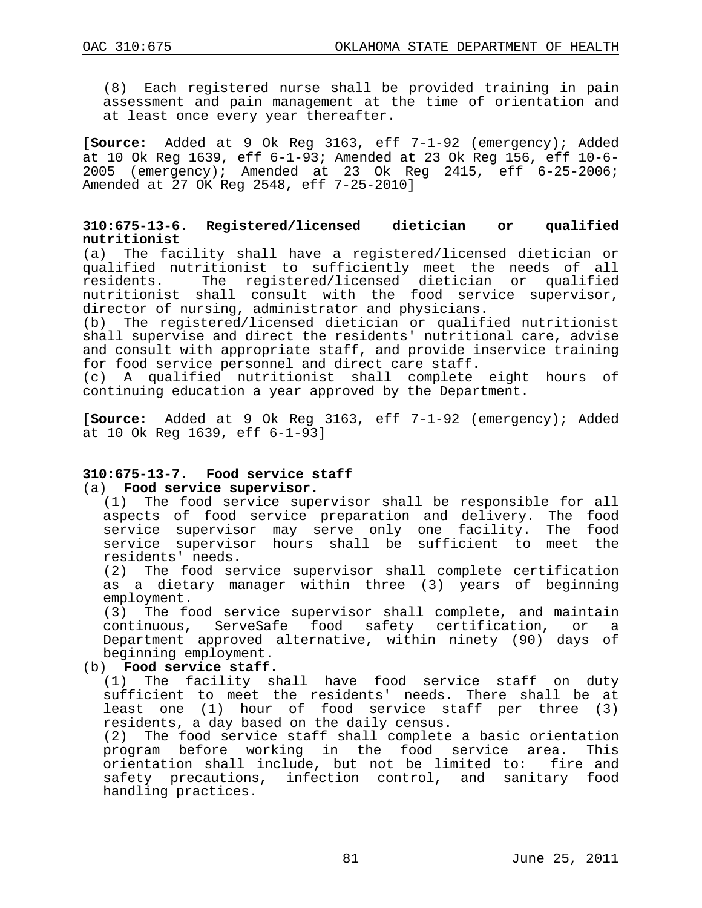(8) Each registered nurse shall be provided training in pain assessment and pain management at the time of orientation and at least once every year thereafter.

[**Source:** Added at 9 Ok Reg 3163, eff 7-1-92 (emergency); Added at 10 Ok Reg 1639, eff 6-1-93; Amended at 23 Ok Reg 156, eff 10-6-2005 (emergency); Amended at 23 Ok Reg 2415, eff 6-25-2006; Amended at 27 OK Reg 2548, eff 7-25-2010]

### 310:675-13-6. Registered/licensed dietician or qualified nutritionist

(a) The facility shall have a registered/licensed dietician or qualified nutritionist to sufficiently meet the needs of all residents. The registered/licensed dietician or qualified nutritionist shall consult with the food service supervisor, director of nursing, administrator and physicians.

(b) The registered/licensed dietician or qualified nutritionist shall supervise and direct the residents' nutritional care, advise and consult with appropriate staff, and provide inservice training for food service personnel and direct care staff.

(c) A qualified nutritionist shall complete eight hours of continuing education a year approved by the Department.

[**Source:** Added at 9 Ok Reg 3163, eff 7-1-92 (emergency); Added at 10 Ok Reg 1639, eff 6-1-93]

### 310:675-13-7. Food service staff

(a) **Food service supervisor.**

(1) The food service supervisor shall be responsible for all aspects of food service preparation and delivery. The food service supervisor may serve only one facility. The food service supervisor hours shall be sufficient to meet the residents' needs.

(2) The food service supervisor shall complete certification as a dietary manager within three (3) years of beginning employment.

(3) The food service supervisor shall complete, and maintain continuous, ServeSafe food safety certification, or a Department approved alternative, within ninety (90) days of beginning employment.

(b) **Food service staff.**

(1) The facility shall have food service staff on duty sufficient to meet the residents' needs. There shall be at least one (1) hour of food service staff per three (3) residents, a day based on the daily census.

(2) The food service staff shall complete a basic orientation program before working in the food service area. This orientation shall include, but not be limited to: fire and safety precautions, infection control, and sanitary food handling practices.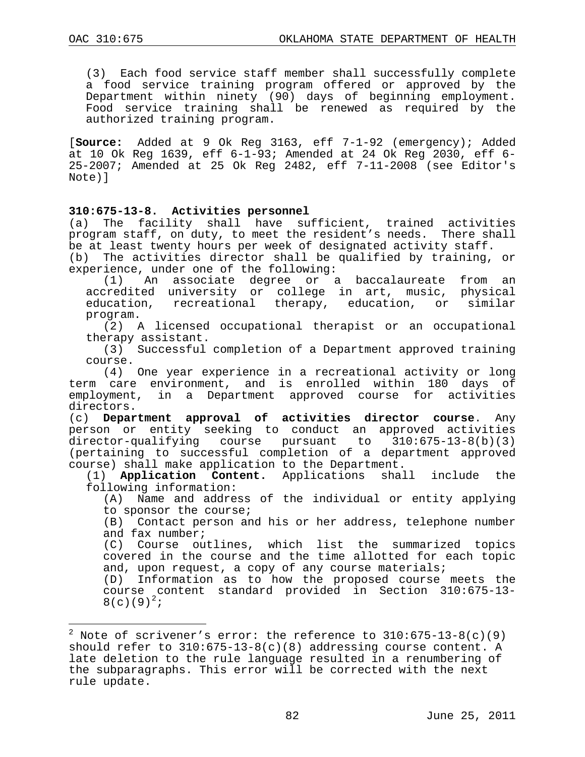(3) Each food service staff member shall successfully complete a food service training program offered or approved by the Department within ninety (90) days of beginning employment. Food service training shall be renewed as required by the authorized training program.

[**Source:** Added at 9 Ok Reg 3163, eff 7-1-92 (emergency); Added at 10 Ok Reg 1639, eff 6-1-93; Amended at 24 Ok Reg 2030, eff 6-25-2007; Amended at 25 Ok Reg 2482, eff 7-11-2008 (see Editor's Note)]

**310:675-13-8. Activities personnel**

(a) The facility shall have sufficient, trained activities program staff, on duty, to meet the resident's needs. There shall be at least twenty hours per week of designated activity staff.

(b) The activities director shall be qualified by training, or experience, under one of the following:

(1) An associate degree or a baccalaureate from an accredited university or college in art, music, physical education, recreational therapy, education, or similar program.

(2) A licensed occupational therapist or an occupational therapy assistant.

(3) Successful completion of a Department approved training course.

(4) One year experience in a recreational activity or long term care environment, and is enrolled within 180 days of employment, in a Department approved course for activities directors.

(c) **Department approval of activities director course**. Any person or entity seeking to conduct an approved activities director-qualifying course pursuant to 310:675-13-8(b)(3) (pertaining to successful completion of a department approved course) shall make application to the Department.

(1) **Application Content.** Applications shall include the following information:

(A) Name and address of the individual or entity applying to sponsor the course;

(B) Contact person and his or her address, telephone number and fax number;

(C) Course outlines, which list the summarized topics covered in the course and the time allotted for each topic and, upon request, a copy of any course materials;

(D) Information as to how the proposed course meets the course content standard provided in Section 310:675-13-8(c)(9)[2];

---

[2] Note of scrivener's error: the reference to 310:675-13-8(c)(9) should refer to 310:675-13-8(c)(8) addressing course content. A late deletion to the rule language resulted in a renumbering of the subparagraphs. This error will be corrected with the next rule update.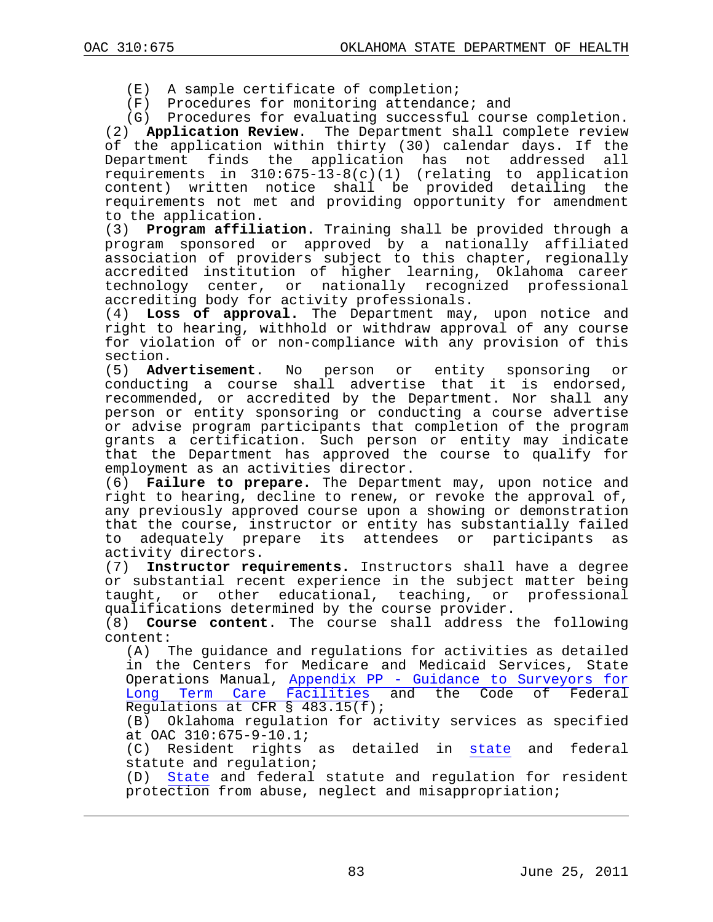(E) A sample certificate of completion;

(F) Procedures for monitoring attendance; and

(G) Procedures for evaluating successful course completion.

(2) **Application Review**. The Department shall complete review of the application within thirty (30) calendar days. If the Department finds the application has not addressed all requirements in 310:675-13-8(c)(1) (relating to application content) written notice shall be provided detailing the requirements not met and providing opportunity for amendment to the application.

(3) **Program affiliation.** Training shall be provided through a program sponsored or approved by a nationally affiliated association of providers subject to this chapter, regionally accredited institution of higher learning, Oklahoma career technology center, or nationally recognized professional accrediting body for activity professionals.

(4) **Loss of approval.** The Department may, upon notice and right to hearing, withhold or withdraw approval of any course for violation of or non-compliance with any provision of this section.

(5) **Advertisement**. No person or entity sponsoring or conducting a course shall advertise that it is endorsed, recommended, or accredited by the Department. Nor shall any person or entity sponsoring or conducting a course advertise or advise program participants that completion of the program grants a certification. Such person or entity may indicate that the Department has approved the course to qualify for employment as an activities director.

(6) **Failure to prepare.** The Department may, upon notice and right to hearing, decline to renew, or revoke the approval of, any previously approved course upon a showing or demonstration that the course, instructor or entity has substantially failed to adequately prepare its attendees or participants as activity directors.

(7) **Instructor requirements.** Instructors shall have a degree or substantial recent experience in the subject matter being taught, or other educational, teaching, or professional qualifications determined by the course provider.

(8) **Course content**. The course shall address the following content:

(A) The guidance and regulations for activities as detailed in the Centers for Medicare and Medicaid Services, State Operations Manual, Appendix PP - Guidance to Surveyors for Long Term Care Facilities and the Code of Federal Regulations at CFR § 483.15(f);

(B) Oklahoma regulation for activity services as specified at OAC 310:675-9-10.1;

(C) Resident rights as detailed in state and federal statute and regulation;

(D) State and federal statute and regulation for resident protection from abuse, neglect and misappropriation;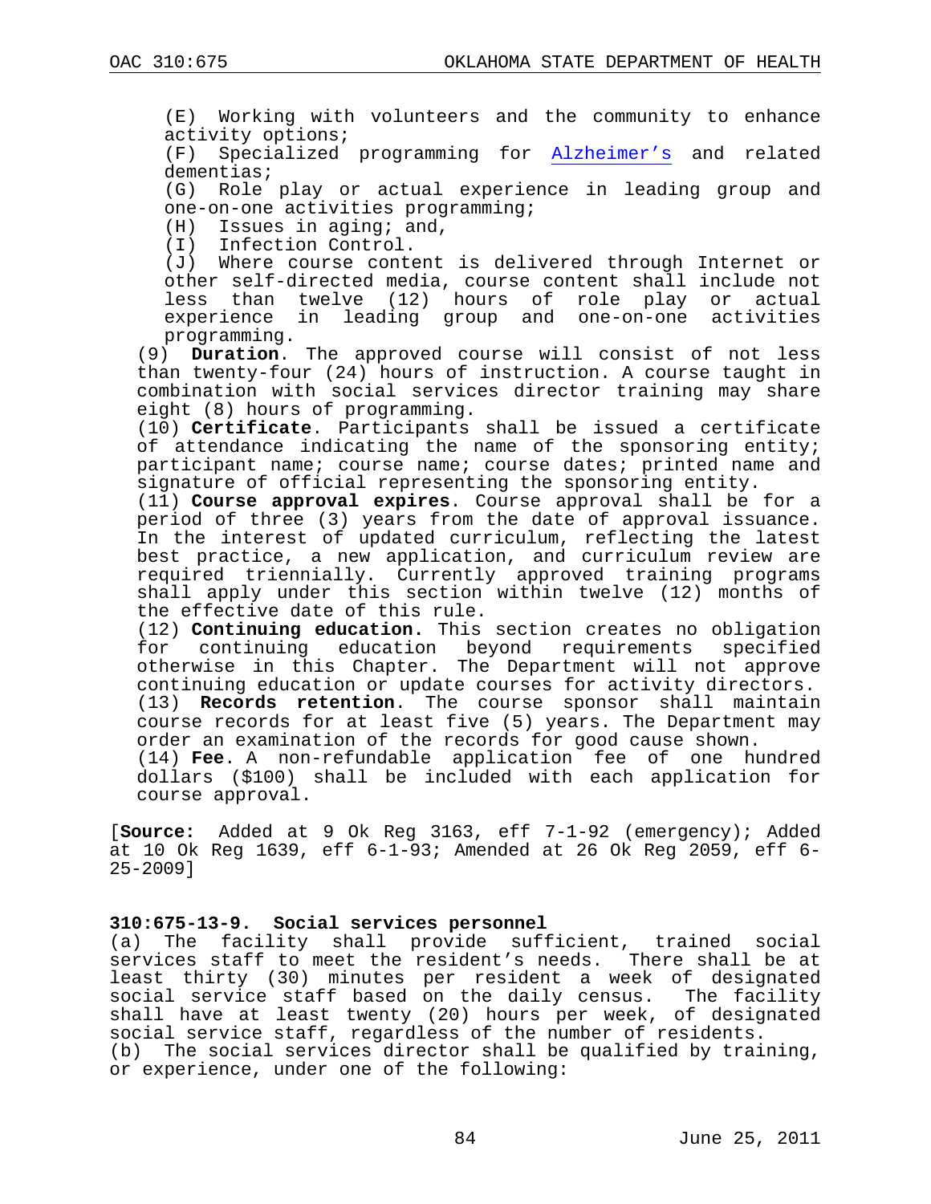(E) Working with volunteers and the community to enhance activity options;

(F) Specialized programming for Alzheimer's and related dementias;

(G) Role play or actual experience in leading group and one-on-one activities programming;

(H) Issues in aging; and,

(I) Infection Control.

(J) Where course content is delivered through Internet or other self-directed media, course content shall include not less than twelve (12) hours of role play or actual experience in leading group and one-on-one activities programming.

(9) **Duration**. The approved course will consist of not less than twenty-four (24) hours of instruction. A course taught in combination with social services director training may share eight (8) hours of programming.

(10) **Certificate**. Participants shall be issued a certificate of attendance indicating the name of the sponsoring entity; participant name; course name; course dates; printed name and signature of official representing the sponsoring entity.

(11) **Course approval expires**. Course approval shall be for a period of three (3) years from the date of approval issuance. In the interest of updated curriculum, reflecting the latest best practice, a new application, and curriculum review are required triennially. Currently approved training programs shall apply under this section within twelve (12) months of the effective date of this rule.

(12) **Continuing education.** This section creates no obligation for continuing education beyond requirements specified otherwise in this Chapter. The Department will not approve continuing education or update courses for activity directors.

(13) **Records retention**. The course sponsor shall maintain course records for at least five (5) years. The Department may order an examination of the records for good cause shown.

(14) **Fee**. A non-refundable application fee of one hundred dollars ($100) shall be included with each application for course approval.

[**Source:** Added at 9 Ok Reg 3163, eff 7-1-92 (emergency); Added at 10 Ok Reg 1639, eff 6-1-93; Amended at 26 Ok Reg 2059, eff 6-25-2009]

**310:675-13-9. Social services personnel**

(a) The facility shall provide sufficient, trained social services staff to meet the resident's needs. There shall be at least thirty (30) minutes per resident a week of designated social service staff based on the daily census. The facility shall have at least twenty (20) hours per week, of designated social service staff, regardless of the number of residents.

(b) The social services director shall be qualified by training, or experience, under one of the following: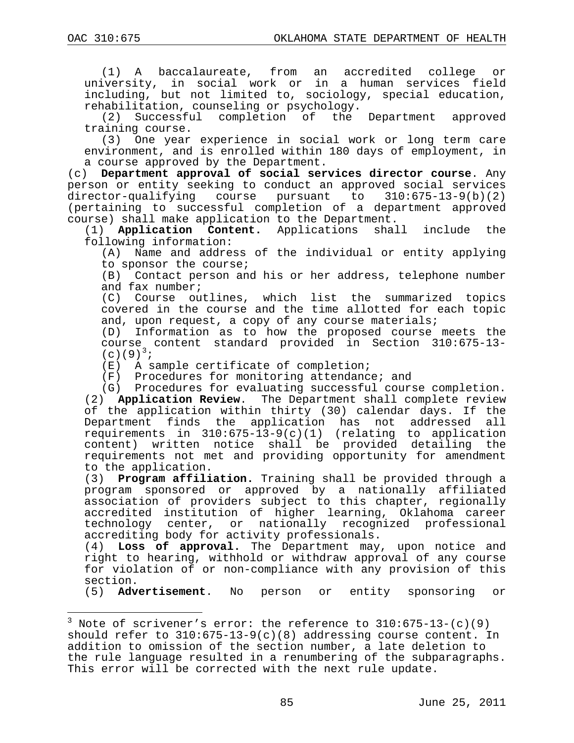(1) A baccalaureate, from an accredited college or university, in social work or in a human services field including, but not limited to, sociology, special education, rehabilitation, counseling or psychology.

(2) Successful completion of the Department approved training course.

(3) One year experience in social work or long term care environment, and is enrolled within 180 days of employment, in a course approved by the Department.

(c) **Department approval of social services director course**. Any person or entity seeking to conduct an approved social services director-qualifying course pursuant to 310:675-13-9(b)(2) (pertaining to successful completion of a department approved course) shall make application to the Department.

(1) **Application Content.** Applications shall include the following information:

(A) Name and address of the individual or entity applying to sponsor the course;

(B) Contact person and his or her address, telephone number and fax number;

(C) Course outlines, which list the summarized topics covered in the course and the time allotted for each topic and, upon request, a copy of any course materials;

(D) Information as to how the proposed course meets the course content standard provided in Section 310:675-13-(c)(9)[3];

(E) A sample certificate of completion;

(F) Procedures for monitoring attendance; and

(G) Procedures for evaluating successful course completion.

(2) **Application Review**. The Department shall complete review of the application within thirty (30) calendar days. If the Department finds the application has not addressed all requirements in 310:675-13-9(c)(1) (relating to application content) written notice shall be provided detailing the requirements not met and providing opportunity for amendment to the application.

(3) **Program affiliation.** Training shall be provided through a program sponsored or approved by a nationally affiliated association of providers subject to this chapter, regionally accredited institution of higher learning, Oklahoma career technology center, or nationally recognized professional accrediting body for activity professionals.

(4) **Loss of approval.** The Department may, upon notice and right to hearing, withhold or withdraw approval of any course for violation of or non-compliance with any provision of this section.

(5) **Advertisement**. No person or entity sponsoring or

---

[3] Note of scrivener's error: the reference to 310:675-13-(c)(9) should refer to 310:675-13-9(c)(8) addressing course content. In addition to omission of the section number, a late deletion to the rule language resulted in a renumbering of the subparagraphs. This error will be corrected with the next rule update.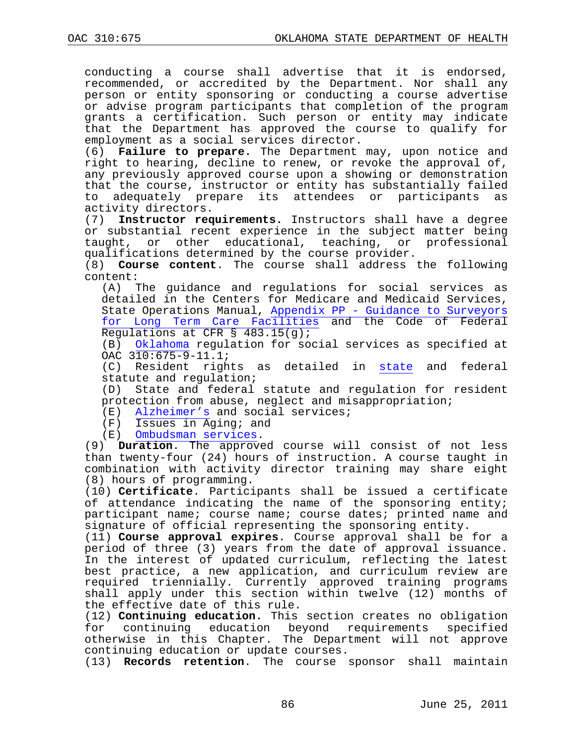conducting a course shall advertise that it is endorsed, recommended, or accredited by the Department. Nor shall any person or entity sponsoring or conducting a course advertise or advise program participants that completion of the program grants a certification. Such person or entity may indicate that the Department has approved the course to qualify for employment as a social services director.

(6) **Failure to prepare.** The Department may, upon notice and right to hearing, decline to renew, or revoke the approval of, any previously approved course upon a showing or demonstration that the course, instructor or entity has substantially failed to adequately prepare its attendees or participants as activity directors.

(7) **Instructor requirements.** Instructors shall have a degree or substantial recent experience in the subject matter being taught, or other educational, teaching, or professional qualifications determined by the course provider.

(8) **Course content**. The course shall address the following content:

(A) The guidance and regulations for social services as detailed in the Centers for Medicare and Medicaid Services, State Operations Manual, Appendix PP - Guidance to Surveyors for Long Term Care Facilities and the Code of Federal Regulations at CFR § 483.15(g);

(B) Oklahoma regulation for social services as specified at OAC 310:675-9-11.1;

(C) Resident rights as detailed in state and federal statute and regulation;

(D) State and federal statute and regulation for resident protection from abuse, neglect and misappropriation;

(E) Alzheimer's and social services;

(F) Issues in Aging; and

(E) Ombudsman services.

(9) **Duration**. The approved course will consist of not less than twenty-four (24) hours of instruction. A course taught in combination with activity director training may share eight (8) hours of programming.

(10) **Certificate**. Participants shall be issued a certificate of attendance indicating the name of the sponsoring entity; participant name; course name; course dates; printed name and signature of official representing the sponsoring entity.

(11) **Course approval expires**. Course approval shall be for a period of three (3) years from the date of approval issuance. In the interest of updated curriculum, reflecting the latest best practice, a new application, and curriculum review are required triennially. Currently approved training programs shall apply under this section within twelve (12) months of the effective date of this rule.

(12) **Continuing education**. This section creates no obligation for continuing education beyond requirements specified otherwise in this Chapter. The Department will not approve continuing education or update courses.

(13) **Records retention**. The course sponsor shall maintain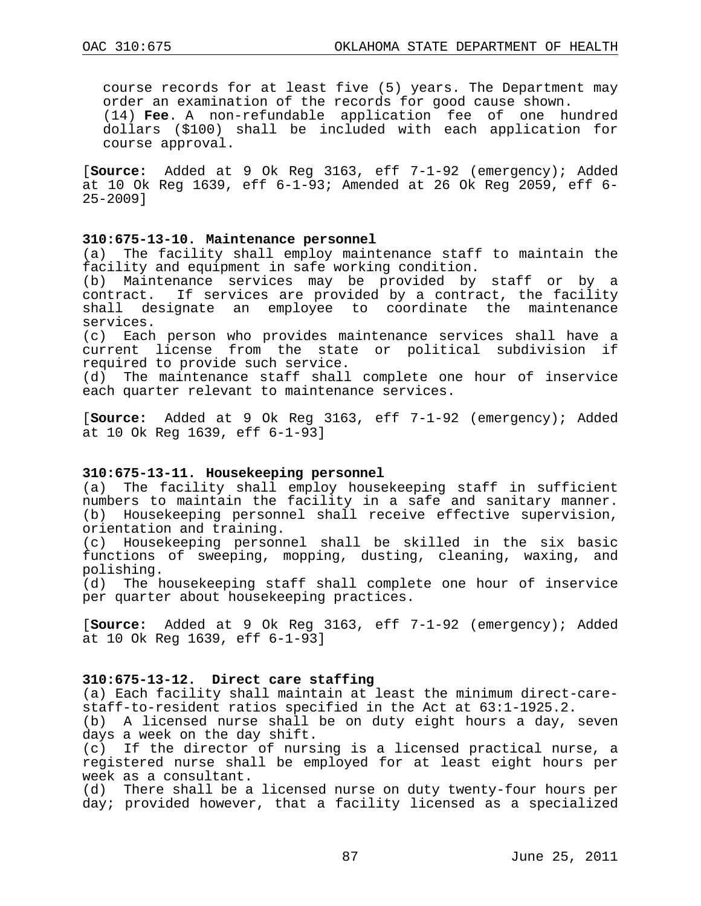course records for at least five (5) years. The Department may order an examination of the records for good cause shown.

(14) **Fee**. A non-refundable application fee of one hundred dollars ($100) shall be included with each application for course approval.

[**Source:** Added at 9 Ok Reg 3163, eff 7-1-92 (emergency); Added at 10 Ok Reg 1639, eff 6-1-93; Amended at 26 Ok Reg 2059, eff 6-25-2009]

**310:675-13-10. Maintenance personnel**

(a) The facility shall employ maintenance staff to maintain the facility and equipment in safe working condition.

(b) Maintenance services may be provided by staff or by a contract. If services are provided by a contract, the facility shall designate an employee to coordinate the maintenance services.

(c) Each person who provides maintenance services shall have a current license from the state or political subdivision if required to provide such service.

(d) The maintenance staff shall complete one hour of inservice each quarter relevant to maintenance services.

[**Source:** Added at 9 Ok Reg 3163, eff 7-1-92 (emergency); Added at 10 Ok Reg 1639, eff 6-1-93]

**310:675-13-11. Housekeeping personnel**

(a) The facility shall employ housekeeping staff in sufficient numbers to maintain the facility in a safe and sanitary manner.

(b) Housekeeping personnel shall receive effective supervision, orientation and training.

(c) Housekeeping personnel shall be skilled in the six basic functions of sweeping, mopping, dusting, cleaning, waxing, and polishing.

(d) The housekeeping staff shall complete one hour of inservice per quarter about housekeeping practices.

[**Source:** Added at 9 Ok Reg 3163, eff 7-1-92 (emergency); Added at 10 Ok Reg 1639, eff 6-1-93]

**310:675-13-12. Direct care staffing**

(a) Each facility shall maintain at least the minimum direct-care-staff-to-resident ratios specified in the Act at 63:1-1925.2.

(b) A licensed nurse shall be on duty eight hours a day, seven days a week on the day shift.

(c) If the director of nursing is a licensed practical nurse, a registered nurse shall be employed for at least eight hours per week as a consultant.

(d) There shall be a licensed nurse on duty twenty-four hours per day; provided however, that a facility licensed as a specialized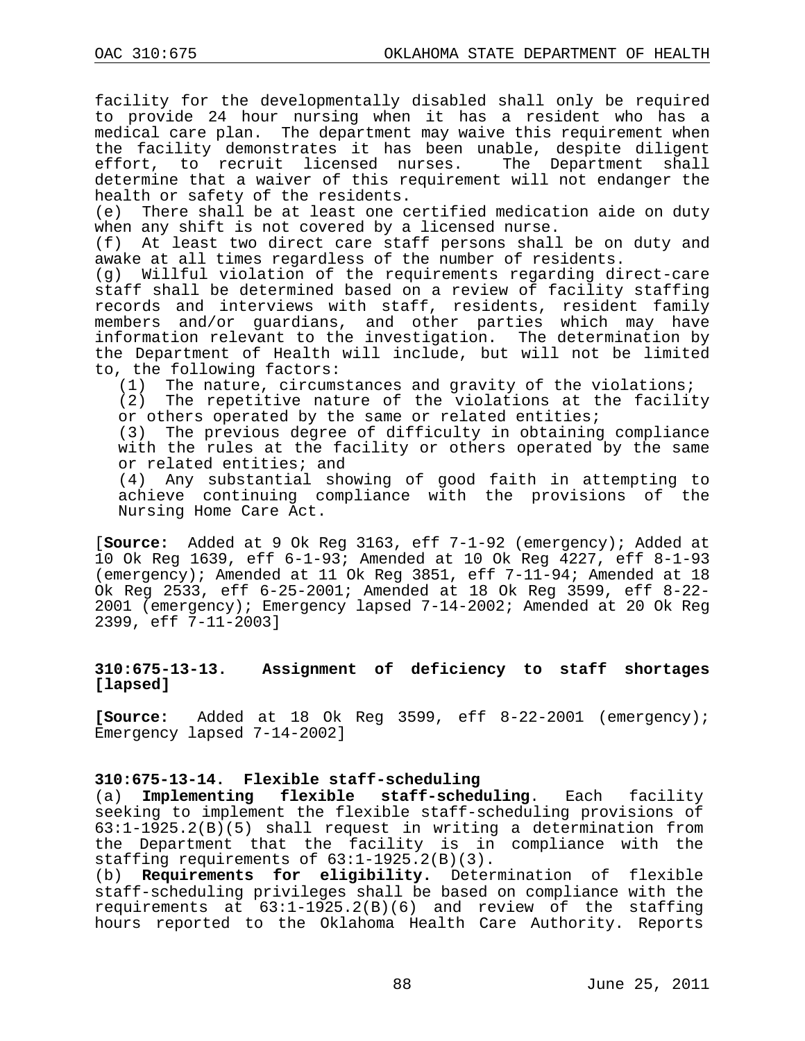facility for the developmentally disabled shall only be required to provide 24 hour nursing when it has a resident who has a medical care plan. The department may waive this requirement when the facility demonstrates it has been unable, despite diligent effort, to recruit licensed nurses. The Department shall determine that a waiver of this requirement will not endanger the health or safety of the residents.

(e) There shall be at least one certified medication aide on duty when any shift is not covered by a licensed nurse.

(f) At least two direct care staff persons shall be on duty and awake at all times regardless of the number of residents.

(g) Willful violation of the requirements regarding direct-care staff shall be determined based on a review of facility staffing records and interviews with staff, residents, resident family members and/or guardians, and other parties which may have information relevant to the investigation. The determination by the Department of Health will include, but will not be limited to, the following factors:

(1) The nature, circumstances and gravity of the violations;

(2) The repetitive nature of the violations at the facility or others operated by the same or related entities;

(3) The previous degree of difficulty in obtaining compliance with the rules at the facility or others operated by the same or related entities; and

(4) Any substantial showing of good faith in attempting to achieve continuing compliance with the provisions of the Nursing Home Care Act.

[**Source:** Added at 9 Ok Reg 3163, eff 7-1-92 (emergency); Added at 10 Ok Reg 1639, eff 6-1-93; Amended at 10 Ok Reg 4227, eff 8-1-93 (emergency); Amended at 11 Ok Reg 3851, eff 7-11-94; Amended at 18 Ok Reg 2533, eff 6-25-2001; Amended at 18 Ok Reg 3599, eff 8-22-2001 (emergency); Emergency lapsed 7-14-2002; Amended at 20 Ok Reg 2399, eff 7-11-2003]

### 310:675-13-13. Assignment of deficiency to staff shortages [lapsed]

[**Source:** Added at 18 Ok Reg 3599, eff 8-22-2001 (emergency); Emergency lapsed 7-14-2002]

### 310:675-13-14. Flexible staff-scheduling

(a) **Implementing flexible staff-scheduling.** Each facility seeking to implement the flexible staff-scheduling provisions of 63:1-1925.2(B)(5) shall request in writing a determination from the Department that the facility is in compliance with the staffing requirements of 63:1-1925.2(B)(3).

(b) **Requirements for eligibility.** Determination of flexible staff-scheduling privileges shall be based on compliance with the requirements at 63:1-1925.2(B)(6) and review of the staffing hours reported to the Oklahoma Health Care Authority. Reports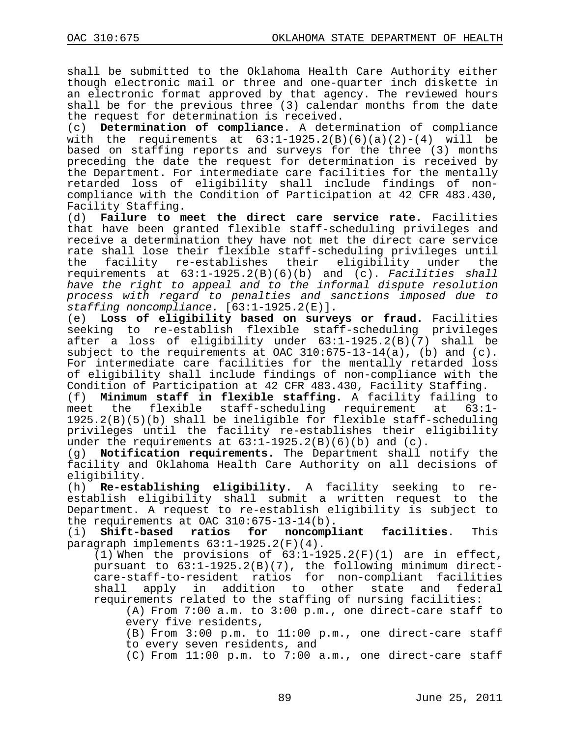shall be submitted to the Oklahoma Health Care Authority either though electronic mail or three and one-quarter inch diskette in an electronic format approved by that agency. The reviewed hours shall be for the previous three (3) calendar months from the date the request for determination is received.

(c) **Determination of compliance**. A determination of compliance with the requirements at 63:1-1925.2(B)(6)(a)(2)-(4) will be based on staffing reports and surveys for the three (3) months preceding the date the request for determination is received by the Department. For intermediate care facilities for the mentally retarded loss of eligibility shall include findings of non-compliance with the Condition of Participation at 42 CFR 483.430, Facility Staffing.

(d) **Failure to meet the direct care service rate.** Facilities that have been granted flexible staff-scheduling privileges and receive a determination they have not met the direct care service rate shall lose their flexible staff-scheduling privileges until the facility re-establishes their eligibility under the requirements at 63:1-1925.2(B)(6)(b) and (c). *Facilities shall have the right to appeal and to the informal dispute resolution process with regard to penalties and sanctions imposed due to staffing noncompliance.* [63:1-1925.2(E)].

(e) **Loss of eligibility based on surveys or fraud.** Facilities seeking to re-establish flexible staff-scheduling privileges after a loss of eligibility under 63:1-1925.2(B)(7) shall be subject to the requirements at OAC 310:675-13-14(a), (b) and (c). For intermediate care facilities for the mentally retarded loss of eligibility shall include findings of non-compliance with the Condition of Participation at 42 CFR 483.430, Facility Staffing.

(f) **Minimum staff in flexible staffing.** A facility failing to meet the flexible staff-scheduling requirement at 63:1-1925.2(B)(5)(b) shall be ineligible for flexible staff-scheduling privileges until the facility re-establishes their eligibility under the requirements at 63:1-1925.2(B)(6)(b) and (c).

(g) **Notification requirements.** The Department shall notify the facility and Oklahoma Health Care Authority on all decisions of eligibility.

(h) **Re-establishing eligibility.** A facility seeking to re-establish eligibility shall submit a written request to the Department. A request to re-establish eligibility is subject to the requirements at OAC 310:675-13-14(b).

(i) **Shift-based ratios for noncompliant facilities**. This paragraph implements 63:1-1925.2(F)(4).

(1) When the provisions of 63:1-1925.2(F)(1) are in effect, pursuant to 63:1-1925.2(B)(7), the following minimum direct-care-staff-to-resident ratios for non-compliant facilities shall apply in addition to other state and federal requirements related to the staffing of nursing facilities:

(A) From 7:00 a.m. to 3:00 p.m., one direct-care staff to every five residents,

(B) From 3:00 p.m. to 11:00 p.m., one direct-care staff to every seven residents, and

(C) From 11:00 p.m. to 7:00 a.m., one direct-care staff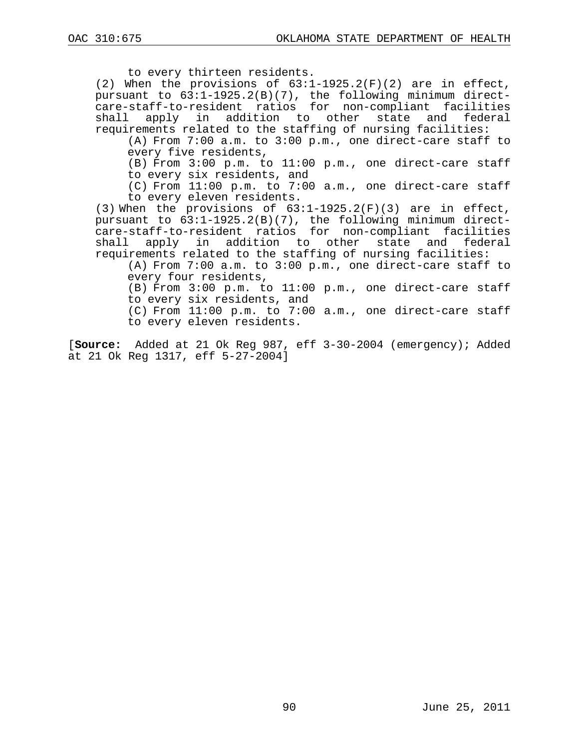to every thirteen residents.

(2) When the provisions of 63:1-1925.2(F)(2) are in effect, pursuant to 63:1-1925.2(B)(7), the following minimum direct-care-staff-to-resident ratios for non-compliant facilities shall apply in addition to other state and federal requirements related to the staffing of nursing facilities:

(A) From 7:00 a.m. to 3:00 p.m., one direct-care staff to every five residents,

(B) From 3:00 p.m. to 11:00 p.m., one direct-care staff to every six residents, and

(C) From 11:00 p.m. to 7:00 a.m., one direct-care staff to every eleven residents.

(3) When the provisions of 63:1-1925.2(F)(3) are in effect, pursuant to 63:1-1925.2(B)(7), the following minimum direct-care-staff-to-resident ratios for non-compliant facilities shall apply in addition to other state and federal requirements related to the staffing of nursing facilities:

(A) From 7:00 a.m. to 3:00 p.m., one direct-care staff to every four residents,

(B) From 3:00 p.m. to 11:00 p.m., one direct-care staff to every six residents, and

(C) From 11:00 p.m. to 7:00 a.m., one direct-care staff to every eleven residents.

[**Source:** Added at 21 Ok Reg 987, eff 3-30-2004 (emergency); Added at 21 Ok Reg 1317, eff 5-27-2004]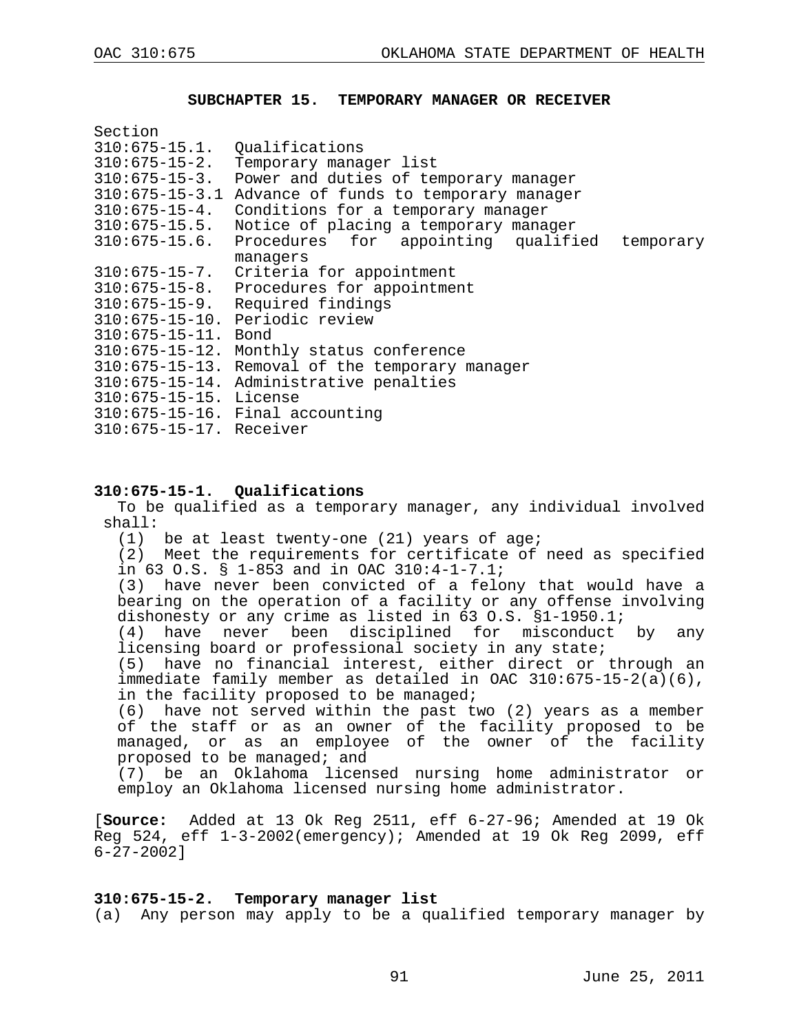## SUBCHAPTER 15. TEMPORARY MANAGER OR RECEIVER

Section
310:675-15.1. Qualifications
310:675-15-2. Temporary manager list
310:675-15-3. Power and duties of temporary manager
310:675-15-3.1 Advance of funds to temporary manager
310:675-15-4. Conditions for a temporary manager
310:675-15.5. Notice of placing a temporary manager
310:675-15.6. Procedures for appointing qualified temporary managers
310:675-15-7. Criteria for appointment
310:675-15-8. Procedures for appointment
310:675-15-9. Required findings
310:675-15-10. Periodic review
310:675-15-11. Bond
310:675-15-12. Monthly status conference
310:675-15-13. Removal of the temporary manager
310:675-15-14. Administrative penalties
310:675-15-15. License
310:675-15-16. Final accounting
310:675-15-17. Receiver

### 310:675-15-1. Qualifications

To be qualified as a temporary manager, any individual involved shall:

(1) be at least twenty-one (21) years of age;

(2) Meet the requirements for certificate of need as specified in 63 O.S. § 1-853 and in OAC 310:4-1-7.1;

(3) have never been convicted of a felony that would have a bearing on the operation of a facility or any offense involving dishonesty or any crime as listed in 63 O.S. §1-1950.1;

(4) have never been disciplined for misconduct by any licensing board or professional society in any state;

(5) have no financial interest, either direct or through an immediate family member as detailed in OAC 310:675-15-2(a)(6), in the facility proposed to be managed;

(6) have not served within the past two (2) years as a member of the staff or as an owner of the facility proposed to be managed, or as an employee of the owner of the facility proposed to be managed; and

(7) be an Oklahoma licensed nursing home administrator or employ an Oklahoma licensed nursing home administrator.

[**Source:** Added at 13 Ok Reg 2511, eff 6-27-96; Amended at 19 Ok Reg 524, eff 1-3-2002(emergency); Amended at 19 Ok Reg 2099, eff 6-27-2002]

### 310:675-15-2. Temporary manager list

(a) Any person may apply to be a qualified temporary manager by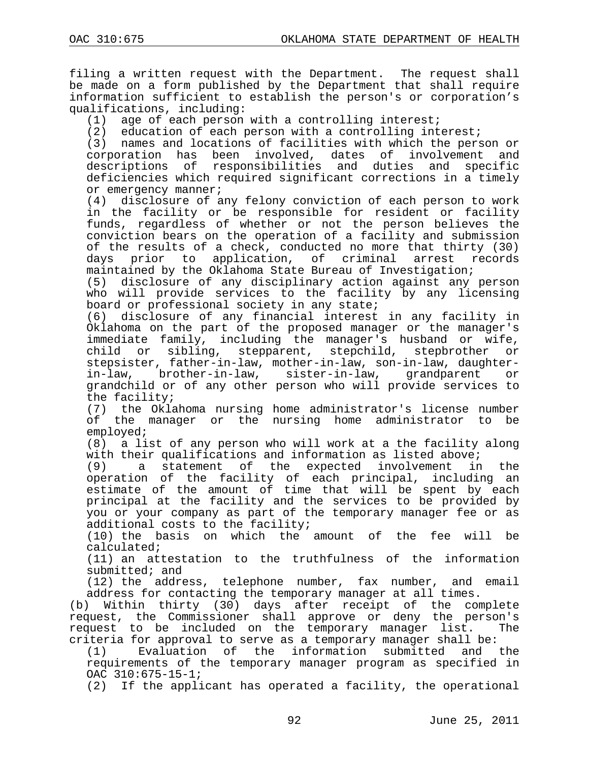filing a written request with the Department. The request shall be made on a form published by the Department that shall require information sufficient to establish the person's or corporation's qualifications, including:

(1) age of each person with a controlling interest;

(2) education of each person with a controlling interest;

(3) names and locations of facilities with which the person or corporation has been involved, dates of involvement and descriptions of responsibilities and duties and specific deficiencies which required significant corrections in a timely or emergency manner;

(4) disclosure of any felony conviction of each person to work in the facility or be responsible for resident or facility funds, regardless of whether or not the person believes the conviction bears on the operation of a facility and submission of the results of a check, conducted no more that thirty (30) days prior to application, of criminal arrest records maintained by the Oklahoma State Bureau of Investigation;

(5) disclosure of any disciplinary action against any person who will provide services to the facility by any licensing board or professional society in any state;

(6) disclosure of any financial interest in any facility in Oklahoma on the part of the proposed manager or the manager's immediate family, including the manager's husband or wife, child or sibling, stepparent, stepchild, stepbrother or stepsister, father-in-law, mother-in-law, son-in-law, daughter-in-law, brother-in-law, sister-in-law, grandparent or grandchild or of any other person who will provide services to the facility;

(7) the Oklahoma nursing home administrator's license number of the manager or the nursing home administrator to be employed;

(8) a list of any person who will work at a the facility along with their qualifications and information as listed above;

(9) a statement of the expected involvement in the operation of the facility of each principal, including an estimate of the amount of time that will be spent by each principal at the facility and the services to be provided by you or your company as part of the temporary manager fee or as additional costs to the facility;

(10) the basis on which the amount of the fee will be calculated;

(11) an attestation to the truthfulness of the information submitted; and

(12) the address, telephone number, fax number, and email address for contacting the temporary manager at all times.

(b) Within thirty (30) days after receipt of the complete request, the Commissioner shall approve or deny the person's request to be included on the temporary manager list. The criteria for approval to serve as a temporary manager shall be:

(1) Evaluation of the information submitted and the requirements of the temporary manager program as specified in OAC 310:675-15-1;

(2) If the applicant has operated a facility, the operational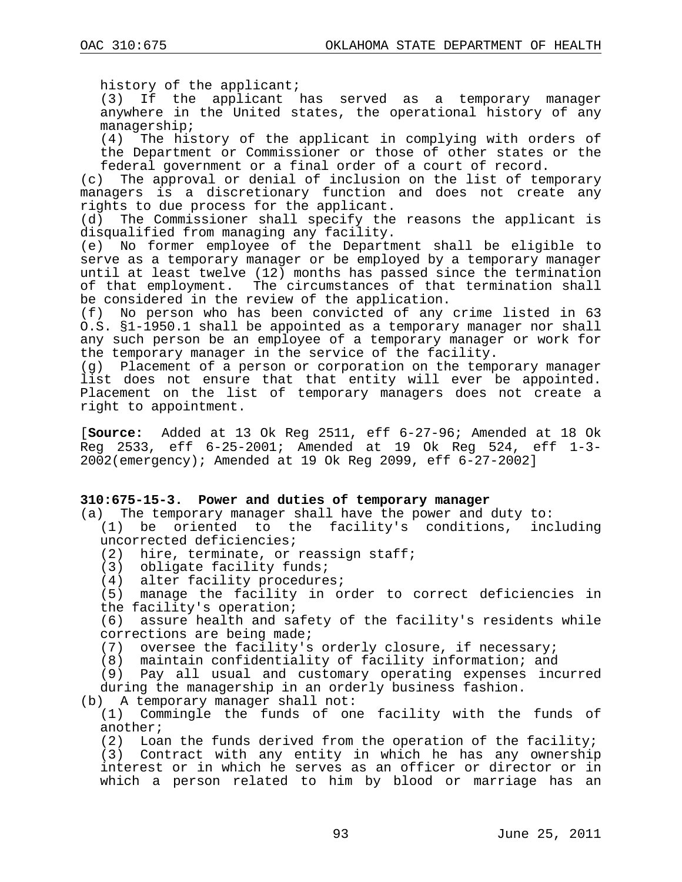history of the applicant;

(3) If the applicant has served as a temporary manager anywhere in the United states, the operational history of any managership;

(4) The history of the applicant in complying with orders of the Department or Commissioner or those of other states or the federal government or a final order of a court of record.

(c) The approval or denial of inclusion on the list of temporary managers is a discretionary function and does not create any rights to due process for the applicant.

(d) The Commissioner shall specify the reasons the applicant is disqualified from managing any facility.

(e) No former employee of the Department shall be eligible to serve as a temporary manager or be employed by a temporary manager until at least twelve (12) months has passed since the termination of that employment. The circumstances of that termination shall be considered in the review of the application.

(f) No person who has been convicted of any crime listed in 63 O.S. §1-1950.1 shall be appointed as a temporary manager nor shall any such person be an employee of a temporary manager or work for the temporary manager in the service of the facility.

(g) Placement of a person or corporation on the temporary manager list does not ensure that that entity will ever be appointed. Placement on the list of temporary managers does not create a right to appointment.

[**Source:** Added at 13 Ok Reg 2511, eff 6-27-96; Amended at 18 Ok Reg 2533, eff 6-25-2001; Amended at 19 Ok Reg 524, eff 1-3-2002(emergency); Amended at 19 Ok Reg 2099, eff 6-27-2002]

**310:675-15-3. Power and duties of temporary manager**

(a) The temporary manager shall have the power and duty to:

(1) be oriented to the facility's conditions, including uncorrected deficiencies;

(2) hire, terminate, or reassign staff;

(3) obligate facility funds;

(4) alter facility procedures;

(5) manage the facility in order to correct deficiencies in the facility's operation;

(6) assure health and safety of the facility's residents while corrections are being made;

(7) oversee the facility's orderly closure, if necessary;

(8) maintain confidentiality of facility information; and

(9) Pay all usual and customary operating expenses incurred during the managership in an orderly business fashion.

(b) A temporary manager shall not:

(1) Commingle the funds of one facility with the funds of another;

(2) Loan the funds derived from the operation of the facility;

(3) Contract with any entity in which he has any ownership interest or in which he serves as an officer or director or in which a person related to him by blood or marriage has an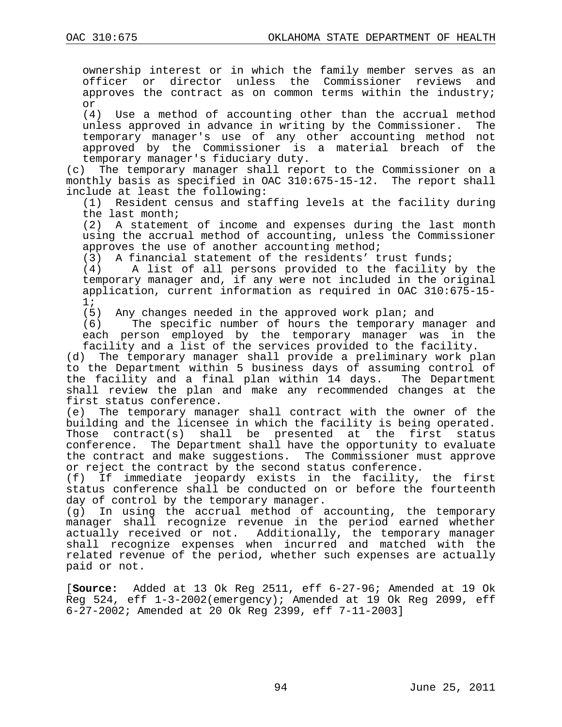ownership interest or in which the family member serves as an officer or director unless the Commissioner reviews and approves the contract as on common terms within the industry; or

(4) Use a method of accounting other than the accrual method unless approved in advance in writing by the Commissioner. The temporary manager's use of any other accounting method not approved by the Commissioner is a material breach of the temporary manager's fiduciary duty.

(c) The temporary manager shall report to the Commissioner on a monthly basis as specified in OAC 310:675-15-12. The report shall include at least the following:

(1) Resident census and staffing levels at the facility during the last month;

(2) A statement of income and expenses during the last month using the accrual method of accounting, unless the Commissioner approves the use of another accounting method;

(3) A financial statement of the residents' trust funds;

(4) A list of all persons provided to the facility by the temporary manager and, if any were not included in the original application, current information as required in OAC 310:675-15-1;

(5) Any changes needed in the approved work plan; and

(6) The specific number of hours the temporary manager and each person employed by the temporary manager was in the facility and a list of the services provided to the facility.

(d) The temporary manager shall provide a preliminary work plan to the Department within 5 business days of assuming control of the facility and a final plan within 14 days. The Department shall review the plan and make any recommended changes at the first status conference.

(e) The temporary manager shall contract with the owner of the building and the licensee in which the facility is being operated. Those contract(s) shall be presented at the first status conference. The Department shall have the opportunity to evaluate the contract and make suggestions. The Commissioner must approve or reject the contract by the second status conference.

(f) If immediate jeopardy exists in the facility, the first status conference shall be conducted on or before the fourteenth day of control by the temporary manager.

(g) In using the accrual method of accounting, the temporary manager shall recognize revenue in the period earned whether actually received or not. Additionally, the temporary manager shall recognize expenses when incurred and matched with the related revenue of the period, whether such expenses are actually paid or not.

[**Source:** Added at 13 Ok Reg 2511, eff 6-27-96; Amended at 19 Ok Reg 524, eff 1-3-2002(emergency); Amended at 19 Ok Reg 2099, eff 6-27-2002; Amended at 20 Ok Reg 2399, eff 7-11-2003]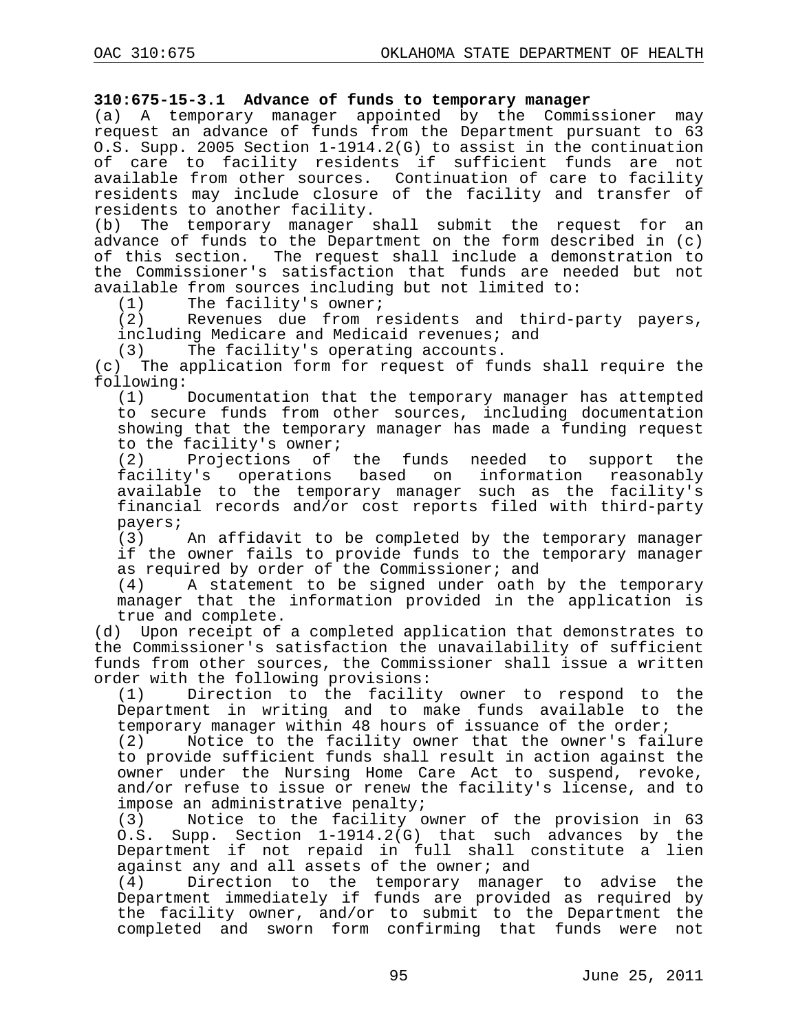**310:675-15-3.1 Advance of funds to temporary manager**

(a) A temporary manager appointed by the Commissioner may request an advance of funds from the Department pursuant to 63 O.S. Supp. 2005 Section 1-1914.2(G) to assist in the continuation of care to facility residents if sufficient funds are not available from other sources. Continuation of care to facility residents may include closure of the facility and transfer of residents to another facility.

(b) The temporary manager shall submit the request for an advance of funds to the Department on the form described in (c) of this section. The request shall include a demonstration to the Commissioner's satisfaction that funds are needed but not available from sources including but not limited to:

(1) The facility's owner;

(2) Revenues due from residents and third-party payers, including Medicare and Medicaid revenues; and

(3) The facility's operating accounts.

(c) The application form for request of funds shall require the following:

(1) Documentation that the temporary manager has attempted to secure funds from other sources, including documentation showing that the temporary manager has made a funding request to the facility's owner;

(2) Projections of the funds needed to support the facility's operations based on information reasonably available to the temporary manager such as the facility's financial records and/or cost reports filed with third-party payers;

(3) An affidavit to be completed by the temporary manager if the owner fails to provide funds to the temporary manager as required by order of the Commissioner; and

(4) A statement to be signed under oath by the temporary manager that the information provided in the application is true and complete.

(d) Upon receipt of a completed application that demonstrates to the Commissioner's satisfaction the unavailability of sufficient funds from other sources, the Commissioner shall issue a written order with the following provisions:

(1) Direction to the facility owner to respond to the Department in writing and to make funds available to the temporary manager within 48 hours of issuance of the order;

(2) Notice to the facility owner that the owner's failure to provide sufficient funds shall result in action against the owner under the Nursing Home Care Act to suspend, revoke, and/or refuse to issue or renew the facility's license, and to impose an administrative penalty;

(3) Notice to the facility owner of the provision in 63 O.S. Supp. Section 1-1914.2(G) that such advances by the Department if not repaid in full shall constitute a lien against any and all assets of the owner; and

(4) Direction to the temporary manager to advise the Department immediately if funds are provided as required by the facility owner, and/or to submit to the Department the completed and sworn form confirming that funds were not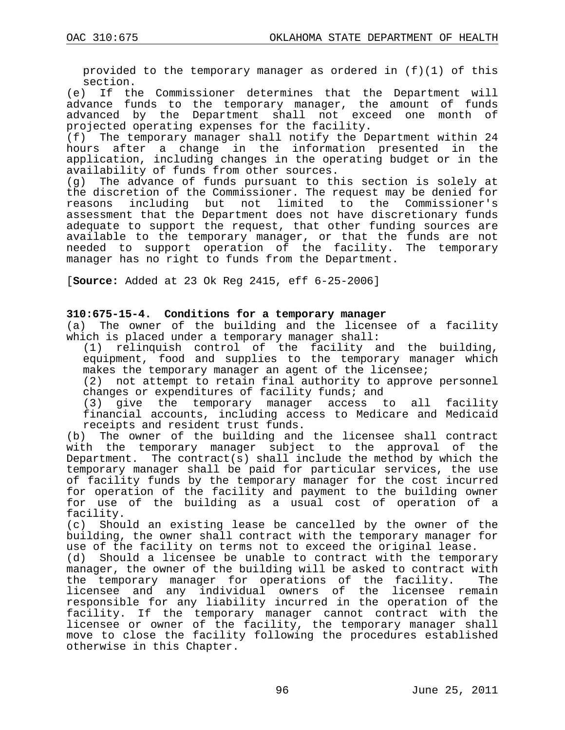provided to the temporary manager as ordered in (f)(1) of this section.

(e) If the Commissioner determines that the Department will advance funds to the temporary manager, the amount of funds advanced by the Department shall not exceed one month of projected operating expenses for the facility.

(f) The temporary manager shall notify the Department within 24 hours after a change in the information presented in the application, including changes in the operating budget or in the availability of funds from other sources.

(g) The advance of funds pursuant to this section is solely at the discretion of the Commissioner. The request may be denied for reasons including but not limited to the Commissioner's assessment that the Department does not have discretionary funds adequate to support the request, that other funding sources are available to the temporary manager, or that the funds are not needed to support operation of the facility. The temporary manager has no right to funds from the Department.

[**Source:** Added at 23 Ok Reg 2415, eff 6-25-2006]

**310:675-15-4. Conditions for a temporary manager**

(a) The owner of the building and the licensee of a facility which is placed under a temporary manager shall:

(1) relinquish control of the facility and the building, equipment, food and supplies to the temporary manager which makes the temporary manager an agent of the licensee;

(2) not attempt to retain final authority to approve personnel changes or expenditures of facility funds; and

(3) give the temporary manager access to all facility financial accounts, including access to Medicare and Medicaid receipts and resident trust funds.

(b) The owner of the building and the licensee shall contract with the temporary manager subject to the approval of the Department. The contract(s) shall include the method by which the temporary manager shall be paid for particular services, the use of facility funds by the temporary manager for the cost incurred for operation of the facility and payment to the building owner for use of the building as a usual cost of operation of a facility.

(c) Should an existing lease be cancelled by the owner of the building, the owner shall contract with the temporary manager for use of the facility on terms not to exceed the original lease.

(d) Should a licensee be unable to contract with the temporary manager, the owner of the building will be asked to contract with the temporary manager for operations of the facility. The licensee and any individual owners of the licensee remain responsible for any liability incurred in the operation of the facility. If the temporary manager cannot contract with the licensee or owner of the facility, the temporary manager shall move to close the facility following the procedures established otherwise in this Chapter.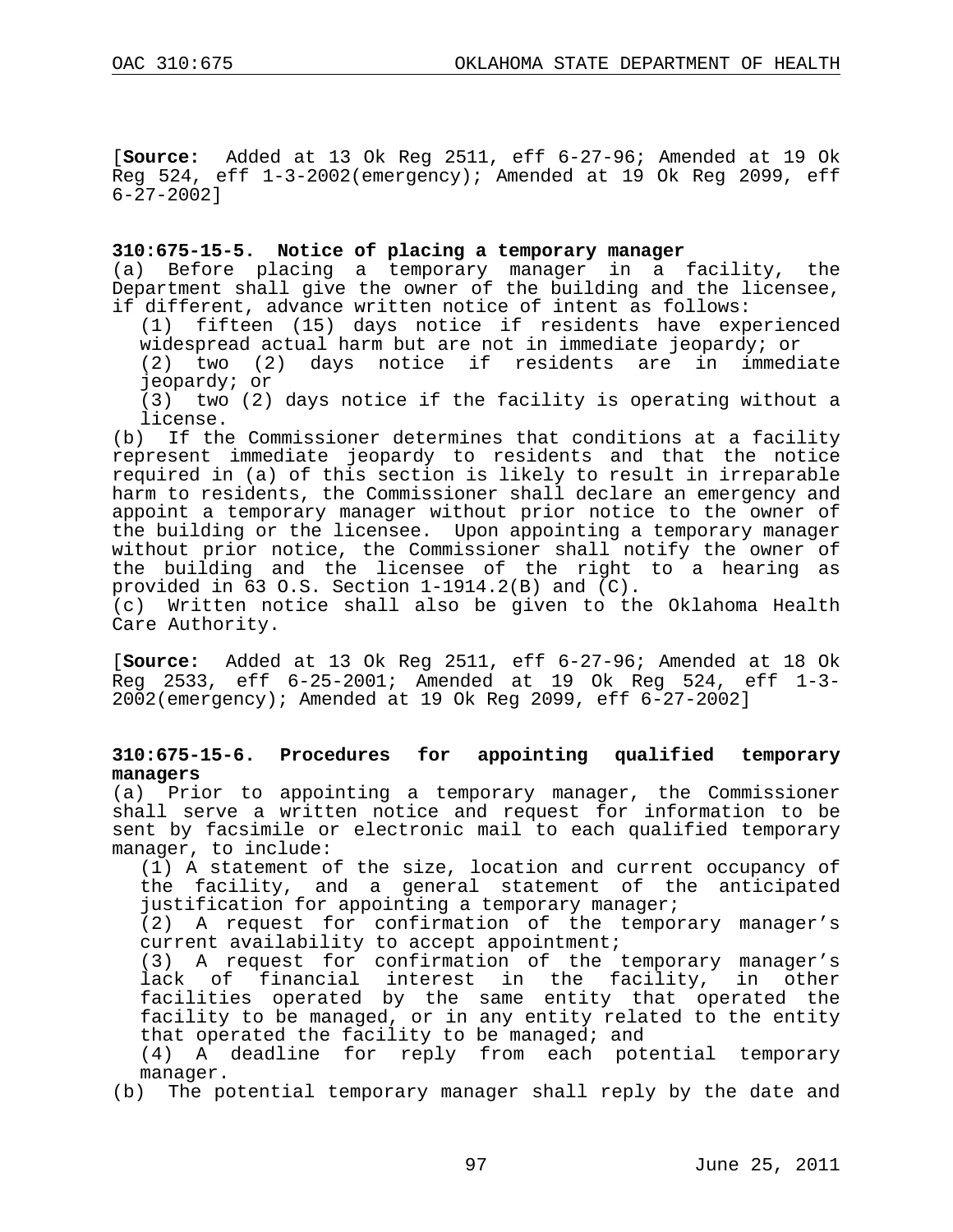[**Source:** Added at 13 Ok Reg 2511, eff 6-27-96; Amended at 19 Ok Reg 524, eff 1-3-2002(emergency); Amended at 19 Ok Reg 2099, eff 6-27-2002]

**310:675-15-5. Notice of placing a temporary manager**

(a) Before placing a temporary manager in a facility, the Department shall give the owner of the building and the licensee, if different, advance written notice of intent as follows:

(1) fifteen (15) days notice if residents have experienced widespread actual harm but are not in immediate jeopardy; or

(2) two (2) days notice if residents are in immediate jeopardy; or

(3) two (2) days notice if the facility is operating without a license.

(b) If the Commissioner determines that conditions at a facility represent immediate jeopardy to residents and that the notice required in (a) of this section is likely to result in irreparable harm to residents, the Commissioner shall declare an emergency and appoint a temporary manager without prior notice to the owner of the building or the licensee. Upon appointing a temporary manager without prior notice, the Commissioner shall notify the owner of the building and the licensee of the right to a hearing as provided in 63 O.S. Section 1-1914.2(B) and (C).

(c) Written notice shall also be given to the Oklahoma Health Care Authority.

[**Source:** Added at 13 Ok Reg 2511, eff 6-27-96; Amended at 18 Ok Reg 2533, eff 6-25-2001; Amended at 19 Ok Reg 524, eff 1-3-2002(emergency); Amended at 19 Ok Reg 2099, eff 6-27-2002]

**310:675-15-6. Procedures for appointing qualified temporary managers**

(a) Prior to appointing a temporary manager, the Commissioner shall serve a written notice and request for information to be sent by facsimile or electronic mail to each qualified temporary manager, to include:

(1) A statement of the size, location and current occupancy of the facility, and a general statement of the anticipated justification for appointing a temporary manager;

(2) A request for confirmation of the temporary manager's current availability to accept appointment;

(3) A request for confirmation of the temporary manager's lack of financial interest in the facility, in other facilities operated by the same entity that operated the facility to be managed, or in any entity related to the entity that operated the facility to be managed; and

(4) A deadline for reply from each potential temporary manager.

(b) The potential temporary manager shall reply by the date and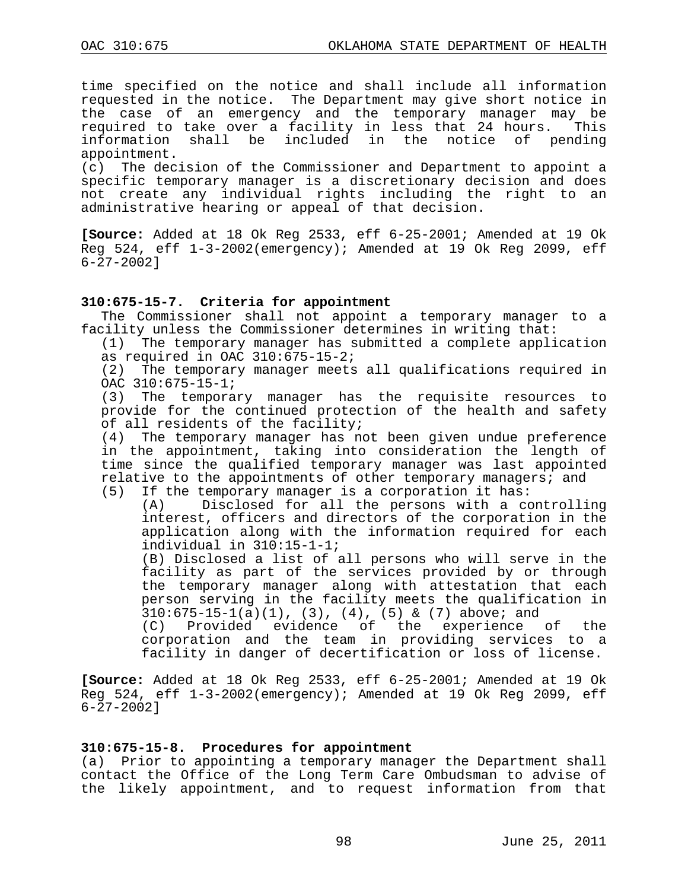time specified on the notice and shall include all information requested in the notice. The Department may give short notice in the case of an emergency and the temporary manager may be required to take over a facility in less that 24 hours. This information shall be included in the notice of pending appointment.

(c) The decision of the Commissioner and Department to appoint a specific temporary manager is a discretionary decision and does not create any individual rights including the right to an administrative hearing or appeal of that decision.

**[Source:** Added at 18 Ok Reg 2533, eff 6-25-2001; Amended at 19 Ok Reg 524, eff 1-3-2002(emergency); Amended at 19 Ok Reg 2099, eff 6-27-2002]

### 310:675-15-7. Criteria for appointment

The Commissioner shall not appoint a temporary manager to a facility unless the Commissioner determines in writing that:

(1) The temporary manager has submitted a complete application as required in OAC 310:675-15-2;

(2) The temporary manager meets all qualifications required in OAC 310:675-15-1;

(3) The temporary manager has the requisite resources to provide for the continued protection of the health and safety of all residents of the facility;

(4) The temporary manager has not been given undue preference in the appointment, taking into consideration the length of time since the qualified temporary manager was last appointed relative to the appointments of other temporary managers; and

(5) If the temporary manager is a corporation it has:

(A) Disclosed for all the persons with a controlling interest, officers and directors of the corporation in the application along with the information required for each individual in 310:15-1-1;

(B) Disclosed a list of all persons who will serve in the facility as part of the services provided by or through the temporary manager along with attestation that each person serving in the facility meets the qualification in 310:675-15-1(a)(1), (3), (4), (5) & (7) above; and

(C) Provided evidence of the experience of the corporation and the team in providing services to a facility in danger of decertification or loss of license.

**[Source:** Added at 18 Ok Reg 2533, eff 6-25-2001; Amended at 19 Ok Reg 524, eff 1-3-2002(emergency); Amended at 19 Ok Reg 2099, eff 6-27-2002]

### 310:675-15-8. Procedures for appointment

(a) Prior to appointing a temporary manager the Department shall contact the Office of the Long Term Care Ombudsman to advise of the likely appointment, and to request information from that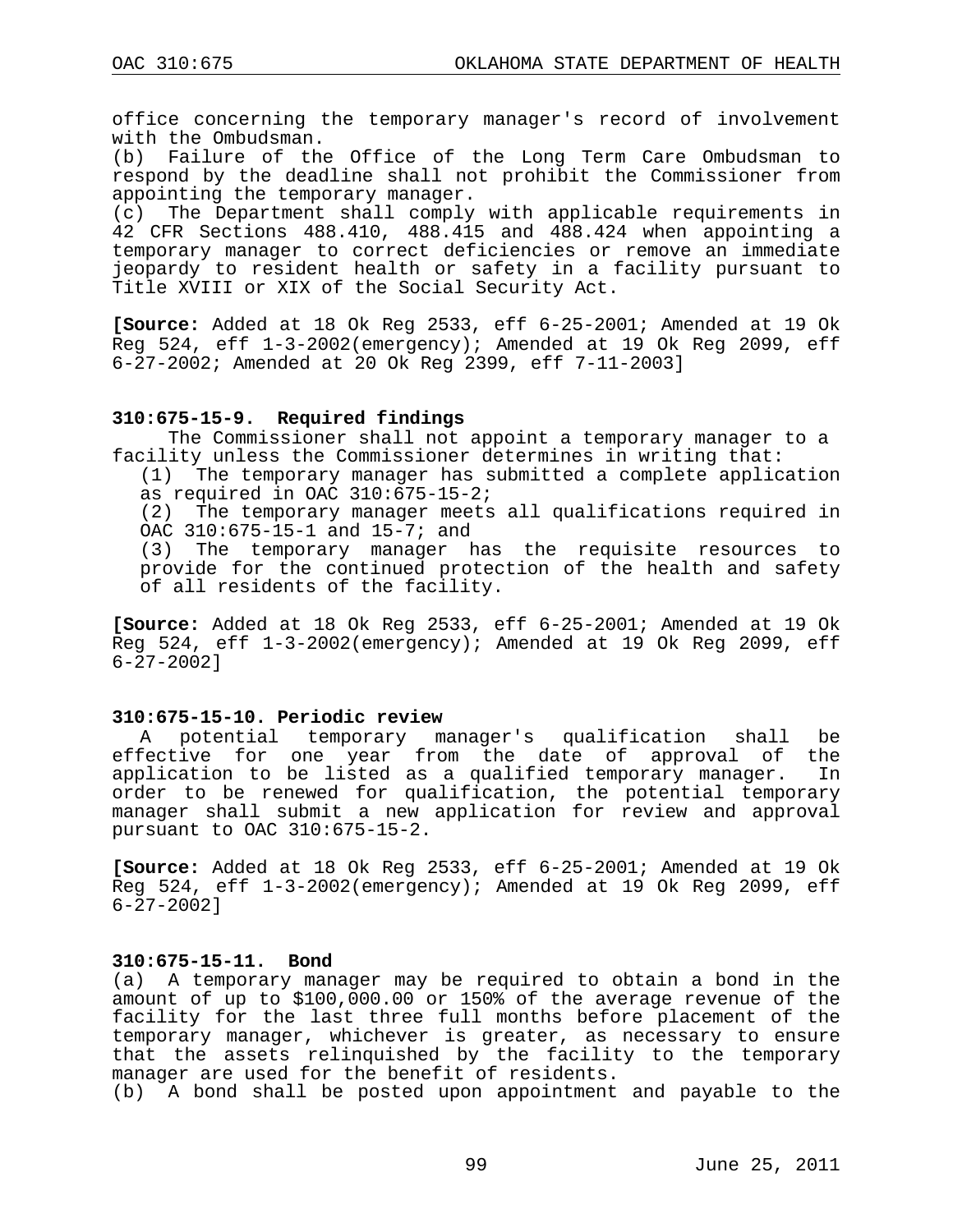office concerning the temporary manager's record of involvement with the Ombudsman.

(b) Failure of the Office of the Long Term Care Ombudsman to respond by the deadline shall not prohibit the Commissioner from appointing the temporary manager.

(c) The Department shall comply with applicable requirements in 42 CFR Sections 488.410, 488.415 and 488.424 when appointing a temporary manager to correct deficiencies or remove an immediate jeopardy to resident health or safety in a facility pursuant to Title XVIII or XIX of the Social Security Act.

**[Source:** Added at 18 Ok Reg 2533, eff 6-25-2001; Amended at 19 Ok Reg 524, eff 1-3-2002(emergency); Amended at 19 Ok Reg 2099, eff 6-27-2002; Amended at 20 Ok Reg 2399, eff 7-11-2003]

### 310:675-15-9. Required findings

The Commissioner shall not appoint a temporary manager to a facility unless the Commissioner determines in writing that:

(1) The temporary manager has submitted a complete application as required in OAC 310:675-15-2;

(2) The temporary manager meets all qualifications required in OAC 310:675-15-1 and 15-7; and

(3) The temporary manager has the requisite resources to provide for the continued protection of the health and safety of all residents of the facility.

**[Source:** Added at 18 Ok Reg 2533, eff 6-25-2001; Amended at 19 Ok Reg 524, eff 1-3-2002(emergency); Amended at 19 Ok Reg 2099, eff 6-27-2002]

### 310:675-15-10. Periodic review

A potential temporary manager's qualification shall be effective for one year from the date of approval of the application to be listed as a qualified temporary manager. In order to be renewed for qualification, the potential temporary manager shall submit a new application for review and approval pursuant to OAC 310:675-15-2.

**[Source:** Added at 18 Ok Reg 2533, eff 6-25-2001; Amended at 19 Ok Reg 524, eff 1-3-2002(emergency); Amended at 19 Ok Reg 2099, eff 6-27-2002]

### 310:675-15-11. Bond

(a) A temporary manager may be required to obtain a bond in the amount of up to $100,000.00 or 150% of the average revenue of the facility for the last three full months before placement of the temporary manager, whichever is greater, as necessary to ensure that the assets relinquished by the facility to the temporary manager are used for the benefit of residents.

(b) A bond shall be posted upon appointment and payable to the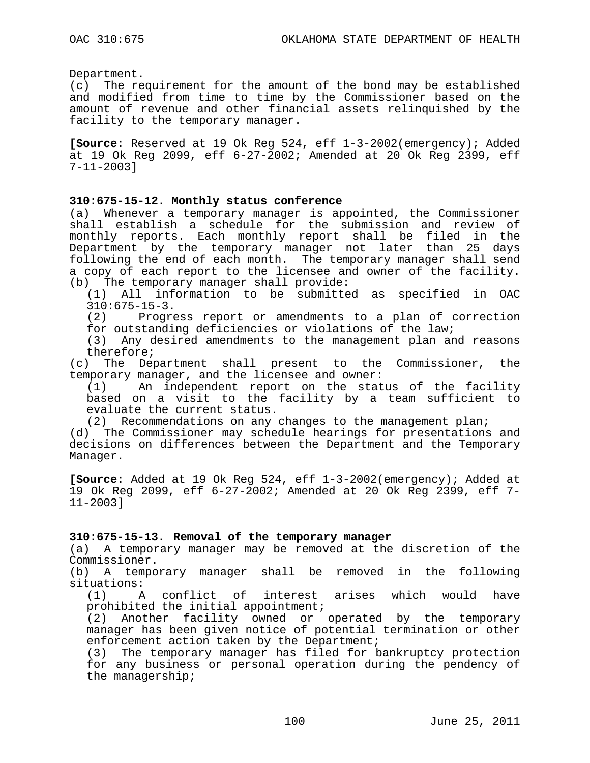Department.

(c) The requirement for the amount of the bond may be established and modified from time to time by the Commissioner based on the amount of revenue and other financial assets relinquished by the facility to the temporary manager.

**[Source:** Reserved at 19 Ok Reg 524, eff 1-3-2002(emergency); Added at 19 Ok Reg 2099, eff 6-27-2002; Amended at 20 Ok Reg 2399, eff 7-11-2003]

**310:675-15-12. Monthly status conference**

(a) Whenever a temporary manager is appointed, the Commissioner shall establish a schedule for the submission and review of monthly reports. Each monthly report shall be filed in the Department by the temporary manager not later than 25 days following the end of each month. The temporary manager shall send a copy of each report to the licensee and owner of the facility.

(b) The temporary manager shall provide:

(1) All information to be submitted as specified in OAC 310:675-15-3.

(2) Progress report or amendments to a plan of correction for outstanding deficiencies or violations of the law;

(3) Any desired amendments to the management plan and reasons therefore;

(c) The Department shall present to the Commissioner, the temporary manager, and the licensee and owner:

(1) An independent report on the status of the facility based on a visit to the facility by a team sufficient to evaluate the current status.

(2) Recommendations on any changes to the management plan;

(d) The Commissioner may schedule hearings for presentations and decisions on differences between the Department and the Temporary Manager.

**[Source:** Added at 19 Ok Reg 524, eff 1-3-2002(emergency); Added at 19 Ok Reg 2099, eff 6-27-2002; Amended at 20 Ok Reg 2399, eff 7-11-2003]

**310:675-15-13. Removal of the temporary manager**

(a) A temporary manager may be removed at the discretion of the Commissioner.

(b) A temporary manager shall be removed in the following situations:

(1) A conflict of interest arises which would have prohibited the initial appointment;

(2) Another facility owned or operated by the temporary manager has been given notice of potential termination or other enforcement action taken by the Department;

(3) The temporary manager has filed for bankruptcy protection for any business or personal operation during the pendency of the managership;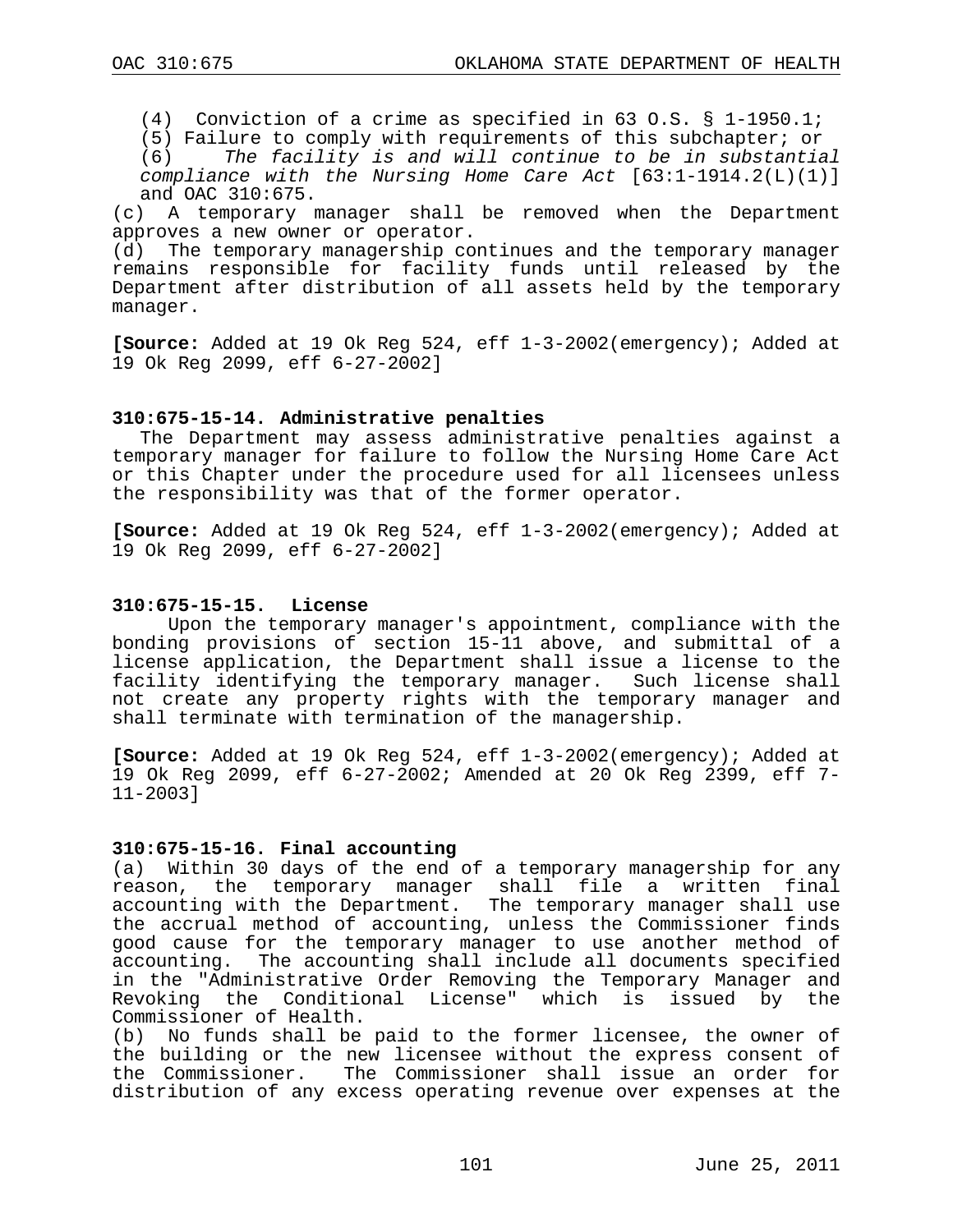(4) Conviction of a crime as specified in 63 O.S. § 1-1950.1;

(5) Failure to comply with requirements of this subchapter; or

(6) *The facility is and will continue to be in substantial compliance with the Nursing Home Care Act* [63:1-1914.2(L)(1)] and OAC 310:675.

(c) A temporary manager shall be removed when the Department approves a new owner or operator.

(d) The temporary managership continues and the temporary manager remains responsible for facility funds until released by the Department after distribution of all assets held by the temporary manager.

**[Source:** Added at 19 Ok Reg 524, eff 1-3-2002(emergency); Added at 19 Ok Reg 2099, eff 6-27-2002]

### 310:675-15-14. Administrative penalties

The Department may assess administrative penalties against a temporary manager for failure to follow the Nursing Home Care Act or this Chapter under the procedure used for all licensees unless the responsibility was that of the former operator.

**[Source:** Added at 19 Ok Reg 524, eff 1-3-2002(emergency); Added at 19 Ok Reg 2099, eff 6-27-2002]

### 310:675-15-15. License

Upon the temporary manager's appointment, compliance with the bonding provisions of section 15-11 above, and submittal of a license application, the Department shall issue a license to the facility identifying the temporary manager. Such license shall not create any property rights with the temporary manager and shall terminate with termination of the managership.

**[Source:** Added at 19 Ok Reg 524, eff 1-3-2002(emergency); Added at 19 Ok Reg 2099, eff 6-27-2002; Amended at 20 Ok Reg 2399, eff 7-11-2003]

### 310:675-15-16. Final accounting

(a) Within 30 days of the end of a temporary managership for any reason, the temporary manager shall file a written final accounting with the Department. The temporary manager shall use the accrual method of accounting, unless the Commissioner finds good cause for the temporary manager to use another method of accounting. The accounting shall include all documents specified in the "Administrative Order Removing the Temporary Manager and Revoking the Conditional License" which is issued by the Commissioner of Health.

(b) No funds shall be paid to the former licensee, the owner of the building or the new licensee without the express consent of the Commissioner. The Commissioner shall issue an order for distribution of any excess operating revenue over expenses at the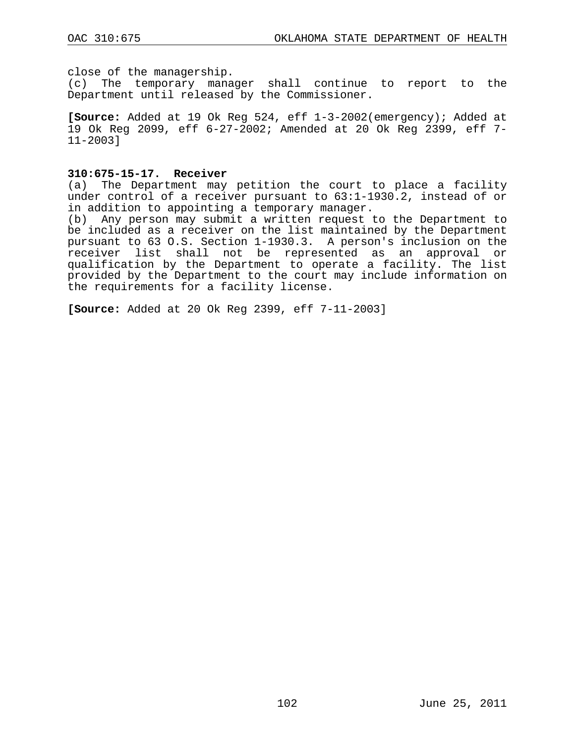close of the managership.
(c) The temporary manager shall continue to report to the Department until released by the Commissioner.

**[Source:** Added at 19 Ok Reg 524, eff 1-3-2002(emergency); Added at 19 Ok Reg 2099, eff 6-27-2002; Amended at 20 Ok Reg 2399, eff 7-11-2003]

**310:675-15-17. Receiver**
(a) The Department may petition the court to place a facility under control of a receiver pursuant to 63:1-1930.2, instead of or in addition to appointing a temporary manager.
(b) Any person may submit a written request to the Department to be included as a receiver on the list maintained by the Department pursuant to 63 O.S. Section 1-1930.3. A person's inclusion on the receiver list shall not be represented as an approval or qualification by the Department to operate a facility. The list provided by the Department to the court may include information on the requirements for a facility license.

**[Source:** Added at 20 Ok Reg 2399, eff 7-11-2003]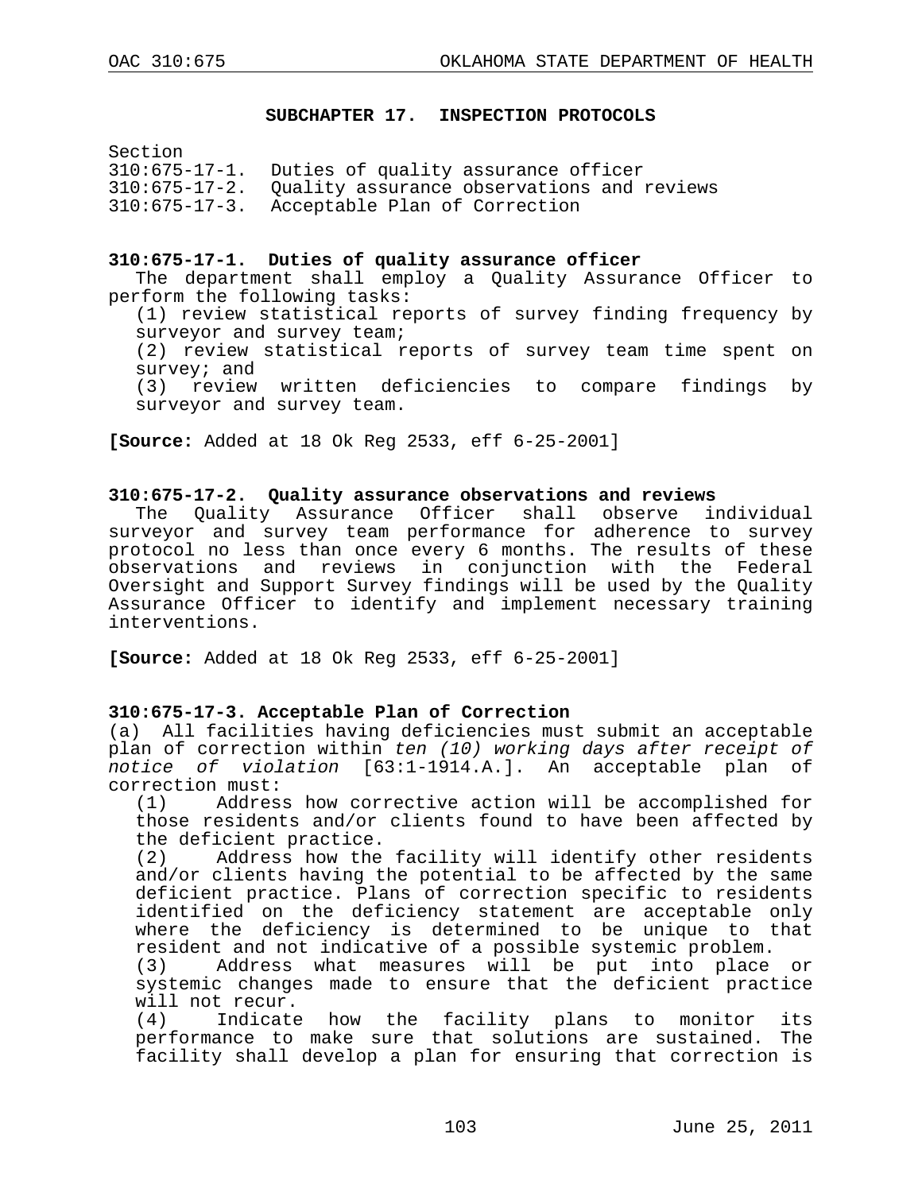## SUBCHAPTER 17. INSPECTION PROTOCOLS

Section
310:675-17-1. Duties of quality assurance officer
310:675-17-2. Quality assurance observations and reviews
310:675-17-3. Acceptable Plan of Correction

### 310:675-17-1. Duties of quality assurance officer

The department shall employ a Quality Assurance Officer to perform the following tasks:

(1) review statistical reports of survey finding frequency by surveyor and survey team;
(2) review statistical reports of survey team time spent on survey; and
(3) review written deficiencies to compare findings by surveyor and survey team.

**[Source:** Added at 18 Ok Reg 2533, eff 6-25-2001]

### 310:675-17-2. Quality assurance observations and reviews

The Quality Assurance Officer shall observe individual surveyor and survey team performance for adherence to survey protocol no less than once every 6 months. The results of these observations and reviews in conjunction with the Federal Oversight and Support Survey findings will be used by the Quality Assurance Officer to identify and implement necessary training interventions.

**[Source:** Added at 18 Ok Reg 2533, eff 6-25-2001]

### 310:675-17-3. Acceptable Plan of Correction

(a) All facilities having deficiencies must submit an acceptable plan of correction within *ten (10) working days after receipt of notice of violation* [63:1-1914.A.]. An acceptable plan of correction must:

(1) Address how corrective action will be accomplished for those residents and/or clients found to have been affected by the deficient practice.
(2) Address how the facility will identify other residents and/or clients having the potential to be affected by the same deficient practice. Plans of correction specific to residents identified on the deficiency statement are acceptable only where the deficiency is determined to be unique to that resident and not indicative of a possible systemic problem.
(3) Address what measures will be put into place or systemic changes made to ensure that the deficient practice will not recur.
(4) Indicate how the facility plans to monitor its performance to make sure that solutions are sustained. The facility shall develop a plan for ensuring that correction is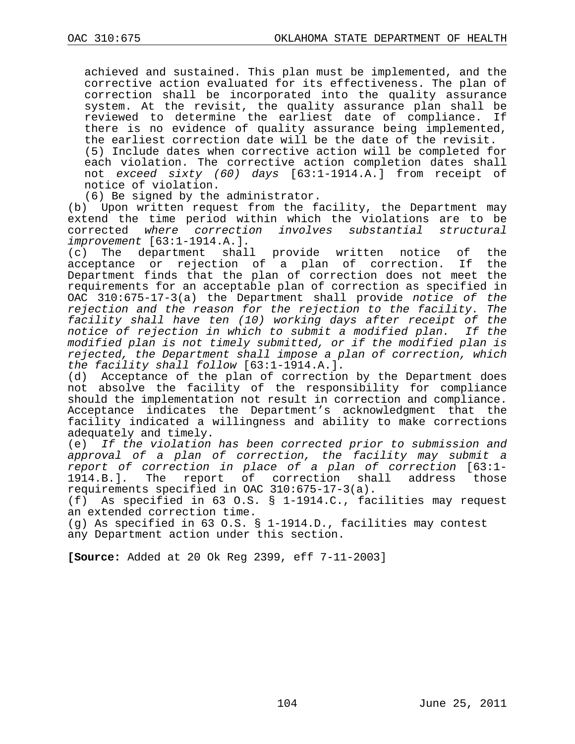achieved and sustained. This plan must be implemented, and the corrective action evaluated for its effectiveness. The plan of correction shall be incorporated into the quality assurance system. At the revisit, the quality assurance plan shall be reviewed to determine the earliest date of compliance. If there is no evidence of quality assurance being implemented, the earliest correction date will be the date of the revisit.

(5) Include dates when corrective action will be completed for each violation. The corrective action completion dates shall not *exceed sixty (60) days* [63:1-1914.A.] from receipt of notice of violation.

(6) Be signed by the administrator.

(b) Upon written request from the facility, the Department may extend the time period within which the violations are to be corrected *where correction involves substantial structural improvement* [63:1-1914.A.].

(c) The department shall provide written notice of the acceptance or rejection of a plan of correction. If the Department finds that the plan of correction does not meet the requirements for an acceptable plan of correction as specified in OAC 310:675-17-3(a) the Department shall provide *notice of the rejection and the reason for the rejection to the facility. The facility shall have ten (10) working days after receipt of the notice of rejection in which to submit a modified plan. If the modified plan is not timely submitted, or if the modified plan is rejected, the Department shall impose a plan of correction, which the facility shall follow* [63:1-1914.A.].

(d) Acceptance of the plan of correction by the Department does not absolve the facility of the responsibility for compliance should the implementation not result in correction and compliance. Acceptance indicates the Department's acknowledgment that the facility indicated a willingness and ability to make corrections adequately and timely.

(e) *If the violation has been corrected prior to submission and approval of a plan of correction, the facility may submit a report of correction in place of a plan of correction* [63:1-1914.B.]. The report of correction shall address those requirements specified in OAC 310:675-17-3(a).

(f) As specified in 63 O.S. § 1-1914.C., facilities may request an extended correction time.

(g) As specified in 63 O.S. § 1-1914.D., facilities may contest any Department action under this section.

**[Source:** Added at 20 Ok Reg 2399, eff 7-11-2003]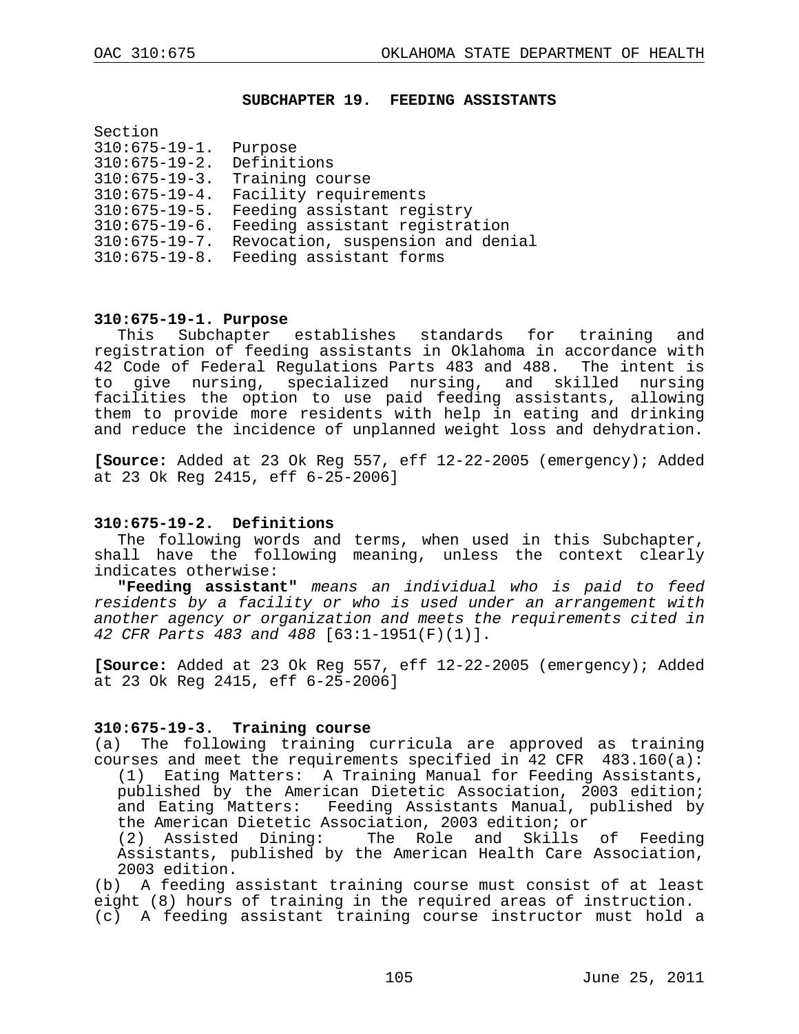## SUBCHAPTER 19. FEEDING ASSISTANTS

Section
310:675-19-1. Purpose
310:675-19-2. Definitions
310:675-19-3. Training course
310:675-19-4. Facility requirements
310:675-19-5. Feeding assistant registry
310:675-19-6. Feeding assistant registration
310:675-19-7. Revocation, suspension and denial
310:675-19-8. Feeding assistant forms

### 310:675-19-1. Purpose

This Subchapter establishes standards for training and registration of feeding assistants in Oklahoma in accordance with 42 Code of Federal Regulations Parts 483 and 488. The intent is to give nursing, specialized nursing, and skilled nursing facilities the option to use paid feeding assistants, allowing them to provide more residents with help in eating and drinking and reduce the incidence of unplanned weight loss and dehydration.

**[Source:** Added at 23 Ok Reg 557, eff 12-22-2005 (emergency); Added at 23 Ok Reg 2415, eff 6-25-2006]

### 310:675-19-2. Definitions

The following words and terms, when used in this Subchapter, shall have the following meaning, unless the context clearly indicates otherwise:

**"Feeding assistant"** *means an individual who is paid to feed residents by a facility or who is used under an arrangement with another agency or organization and meets the requirements cited in 42 CFR Parts 483 and 488* [63:1-1951(F)(1)].

**[Source:** Added at 23 Ok Reg 557, eff 12-22-2005 (emergency); Added at 23 Ok Reg 2415, eff 6-25-2006]

### 310:675-19-3. Training course

(a) The following training curricula are approved as training courses and meet the requirements specified in 42 CFR 483.160(a):

(1) Eating Matters: A Training Manual for Feeding Assistants, published by the American Dietetic Association, 2003 edition; and Eating Matters: Feeding Assistants Manual, published by the American Dietetic Association, 2003 edition; or

(2) Assisted Dining: The Role and Skills of Feeding Assistants, published by the American Health Care Association, 2003 edition.

(b) A feeding assistant training course must consist of at least eight (8) hours of training in the required areas of instruction.

(c) A feeding assistant training course instructor must hold a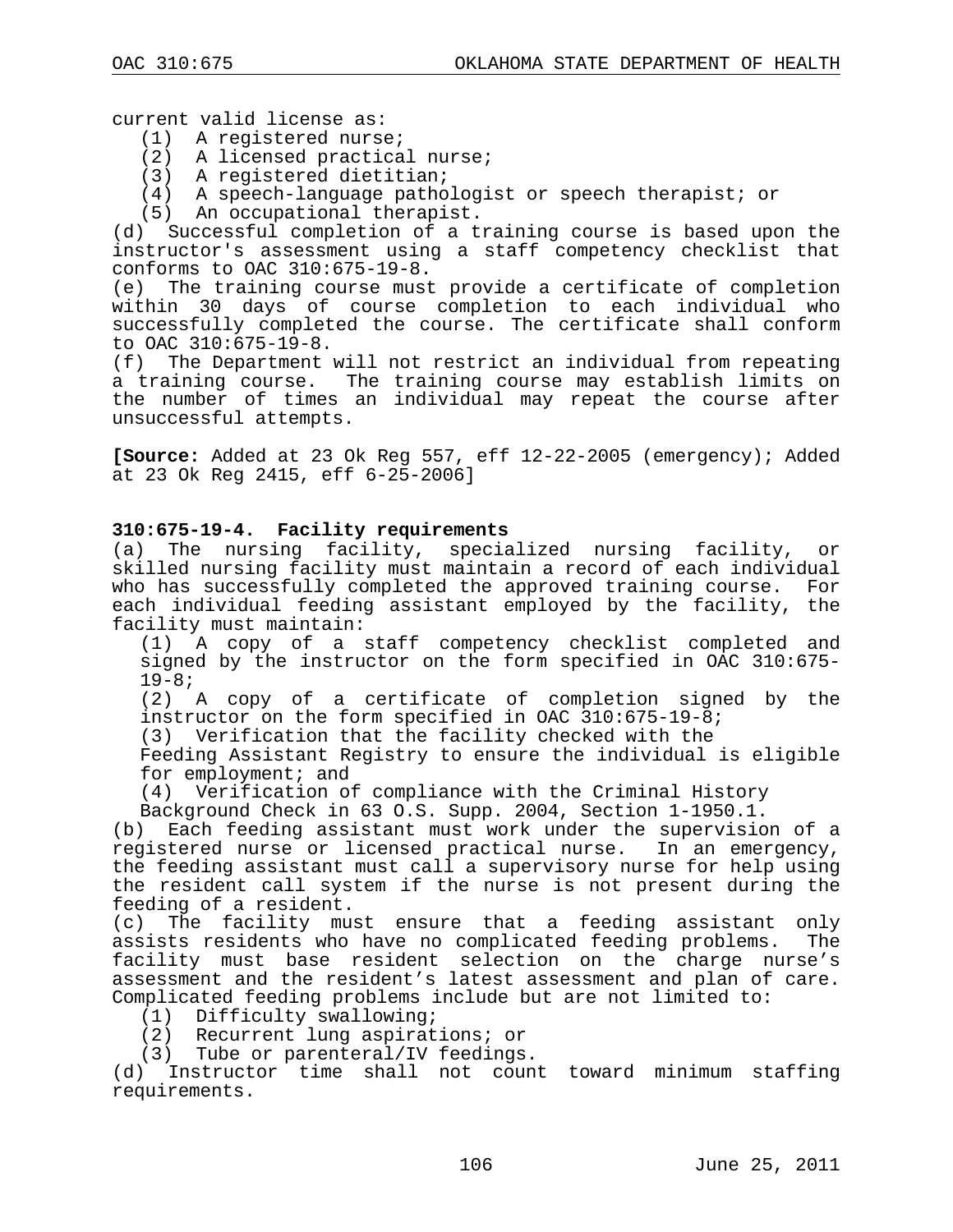current valid license as:

(1) A registered nurse;
(2) A licensed practical nurse;
(3) A registered dietitian;
(4) A speech-language pathologist or speech therapist; or
(5) An occupational therapist.

(d) Successful completion of a training course is based upon the instructor's assessment using a staff competency checklist that conforms to OAC 310:675-19-8.

(e) The training course must provide a certificate of completion within 30 days of course completion to each individual who successfully completed the course. The certificate shall conform to OAC 310:675-19-8.

(f) The Department will not restrict an individual from repeating a training course. The training course may establish limits on the number of times an individual may repeat the course after unsuccessful attempts.

**[Source:** Added at 23 Ok Reg 557, eff 12-22-2005 (emergency); Added at 23 Ok Reg 2415, eff 6-25-2006]

**310:675-19-4. Facility requirements**

(a) The nursing facility, specialized nursing facility, or skilled nursing facility must maintain a record of each individual who has successfully completed the approved training course. For each individual feeding assistant employed by the facility, the facility must maintain:

(1) A copy of a staff competency checklist completed and signed by the instructor on the form specified in OAC 310:675-19-8;
(2) A copy of a certificate of completion signed by the instructor on the form specified in OAC 310:675-19-8;
(3) Verification that the facility checked with the Feeding Assistant Registry to ensure the individual is eligible for employment; and
(4) Verification of compliance with the Criminal History Background Check in 63 O.S. Supp. 2004, Section 1-1950.1.

(b) Each feeding assistant must work under the supervision of a registered nurse or licensed practical nurse. In an emergency, the feeding assistant must call a supervisory nurse for help using the resident call system if the nurse is not present during the feeding of a resident.

(c) The facility must ensure that a feeding assistant only assists residents who have no complicated feeding problems. The facility must base resident selection on the charge nurse's assessment and the resident's latest assessment and plan of care. Complicated feeding problems include but are not limited to:

(1) Difficulty swallowing;
(2) Recurrent lung aspirations; or
(3) Tube or parenteral/IV feedings.

(d) Instructor time shall not count toward minimum staffing requirements.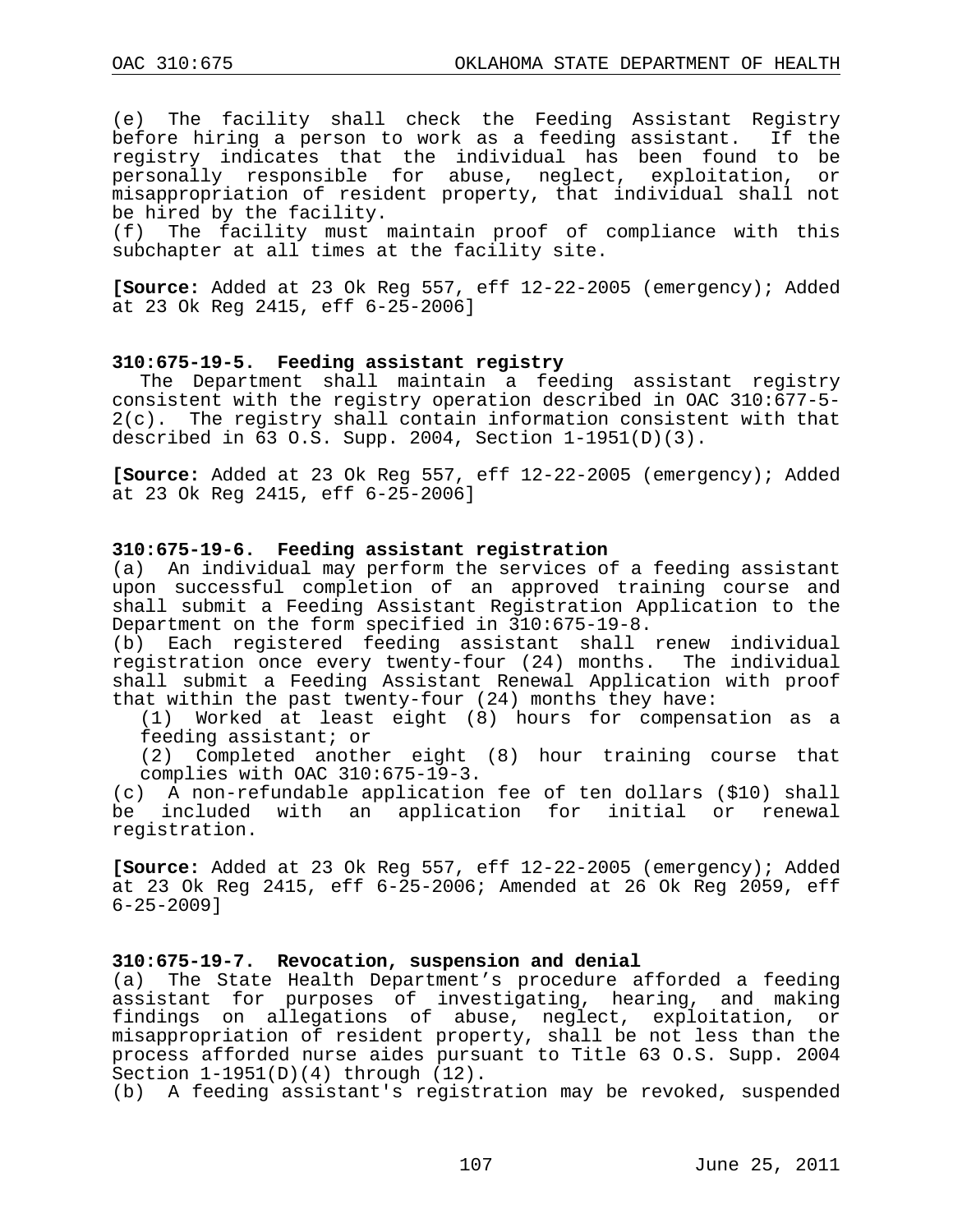(e) The facility shall check the Feeding Assistant Registry before hiring a person to work as a feeding assistant. If the registry indicates that the individual has been found to be personally responsible for abuse, neglect, exploitation, or misappropriation of resident property, that individual shall not be hired by the facility.
(f) The facility must maintain proof of compliance with this subchapter at all times at the facility site.

**[Source:** Added at 23 Ok Reg 557, eff 12-22-2005 (emergency); Added at 23 Ok Reg 2415, eff 6-25-2006]

### 310:675-19-5. Feeding assistant registry

The Department shall maintain a feeding assistant registry consistent with the registry operation described in OAC 310:677-5-2(c). The registry shall contain information consistent with that described in 63 O.S. Supp. 2004, Section 1-1951(D)(3).

**[Source:** Added at 23 Ok Reg 557, eff 12-22-2005 (emergency); Added at 23 Ok Reg 2415, eff 6-25-2006]

### 310:675-19-6. Feeding assistant registration

(a) An individual may perform the services of a feeding assistant upon successful completion of an approved training course and shall submit a Feeding Assistant Registration Application to the Department on the form specified in 310:675-19-8.
(b) Each registered feeding assistant shall renew individual registration once every twenty-four (24) months. The individual shall submit a Feeding Assistant Renewal Application with proof that within the past twenty-four (24) months they have:
  (1) Worked at least eight (8) hours for compensation as a feeding assistant; or
  (2) Completed another eight (8) hour training course that complies with OAC 310:675-19-3.
(c) A non-refundable application fee of ten dollars ($10) shall be included with an application for initial or renewal registration.

**[Source:** Added at 23 Ok Reg 557, eff 12-22-2005 (emergency); Added at 23 Ok Reg 2415, eff 6-25-2006; Amended at 26 Ok Reg 2059, eff 6-25-2009]

### 310:675-19-7. Revocation, suspension and denial

(a) The State Health Department's procedure afforded a feeding assistant for purposes of investigating, hearing, and making findings on allegations of abuse, neglect, exploitation, or misappropriation of resident property, shall be not less than the process afforded nurse aides pursuant to Title 63 O.S. Supp. 2004 Section 1-1951(D)(4) through (12).
(b) A feeding assistant's registration may be revoked, suspended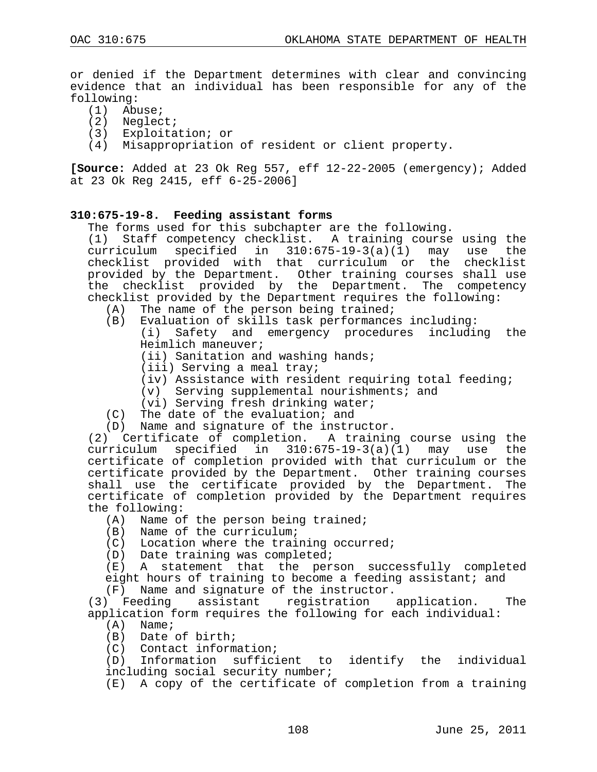or denied if the Department determines with clear and convincing evidence that an individual has been responsible for any of the following:

(1) Abuse;
(2) Neglect;
(3) Exploitation; or
(4) Misappropriation of resident or client property.

**[Source:** Added at 23 Ok Reg 557, eff 12-22-2005 (emergency); Added at 23 Ok Reg 2415, eff 6-25-2006]

**310:675-19-8. Feeding assistant forms**

The forms used for this subchapter are the following.

(1) Staff competency checklist. A training course using the curriculum specified in 310:675-19-3(a)(1) may use the checklist provided with that curriculum or the checklist provided by the Department. Other training courses shall use the checklist provided by the Department. The competency checklist provided by the Department requires the following:

   (A) The name of the person being trained;
   (B) Evaluation of skills task performances including:
      (i) Safety and emergency procedures including the Heimlich maneuver;
      (ii) Sanitation and washing hands;
      (iii) Serving a meal tray;
      (iv) Assistance with resident requiring total feeding;
      (v) Serving supplemental nourishments; and
      (vi) Serving fresh drinking water;
   (C) The date of the evaluation; and
   (D) Name and signature of the instructor.

(2) Certificate of completion. A training course using the curriculum specified in 310:675-19-3(a)(1) may use the certificate of completion provided with that curriculum or the certificate provided by the Department. Other training courses shall use the certificate provided by the Department. The certificate of completion provided by the Department requires the following:

   (A) Name of the person being trained;
   (B) Name of the curriculum;
   (C) Location where the training occurred;
   (D) Date training was completed;
   (E) A statement that the person successfully completed eight hours of training to become a feeding assistant; and
   (F) Name and signature of the instructor.

(3) Feeding assistant registration application. The application form requires the following for each individual:

   (A) Name;
   (B) Date of birth;
   (C) Contact information;
   (D) Information sufficient to identify the individual including social security number;
   (E) A copy of the certificate of completion from a training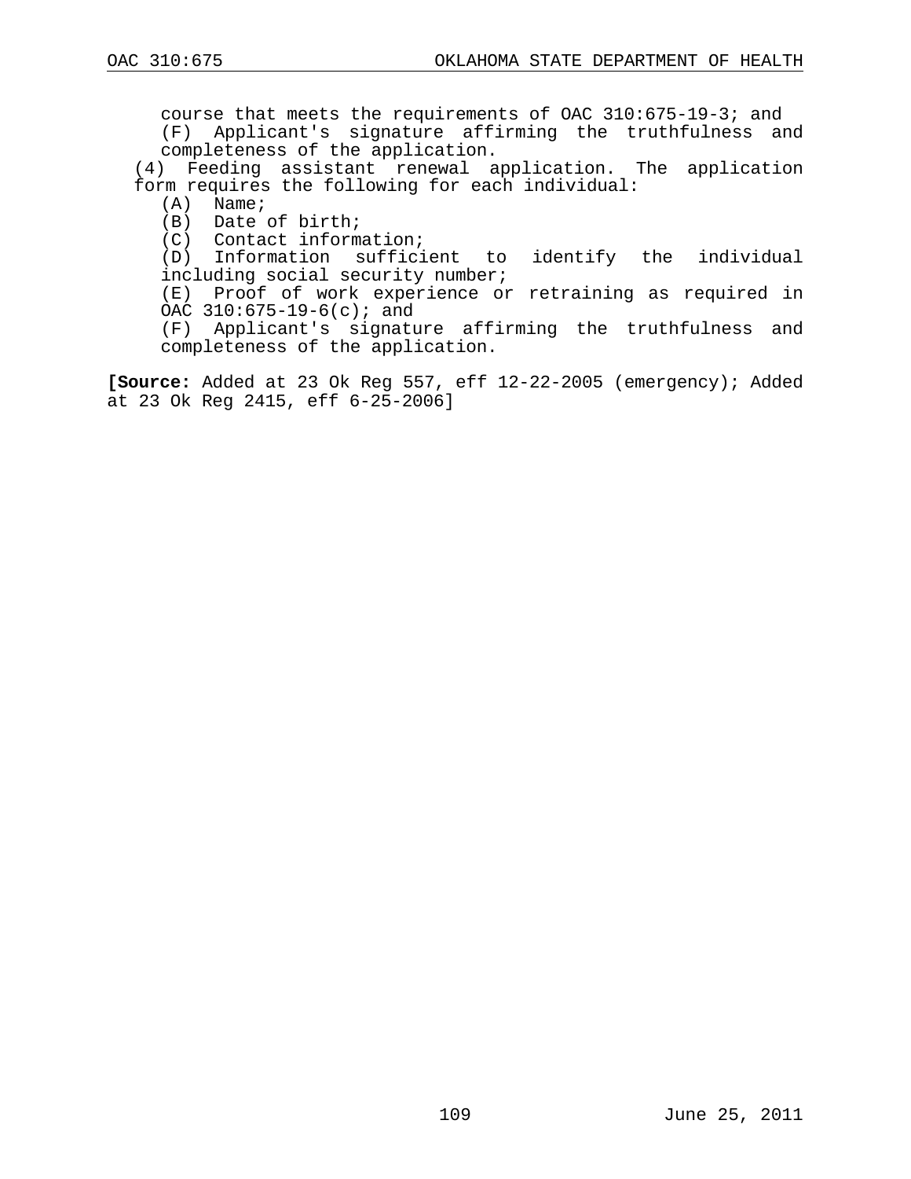course that meets the requirements of OAC 310:675-19-3; and

(F) Applicant's signature affirming the truthfulness and completeness of the application.

(4) Feeding assistant renewal application. The application form requires the following for each individual:

(A) Name;

(B) Date of birth;

(C) Contact information;

(D) Information sufficient to identify the individual including social security number;

(E) Proof of work experience or retraining as required in OAC 310:675-19-6(c); and

(F) Applicant's signature affirming the truthfulness and completeness of the application.

**[Source:** Added at 23 Ok Reg 557, eff 12-22-2005 (emergency); Added at 23 Ok Reg 2415, eff 6-25-2006]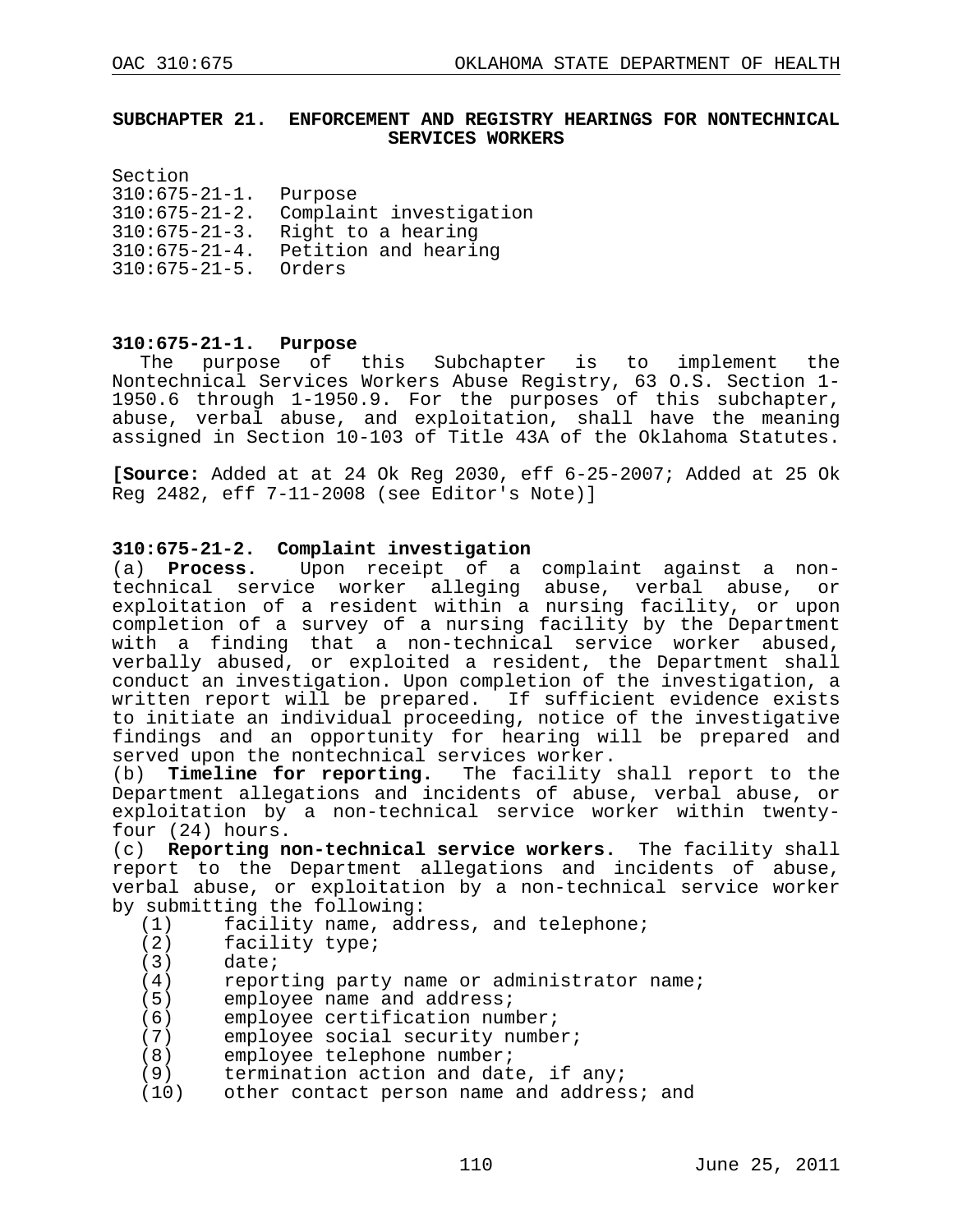## SUBCHAPTER 21. ENFORCEMENT AND REGISTRY HEARINGS FOR NONTECHNICAL SERVICES WORKERS

Section
310:675-21-1. Purpose
310:675-21-2. Complaint investigation
310:675-21-3. Right to a hearing
310:675-21-4. Petition and hearing
310:675-21-5. Orders

### 310:675-21-1. Purpose

The purpose of this Subchapter is to implement the Nontechnical Services Workers Abuse Registry, 63 O.S. Section 1-1950.6 through 1-1950.9. For the purposes of this subchapter, abuse, verbal abuse, and exploitation, shall have the meaning assigned in Section 10-103 of Title 43A of the Oklahoma Statutes.

**[Source:** Added at at 24 Ok Reg 2030, eff 6-25-2007; Added at 25 Ok Reg 2482, eff 7-11-2008 (see Editor's Note)]

### 310:675-21-2. Complaint investigation

(a) **Process.** Upon receipt of a complaint against a non-technical service worker alleging abuse, verbal abuse, or exploitation of a resident within a nursing facility, or upon completion of a survey of a nursing facility by the Department with a finding that a non-technical service worker abused, verbally abused, or exploited a resident, the Department shall conduct an investigation. Upon completion of the investigation, a written report will be prepared. If sufficient evidence exists to initiate an individual proceeding, notice of the investigative findings and an opportunity for hearing will be prepared and served upon the nontechnical services worker.

(b) **Timeline for reporting.** The facility shall report to the Department allegations and incidents of abuse, verbal abuse, or exploitation by a non-technical service worker within twenty-four (24) hours.

(c) **Reporting non-technical service workers.** The facility shall report to the Department allegations and incidents of abuse, verbal abuse, or exploitation by a non-technical service worker by submitting the following:

(1) facility name, address, and telephone;
(2) facility type;
(3) date;
(4) reporting party name or administrator name;
(5) employee name and address;
(6) employee certification number;
(7) employee social security number;
(8) employee telephone number;
(9) termination action and date, if any;
(10) other contact person name and address; and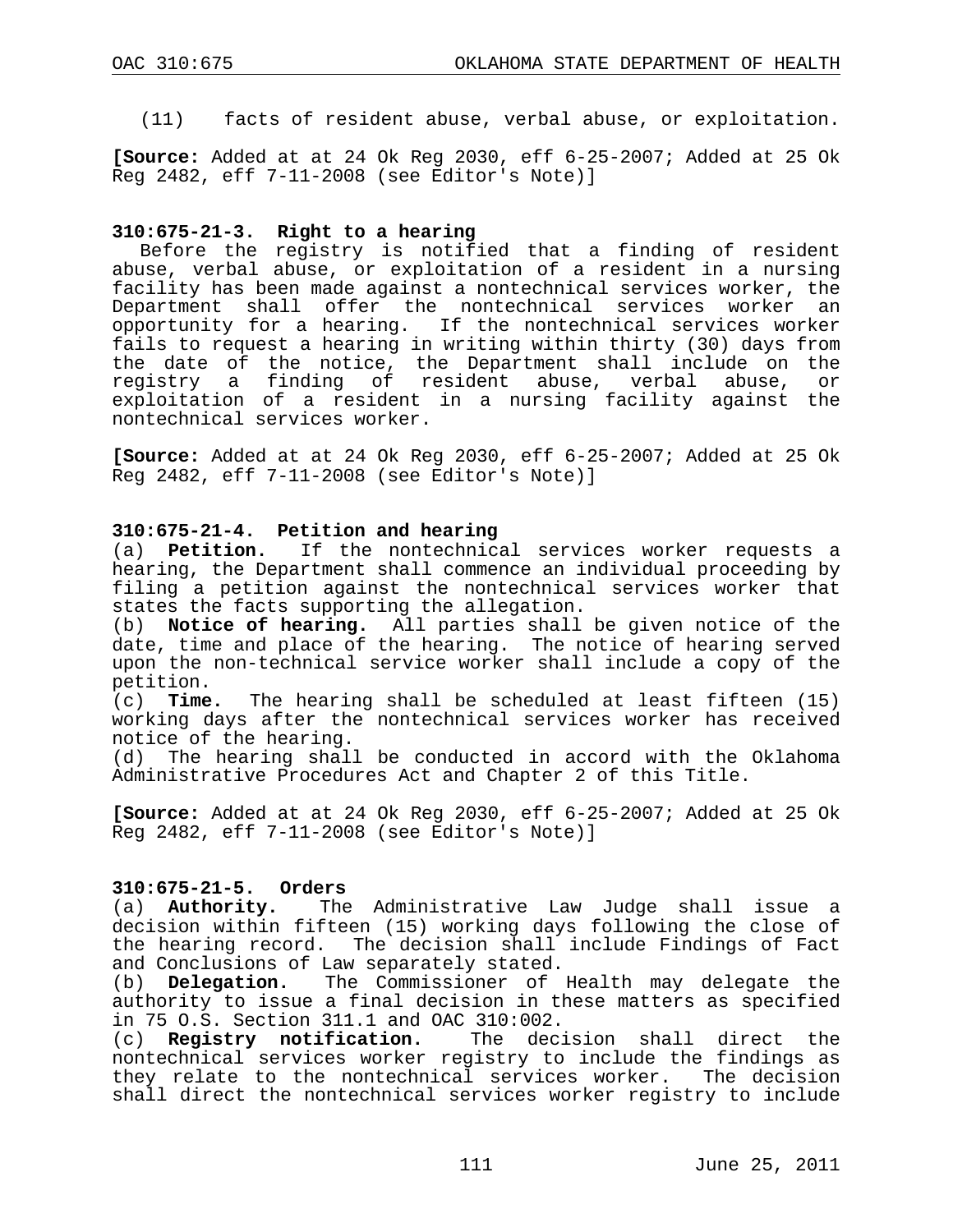(11) facts of resident abuse, verbal abuse, or exploitation.

**[Source:** Added at at 24 Ok Reg 2030, eff 6-25-2007; Added at 25 Ok Reg 2482, eff 7-11-2008 (see Editor's Note)]

### 310:675-21-3. Right to a hearing

Before the registry is notified that a finding of resident abuse, verbal abuse, or exploitation of a resident in a nursing facility has been made against a nontechnical services worker, the Department shall offer the nontechnical services worker an opportunity for a hearing. If the nontechnical services worker fails to request a hearing in writing within thirty (30) days from the date of the notice, the Department shall include on the registry a finding of resident abuse, verbal abuse, or exploitation of a resident in a nursing facility against the nontechnical services worker.

**[Source:** Added at at 24 Ok Reg 2030, eff 6-25-2007; Added at 25 Ok Reg 2482, eff 7-11-2008 (see Editor's Note)]

### 310:675-21-4. Petition and hearing

(a) **Petition.** If the nontechnical services worker requests a hearing, the Department shall commence an individual proceeding by filing a petition against the nontechnical services worker that states the facts supporting the allegation.

(b) **Notice of hearing.** All parties shall be given notice of the date, time and place of the hearing. The notice of hearing served upon the non-technical service worker shall include a copy of the petition.

(c) **Time.** The hearing shall be scheduled at least fifteen (15) working days after the nontechnical services worker has received notice of the hearing.

(d) The hearing shall be conducted in accord with the Oklahoma Administrative Procedures Act and Chapter 2 of this Title.

**[Source:** Added at at 24 Ok Reg 2030, eff 6-25-2007; Added at 25 Ok Reg 2482, eff 7-11-2008 (see Editor's Note)]

### 310:675-21-5. Orders

(a) **Authority.** The Administrative Law Judge shall issue a decision within fifteen (15) working days following the close of the hearing record. The decision shall include Findings of Fact and Conclusions of Law separately stated.

(b) **Delegation.** The Commissioner of Health may delegate the authority to issue a final decision in these matters as specified in 75 O.S. Section 311.1 and OAC 310:002.

(c) **Registry notification.** The decision shall direct the nontechnical services worker registry to include the findings as they relate to the nontechnical services worker. The decision shall direct the nontechnical services worker registry to include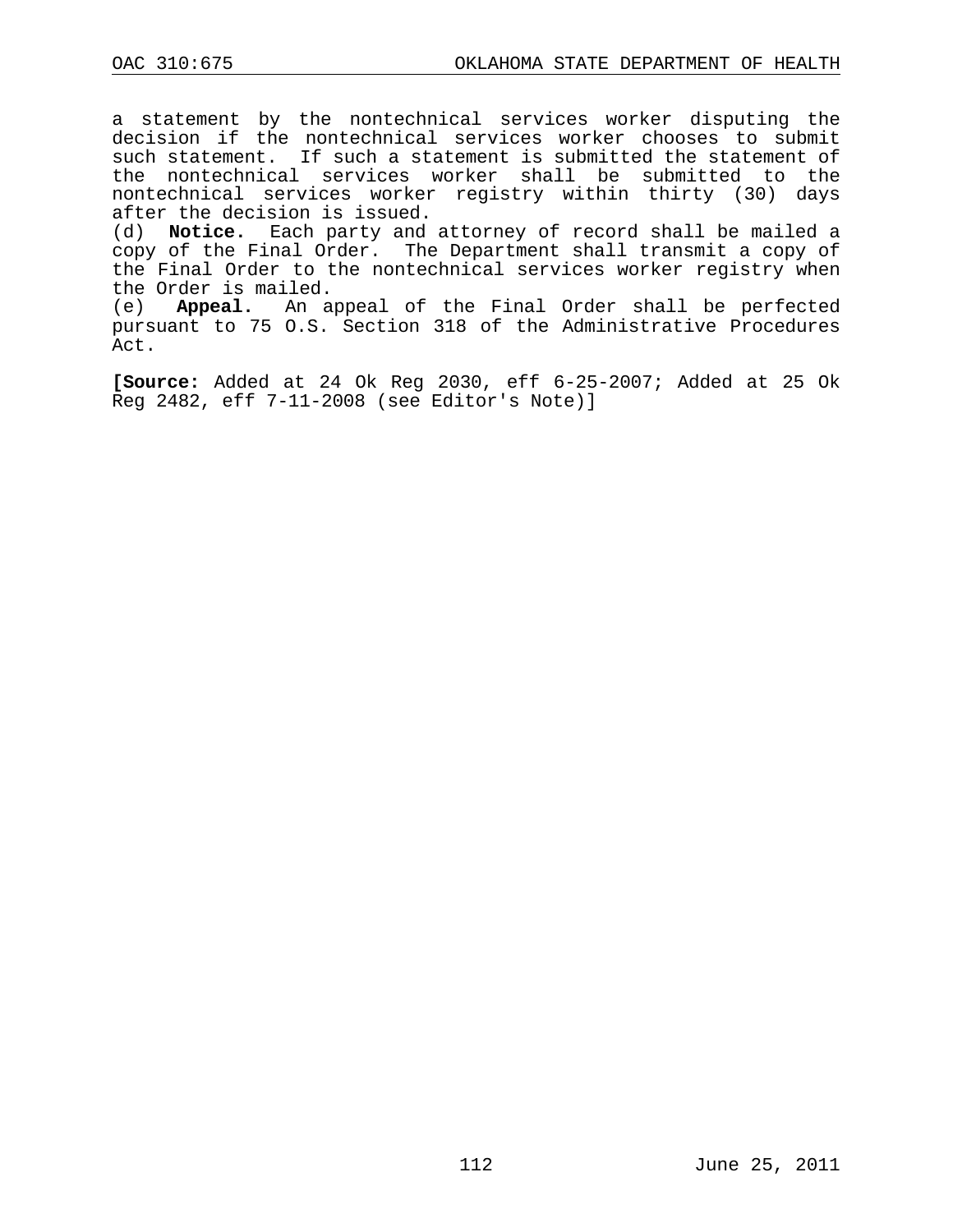a statement by the nontechnical services worker disputing the decision if the nontechnical services worker chooses to submit such statement. If such a statement is submitted the statement of the nontechnical services worker shall be submitted to the nontechnical services worker registry within thirty (30) days after the decision is issued.

(d) **Notice.** Each party and attorney of record shall be mailed a copy of the Final Order. The Department shall transmit a copy of the Final Order to the nontechnical services worker registry when the Order is mailed.

(e) **Appeal.** An appeal of the Final Order shall be perfected pursuant to 75 O.S. Section 318 of the Administrative Procedures Act.

**[Source:** Added at 24 Ok Reg 2030, eff 6-25-2007; Added at 25 Ok Reg 2482, eff 7-11-2008 (see Editor's Note)]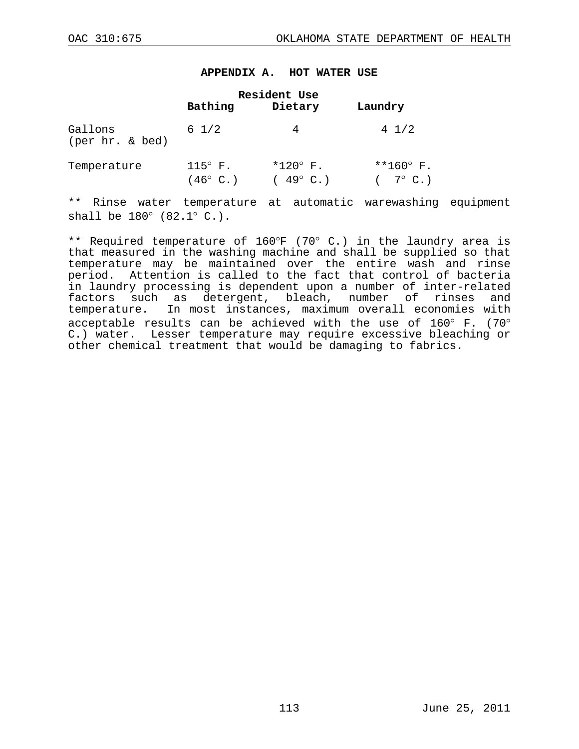## APPENDIX A. HOT WATER USE

| | Resident Use | | |
|---|---|---|---|
| | Bathing | Dietary | Laundry |
| Gallons (per hr. & bed) | 6 1/2 | 4 | 4 1/2 |
| Temperature | 115° F. (46° C.) | *120° F. ( 49° C.) | **160° F. (  7° C.) |

** Rinse water temperature at automatic warewashing equipment shall be 180° (82.1° C.).

** Required temperature of 160°F (70° C.) in the laundry area is that measured in the washing machine and shall be supplied so that temperature may be maintained over the entire wash and rinse period. Attention is called to the fact that control of bacteria in laundry processing is dependent upon a number of inter-related factors such as detergent, bleach, number of rinses and temperature. In most instances, maximum overall economies with acceptable results can be achieved with the use of 160° F. (70° C.) water. Lesser temperature may require excessive bleaching or other chemical treatment that would be damaging to fabrics.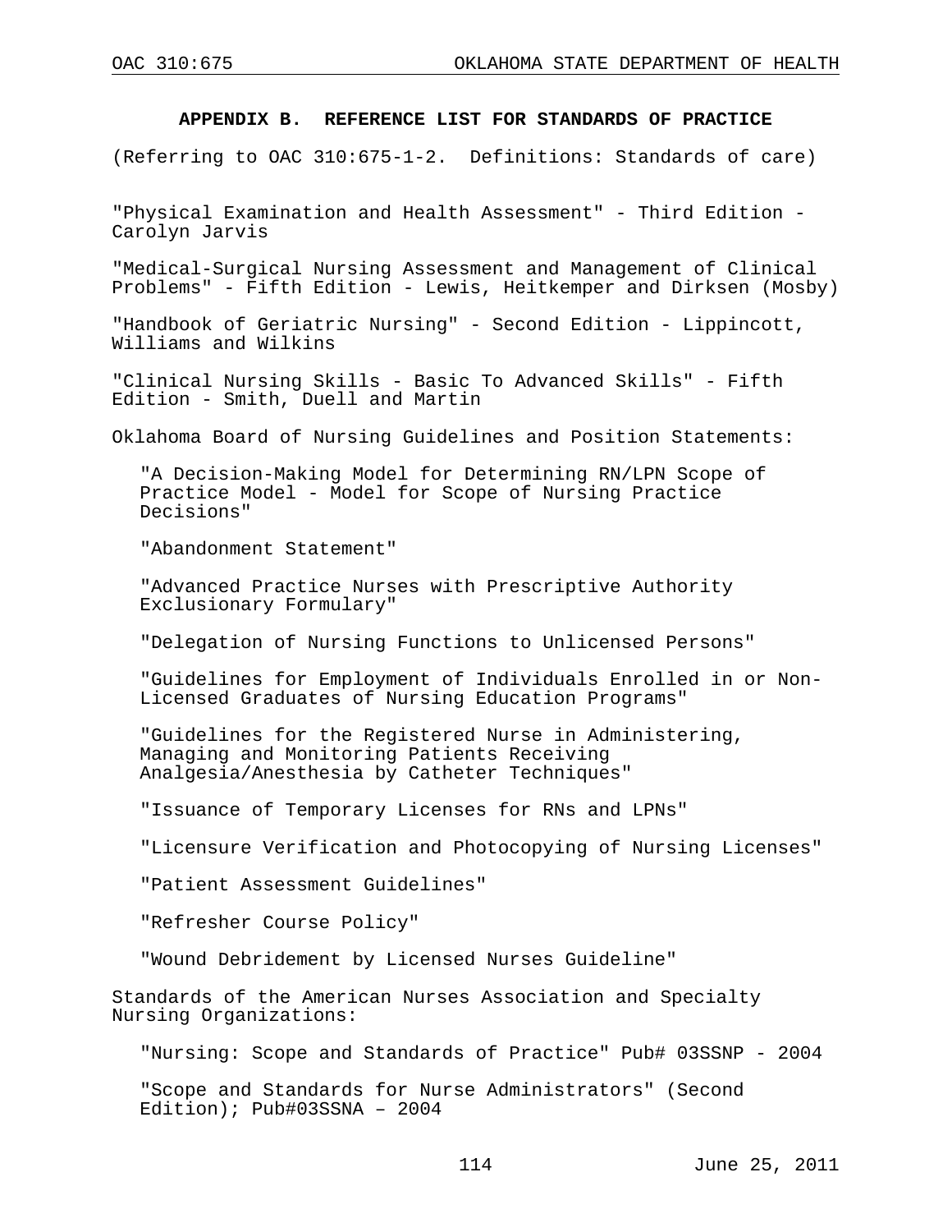## APPENDIX B. REFERENCE LIST FOR STANDARDS OF PRACTICE

(Referring to OAC 310:675-1-2. Definitions: Standards of care)

"Physical Examination and Health Assessment" - Third Edition - Carolyn Jarvis

"Medical-Surgical Nursing Assessment and Management of Clinical Problems" - Fifth Edition - Lewis, Heitkemper and Dirksen (Mosby)

"Handbook of Geriatric Nursing" - Second Edition - Lippincott, Williams and Wilkins

"Clinical Nursing Skills - Basic To Advanced Skills" - Fifth Edition - Smith, Duell and Martin

Oklahoma Board of Nursing Guidelines and Position Statements:

"A Decision-Making Model for Determining RN/LPN Scope of Practice Model - Model for Scope of Nursing Practice Decisions"

"Abandonment Statement"

"Advanced Practice Nurses with Prescriptive Authority Exclusionary Formulary"

"Delegation of Nursing Functions to Unlicensed Persons"

"Guidelines for Employment of Individuals Enrolled in or Non-Licensed Graduates of Nursing Education Programs"

"Guidelines for the Registered Nurse in Administering, Managing and Monitoring Patients Receiving Analgesia/Anesthesia by Catheter Techniques"

"Issuance of Temporary Licenses for RNs and LPNs"

"Licensure Verification and Photocopying of Nursing Licenses"

"Patient Assessment Guidelines"

"Refresher Course Policy"

"Wound Debridement by Licensed Nurses Guideline"

Standards of the American Nurses Association and Specialty Nursing Organizations:

"Nursing: Scope and Standards of Practice" Pub# 03SSNP - 2004

"Scope and Standards for Nurse Administrators" (Second Edition); Pub#03SSNA – 2004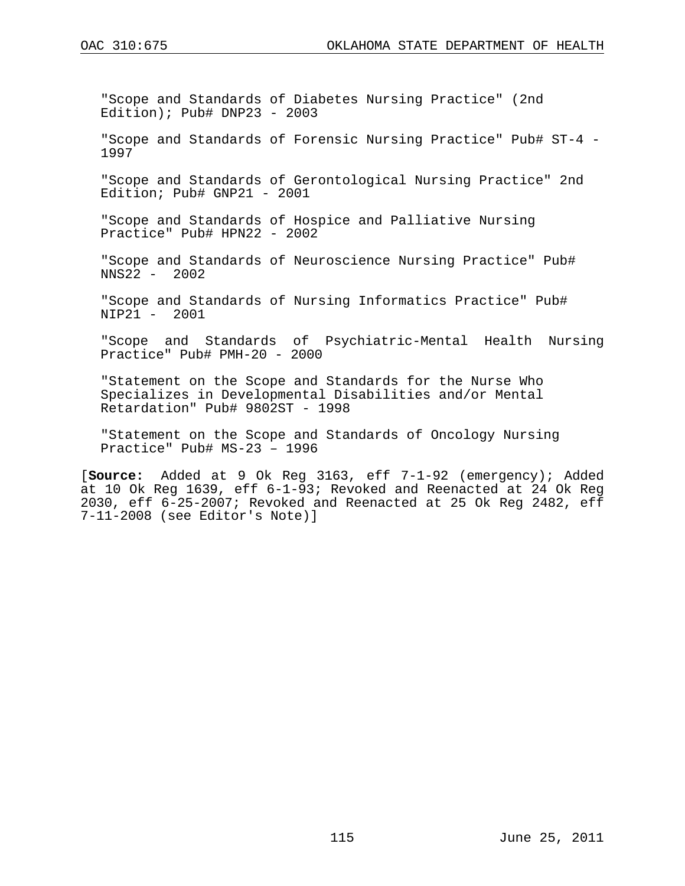"Scope and Standards of Diabetes Nursing Practice" (2nd Edition); Pub# DNP23 - 2003

"Scope and Standards of Forensic Nursing Practice" Pub# ST-4 - 1997

"Scope and Standards of Gerontological Nursing Practice" 2nd Edition; Pub# GNP21 - 2001

"Scope and Standards of Hospice and Palliative Nursing Practice" Pub# HPN22 - 2002

"Scope and Standards of Neuroscience Nursing Practice" Pub# NNS22 - 2002

"Scope and Standards of Nursing Informatics Practice" Pub# NIP21 - 2001

"Scope and Standards of Psychiatric-Mental Health Nursing Practice" Pub# PMH-20 - 2000

"Statement on the Scope and Standards for the Nurse Who Specializes in Developmental Disabilities and/or Mental Retardation" Pub# 9802ST - 1998

"Statement on the Scope and Standards of Oncology Nursing Practice" Pub# MS-23 – 1996

[**Source:** Added at 9 Ok Reg 3163, eff 7-1-92 (emergency); Added at 10 Ok Reg 1639, eff 6-1-93; Revoked and Reenacted at 24 Ok Reg 2030, eff 6-25-2007; Revoked and Reenacted at 25 Ok Reg 2482, eff 7-11-2008 (see Editor's Note)]